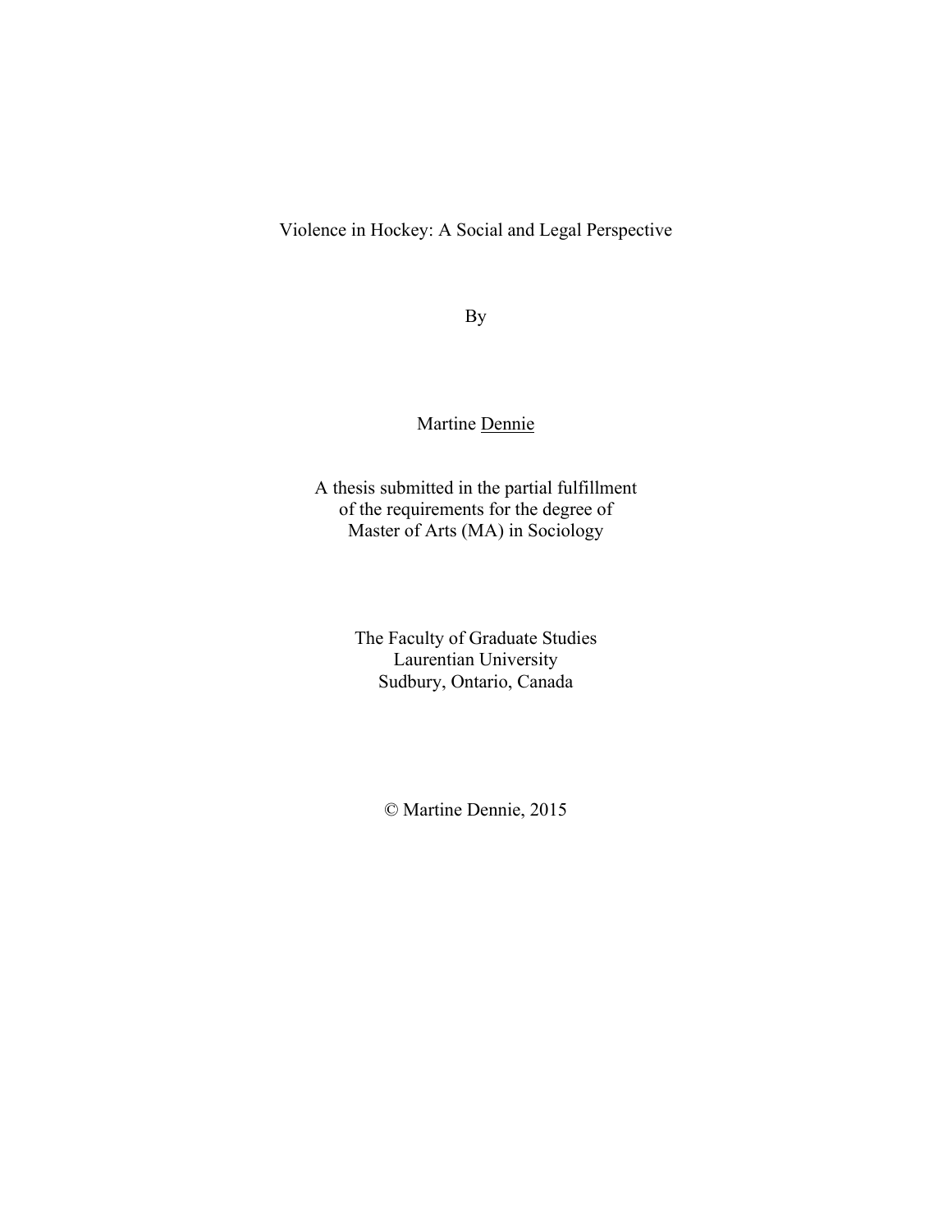# Violence in Hockey: A Social and Legal Perspective

By

Martine <u>Dennie</u>

A thesis submitted in the partial fulfillment
of the requirements for the degree of
Master of Arts (MA) in Sociology

The Faculty of Graduate Studies
Laurentian University
Sudbury, Ontario, Canada

© Martine Dennie, 2015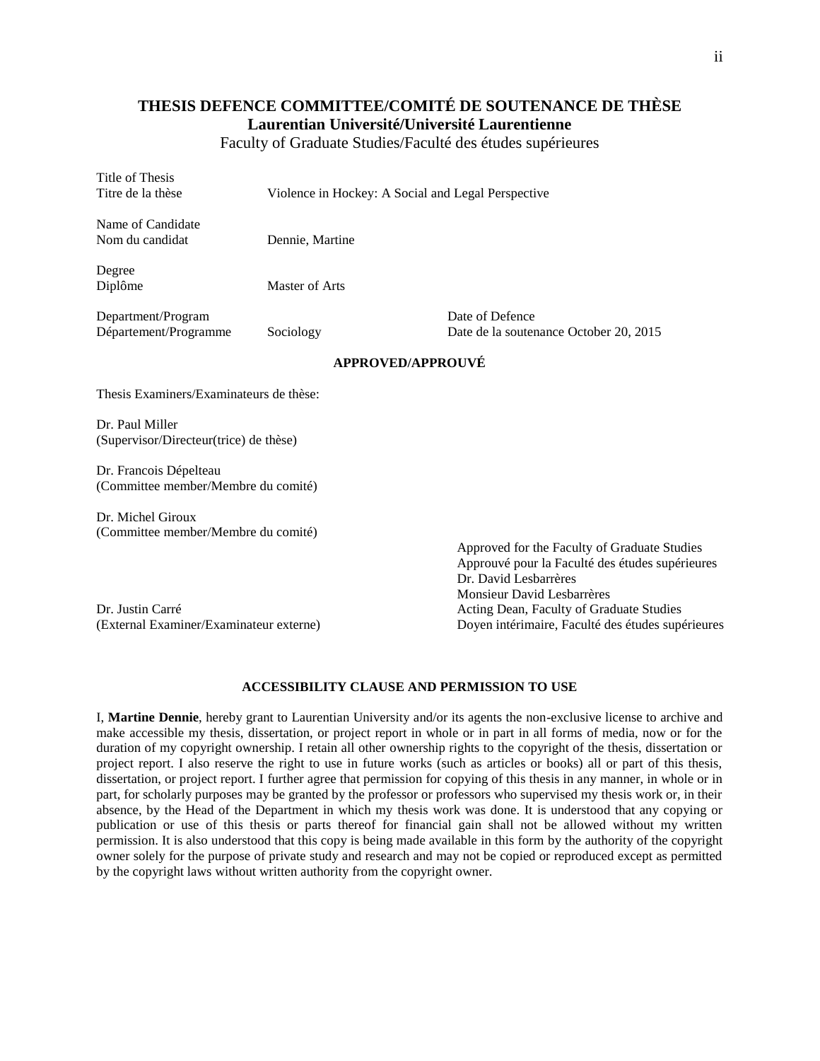# THESIS DEFENCE COMMITTEE/COMITÉ DE SOUTENANCE DE THÈSE

## Laurentian Université/Université Laurentienne

Faculty of Graduate Studies/Faculté des études supérieures

Title of Thesis
Titre de la thèse Violence in Hockey: A Social and Legal Perspective

Name of Candidate
Nom du candidat Dennie, Martine

Degree
Diplôme Master of Arts

Department/Program
Département/Programme Sociology

Date of Defence
Date de la soutenance October 20, 2015

**APPROVED/APPROUVÉ**

Thesis Examiners/Examinateurs de thèse:

Dr. Paul Miller
(Supervisor/Directeur(trice) de thèse)

Dr. Francois Dépelteau
(Committee member/Membre du comité)

Dr. Michel Giroux
(Committee member/Membre du comité)

Dr. Justin Carré
(External Examiner/Examinateur externe)

Approved for the Faculty of Graduate Studies
Approuvé pour la Faculté des études supérieures
Dr. David Lesbarrères
Monsieur David Lesbarrères
Acting Dean, Faculty of Graduate Studies
Doyen intérimaire, Faculté des études supérieures

**ACCESSIBILITY CLAUSE AND PERMISSION TO USE**

I, **Martine Dennie**, hereby grant to Laurentian University and/or its agents the non-exclusive license to archive and make accessible my thesis, dissertation, or project report in whole or in part in all forms of media, now or for the duration of my copyright ownership. I retain all other ownership rights to the copyright of the thesis, dissertation or project report. I also reserve the right to use in future works (such as articles or books) all or part of this thesis, dissertation, or project report. I further agree that permission for copying of this thesis in any manner, in whole or in part, for scholarly purposes may be granted by the professor or professors who supervised my thesis work or, in their absence, by the Head of the Department in which my thesis work was done. It is understood that any copying or publication or use of this thesis or parts thereof for financial gain shall not be allowed without my written permission. It is also understood that this copy is being made available in this form by the authority of the copyright owner solely for the purpose of private study and research and may not be copied or reproduced except as permitted by the copyright laws without written authority from the copyright owner.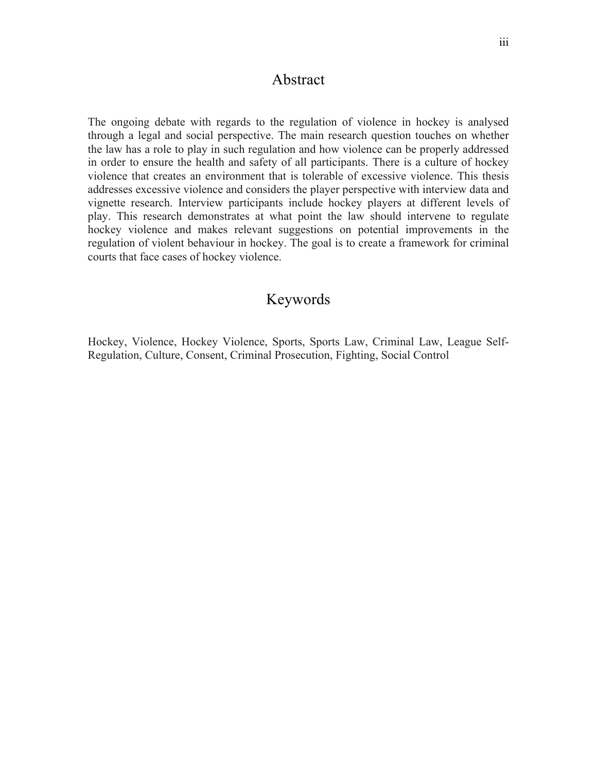# Abstract

The ongoing debate with regards to the regulation of violence in hockey is analysed through a legal and social perspective. The main research question touches on whether the law has a role to play in such regulation and how violence can be properly addressed in order to ensure the health and safety of all participants. There is a culture of hockey violence that creates an environment that is tolerable of excessive violence. This thesis addresses excessive violence and considers the player perspective with interview data and vignette research. Interview participants include hockey players at different levels of play. This research demonstrates at what point the law should intervene to regulate hockey violence and makes relevant suggestions on potential improvements in the regulation of violent behaviour in hockey. The goal is to create a framework for criminal courts that face cases of hockey violence.

# Keywords

Hockey, Violence, Hockey Violence, Sports, Sports Law, Criminal Law, League Self-Regulation, Culture, Consent, Criminal Prosecution, Fighting, Social Control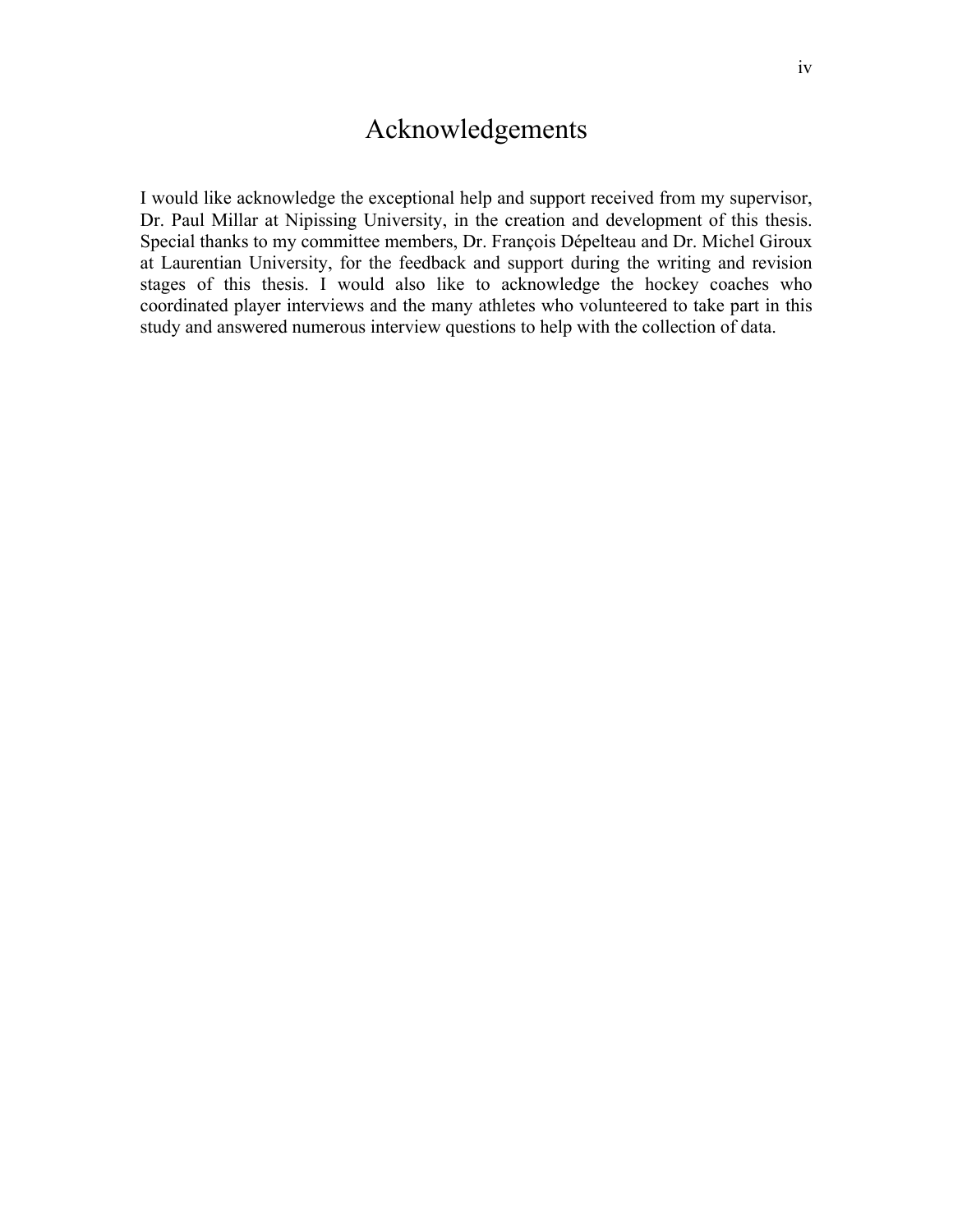# Acknowledgements

I would like acknowledge the exceptional help and support received from my supervisor, Dr. Paul Millar at Nipissing University, in the creation and development of this thesis. Special thanks to my committee members, Dr. François Dépelteau and Dr. Michel Giroux at Laurentian University, for the feedback and support during the writing and revision stages of this thesis. I would also like to acknowledge the hockey coaches who coordinated player interviews and the many athletes who volunteered to take part in this study and answered numerous interview questions to help with the collection of data.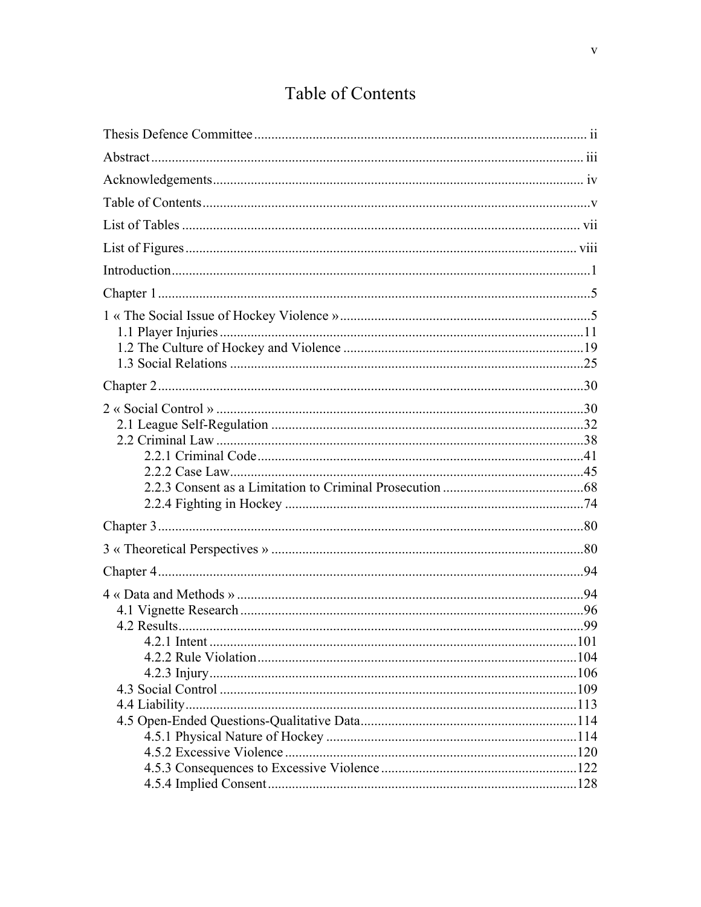# Table of Contents

Thesis Defence Committee ............ ii

Abstract ............ iii

Acknowledgements ............ iv

Table of Contents ............ v

List of Tables ............ vii

List of Figures ............ viii

Introduction ............ 1

Chapter 1 ............ 5

1 « The Social Issue of Hockey Violence » ............ 5
- 1.1 Player Injuries ............ 11
- 1.2 The Culture of Hockey and Violence ............ 19
- 1.3 Social Relations ............ 25

Chapter 2 ............ 30

2 « Social Control » ............ 30
- 2.1 League Self-Regulation ............ 32
- 2.2 Criminal Law ............ 38
  - 2.2.1 Criminal Code ............ 41
  - 2.2.2 Case Law ............ 45
  - 2.2.3 Consent as a Limitation to Criminal Prosecution ............ 68
  - 2.2.4 Fighting in Hockey ............ 74

Chapter 3 ............ 80

3 « Theoretical Perspectives » ............ 80

Chapter 4 ............ 94

4 « Data and Methods » ............ 94
- 4.1 Vignette Research ............ 96
- 4.2 Results ............ 99
  - 4.2.1 Intent ............ 101
  - 4.2.2 Rule Violation ............ 104
  - 4.2.3 Injury ............ 106
- 4.3 Social Control ............ 109
- 4.4 Liability ............ 113
- 4.5 Open-Ended Questions-Qualitative Data ............ 114
  - 4.5.1 Physical Nature of Hockey ............ 114
  - 4.5.2 Excessive Violence ............ 120
  - 4.5.3 Consequences to Excessive Violence ............ 122
  - 4.5.4 Implied Consent ............ 128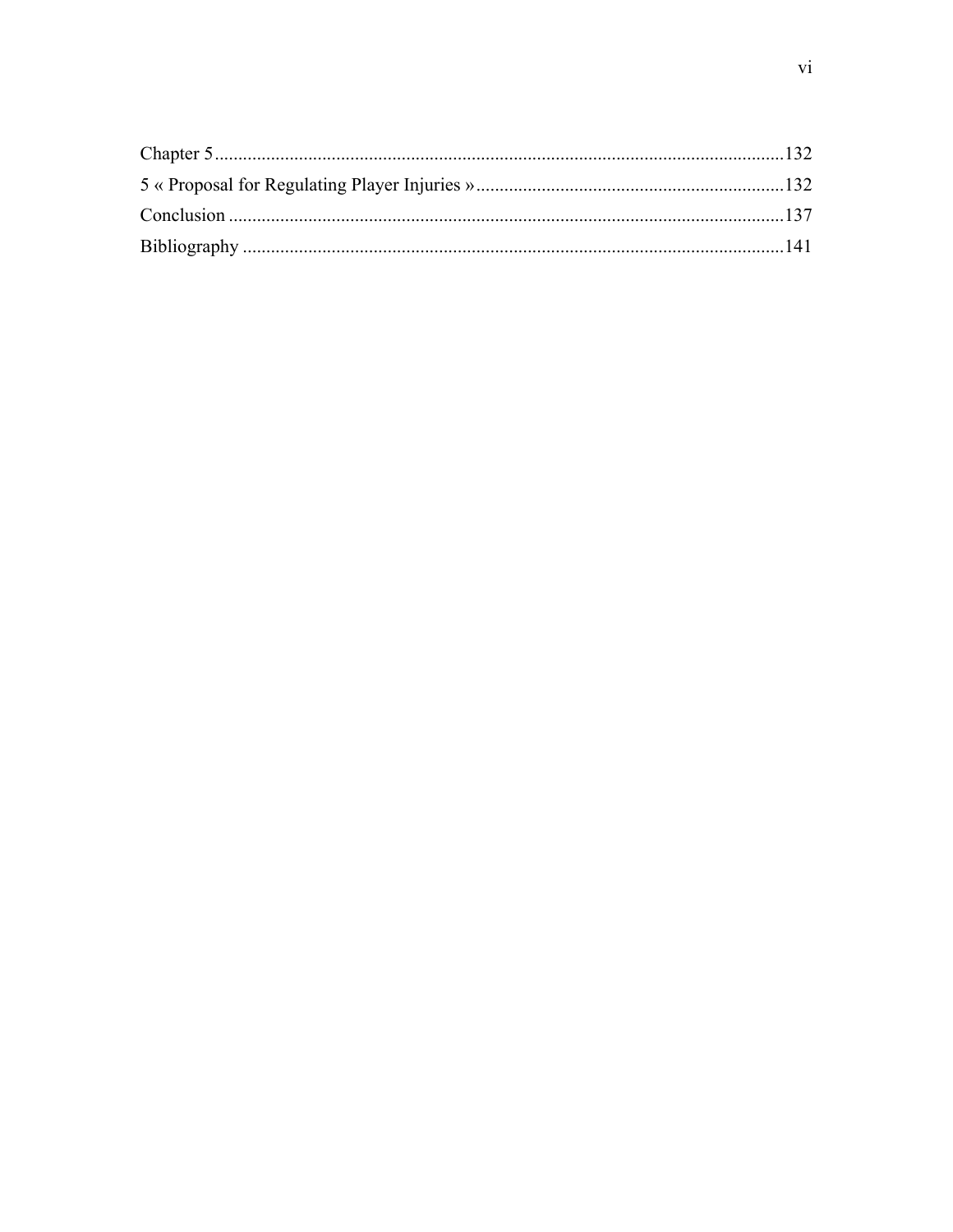Chapter 5 ........................................................................................................................132

5 « Proposal for Regulating Player Injuries » .................................................................132

Conclusion ......................................................................................................................137

Bibliography ...................................................................................................................141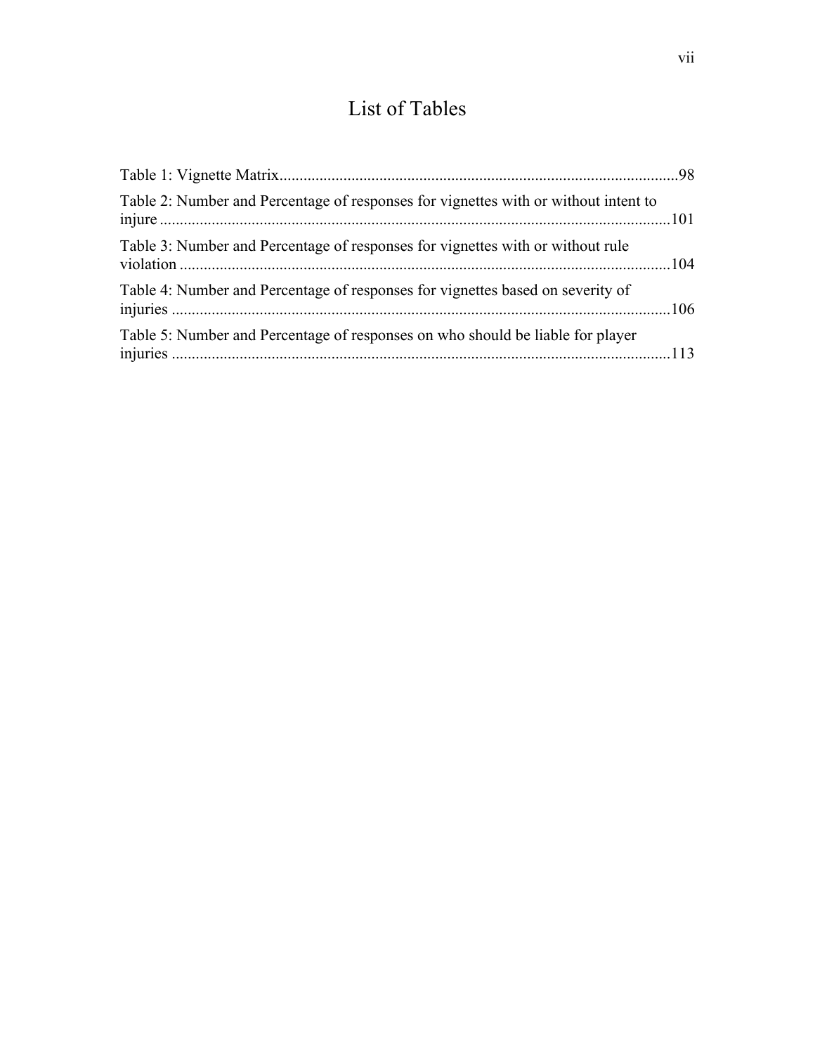# List of Tables

Table 1: Vignette Matrix....................................................................................................98

Table 2: Number and Percentage of responses for vignettes with or without intent to injure ...............................................................................................................................101

Table 3: Number and Percentage of responses for vignettes with or without rule violation ..........................................................................................................................104

Table 4: Number and Percentage of responses for vignettes based on severity of injuries ............................................................................................................................106

Table 5: Number and Percentage of responses on who should be liable for player injuries ............................................................................................................................113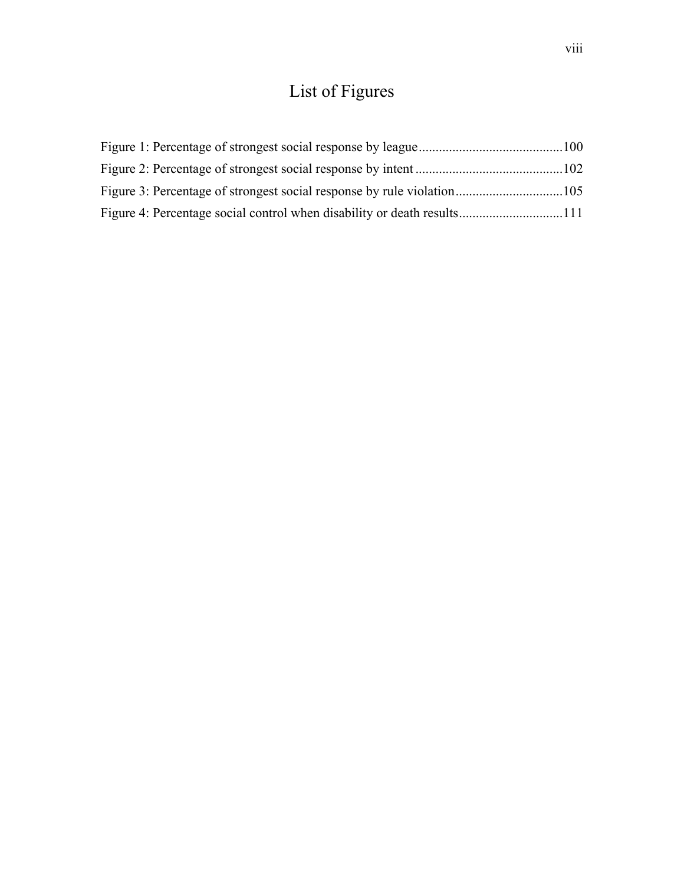# List of Figures

Figure 1: Percentage of strongest social response by league ........................................100

Figure 2: Percentage of strongest social response by intent ........................................102

Figure 3: Percentage of strongest social response by rule violation ..............................105

Figure 4: Percentage social control when disability or death results .............................111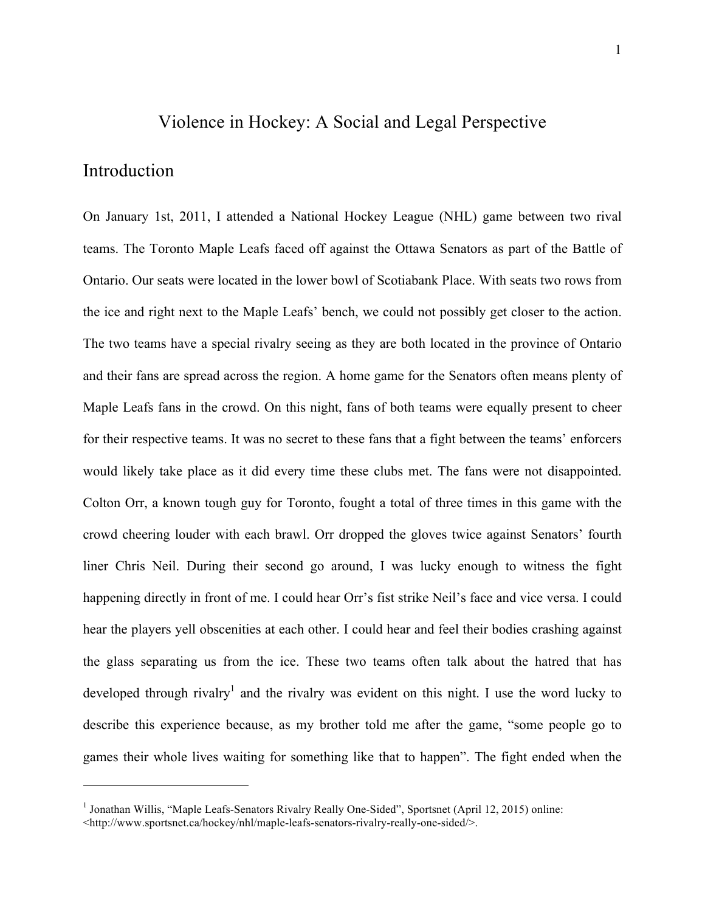# Violence in Hockey: A Social and Legal Perspective

## Introduction

On January 1st, 2011, I attended a National Hockey League (NHL) game between two rival teams. The Toronto Maple Leafs faced off against the Ottawa Senators as part of the Battle of Ontario. Our seats were located in the lower bowl of Scotiabank Place. With seats two rows from the ice and right next to the Maple Leafs' bench, we could not possibly get closer to the action. The two teams have a special rivalry seeing as they are both located in the province of Ontario and their fans are spread across the region. A home game for the Senators often means plenty of Maple Leafs fans in the crowd. On this night, fans of both teams were equally present to cheer for their respective teams. It was no secret to these fans that a fight between the teams' enforcers would likely take place as it did every time these clubs met. The fans were not disappointed. Colton Orr, a known tough guy for Toronto, fought a total of three times in this game with the crowd cheering louder with each brawl. Orr dropped the gloves twice against Senators' fourth liner Chris Neil. During their second go around, I was lucky enough to witness the fight happening directly in front of me. I could hear Orr's fist strike Neil's face and vice versa. I could hear the players yell obscenities at each other. I could hear and feel their bodies crashing against the glass separating us from the ice. These two teams often talk about the hatred that has developed through rivalry[1] and the rivalry was evident on this night. I use the word lucky to describe this experience because, as my brother told me after the game, "some people go to games their whole lives waiting for something like that to happen". The fight ended when the

---

[1] Jonathan Willis, "Maple Leafs-Senators Rivalry Really One-Sided", Sportsnet (April 12, 2015) online: <http://www.sportsnet.ca/hockey/nhl/maple-leafs-senators-rivalry-really-one-sided/>.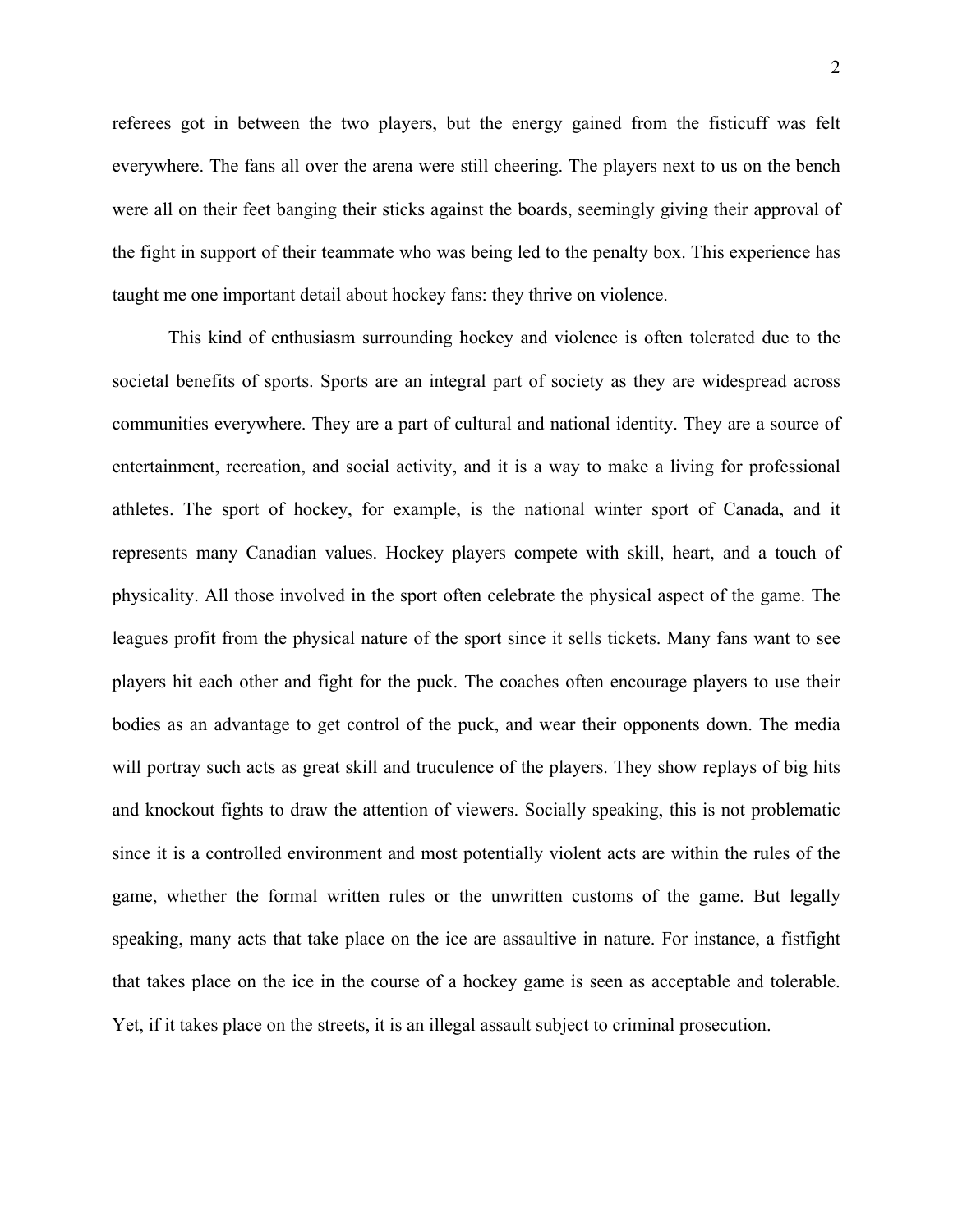referees got in between the two players, but the energy gained from the fisticuff was felt everywhere. The fans all over the arena were still cheering. The players next to us on the bench were all on their feet banging their sticks against the boards, seemingly giving their approval of the fight in support of their teammate who was being led to the penalty box. This experience has taught me one important detail about hockey fans: they thrive on violence.

This kind of enthusiasm surrounding hockey and violence is often tolerated due to the societal benefits of sports. Sports are an integral part of society as they are widespread across communities everywhere. They are a part of cultural and national identity. They are a source of entertainment, recreation, and social activity, and it is a way to make a living for professional athletes. The sport of hockey, for example, is the national winter sport of Canada, and it represents many Canadian values. Hockey players compete with skill, heart, and a touch of physicality. All those involved in the sport often celebrate the physical aspect of the game. The leagues profit from the physical nature of the sport since it sells tickets. Many fans want to see players hit each other and fight for the puck. The coaches often encourage players to use their bodies as an advantage to get control of the puck, and wear their opponents down. The media will portray such acts as great skill and truculence of the players. They show replays of big hits and knockout fights to draw the attention of viewers. Socially speaking, this is not problematic since it is a controlled environment and most potentially violent acts are within the rules of the game, whether the formal written rules or the unwritten customs of the game. But legally speaking, many acts that take place on the ice are assaultive in nature. For instance, a fistfight that takes place on the ice in the course of a hockey game is seen as acceptable and tolerable. Yet, if it takes place on the streets, it is an illegal assault subject to criminal prosecution.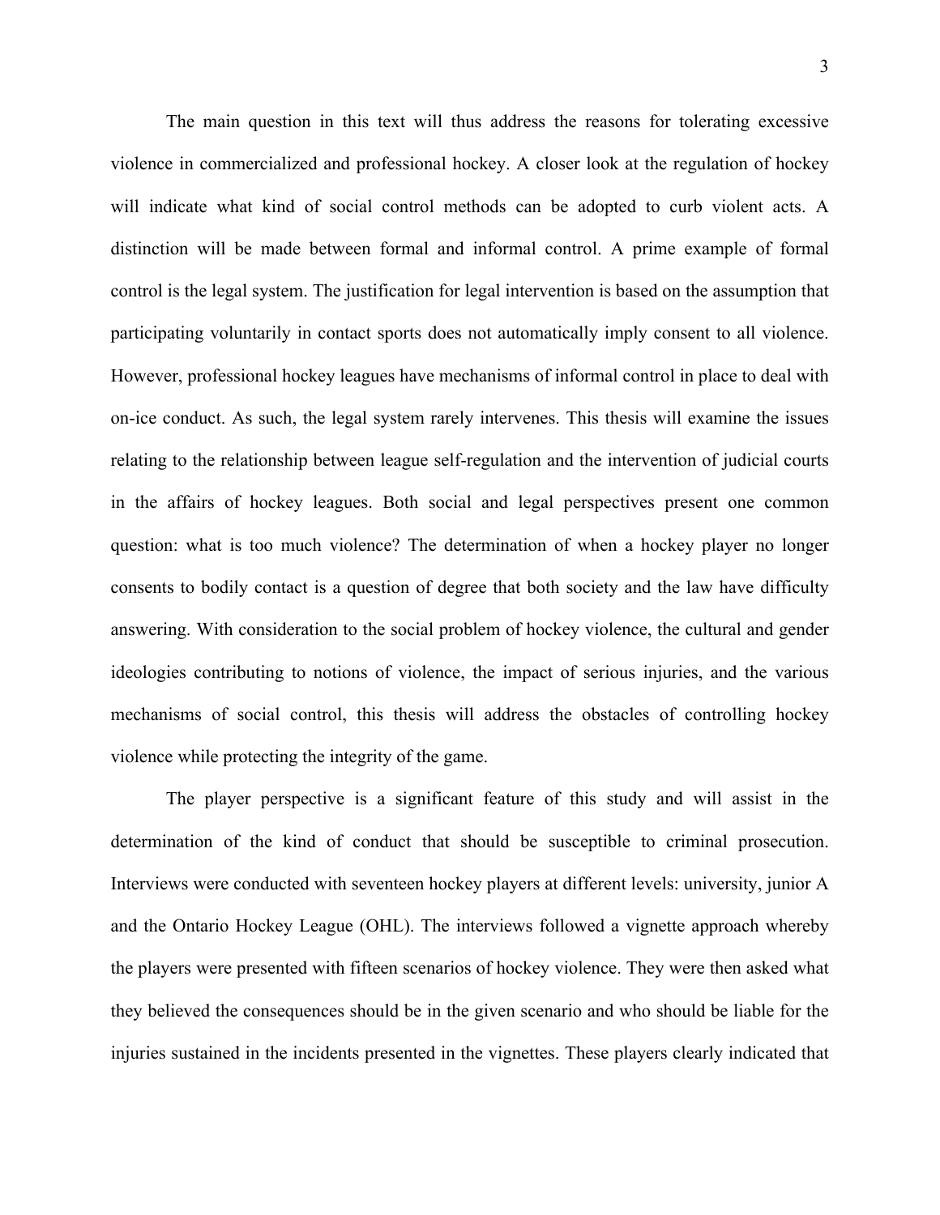The main question in this text will thus address the reasons for tolerating excessive violence in commercialized and professional hockey. A closer look at the regulation of hockey will indicate what kind of social control methods can be adopted to curb violent acts. A distinction will be made between formal and informal control. A prime example of formal control is the legal system. The justification for legal intervention is based on the assumption that participating voluntarily in contact sports does not automatically imply consent to all violence. However, professional hockey leagues have mechanisms of informal control in place to deal with on-ice conduct. As such, the legal system rarely intervenes. This thesis will examine the issues relating to the relationship between league self-regulation and the intervention of judicial courts in the affairs of hockey leagues. Both social and legal perspectives present one common question: what is too much violence? The determination of when a hockey player no longer consents to bodily contact is a question of degree that both society and the law have difficulty answering. With consideration to the social problem of hockey violence, the cultural and gender ideologies contributing to notions of violence, the impact of serious injuries, and the various mechanisms of social control, this thesis will address the obstacles of controlling hockey violence while protecting the integrity of the game.

The player perspective is a significant feature of this study and will assist in the determination of the kind of conduct that should be susceptible to criminal prosecution. Interviews were conducted with seventeen hockey players at different levels: university, junior A and the Ontario Hockey League (OHL). The interviews followed a vignette approach whereby the players were presented with fifteen scenarios of hockey violence. They were then asked what they believed the consequences should be in the given scenario and who should be liable for the injuries sustained in the incidents presented in the vignettes. These players clearly indicated that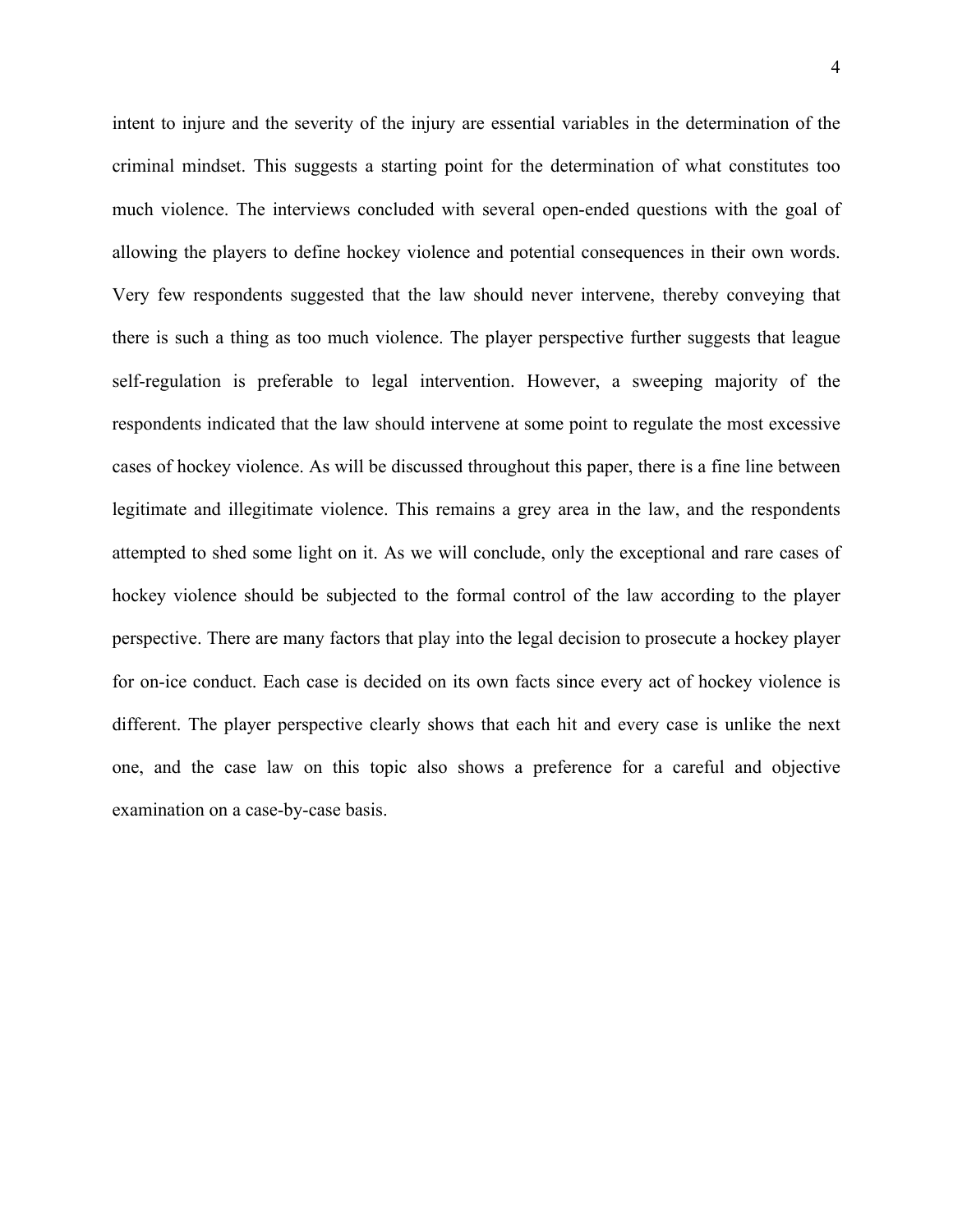intent to injure and the severity of the injury are essential variables in the determination of the criminal mindset. This suggests a starting point for the determination of what constitutes too much violence. The interviews concluded with several open-ended questions with the goal of allowing the players to define hockey violence and potential consequences in their own words. Very few respondents suggested that the law should never intervene, thereby conveying that there is such a thing as too much violence. The player perspective further suggests that league self-regulation is preferable to legal intervention. However, a sweeping majority of the respondents indicated that the law should intervene at some point to regulate the most excessive cases of hockey violence. As will be discussed throughout this paper, there is a fine line between legitimate and illegitimate violence. This remains a grey area in the law, and the respondents attempted to shed some light on it. As we will conclude, only the exceptional and rare cases of hockey violence should be subjected to the formal control of the law according to the player perspective. There are many factors that play into the legal decision to prosecute a hockey player for on-ice conduct. Each case is decided on its own facts since every act of hockey violence is different. The player perspective clearly shows that each hit and every case is unlike the next one, and the case law on this topic also shows a preference for a careful and objective examination on a case-by-case basis.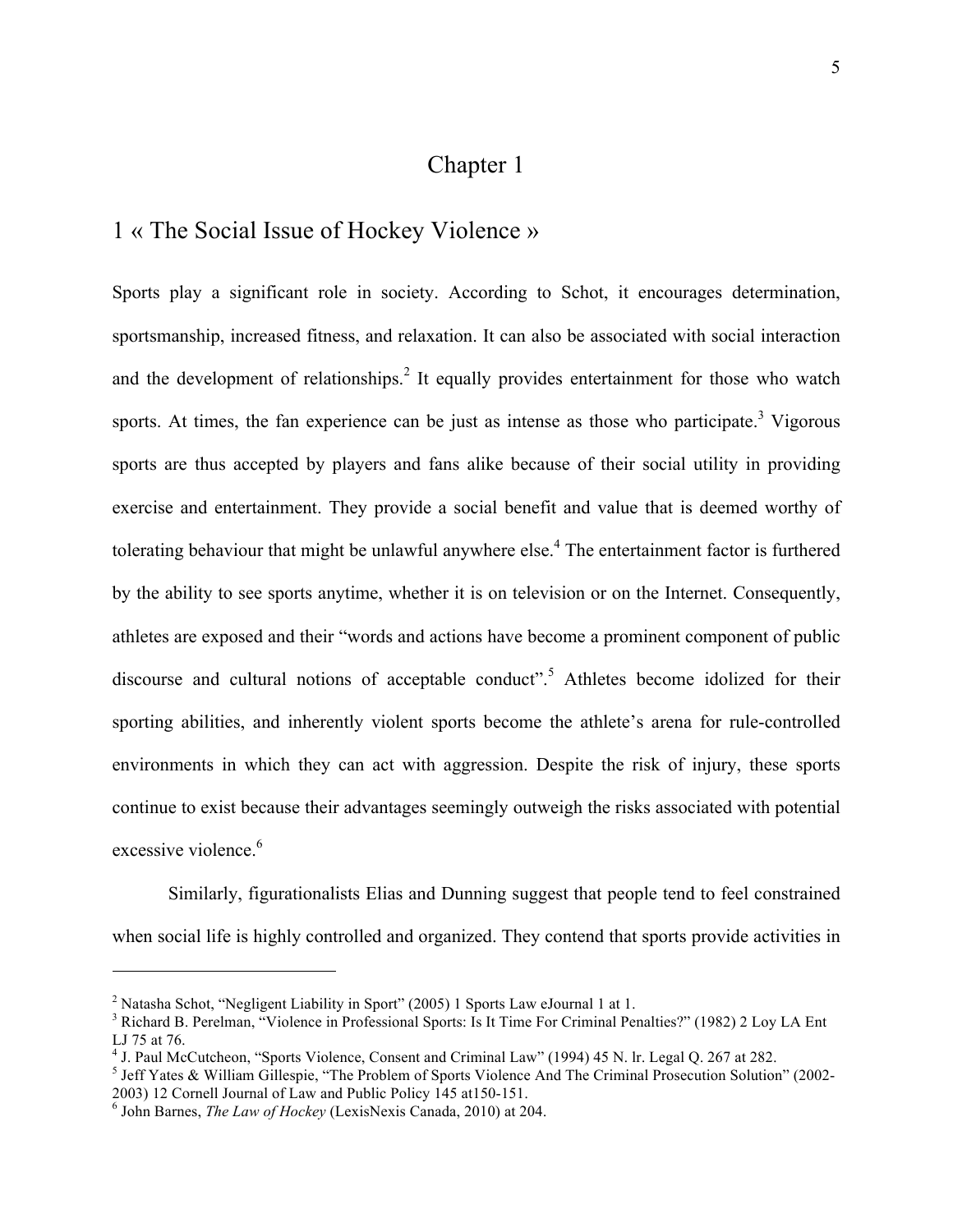# Chapter 1

## 1 « The Social Issue of Hockey Violence »

Sports play a significant role in society. According to Schot, it encourages determination, sportsmanship, increased fitness, and relaxation. It can also be associated with social interaction and the development of relationships.[2] It equally provides entertainment for those who watch sports. At times, the fan experience can be just as intense as those who participate.[3] Vigorous sports are thus accepted by players and fans alike because of their social utility in providing exercise and entertainment. They provide a social benefit and value that is deemed worthy of tolerating behaviour that might be unlawful anywhere else.[4] The entertainment factor is furthered by the ability to see sports anytime, whether it is on television or on the Internet. Consequently, athletes are exposed and their "words and actions have become a prominent component of public discourse and cultural notions of acceptable conduct".[5] Athletes become idolized for their sporting abilities, and inherently violent sports become the athlete's arena for rule-controlled environments in which they can act with aggression. Despite the risk of injury, these sports continue to exist because their advantages seemingly outweigh the risks associated with potential excessive violence.[6]

Similarly, figurationalists Elias and Dunning suggest that people tend to feel constrained when social life is highly controlled and organized. They contend that sports provide activities in

---

[2] Natasha Schot, "Negligent Liability in Sport" (2005) 1 Sports Law eJournal 1 at 1.

[3] Richard B. Perelman, "Violence in Professional Sports: Is It Time For Criminal Penalties?" (1982) 2 Loy LA Ent LJ 75 at 76.

[4] J. Paul McCutcheon, "Sports Violence, Consent and Criminal Law" (1994) 45 N. lr. Legal Q. 267 at 282.

[5] Jeff Yates & William Gillespie, "The Problem of Sports Violence And The Criminal Prosecution Solution" (2002-2003) 12 Cornell Journal of Law and Public Policy 145 at150-151.

[6] John Barnes, *The Law of Hockey* (LexisNexis Canada, 2010) at 204.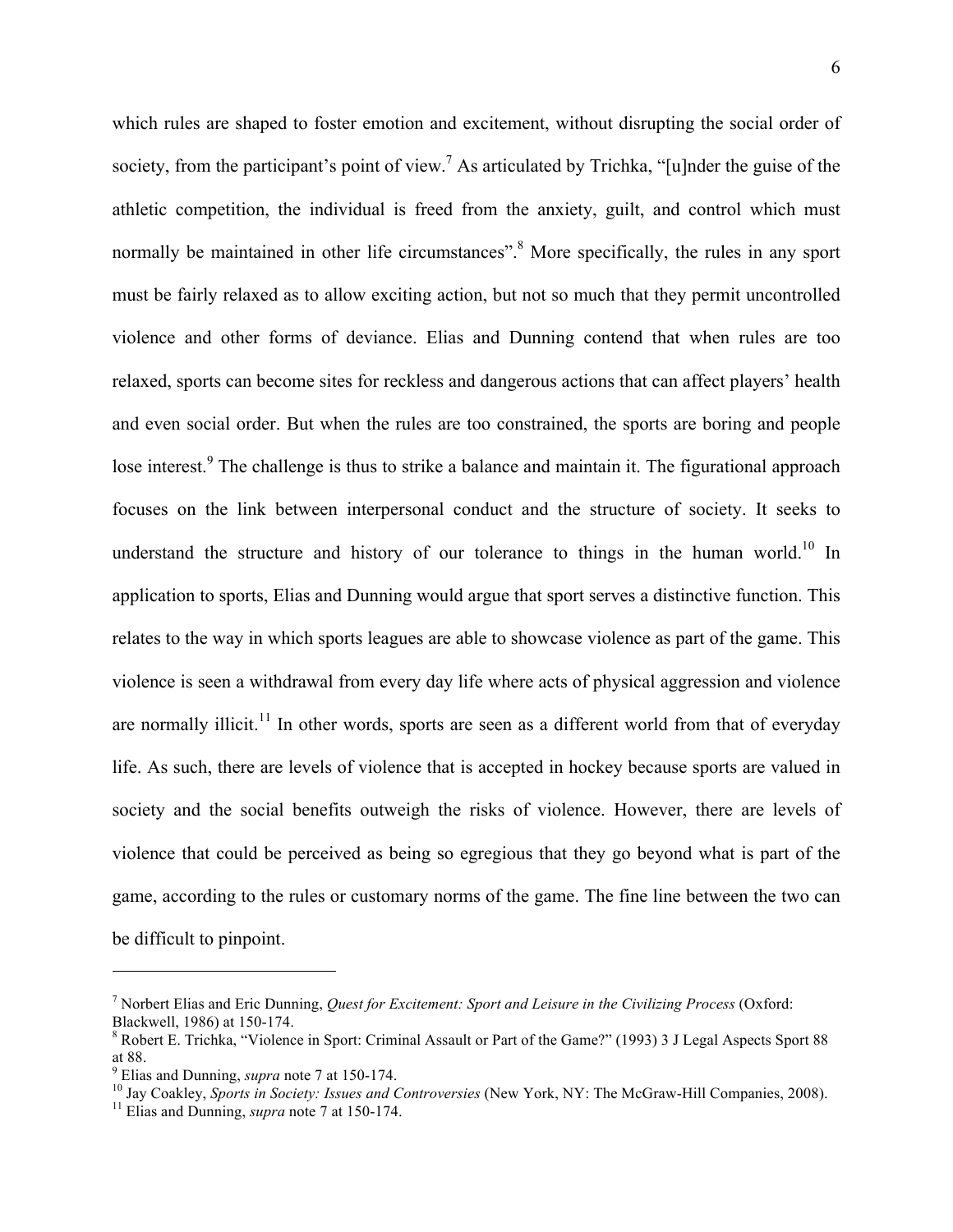which rules are shaped to foster emotion and excitement, without disrupting the social order of society, from the participant's point of view.[7] As articulated by Trichka, "[u]nder the guise of the athletic competition, the individual is freed from the anxiety, guilt, and control which must normally be maintained in other life circumstances".[8] More specifically, the rules in any sport must be fairly relaxed as to allow exciting action, but not so much that they permit uncontrolled violence and other forms of deviance. Elias and Dunning contend that when rules are too relaxed, sports can become sites for reckless and dangerous actions that can affect players' health and even social order. But when the rules are too constrained, the sports are boring and people lose interest.[9] The challenge is thus to strike a balance and maintain it. The figurational approach focuses on the link between interpersonal conduct and the structure of society. It seeks to understand the structure and history of our tolerance to things in the human world.[10] In application to sports, Elias and Dunning would argue that sport serves a distinctive function. This relates to the way in which sports leagues are able to showcase violence as part of the game. This violence is seen a withdrawal from every day life where acts of physical aggression and violence are normally illicit.[11] In other words, sports are seen as a different world from that of everyday life. As such, there are levels of violence that is accepted in hockey because sports are valued in society and the social benefits outweigh the risks of violence. However, there are levels of violence that could be perceived as being so egregious that they go beyond what is part of the game, according to the rules or customary norms of the game. The fine line between the two can be difficult to pinpoint.

---

[7] Norbert Elias and Eric Dunning, *Quest for Excitement: Sport and Leisure in the Civilizing Process* (Oxford: Blackwell, 1986) at 150-174.

[8] Robert E. Trichka, "Violence in Sport: Criminal Assault or Part of the Game?" (1993) 3 J Legal Aspects Sport 88 at 88.

[9] Elias and Dunning, *supra* note 7 at 150-174.

[10] Jay Coakley, *Sports in Society: Issues and Controversies* (New York, NY: The McGraw-Hill Companies, 2008).

[11] Elias and Dunning, *supra* note 7 at 150-174.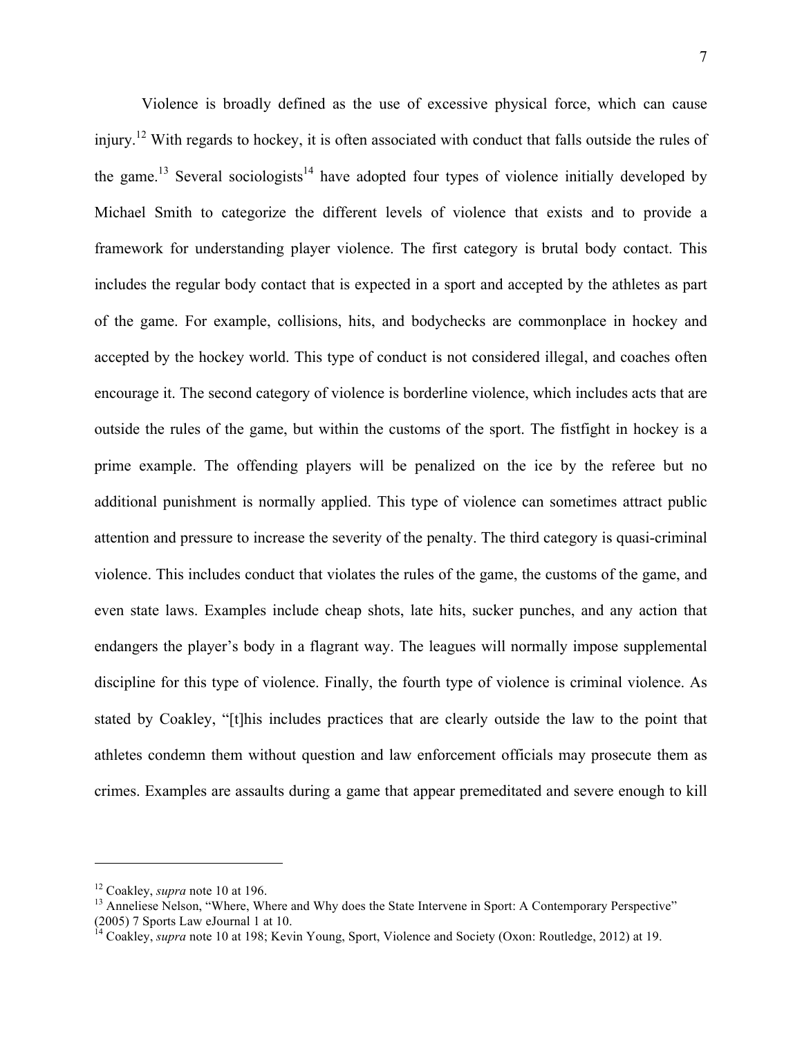Violence is broadly defined as the use of excessive physical force, which can cause injury.[12] With regards to hockey, it is often associated with conduct that falls outside the rules of the game.[13] Several sociologists[14] have adopted four types of violence initially developed by Michael Smith to categorize the different levels of violence that exists and to provide a framework for understanding player violence. The first category is brutal body contact. This includes the regular body contact that is expected in a sport and accepted by the athletes as part of the game. For example, collisions, hits, and bodychecks are commonplace in hockey and accepted by the hockey world. This type of conduct is not considered illegal, and coaches often encourage it. The second category of violence is borderline violence, which includes acts that are outside the rules of the game, but within the customs of the sport. The fistfight in hockey is a prime example. The offending players will be penalized on the ice by the referee but no additional punishment is normally applied. This type of violence can sometimes attract public attention and pressure to increase the severity of the penalty. The third category is quasi-criminal violence. This includes conduct that violates the rules of the game, the customs of the game, and even state laws. Examples include cheap shots, late hits, sucker punches, and any action that endangers the player's body in a flagrant way. The leagues will normally impose supplemental discipline for this type of violence. Finally, the fourth type of violence is criminal violence. As stated by Coakley, "[t]his includes practices that are clearly outside the law to the point that athletes condemn them without question and law enforcement officials may prosecute them as crimes. Examples are assaults during a game that appear premeditated and severe enough to kill

---

[12] Coakley, *supra* note 10 at 196.

[13] Anneliese Nelson, "Where, Where and Why does the State Intervene in Sport: A Contemporary Perspective" (2005) 7 Sports Law eJournal 1 at 10.

[14] Coakley, *supra* note 10 at 198; Kevin Young, Sport, Violence and Society (Oxon: Routledge, 2012) at 19.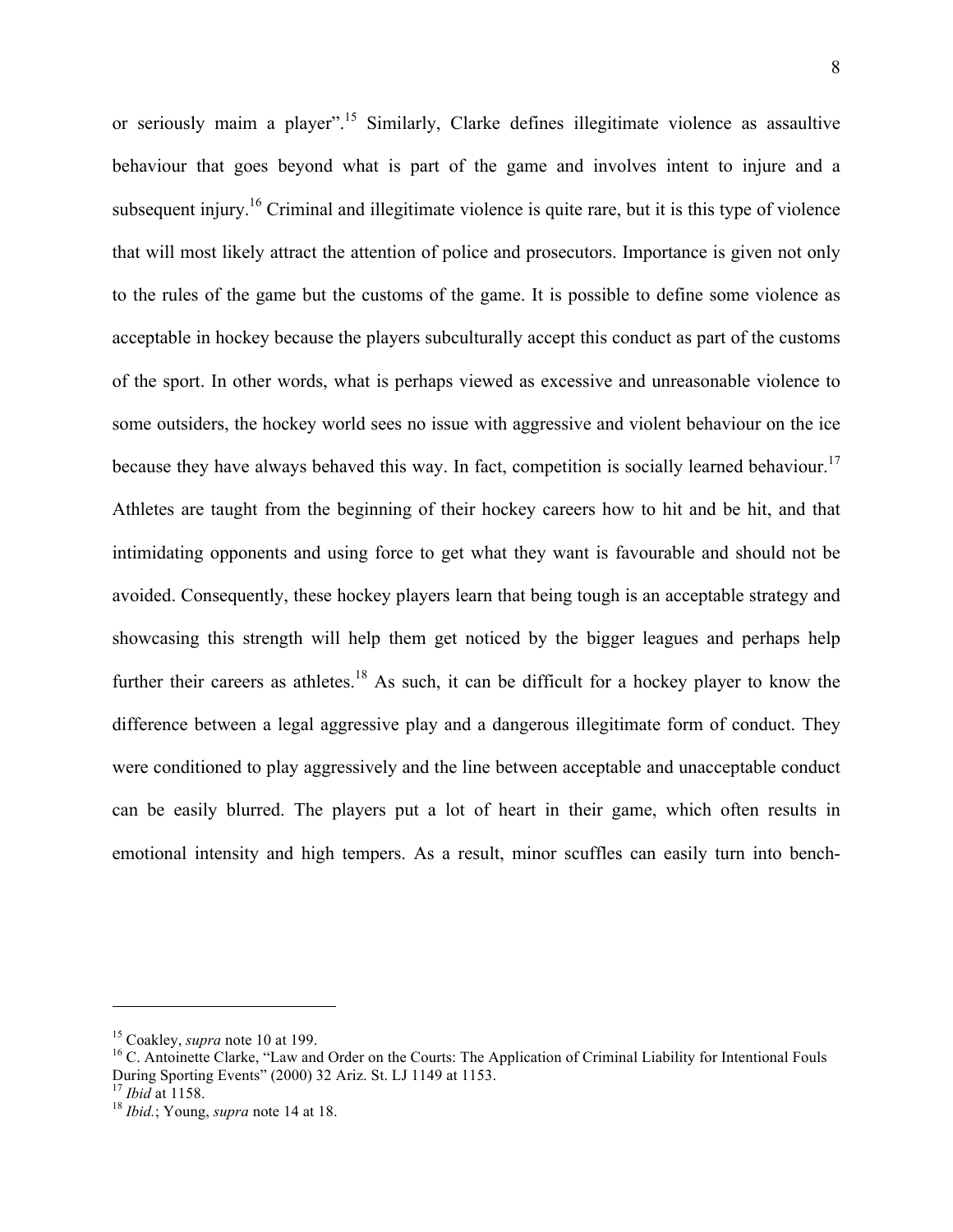or seriously maim a player".[15] Similarly, Clarke defines illegitimate violence as assaultive behaviour that goes beyond what is part of the game and involves intent to injure and a subsequent injury.[16] Criminal and illegitimate violence is quite rare, but it is this type of violence that will most likely attract the attention of police and prosecutors. Importance is given not only to the rules of the game but the customs of the game. It is possible to define some violence as acceptable in hockey because the players subculturally accept this conduct as part of the customs of the sport. In other words, what is perhaps viewed as excessive and unreasonable violence to some outsiders, the hockey world sees no issue with aggressive and violent behaviour on the ice because they have always behaved this way. In fact, competition is socially learned behaviour.[17] Athletes are taught from the beginning of their hockey careers how to hit and be hit, and that intimidating opponents and using force to get what they want is favourable and should not be avoided. Consequently, these hockey players learn that being tough is an acceptable strategy and showcasing this strength will help them get noticed by the bigger leagues and perhaps help further their careers as athletes.[18] As such, it can be difficult for a hockey player to know the difference between a legal aggressive play and a dangerous illegitimate form of conduct. They were conditioned to play aggressively and the line between acceptable and unacceptable conduct can be easily blurred. The players put a lot of heart in their game, which often results in emotional intensity and high tempers. As a result, minor scuffles can easily turn into bench-

---

[15] Coakley, *supra* note 10 at 199.

[16] C. Antoinette Clarke, "Law and Order on the Courts: The Application of Criminal Liability for Intentional Fouls During Sporting Events" (2000) 32 Ariz. St. LJ 1149 at 1153.

[17] *Ibid* at 1158.

[18] *Ibid.*; Young, *supra* note 14 at 18.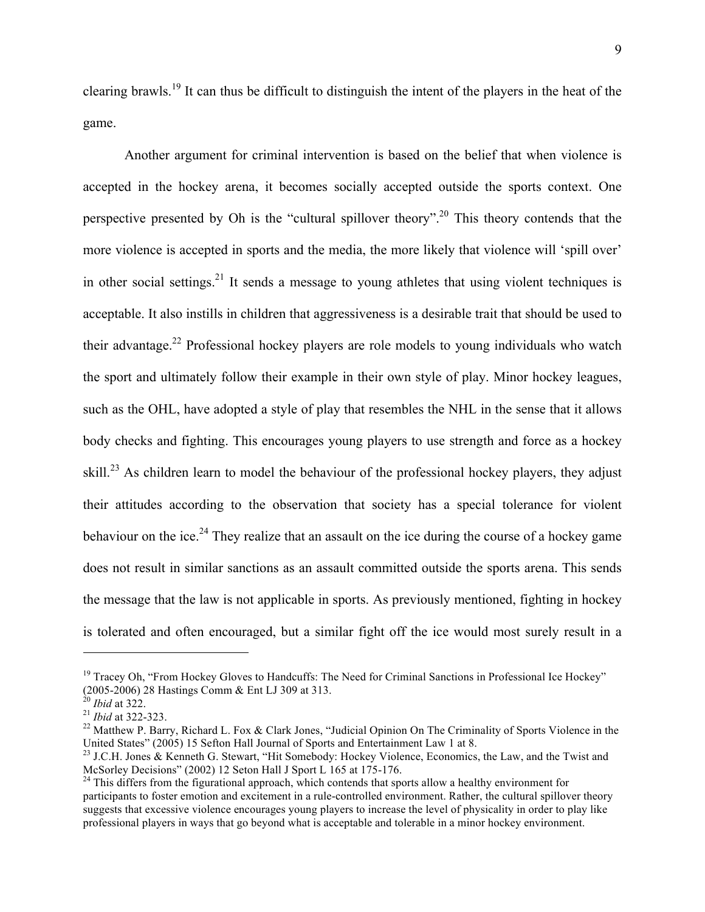clearing brawls.[19] It can thus be difficult to distinguish the intent of the players in the heat of the game.

Another argument for criminal intervention is based on the belief that when violence is accepted in the hockey arena, it becomes socially accepted outside the sports context. One perspective presented by Oh is the "cultural spillover theory".[20] This theory contends that the more violence is accepted in sports and the media, the more likely that violence will 'spill over' in other social settings.[21] It sends a message to young athletes that using violent techniques is acceptable. It also instills in children that aggressiveness is a desirable trait that should be used to their advantage.[22] Professional hockey players are role models to young individuals who watch the sport and ultimately follow their example in their own style of play. Minor hockey leagues, such as the OHL, have adopted a style of play that resembles the NHL in the sense that it allows body checks and fighting. This encourages young players to use strength and force as a hockey skill.[23] As children learn to model the behaviour of the professional hockey players, they adjust their attitudes according to the observation that society has a special tolerance for violent behaviour on the ice.[24] They realize that an assault on the ice during the course of a hockey game does not result in similar sanctions as an assault committed outside the sports arena. This sends the message that the law is not applicable in sports. As previously mentioned, fighting in hockey is tolerated and often encouraged, but a similar fight off the ice would most surely result in a

---

[19] Tracey Oh, "From Hockey Gloves to Handcuffs: The Need for Criminal Sanctions in Professional Ice Hockey" (2005-2006) 28 Hastings Comm & Ent LJ 309 at 313.

[20] *Ibid* at 322.

[21] *Ibid* at 322-323.

[22] Matthew P. Barry, Richard L. Fox & Clark Jones, "Judicial Opinion On The Criminality of Sports Violence in the United States" (2005) 15 Sefton Hall Journal of Sports and Entertainment Law 1 at 8.

[23] J.C.H. Jones & Kenneth G. Stewart, "Hit Somebody: Hockey Violence, Economics, the Law, and the Twist and McSorley Decisions" (2002) 12 Seton Hall J Sport L 165 at 175-176.

[24] This differs from the figurational approach, which contends that sports allow a healthy environment for participants to foster emotion and excitement in a rule-controlled environment. Rather, the cultural spillover theory suggests that excessive violence encourages young players to increase the level of physicality in order to play like professional players in ways that go beyond what is acceptable and tolerable in a minor hockey environment.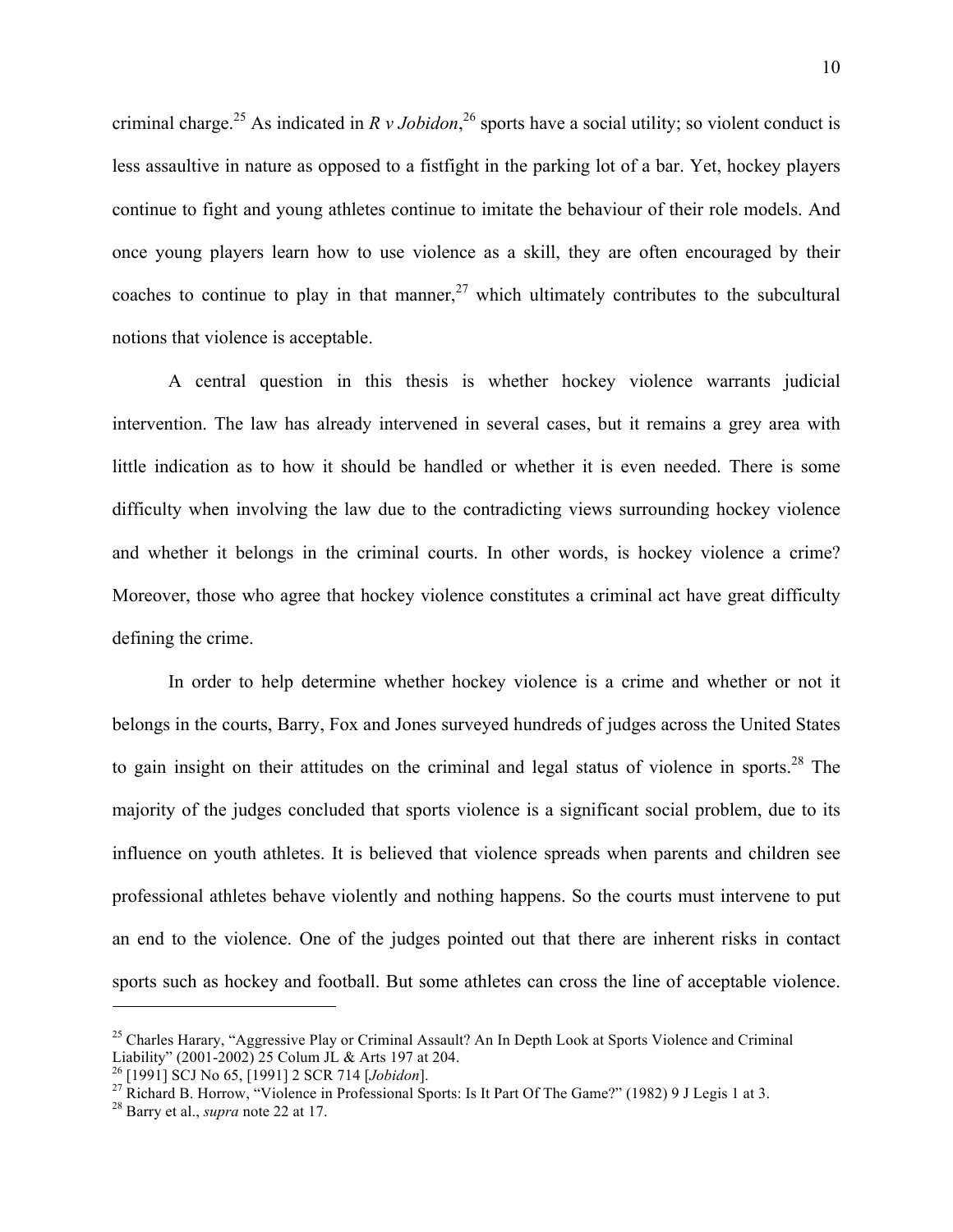criminal charge.[25] As indicated in *R v Jobidon*,[26] sports have a social utility; so violent conduct is less assaultive in nature as opposed to a fistfight in the parking lot of a bar. Yet, hockey players continue to fight and young athletes continue to imitate the behaviour of their role models. And once young players learn how to use violence as a skill, they are often encouraged by their coaches to continue to play in that manner,[27] which ultimately contributes to the subcultural notions that violence is acceptable.

A central question in this thesis is whether hockey violence warrants judicial intervention. The law has already intervened in several cases, but it remains a grey area with little indication as to how it should be handled or whether it is even needed. There is some difficulty when involving the law due to the contradicting views surrounding hockey violence and whether it belongs in the criminal courts. In other words, is hockey violence a crime? Moreover, those who agree that hockey violence constitutes a criminal act have great difficulty defining the crime.

In order to help determine whether hockey violence is a crime and whether or not it belongs in the courts, Barry, Fox and Jones surveyed hundreds of judges across the United States to gain insight on their attitudes on the criminal and legal status of violence in sports.[28] The majority of the judges concluded that sports violence is a significant social problem, due to its influence on youth athletes. It is believed that violence spreads when parents and children see professional athletes behave violently and nothing happens. So the courts must intervene to put an end to the violence. One of the judges pointed out that there are inherent risks in contact sports such as hockey and football. But some athletes can cross the line of acceptable violence.

---

[25] Charles Harary, "Aggressive Play or Criminal Assault? An In Depth Look at Sports Violence and Criminal Liability" (2001-2002) 25 Colum JL & Arts 197 at 204.

[26] [1991] SCJ No 65, [1991] 2 SCR 714 [*Jobidon*].

[27] Richard B. Horrow, "Violence in Professional Sports: Is It Part Of The Game?" (1982) 9 J Legis 1 at 3.

[28] Barry et al., *supra* note 22 at 17.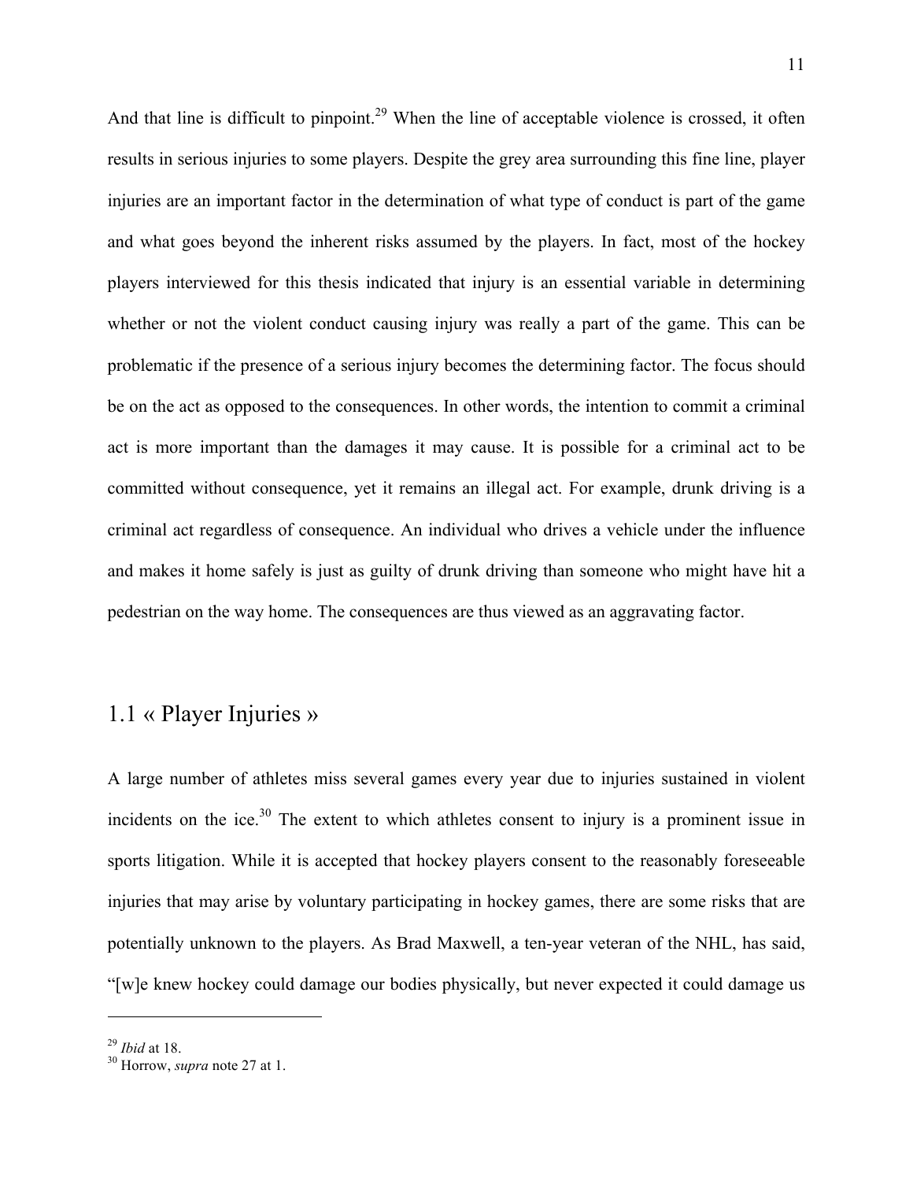And that line is difficult to pinpoint.[29] When the line of acceptable violence is crossed, it often results in serious injuries to some players. Despite the grey area surrounding this fine line, player injuries are an important factor in the determination of what type of conduct is part of the game and what goes beyond the inherent risks assumed by the players. In fact, most of the hockey players interviewed for this thesis indicated that injury is an essential variable in determining whether or not the violent conduct causing injury was really a part of the game. This can be problematic if the presence of a serious injury becomes the determining factor. The focus should be on the act as opposed to the consequences. In other words, the intention to commit a criminal act is more important than the damages it may cause. It is possible for a criminal act to be committed without consequence, yet it remains an illegal act. For example, drunk driving is a criminal act regardless of consequence. An individual who drives a vehicle under the influence and makes it home safely is just as guilty of drunk driving than someone who might have hit a pedestrian on the way home. The consequences are thus viewed as an aggravating factor.

## 1.1 « Player Injuries »

A large number of athletes miss several games every year due to injuries sustained in violent incidents on the ice.[30] The extent to which athletes consent to injury is a prominent issue in sports litigation. While it is accepted that hockey players consent to the reasonably foreseeable injuries that may arise by voluntary participating in hockey games, there are some risks that are potentially unknown to the players. As Brad Maxwell, a ten-year veteran of the NHL, has said, "[w]e knew hockey could damage our bodies physically, but never expected it could damage us

---

[29] *Ibid* at 18.
[30] Horrow, *supra* note 27 at 1.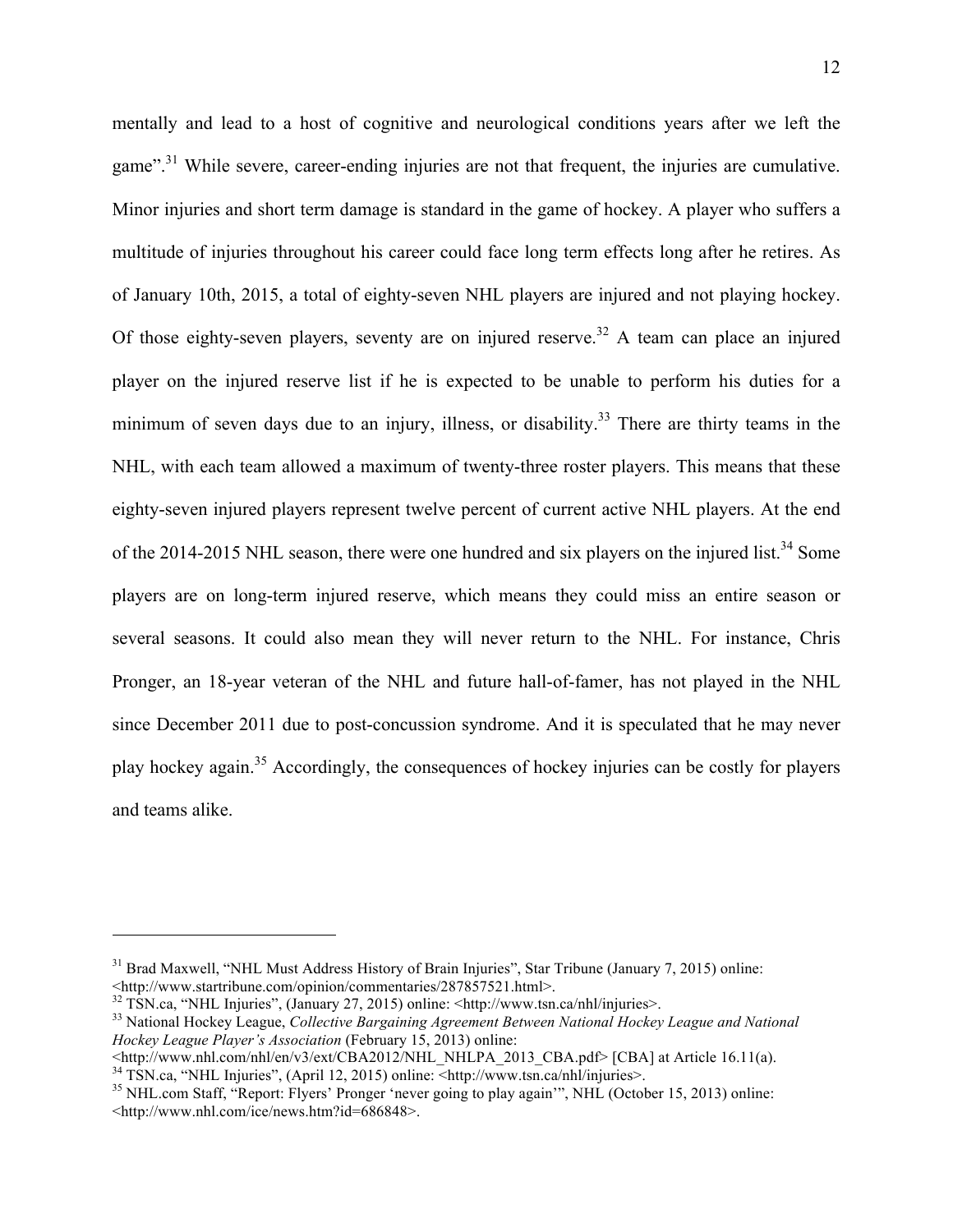mentally and lead to a host of cognitive and neurological conditions years after we left the game".[31] While severe, career-ending injuries are not that frequent, the injuries are cumulative. Minor injuries and short term damage is standard in the game of hockey. A player who suffers a multitude of injuries throughout his career could face long term effects long after he retires. As of January 10th, 2015, a total of eighty-seven NHL players are injured and not playing hockey. Of those eighty-seven players, seventy are on injured reserve.[32] A team can place an injured player on the injured reserve list if he is expected to be unable to perform his duties for a minimum of seven days due to an injury, illness, or disability.[33] There are thirty teams in the NHL, with each team allowed a maximum of twenty-three roster players. This means that these eighty-seven injured players represent twelve percent of current active NHL players. At the end of the 2014-2015 NHL season, there were one hundred and six players on the injured list.[34] Some players are on long-term injured reserve, which means they could miss an entire season or several seasons. It could also mean they will never return to the NHL. For instance, Chris Pronger, an 18-year veteran of the NHL and future hall-of-famer, has not played in the NHL since December 2011 due to post-concussion syndrome. And it is speculated that he may never play hockey again.[35] Accordingly, the consequences of hockey injuries can be costly for players and teams alike.

---

[31] Brad Maxwell, "NHL Must Address History of Brain Injuries", Star Tribune (January 7, 2015) online: <http://www.startribune.com/opinion/commentaries/287857521.html>.

[32] TSN.ca, "NHL Injuries", (January 27, 2015) online: <http://www.tsn.ca/nhl/injuries>.

[33] National Hockey League, *Collective Bargaining Agreement Between National Hockey League and National Hockey League Player's Association* (February 15, 2013) online: <http://www.nhl.com/nhl/en/v3/ext/CBA2012/NHL_NHLPA_2013_CBA.pdf> [CBA] at Article 16.11(a).

[34] TSN.ca, "NHL Injuries", (April 12, 2015) online: <http://www.tsn.ca/nhl/injuries>.

[35] NHL.com Staff, "Report: Flyers' Pronger 'never going to play again'", NHL (October 15, 2013) online: <http://www.nhl.com/ice/news.htm?id=686848>.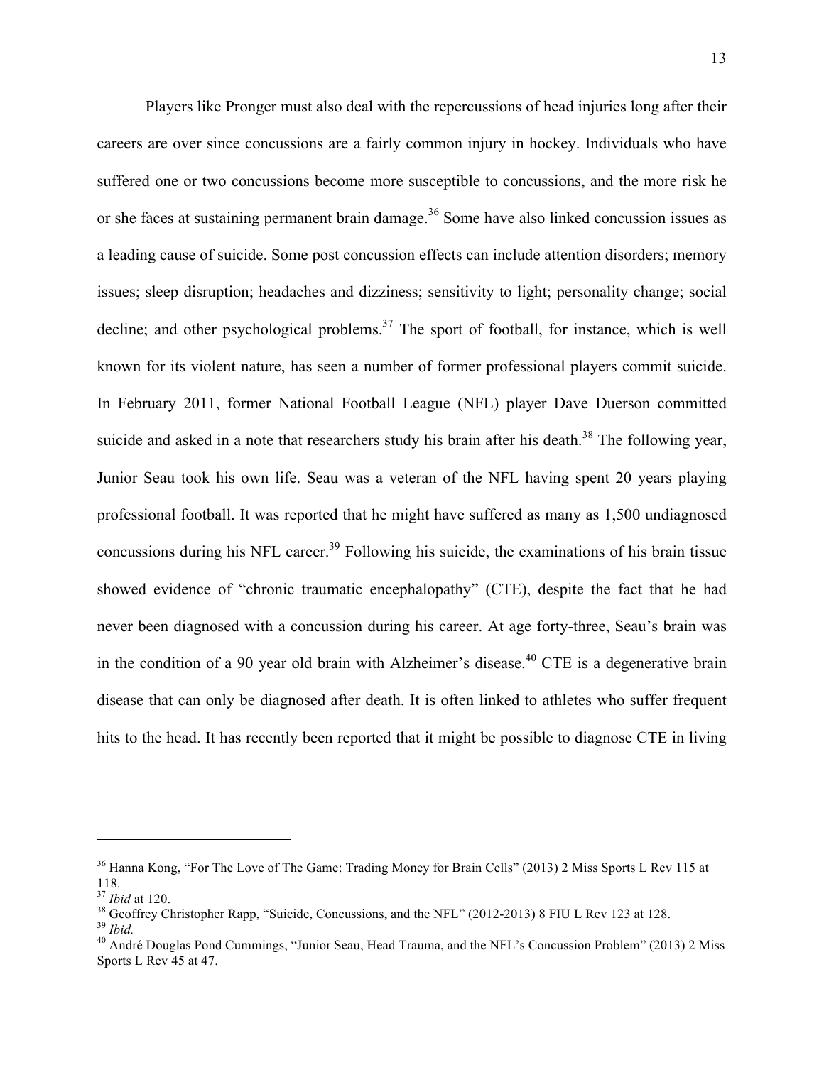Players like Pronger must also deal with the repercussions of head injuries long after their careers are over since concussions are a fairly common injury in hockey. Individuals who have suffered one or two concussions become more susceptible to concussions, and the more risk he or she faces at sustaining permanent brain damage.[36] Some have also linked concussion issues as a leading cause of suicide. Some post concussion effects can include attention disorders; memory issues; sleep disruption; headaches and dizziness; sensitivity to light; personality change; social decline; and other psychological problems.[37] The sport of football, for instance, which is well known for its violent nature, has seen a number of former professional players commit suicide. In February 2011, former National Football League (NFL) player Dave Duerson committed suicide and asked in a note that researchers study his brain after his death.[38] The following year, Junior Seau took his own life. Seau was a veteran of the NFL having spent 20 years playing professional football. It was reported that he might have suffered as many as 1,500 undiagnosed concussions during his NFL career.[39] Following his suicide, the examinations of his brain tissue showed evidence of "chronic traumatic encephalopathy" (CTE), despite the fact that he had never been diagnosed with a concussion during his career. At age forty-three, Seau's brain was in the condition of a 90 year old brain with Alzheimer's disease.[40] CTE is a degenerative brain disease that can only be diagnosed after death. It is often linked to athletes who suffer frequent hits to the head. It has recently been reported that it might be possible to diagnose CTE in living

---

[36] Hanna Kong, "For The Love of The Game: Trading Money for Brain Cells" (2013) 2 Miss Sports L Rev 115 at 118.

[37] *Ibid* at 120.

[38] Geoffrey Christopher Rapp, "Suicide, Concussions, and the NFL" (2012-2013) 8 FIU L Rev 123 at 128.

[39] *Ibid.*

[40] André Douglas Pond Cummings, "Junior Seau, Head Trauma, and the NFL's Concussion Problem" (2013) 2 Miss Sports L Rev 45 at 47.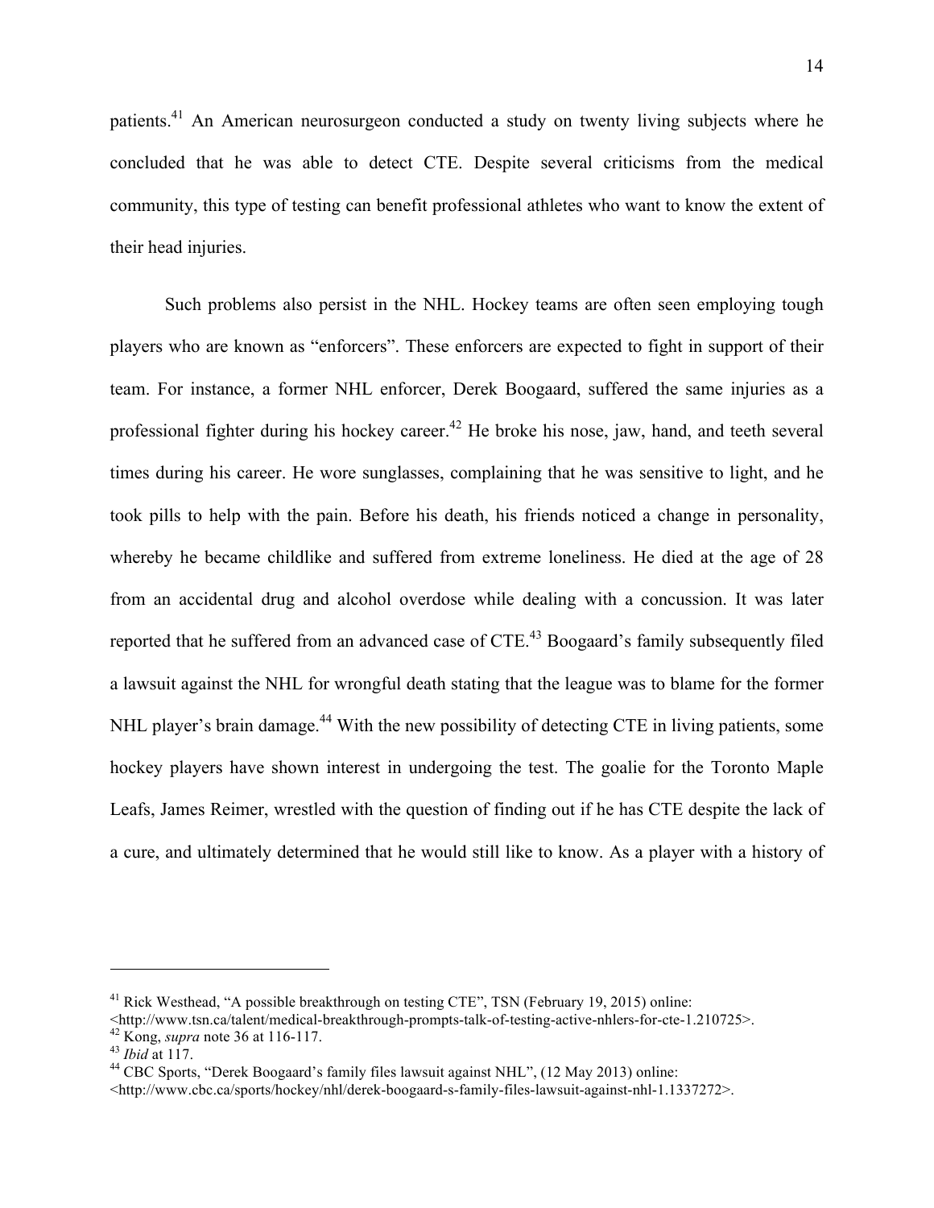patients.[41] An American neurosurgeon conducted a study on twenty living subjects where he concluded that he was able to detect CTE. Despite several criticisms from the medical community, this type of testing can benefit professional athletes who want to know the extent of their head injuries.

Such problems also persist in the NHL. Hockey teams are often seen employing tough players who are known as "enforcers". These enforcers are expected to fight in support of their team. For instance, a former NHL enforcer, Derek Boogaard, suffered the same injuries as a professional fighter during his hockey career.[42] He broke his nose, jaw, hand, and teeth several times during his career. He wore sunglasses, complaining that he was sensitive to light, and he took pills to help with the pain. Before his death, his friends noticed a change in personality, whereby he became childlike and suffered from extreme loneliness. He died at the age of 28 from an accidental drug and alcohol overdose while dealing with a concussion. It was later reported that he suffered from an advanced case of CTE.[43] Boogaard's family subsequently filed a lawsuit against the NHL for wrongful death stating that the league was to blame for the former NHL player's brain damage.[44] With the new possibility of detecting CTE in living patients, some hockey players have shown interest in undergoing the test. The goalie for the Toronto Maple Leafs, James Reimer, wrestled with the question of finding out if he has CTE despite the lack of a cure, and ultimately determined that he would still like to know. As a player with a history of

---

[41] Rick Westhead, "A possible breakthrough on testing CTE", TSN (February 19, 2015) online: <http://www.tsn.ca/talent/medical-breakthrough-prompts-talk-of-testing-active-nhlers-for-cte-1.210725>.

[42] Kong, *supra* note 36 at 116-117.

[43] *Ibid* at 117.

[44] CBC Sports, "Derek Boogaard's family files lawsuit against NHL", (12 May 2013) online: <http://www.cbc.ca/sports/hockey/nhl/derek-boogaard-s-family-files-lawsuit-against-nhl-1.1337272>.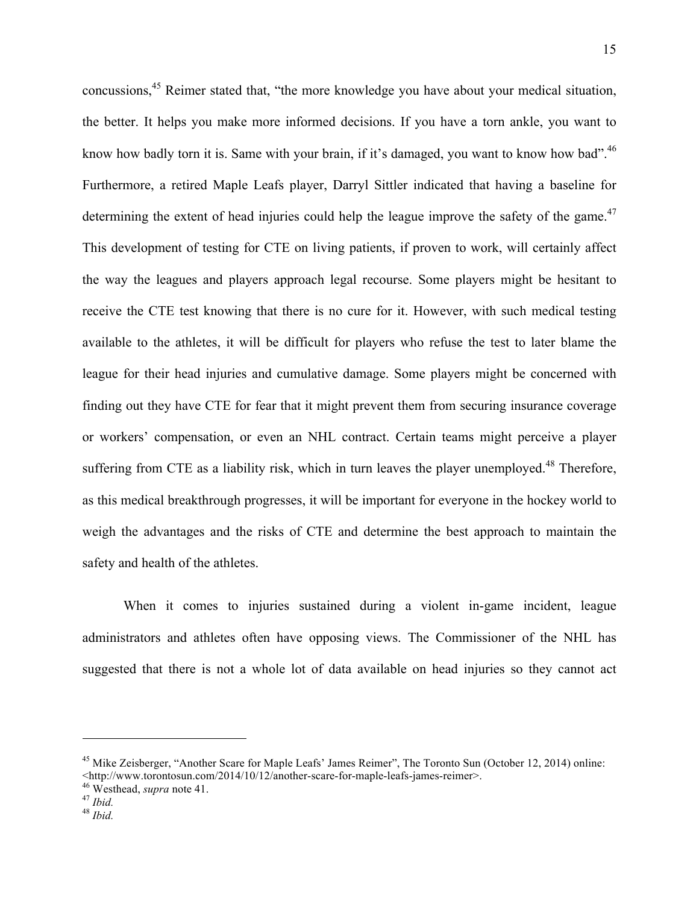concussions,[45] Reimer stated that, "the more knowledge you have about your medical situation, the better. It helps you make more informed decisions. If you have a torn ankle, you want to know how badly torn it is. Same with your brain, if it's damaged, you want to know how bad".[46] Furthermore, a retired Maple Leafs player, Darryl Sittler indicated that having a baseline for determining the extent of head injuries could help the league improve the safety of the game.[47] This development of testing for CTE on living patients, if proven to work, will certainly affect the way the leagues and players approach legal recourse. Some players might be hesitant to receive the CTE test knowing that there is no cure for it. However, with such medical testing available to the athletes, it will be difficult for players who refuse the test to later blame the league for their head injuries and cumulative damage. Some players might be concerned with finding out they have CTE for fear that it might prevent them from securing insurance coverage or workers' compensation, or even an NHL contract. Certain teams might perceive a player suffering from CTE as a liability risk, which in turn leaves the player unemployed.[48] Therefore, as this medical breakthrough progresses, it will be important for everyone in the hockey world to weigh the advantages and the risks of CTE and determine the best approach to maintain the safety and health of the athletes.

When it comes to injuries sustained during a violent in-game incident, league administrators and athletes often have opposing views. The Commissioner of the NHL has suggested that there is not a whole lot of data available on head injuries so they cannot act

---

[45] Mike Zeisberger, "Another Scare for Maple Leafs' James Reimer", The Toronto Sun (October 12, 2014) online: <http://www.torontosun.com/2014/10/12/another-scare-for-maple-leafs-james-reimer>.

[46] Westhead, *supra* note 41.

[47] *Ibid.*

[48] *Ibid.*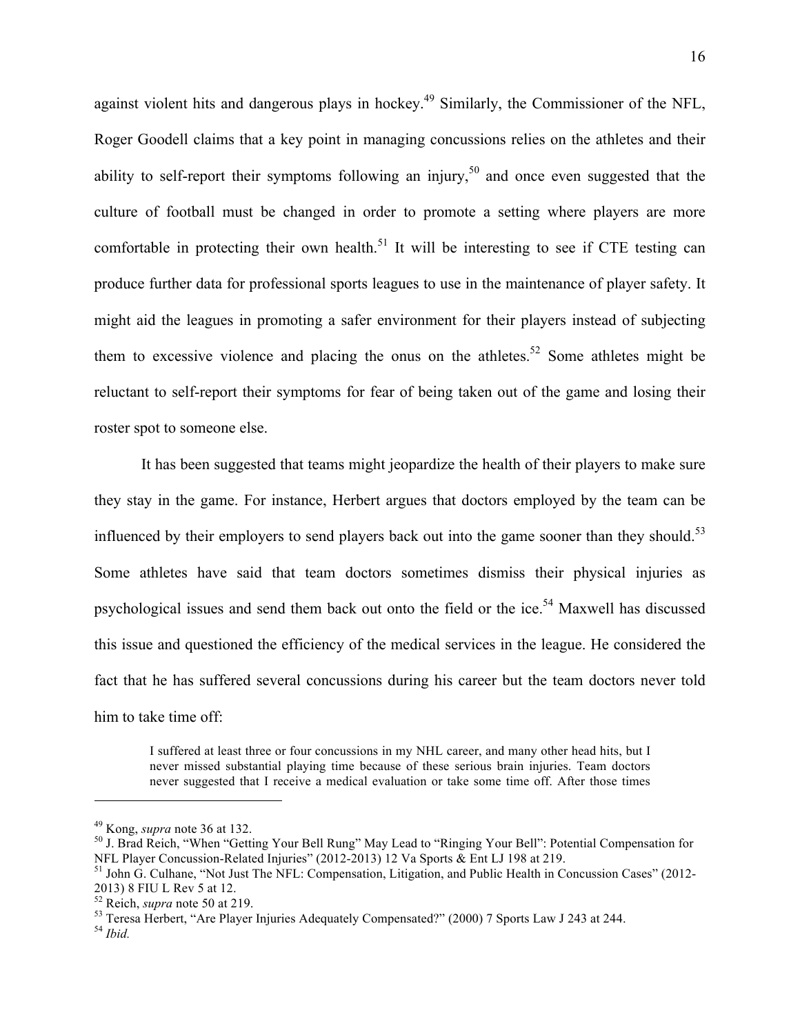against violent hits and dangerous plays in hockey.[49] Similarly, the Commissioner of the NFL, Roger Goodell claims that a key point in managing concussions relies on the athletes and their ability to self-report their symptoms following an injury,[50] and once even suggested that the culture of football must be changed in order to promote a setting where players are more comfortable in protecting their own health.[51] It will be interesting to see if CTE testing can produce further data for professional sports leagues to use in the maintenance of player safety. It might aid the leagues in promoting a safer environment for their players instead of subjecting them to excessive violence and placing the onus on the athletes.[52] Some athletes might be reluctant to self-report their symptoms for fear of being taken out of the game and losing their roster spot to someone else.

It has been suggested that teams might jeopardize the health of their players to make sure they stay in the game. For instance, Herbert argues that doctors employed by the team can be influenced by their employers to send players back out into the game sooner than they should.[53] Some athletes have said that team doctors sometimes dismiss their physical injuries as psychological issues and send them back out onto the field or the ice.[54] Maxwell has discussed this issue and questioned the efficiency of the medical services in the league. He considered the fact that he has suffered several concussions during his career but the team doctors never told him to take time off:

> I suffered at least three or four concussions in my NHL career, and many other head hits, but I never missed substantial playing time because of these serious brain injuries. Team doctors never suggested that I receive a medical evaluation or take some time off. After those times

---

[49] Kong, *supra* note 36 at 132.

[50] J. Brad Reich, "When "Getting Your Bell Rung" May Lead to "Ringing Your Bell": Potential Compensation for NFL Player Concussion-Related Injuries" (2012-2013) 12 Va Sports & Ent LJ 198 at 219.

[51] John G. Culhane, "Not Just The NFL: Compensation, Litigation, and Public Health in Concussion Cases" (2012-2013) 8 FIU L Rev 5 at 12.

[52] Reich, *supra* note 50 at 219.

[53] Teresa Herbert, "Are Player Injuries Adequately Compensated?" (2000) 7 Sports Law J 243 at 244.

[54] *Ibid.*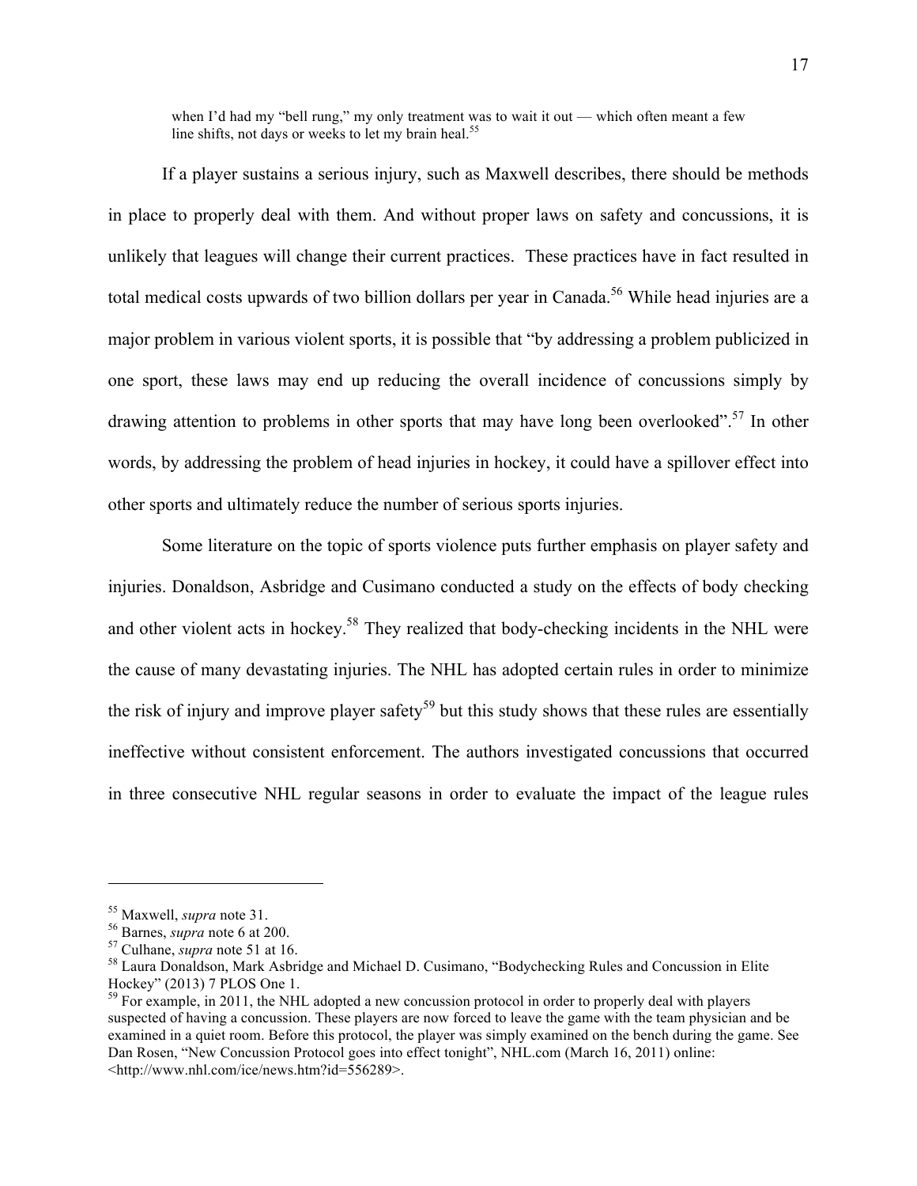> when I'd had my "bell rung," my only treatment was to wait it out — which often meant a few line shifts, not days or weeks to let my brain heal.[55]

If a player sustains a serious injury, such as Maxwell describes, there should be methods in place to properly deal with them. And without proper laws on safety and concussions, it is unlikely that leagues will change their current practices. These practices have in fact resulted in total medical costs upwards of two billion dollars per year in Canada.[56] While head injuries are a major problem in various violent sports, it is possible that "by addressing a problem publicized in one sport, these laws may end up reducing the overall incidence of concussions simply by drawing attention to problems in other sports that may have long been overlooked".[57] In other words, by addressing the problem of head injuries in hockey, it could have a spillover effect into other sports and ultimately reduce the number of serious sports injuries.

Some literature on the topic of sports violence puts further emphasis on player safety and injuries. Donaldson, Asbridge and Cusimano conducted a study on the effects of body checking and other violent acts in hockey.[58] They realized that body-checking incidents in the NHL were the cause of many devastating injuries. The NHL has adopted certain rules in order to minimize the risk of injury and improve player safety[59] but this study shows that these rules are essentially ineffective without consistent enforcement. The authors investigated concussions that occurred in three consecutive NHL regular seasons in order to evaluate the impact of the league rules

---

[55] Maxwell, *supra* note 31.
[56] Barnes, *supra* note 6 at 200.
[57] Culhane, *supra* note 51 at 16.
[58] Laura Donaldson, Mark Asbridge and Michael D. Cusimano, "Bodychecking Rules and Concussion in Elite Hockey" (2013) 7 PLOS One 1.
[59] For example, in 2011, the NHL adopted a new concussion protocol in order to properly deal with players suspected of having a concussion. These players are now forced to leave the game with the team physician and be examined in a quiet room. Before this protocol, the player was simply examined on the bench during the game. See Dan Rosen, "New Concussion Protocol goes into effect tonight", NHL.com (March 16, 2011) online: <http://www.nhl.com/ice/news.htm?id=556289>.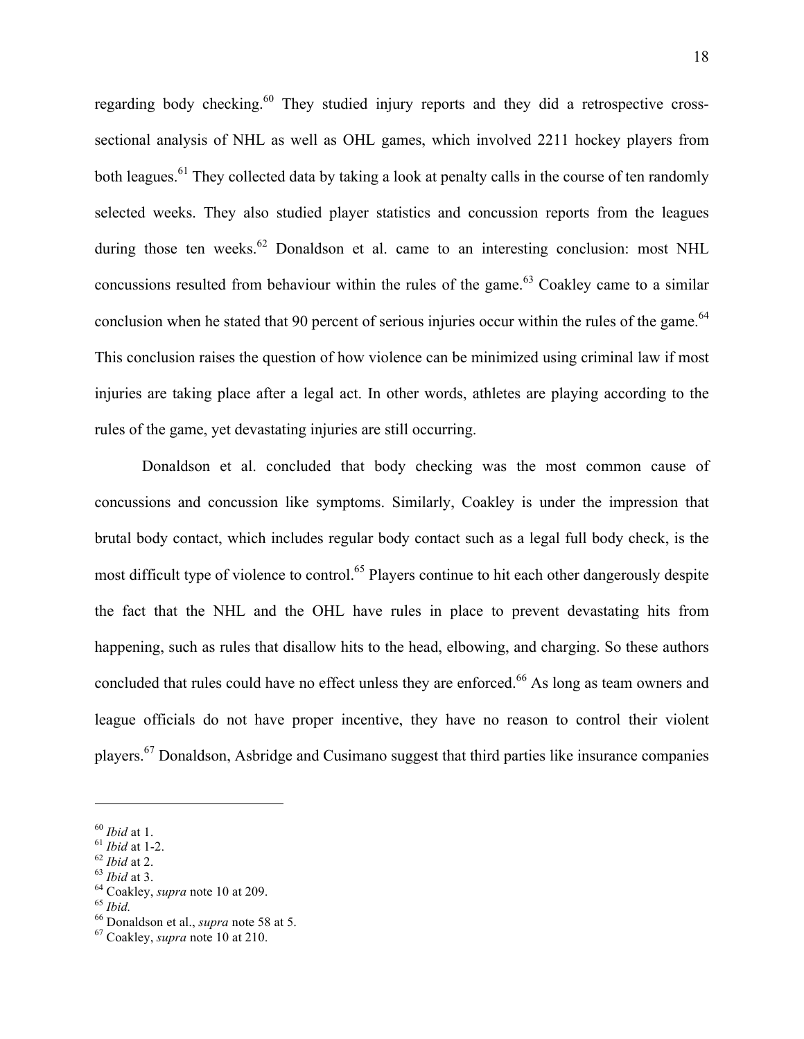regarding body checking.[60] They studied injury reports and they did a retrospective cross-sectional analysis of NHL as well as OHL games, which involved 2211 hockey players from both leagues.[61] They collected data by taking a look at penalty calls in the course of ten randomly selected weeks. They also studied player statistics and concussion reports from the leagues during those ten weeks.[62] Donaldson et al. came to an interesting conclusion: most NHL concussions resulted from behaviour within the rules of the game.[63] Coakley came to a similar conclusion when he stated that 90 percent of serious injuries occur within the rules of the game.[64] This conclusion raises the question of how violence can be minimized using criminal law if most injuries are taking place after a legal act. In other words, athletes are playing according to the rules of the game, yet devastating injuries are still occurring.

Donaldson et al. concluded that body checking was the most common cause of concussions and concussion like symptoms. Similarly, Coakley is under the impression that brutal body contact, which includes regular body contact such as a legal full body check, is the most difficult type of violence to control.[65] Players continue to hit each other dangerously despite the fact that the NHL and the OHL have rules in place to prevent devastating hits from happening, such as rules that disallow hits to the head, elbowing, and charging. So these authors concluded that rules could have no effect unless they are enforced.[66] As long as team owners and league officials do not have proper incentive, they have no reason to control their violent players.[67] Donaldson, Asbridge and Cusimano suggest that third parties like insurance companies

---

[60] *Ibid* at 1.
[61] *Ibid* at 1-2.
[62] *Ibid* at 2.
[63] *Ibid* at 3.
[64] Coakley, *supra* note 10 at 209.
[65] *Ibid.*
[66] Donaldson et al., *supra* note 58 at 5.
[67] Coakley, *supra* note 10 at 210.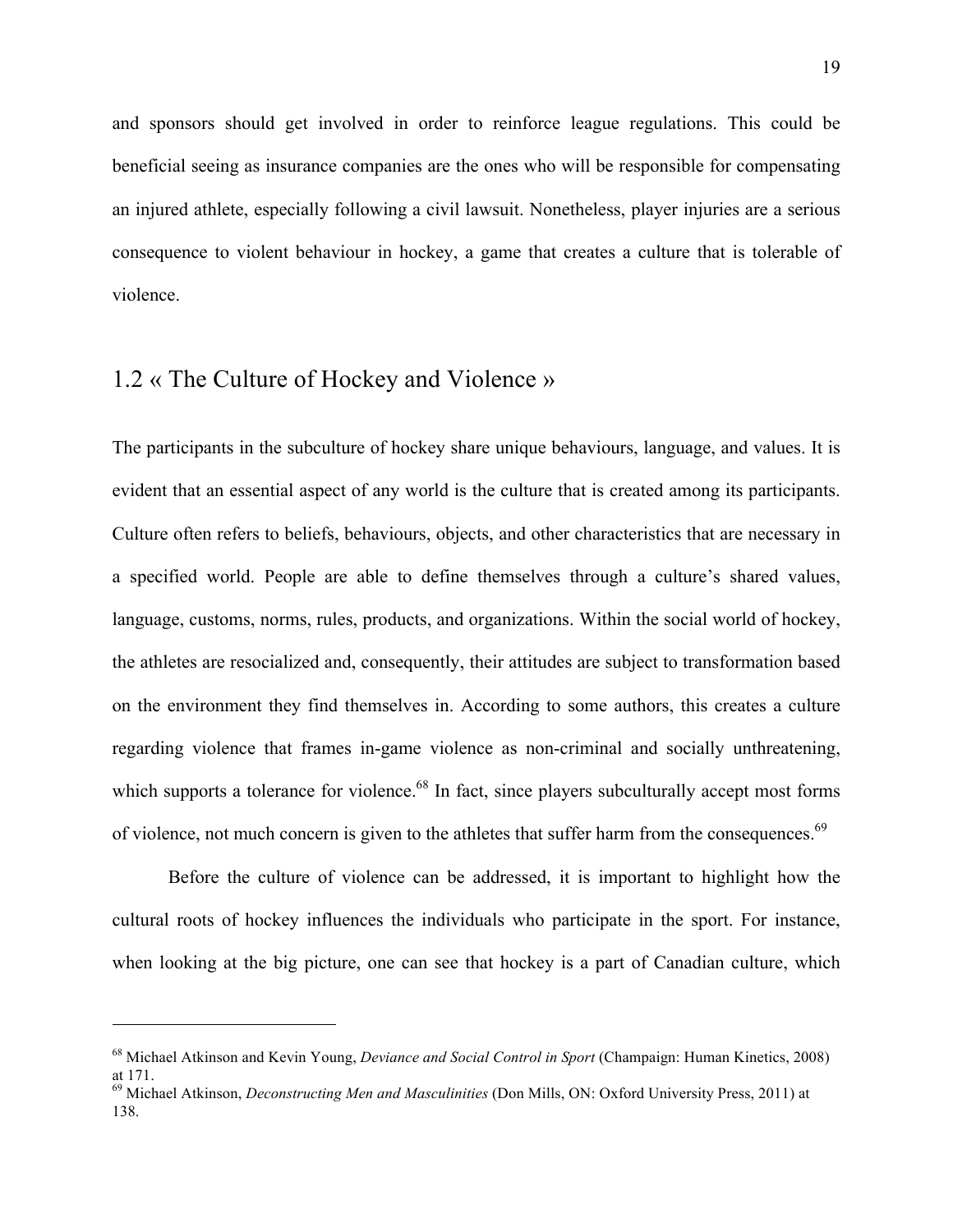and sponsors should get involved in order to reinforce league regulations. This could be beneficial seeing as insurance companies are the ones who will be responsible for compensating an injured athlete, especially following a civil lawsuit. Nonetheless, player injuries are a serious consequence to violent behaviour in hockey, a game that creates a culture that is tolerable of violence.

## 1.2 « The Culture of Hockey and Violence »

The participants in the subculture of hockey share unique behaviours, language, and values. It is evident that an essential aspect of any world is the culture that is created among its participants. Culture often refers to beliefs, behaviours, objects, and other characteristics that are necessary in a specified world. People are able to define themselves through a culture's shared values, language, customs, norms, rules, products, and organizations. Within the social world of hockey, the athletes are resocialized and, consequently, their attitudes are subject to transformation based on the environment they find themselves in. According to some authors, this creates a culture regarding violence that frames in-game violence as non-criminal and socially unthreatening, which supports a tolerance for violence.[68] In fact, since players subculturally accept most forms of violence, not much concern is given to the athletes that suffer harm from the consequences.[69]

Before the culture of violence can be addressed, it is important to highlight how the cultural roots of hockey influences the individuals who participate in the sport. For instance, when looking at the big picture, one can see that hockey is a part of Canadian culture, which

---

[68] Michael Atkinson and Kevin Young, *Deviance and Social Control in Sport* (Champaign: Human Kinetics, 2008) at 171.

[69] Michael Atkinson, *Deconstructing Men and Masculinities* (Don Mills, ON: Oxford University Press, 2011) at 138.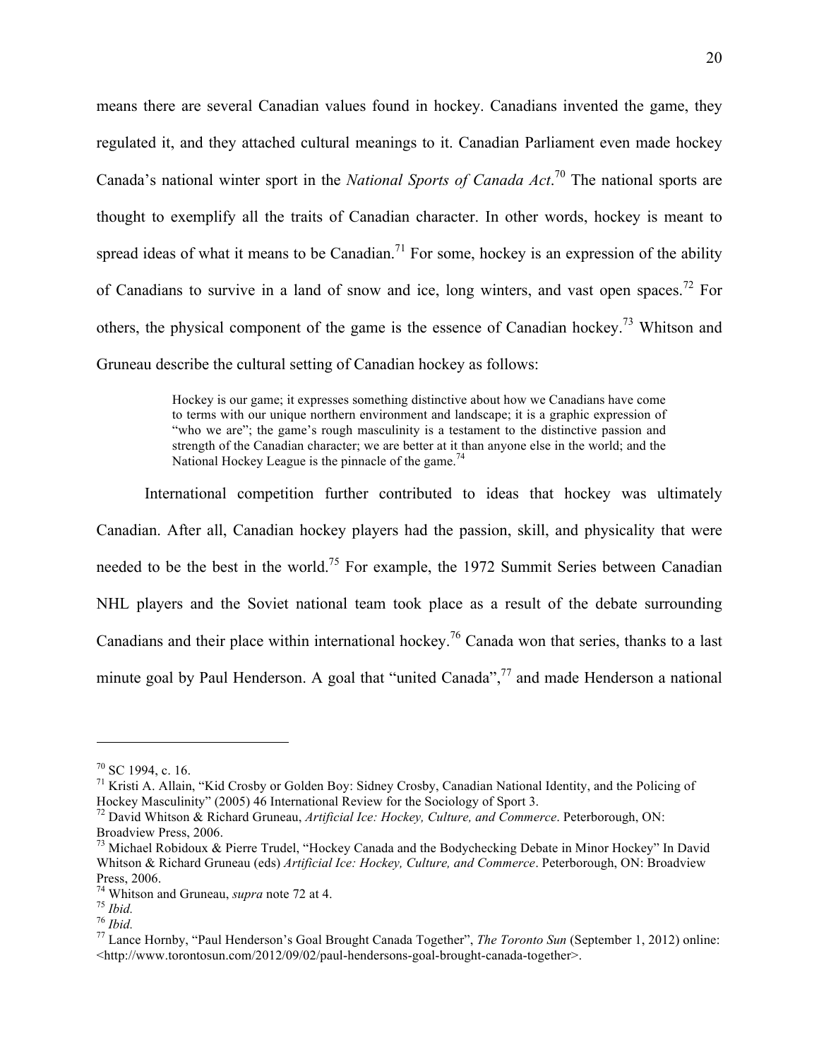means there are several Canadian values found in hockey. Canadians invented the game, they regulated it, and they attached cultural meanings to it. Canadian Parliament even made hockey Canada's national winter sport in the *National Sports of Canada Act*.[70] The national sports are thought to exemplify all the traits of Canadian character. In other words, hockey is meant to spread ideas of what it means to be Canadian.[71] For some, hockey is an expression of the ability of Canadians to survive in a land of snow and ice, long winters, and vast open spaces.[72] For others, the physical component of the game is the essence of Canadian hockey.[73] Whitson and Gruneau describe the cultural setting of Canadian hockey as follows:

> Hockey is our game; it expresses something distinctive about how we Canadians have come to terms with our unique northern environment and landscape; it is a graphic expression of "who we are"; the game's rough masculinity is a testament to the distinctive passion and strength of the Canadian character; we are better at it than anyone else in the world; and the National Hockey League is the pinnacle of the game.[74]

International competition further contributed to ideas that hockey was ultimately Canadian. After all, Canadian hockey players had the passion, skill, and physicality that were needed to be the best in the world.[75] For example, the 1972 Summit Series between Canadian NHL players and the Soviet national team took place as a result of the debate surrounding Canadians and their place within international hockey.[76] Canada won that series, thanks to a last minute goal by Paul Henderson. A goal that "united Canada",[77] and made Henderson a national

---

[70] SC 1994, c. 16.

[71] Kristi A. Allain, "Kid Crosby or Golden Boy: Sidney Crosby, Canadian National Identity, and the Policing of Hockey Masculinity" (2005) 46 International Review for the Sociology of Sport 3.

[72] David Whitson & Richard Gruneau, *Artificial Ice: Hockey, Culture, and Commerce*. Peterborough, ON: Broadview Press, 2006.

[73] Michael Robidoux & Pierre Trudel, "Hockey Canada and the Bodychecking Debate in Minor Hockey" In David Whitson & Richard Gruneau (eds) *Artificial Ice: Hockey, Culture, and Commerce*. Peterborough, ON: Broadview Press, 2006.

[74] Whitson and Gruneau, *supra* note 72 at 4.

[75] *Ibid.*

[76] *Ibid.*

[77] Lance Hornby, "Paul Henderson's Goal Brought Canada Together", *The Toronto Sun* (September 1, 2012) online: <http://www.torontosun.com/2012/09/02/paul-hendersons-goal-brought-canada-together>.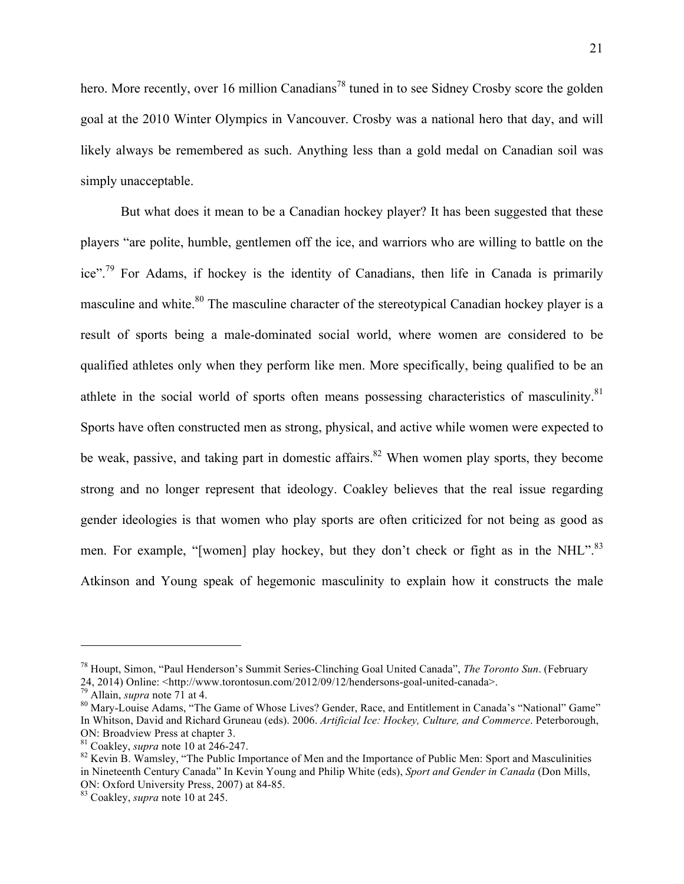hero. More recently, over 16 million Canadians[78] tuned in to see Sidney Crosby score the golden goal at the 2010 Winter Olympics in Vancouver. Crosby was a national hero that day, and will likely always be remembered as such. Anything less than a gold medal on Canadian soil was simply unacceptable.

But what does it mean to be a Canadian hockey player? It has been suggested that these players "are polite, humble, gentlemen off the ice, and warriors who are willing to battle on the ice".[79] For Adams, if hockey is the identity of Canadians, then life in Canada is primarily masculine and white.[80] The masculine character of the stereotypical Canadian hockey player is a result of sports being a male-dominated social world, where women are considered to be qualified athletes only when they perform like men. More specifically, being qualified to be an athlete in the social world of sports often means possessing characteristics of masculinity.[81] Sports have often constructed men as strong, physical, and active while women were expected to be weak, passive, and taking part in domestic affairs.[82] When women play sports, they become strong and no longer represent that ideology. Coakley believes that the real issue regarding gender ideologies is that women who play sports are often criticized for not being as good as men. For example, "[women] play hockey, but they don't check or fight as in the NHL".[83] Atkinson and Young speak of hegemonic masculinity to explain how it constructs the male

---

[78] Houpt, Simon, "Paul Henderson's Summit Series-Clinching Goal United Canada", *The Toronto Sun*. (February 24, 2014) Online: <http://www.torontosun.com/2012/09/12/hendersons-goal-united-canada>.

[79] Allain, *supra* note 71 at 4.

[80] Mary-Louise Adams, "The Game of Whose Lives? Gender, Race, and Entitlement in Canada's "National" Game" In Whitson, David and Richard Gruneau (eds). 2006. *Artificial Ice: Hockey, Culture, and Commerce*. Peterborough, ON: Broadview Press at chapter 3.

[81] Coakley, *supra* note 10 at 246-247.

[82] Kevin B. Wamsley, "The Public Importance of Men and the Importance of Public Men: Sport and Masculinities in Nineteenth Century Canada" In Kevin Young and Philip White (eds), *Sport and Gender in Canada* (Don Mills, ON: Oxford University Press, 2007) at 84-85.

[83] Coakley, *supra* note 10 at 245.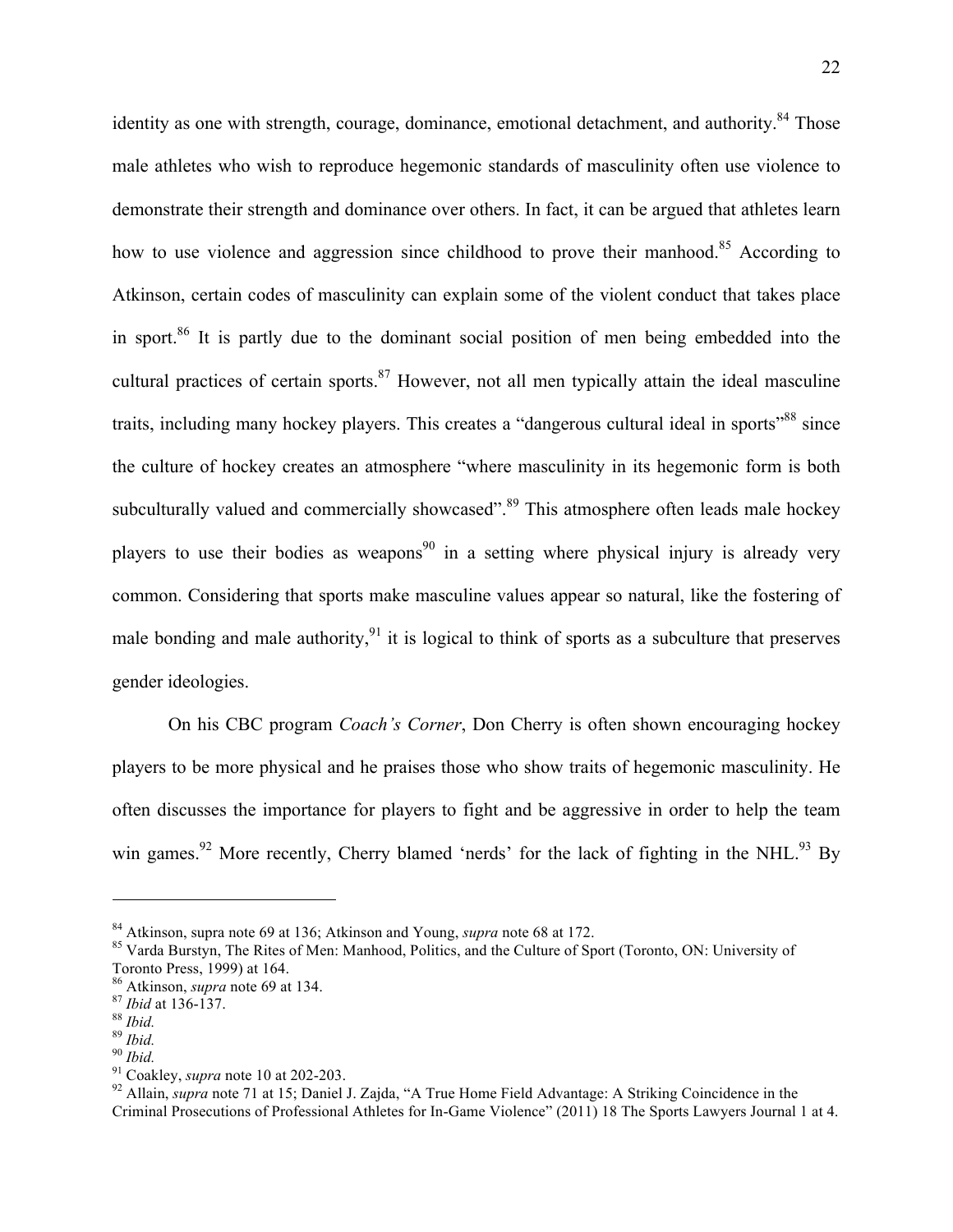identity as one with strength, courage, dominance, emotional detachment, and authority.[84] Those male athletes who wish to reproduce hegemonic standards of masculinity often use violence to demonstrate their strength and dominance over others. In fact, it can be argued that athletes learn how to use violence and aggression since childhood to prove their manhood.[85] According to Atkinson, certain codes of masculinity can explain some of the violent conduct that takes place in sport.[86] It is partly due to the dominant social position of men being embedded into the cultural practices of certain sports.[87] However, not all men typically attain the ideal masculine traits, including many hockey players. This creates a "dangerous cultural ideal in sports"[88] since the culture of hockey creates an atmosphere "where masculinity in its hegemonic form is both subculturally valued and commercially showcased".[89] This atmosphere often leads male hockey players to use their bodies as weapons[90] in a setting where physical injury is already very common. Considering that sports make masculine values appear so natural, like the fostering of male bonding and male authority,[91] it is logical to think of sports as a subculture that preserves gender ideologies.

On his CBC program *Coach's Corner*, Don Cherry is often shown encouraging hockey players to be more physical and he praises those who show traits of hegemonic masculinity. He often discusses the importance for players to fight and be aggressive in order to help the team win games.[92] More recently, Cherry blamed 'nerds' for the lack of fighting in the NHL.[93] By

---

[84] Atkinson, supra note 69 at 136; Atkinson and Young, *supra* note 68 at 172.

[85] Varda Burstyn, The Rites of Men: Manhood, Politics, and the Culture of Sport (Toronto, ON: University of Toronto Press, 1999) at 164.

[86] Atkinson, *supra* note 69 at 134.

[87] *Ibid* at 136-137.

[88] *Ibid.*

[89] *Ibid.*

[90] *Ibid.*

[91] Coakley, *supra* note 10 at 202-203.

[92] Allain, *supra* note 71 at 15; Daniel J. Zajda, "A True Home Field Advantage: A Striking Coincidence in the Criminal Prosecutions of Professional Athletes for In-Game Violence" (2011) 18 The Sports Lawyers Journal 1 at 4.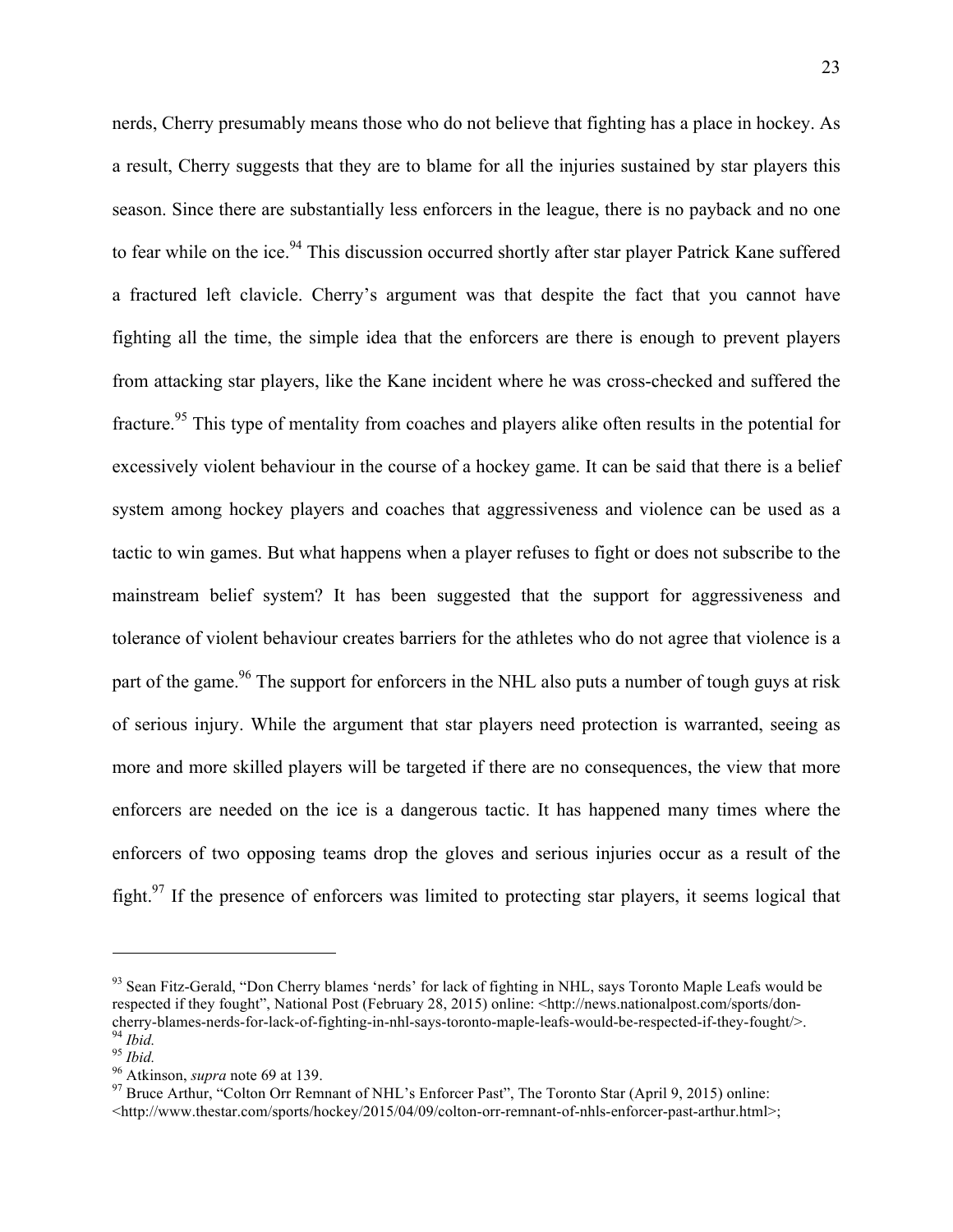nerds, Cherry presumably means those who do not believe that fighting has a place in hockey. As a result, Cherry suggests that they are to blame for all the injuries sustained by star players this season. Since there are substantially less enforcers in the league, there is no payback and no one to fear while on the ice.[94] This discussion occurred shortly after star player Patrick Kane suffered a fractured left clavicle. Cherry's argument was that despite the fact that you cannot have fighting all the time, the simple idea that the enforcers are there is enough to prevent players from attacking star players, like the Kane incident where he was cross-checked and suffered the fracture.[95] This type of mentality from coaches and players alike often results in the potential for excessively violent behaviour in the course of a hockey game. It can be said that there is a belief system among hockey players and coaches that aggressiveness and violence can be used as a tactic to win games. But what happens when a player refuses to fight or does not subscribe to the mainstream belief system? It has been suggested that the support for aggressiveness and tolerance of violent behaviour creates barriers for the athletes who do not agree that violence is a part of the game.[96] The support for enforcers in the NHL also puts a number of tough guys at risk of serious injury. While the argument that star players need protection is warranted, seeing as more and more skilled players will be targeted if there are no consequences, the view that more enforcers are needed on the ice is a dangerous tactic. It has happened many times where the enforcers of two opposing teams drop the gloves and serious injuries occur as a result of the fight.[97] If the presence of enforcers was limited to protecting star players, it seems logical that

---

[93] Sean Fitz-Gerald, "Don Cherry blames 'nerds' for lack of fighting in NHL, says Toronto Maple Leafs would be respected if they fought", National Post (February 28, 2015) online: <http://news.nationalpost.com/sports/don-cherry-blames-nerds-for-lack-of-fighting-in-nhl-says-toronto-maple-leafs-would-be-respected-if-they-fought/>.

[94] *Ibid.*

[95] *Ibid.*

[96] Atkinson, *supra* note 69 at 139.

[97] Bruce Arthur, "Colton Orr Remnant of NHL's Enforcer Past", The Toronto Star (April 9, 2015) online: <http://www.thestar.com/sports/hockey/2015/04/09/colton-orr-remnant-of-nhls-enforcer-past-arthur.html>;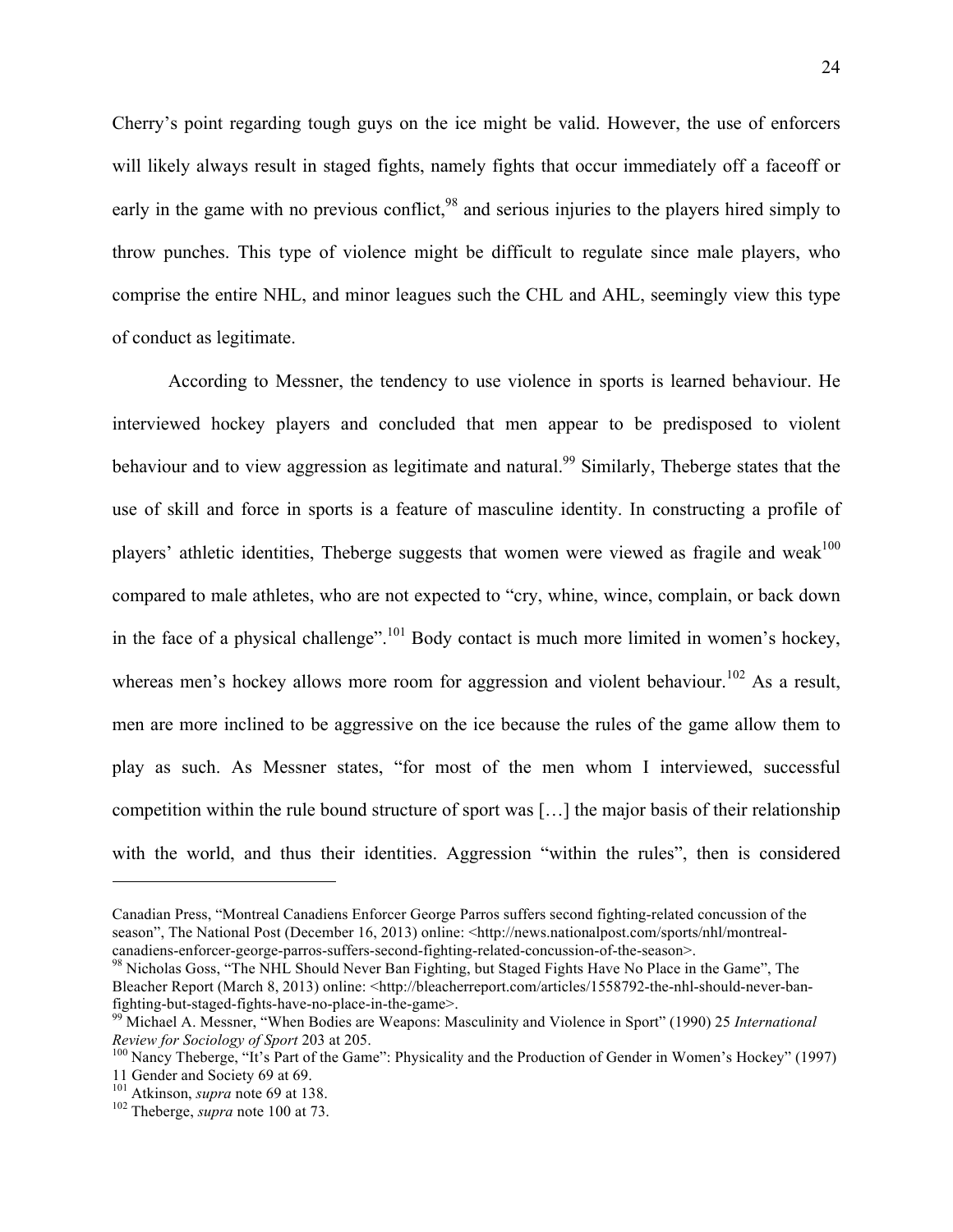Cherry's point regarding tough guys on the ice might be valid. However, the use of enforcers will likely always result in staged fights, namely fights that occur immediately off a faceoff or early in the game with no previous conflict,[98] and serious injuries to the players hired simply to throw punches. This type of violence might be difficult to regulate since male players, who comprise the entire NHL, and minor leagues such the CHL and AHL, seemingly view this type of conduct as legitimate.

According to Messner, the tendency to use violence in sports is learned behaviour. He interviewed hockey players and concluded that men appear to be predisposed to violent behaviour and to view aggression as legitimate and natural.[99] Similarly, Theberge states that the use of skill and force in sports is a feature of masculine identity. In constructing a profile of players' athletic identities, Theberge suggests that women were viewed as fragile and weak[100] compared to male athletes, who are not expected to "cry, whine, wince, complain, or back down in the face of a physical challenge".[101] Body contact is much more limited in women's hockey, whereas men's hockey allows more room for aggression and violent behaviour.[102] As a result, men are more inclined to be aggressive on the ice because the rules of the game allow them to play as such. As Messner states, "for most of the men whom I interviewed, successful competition within the rule bound structure of sport was […] the major basis of their relationship with the world, and thus their identities. Aggression "within the rules", then is considered

---

Canadian Press, "Montreal Canadiens Enforcer George Parros suffers second fighting-related concussion of the season", The National Post (December 16, 2013) online: <http://news.nationalpost.com/sports/nhl/montreal-canadiens-enforcer-george-parros-suffers-second-fighting-related-concussion-of-the-season>.

[98] Nicholas Goss, "The NHL Should Never Ban Fighting, but Staged Fights Have No Place in the Game", The Bleacher Report (March 8, 2013) online: <http://bleacherreport.com/articles/1558792-the-nhl-should-never-ban-fighting-but-staged-fights-have-no-place-in-the-game>.

[99] Michael A. Messner, "When Bodies are Weapons: Masculinity and Violence in Sport" (1990) 25 *International Review for Sociology of Sport* 203 at 205.

[100] Nancy Theberge, "It's Part of the Game": Physicality and the Production of Gender in Women's Hockey" (1997) 11 Gender and Society 69 at 69.

[101] Atkinson, *supra* note 69 at 138.

[102] Theberge, *supra* note 100 at 73.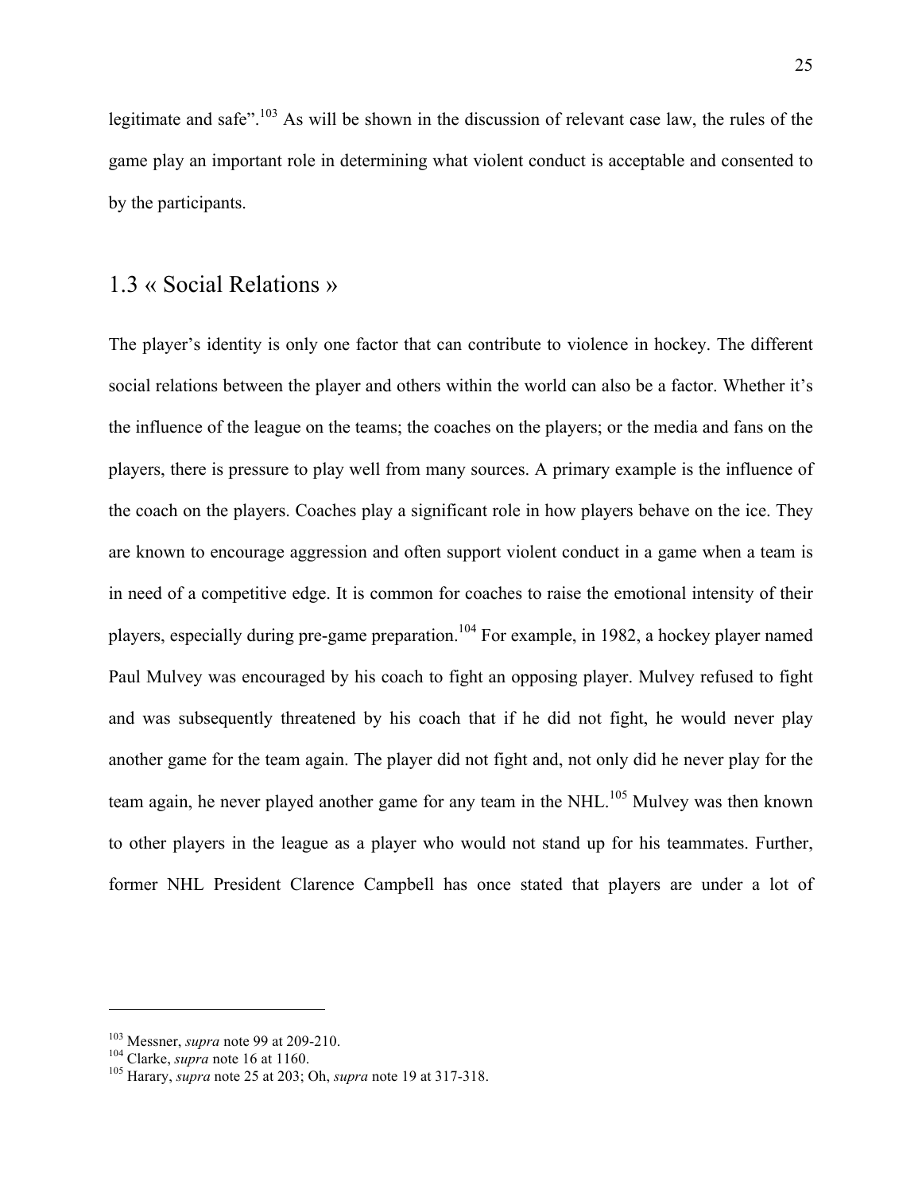legitimate and safe".[103] As will be shown in the discussion of relevant case law, the rules of the game play an important role in determining what violent conduct is acceptable and consented to by the participants.

## 1.3 « Social Relations »

The player's identity is only one factor that can contribute to violence in hockey. The different social relations between the player and others within the world can also be a factor. Whether it's the influence of the league on the teams; the coaches on the players; or the media and fans on the players, there is pressure to play well from many sources. A primary example is the influence of the coach on the players. Coaches play a significant role in how players behave on the ice. They are known to encourage aggression and often support violent conduct in a game when a team is in need of a competitive edge. It is common for coaches to raise the emotional intensity of their players, especially during pre-game preparation.[104] For example, in 1982, a hockey player named Paul Mulvey was encouraged by his coach to fight an opposing player. Mulvey refused to fight and was subsequently threatened by his coach that if he did not fight, he would never play another game for the team again. The player did not fight and, not only did he never play for the team again, he never played another game for any team in the NHL.[105] Mulvey was then known to other players in the league as a player who would not stand up for his teammates. Further, former NHL President Clarence Campbell has once stated that players are under a lot of

---

[103] Messner, *supra* note 99 at 209-210.
[104] Clarke, *supra* note 16 at 1160.
[105] Harary, *supra* note 25 at 203; Oh, *supra* note 19 at 317-318.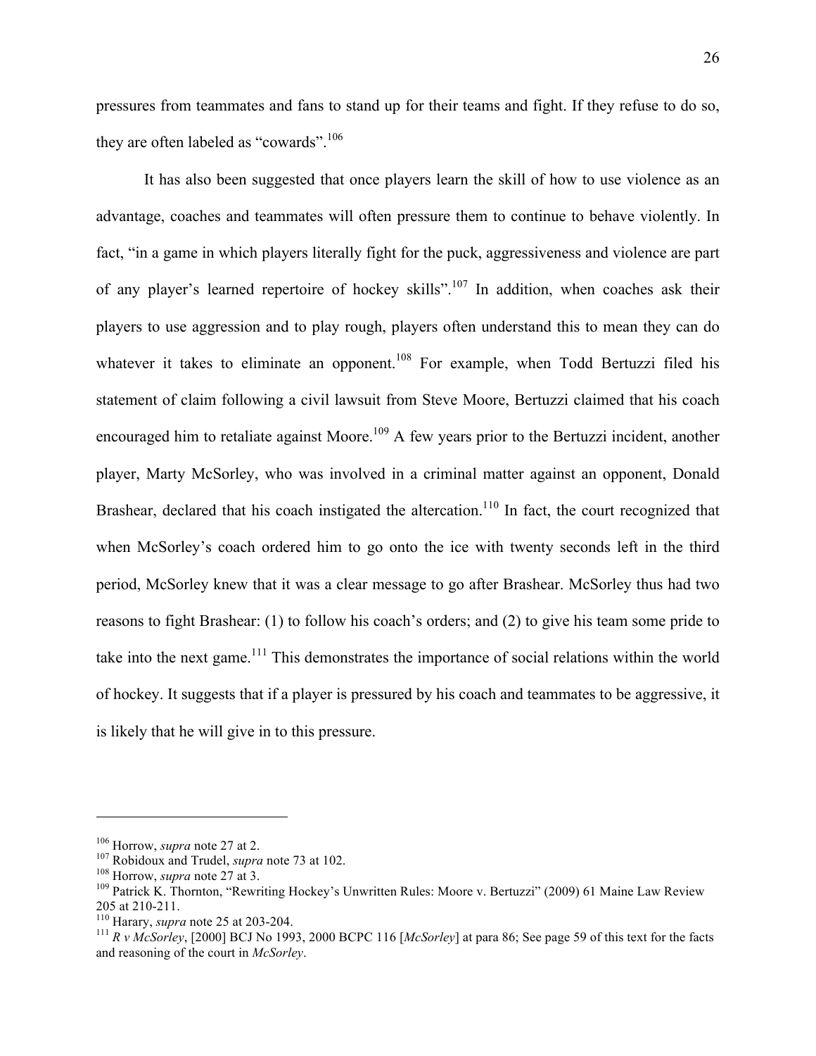pressures from teammates and fans to stand up for their teams and fight. If they refuse to do so, they are often labeled as "cowards".[106]

It has also been suggested that once players learn the skill of how to use violence as an advantage, coaches and teammates will often pressure them to continue to behave violently. In fact, "in a game in which players literally fight for the puck, aggressiveness and violence are part of any player's learned repertoire of hockey skills".[107] In addition, when coaches ask their players to use aggression and to play rough, players often understand this to mean they can do whatever it takes to eliminate an opponent.[108] For example, when Todd Bertuzzi filed his statement of claim following a civil lawsuit from Steve Moore, Bertuzzi claimed that his coach encouraged him to retaliate against Moore.[109] A few years prior to the Bertuzzi incident, another player, Marty McSorley, who was involved in a criminal matter against an opponent, Donald Brashear, declared that his coach instigated the altercation.[110] In fact, the court recognized that when McSorley's coach ordered him to go onto the ice with twenty seconds left in the third period, McSorley knew that it was a clear message to go after Brashear. McSorley thus had two reasons to fight Brashear: (1) to follow his coach's orders; and (2) to give his team some pride to take into the next game.[111] This demonstrates the importance of social relations within the world of hockey. It suggests that if a player is pressured by his coach and teammates to be aggressive, it is likely that he will give in to this pressure.

---

[106] Horrow, *supra* note 27 at 2.

[107] Robidoux and Trudel, *supra* note 73 at 102.

[108] Horrow, *supra* note 27 at 3.

[109] Patrick K. Thornton, "Rewriting Hockey's Unwritten Rules: Moore v. Bertuzzi" (2009) 61 Maine Law Review 205 at 210-211.

[110] Harary, *supra* note 25 at 203-204.

[111] *R v McSorley*, [2000] BCJ No 1993, 2000 BCPC 116 [*McSorley*] at para 86; See page 59 of this text for the facts and reasoning of the court in *McSorley*.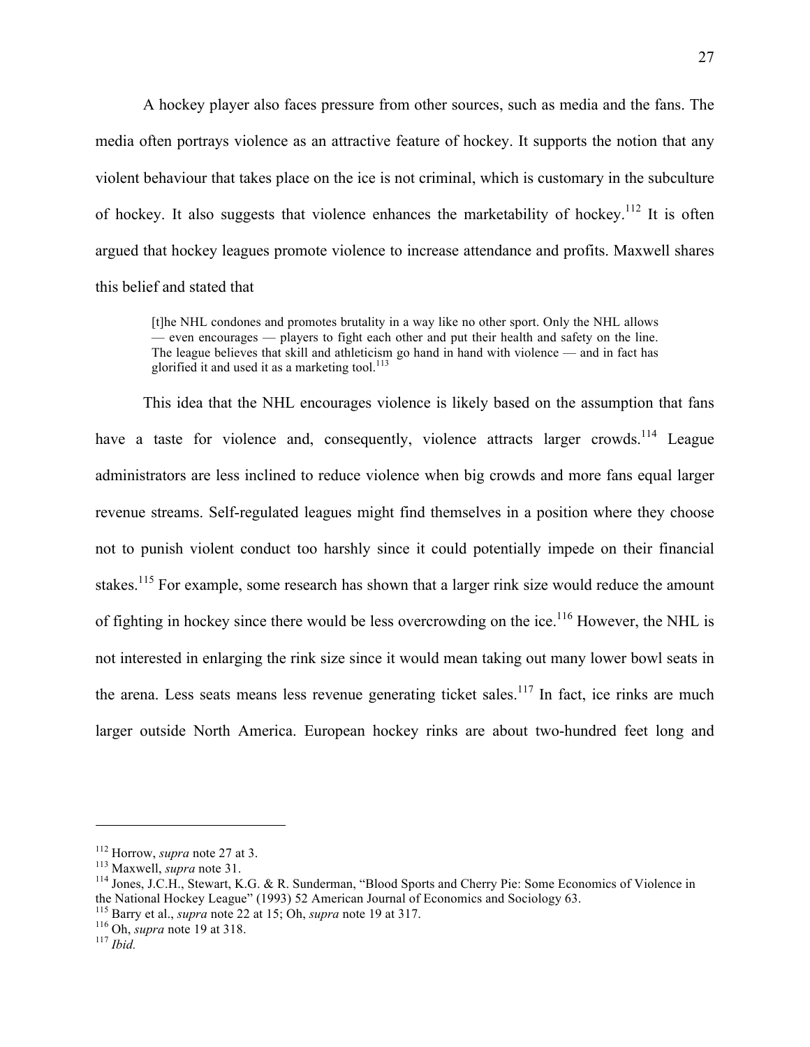A hockey player also faces pressure from other sources, such as media and the fans. The media often portrays violence as an attractive feature of hockey. It supports the notion that any violent behaviour that takes place on the ice is not criminal, which is customary in the subculture of hockey. It also suggests that violence enhances the marketability of hockey.[112] It is often argued that hockey leagues promote violence to increase attendance and profits. Maxwell shares this belief and stated that

> [t]he NHL condones and promotes brutality in a way like no other sport. Only the NHL allows — even encourages — players to fight each other and put their health and safety on the line. The league believes that skill and athleticism go hand in hand with violence — and in fact has glorified it and used it as a marketing tool.[113]

This idea that the NHL encourages violence is likely based on the assumption that fans have a taste for violence and, consequently, violence attracts larger crowds.[114] League administrators are less inclined to reduce violence when big crowds and more fans equal larger revenue streams. Self-regulated leagues might find themselves in a position where they choose not to punish violent conduct too harshly since it could potentially impede on their financial stakes.[115] For example, some research has shown that a larger rink size would reduce the amount of fighting in hockey since there would be less overcrowding on the ice.[116] However, the NHL is not interested in enlarging the rink size since it would mean taking out many lower bowl seats in the arena. Less seats means less revenue generating ticket sales.[117] In fact, ice rinks are much larger outside North America. European hockey rinks are about two-hundred feet long and

---

[112] Horrow, *supra* note 27 at 3.
[113] Maxwell, *supra* note 31.
[114] Jones, J.C.H., Stewart, K.G. & R. Sunderman, "Blood Sports and Cherry Pie: Some Economics of Violence in the National Hockey League" (1993) 52 American Journal of Economics and Sociology 63.
[115] Barry et al., *supra* note 22 at 15; Oh, *supra* note 19 at 317.
[116] Oh, *supra* note 19 at 318.
[117] *Ibid.*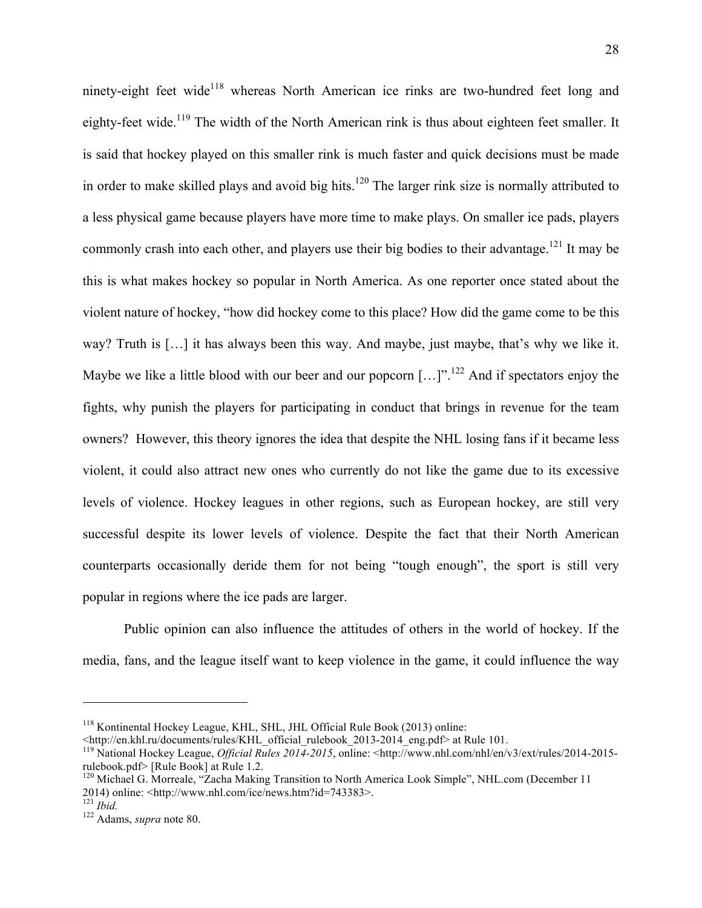ninety-eight feet wide[118] whereas North American ice rinks are two-hundred feet long and eighty-feet wide.[119] The width of the North American rink is thus about eighteen feet smaller. It is said that hockey played on this smaller rink is much faster and quick decisions must be made in order to make skilled plays and avoid big hits.[120] The larger rink size is normally attributed to a less physical game because players have more time to make plays. On smaller ice pads, players commonly crash into each other, and players use their big bodies to their advantage.[121] It may be this is what makes hockey so popular in North America. As one reporter once stated about the violent nature of hockey, "how did hockey come to this place? How did the game come to be this way? Truth is […] it has always been this way. And maybe, just maybe, that's why we like it. Maybe we like a little blood with our beer and our popcorn […]".[122] And if spectators enjoy the fights, why punish the players for participating in conduct that brings in revenue for the team owners? However, this theory ignores the idea that despite the NHL losing fans if it became less violent, it could also attract new ones who currently do not like the game due to its excessive levels of violence. Hockey leagues in other regions, such as European hockey, are still very successful despite its lower levels of violence. Despite the fact that their North American counterparts occasionally deride them for not being "tough enough", the sport is still very popular in regions where the ice pads are larger.

Public opinion can also influence the attitudes of others in the world of hockey. If the media, fans, and the league itself want to keep violence in the game, it could influence the way

---

[118] Kontinental Hockey League, KHL, SHL, JHL Official Rule Book (2013) online: <http://en.khl.ru/documents/rules/KHL_official_rulebook_2013-2014_eng.pdf> at Rule 101.

[119] National Hockey League, *Official Rules 2014-2015*, online: <http://www.nhl.com/nhl/en/v3/ext/rules/2014-2015-rulebook.pdf> [Rule Book] at Rule 1.2.

[120] Michael G. Morreale, "Zacha Making Transition to North America Look Simple", NHL.com (December 11 2014) online: <http://www.nhl.com/ice/news.htm?id=743383>.

[121] *Ibid.*

[122] Adams, *supra* note 80.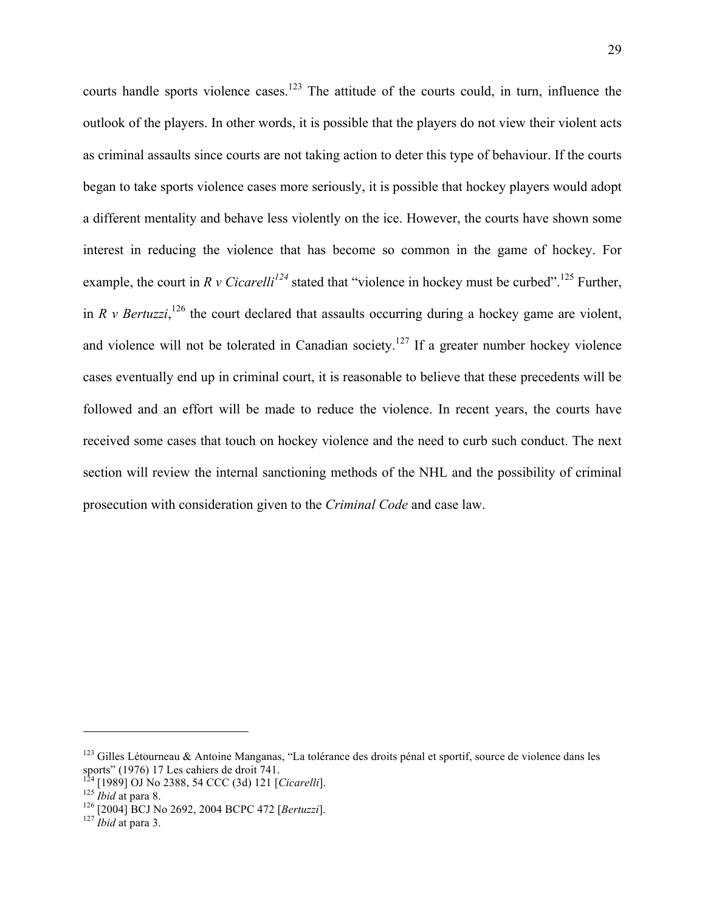courts handle sports violence cases.[123] The attitude of the courts could, in turn, influence the outlook of the players. In other words, it is possible that the players do not view their violent acts as criminal assaults since courts are not taking action to deter this type of behaviour. If the courts began to take sports violence cases more seriously, it is possible that hockey players would adopt a different mentality and behave less violently on the ice. However, the courts have shown some interest in reducing the violence that has become so common in the game of hockey. For example, the court in *R v Cicarelli*[124] stated that "violence in hockey must be curbed".[125] Further, in *R v Bertuzzi*,[126] the court declared that assaults occurring during a hockey game are violent, and violence will not be tolerated in Canadian society.[127] If a greater number hockey violence cases eventually end up in criminal court, it is reasonable to believe that these precedents will be followed and an effort will be made to reduce the violence. In recent years, the courts have received some cases that touch on hockey violence and the need to curb such conduct. The next section will review the internal sanctioning methods of the NHL and the possibility of criminal prosecution with consideration given to the *Criminal Code* and case law.

---

[123] Gilles Létourneau & Antoine Manganas, "La tolérance des droits pénal et sportif, source de violence dans les sports" (1976) 17 Les cahiers de droit 741.

[124] [1989] OJ No 2388, 54 CCC (3d) 121 [*Cicarelli*].

[125] *Ibid* at para 8.

[126] [2004] BCJ No 2692, 2004 BCPC 472 [*Bertuzzi*].

[127] *Ibid* at para 3.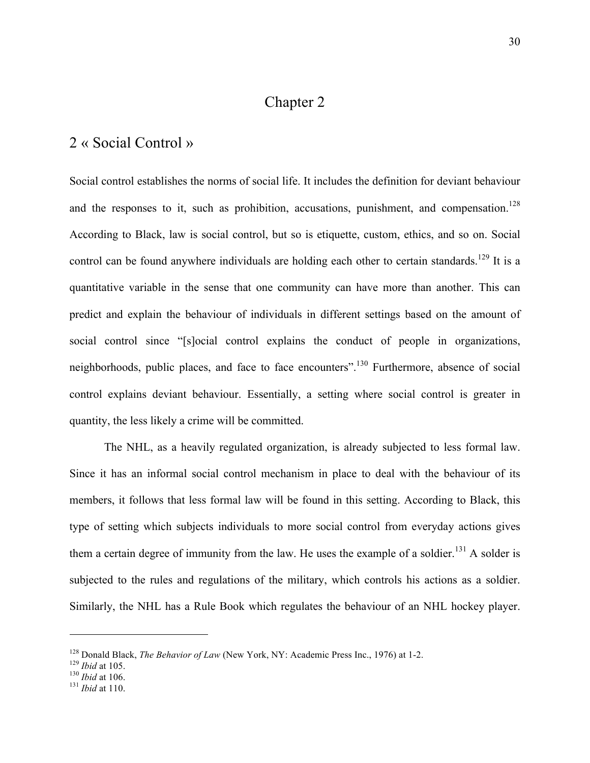# Chapter 2

## 2 « Social Control »

Social control establishes the norms of social life. It includes the definition for deviant behaviour and the responses to it, such as prohibition, accusations, punishment, and compensation.[128] According to Black, law is social control, but so is etiquette, custom, ethics, and so on. Social control can be found anywhere individuals are holding each other to certain standards.[129] It is a quantitative variable in the sense that one community can have more than another. This can predict and explain the behaviour of individuals in different settings based on the amount of social control since "[s]ocial control explains the conduct of people in organizations, neighborhoods, public places, and face to face encounters".[130] Furthermore, absence of social control explains deviant behaviour. Essentially, a setting where social control is greater in quantity, the less likely a crime will be committed.

The NHL, as a heavily regulated organization, is already subjected to less formal law. Since it has an informal social control mechanism in place to deal with the behaviour of its members, it follows that less formal law will be found in this setting. According to Black, this type of setting which subjects individuals to more social control from everyday actions gives them a certain degree of immunity from the law. He uses the example of a soldier.[131] A solder is subjected to the rules and regulations of the military, which controls his actions as a soldier. Similarly, the NHL has a Rule Book which regulates the behaviour of an NHL hockey player.

---

[128] Donald Black, *The Behavior of Law* (New York, NY: Academic Press Inc., 1976) at 1-2.
[129] *Ibid* at 105.
[130] *Ibid* at 106.
[131] *Ibid* at 110.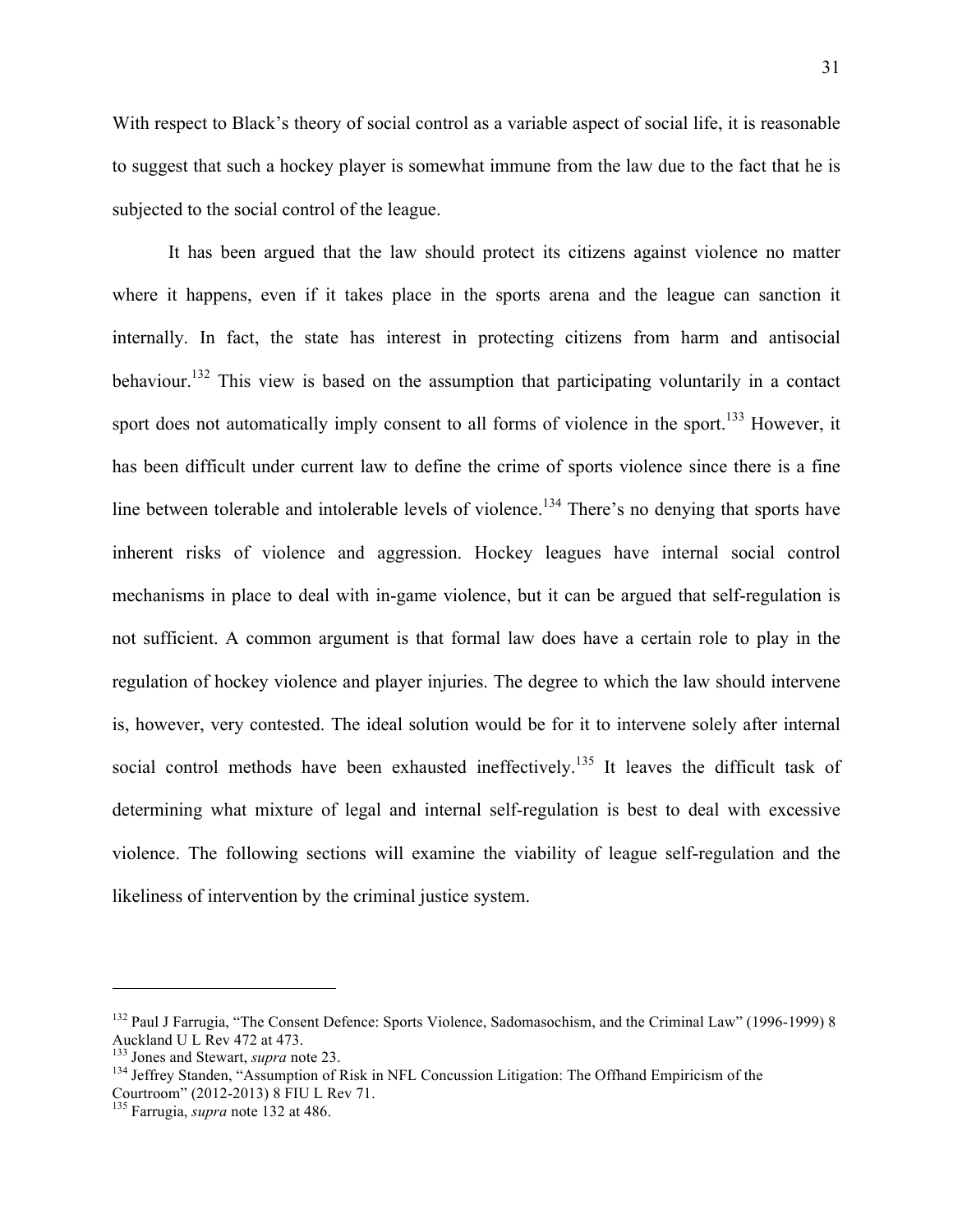With respect to Black's theory of social control as a variable aspect of social life, it is reasonable to suggest that such a hockey player is somewhat immune from the law due to the fact that he is subjected to the social control of the league.

It has been argued that the law should protect its citizens against violence no matter where it happens, even if it takes place in the sports arena and the league can sanction it internally. In fact, the state has interest in protecting citizens from harm and antisocial behaviour.[132] This view is based on the assumption that participating voluntarily in a contact sport does not automatically imply consent to all forms of violence in the sport.[133] However, it has been difficult under current law to define the crime of sports violence since there is a fine line between tolerable and intolerable levels of violence.[134] There's no denying that sports have inherent risks of violence and aggression. Hockey leagues have internal social control mechanisms in place to deal with in-game violence, but it can be argued that self-regulation is not sufficient. A common argument is that formal law does have a certain role to play in the regulation of hockey violence and player injuries. The degree to which the law should intervene is, however, very contested. The ideal solution would be for it to intervene solely after internal social control methods have been exhausted ineffectively.[135] It leaves the difficult task of determining what mixture of legal and internal self-regulation is best to deal with excessive violence. The following sections will examine the viability of league self-regulation and the likeliness of intervention by the criminal justice system.

---

[132] Paul J Farrugia, "The Consent Defence: Sports Violence, Sadomasochism, and the Criminal Law" (1996-1999) 8 Auckland U L Rev 472 at 473.

[133] Jones and Stewart, *supra* note 23.

[134] Jeffrey Standen, "Assumption of Risk in NFL Concussion Litigation: The Offhand Empiricism of the Courtroom" (2012-2013) 8 FIU L Rev 71.

[135] Farrugia, *supra* note 132 at 486.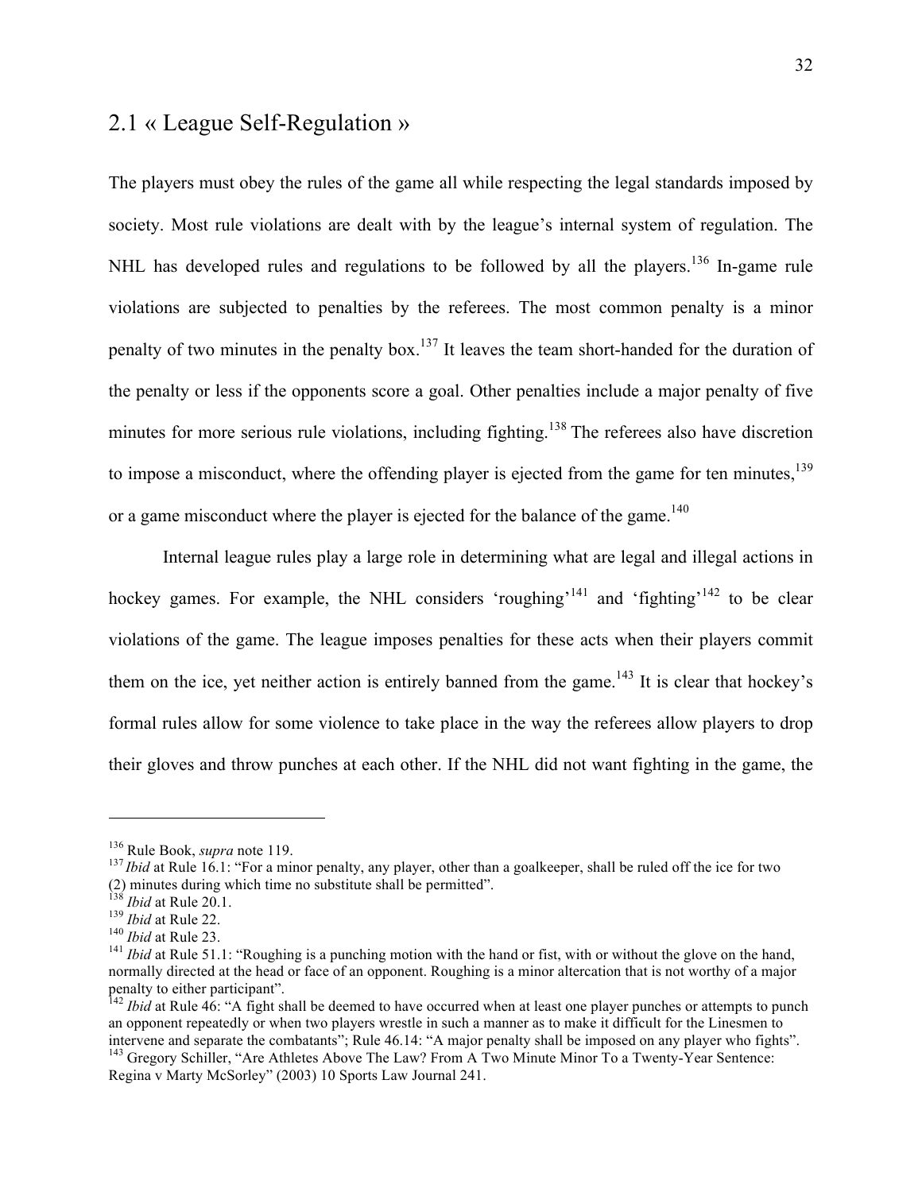## 2.1 « League Self-Regulation »

The players must obey the rules of the game all while respecting the legal standards imposed by society. Most rule violations are dealt with by the league's internal system of regulation. The NHL has developed rules and regulations to be followed by all the players.[136] In-game rule violations are subjected to penalties by the referees. The most common penalty is a minor penalty of two minutes in the penalty box.[137] It leaves the team short-handed for the duration of the penalty or less if the opponents score a goal. Other penalties include a major penalty of five minutes for more serious rule violations, including fighting.[138] The referees also have discretion to impose a misconduct, where the offending player is ejected from the game for ten minutes,[139] or a game misconduct where the player is ejected for the balance of the game.[140]

Internal league rules play a large role in determining what are legal and illegal actions in hockey games. For example, the NHL considers 'roughing'[141] and 'fighting'[142] to be clear violations of the game. The league imposes penalties for these acts when their players commit them on the ice, yet neither action is entirely banned from the game.[143] It is clear that hockey's formal rules allow for some violence to take place in the way the referees allow players to drop their gloves and throw punches at each other. If the NHL did not want fighting in the game, the

---

[136] Rule Book, *supra* note 119.

[137] *Ibid* at Rule 16.1: "For a minor penalty, any player, other than a goalkeeper, shall be ruled off the ice for two (2) minutes during which time no substitute shall be permitted".

[138] *Ibid* at Rule 20.1.

[139] *Ibid* at Rule 22.

[140] *Ibid* at Rule 23.

[141] *Ibid* at Rule 51.1: "Roughing is a punching motion with the hand or fist, with or without the glove on the hand, normally directed at the head or face of an opponent. Roughing is a minor altercation that is not worthy of a major penalty to either participant".

[142] *Ibid* at Rule 46: "A fight shall be deemed to have occurred when at least one player punches or attempts to punch an opponent repeatedly or when two players wrestle in such a manner as to make it difficult for the Linesmen to intervene and separate the combatants"; Rule 46.14: "A major penalty shall be imposed on any player who fights".

[143] Gregory Schiller, "Are Athletes Above The Law? From A Two Minute Minor To a Twenty-Year Sentence: Regina v Marty McSorley" (2003) 10 Sports Law Journal 241.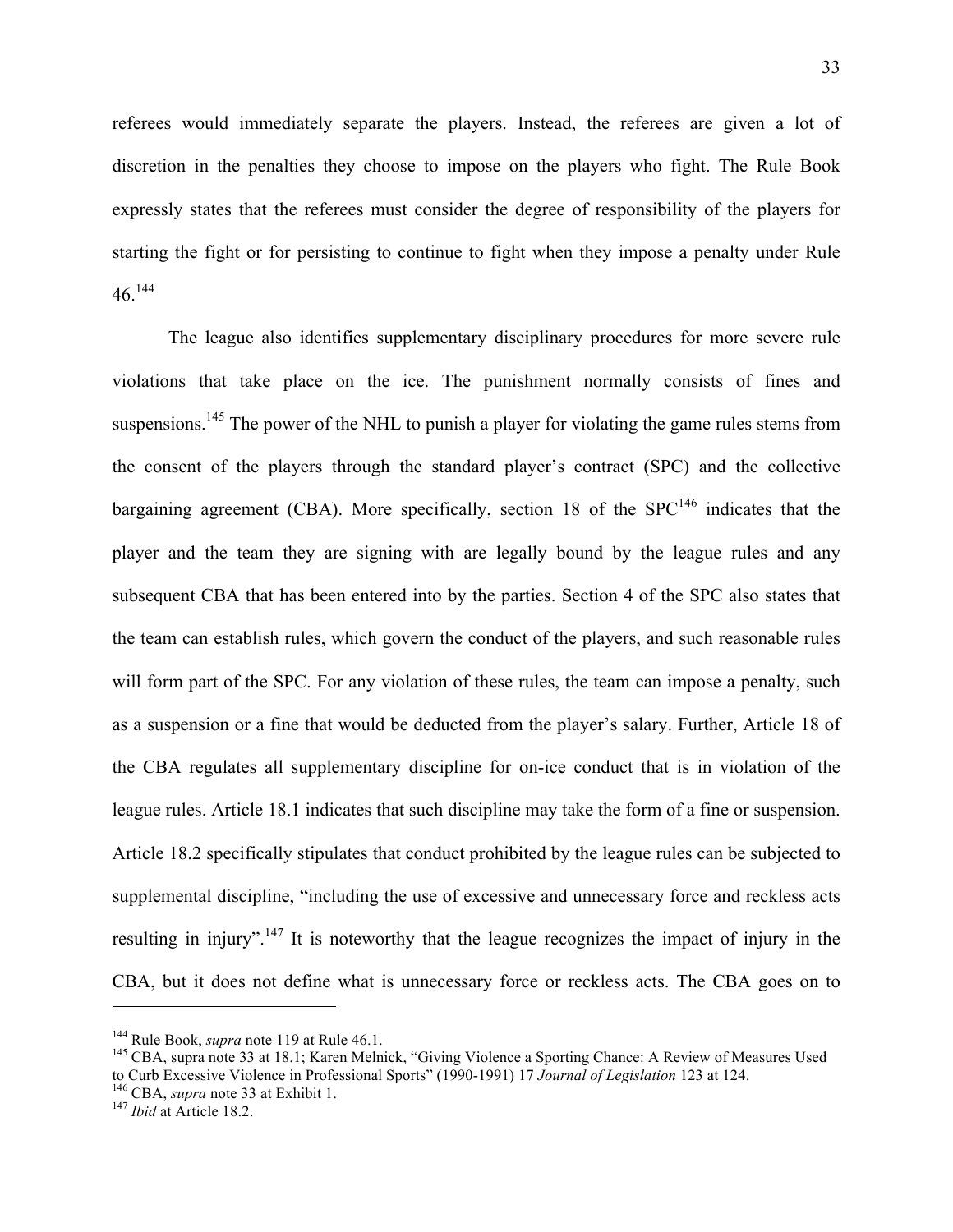referees would immediately separate the players. Instead, the referees are given a lot of discretion in the penalties they choose to impose on the players who fight. The Rule Book expressly states that the referees must consider the degree of responsibility of the players for starting the fight or for persisting to continue to fight when they impose a penalty under Rule 46.[144]

The league also identifies supplementary disciplinary procedures for more severe rule violations that take place on the ice. The punishment normally consists of fines and suspensions.[145] The power of the NHL to punish a player for violating the game rules stems from the consent of the players through the standard player's contract (SPC) and the collective bargaining agreement (CBA). More specifically, section 18 of the SPC[146] indicates that the player and the team they are signing with are legally bound by the league rules and any subsequent CBA that has been entered into by the parties. Section 4 of the SPC also states that the team can establish rules, which govern the conduct of the players, and such reasonable rules will form part of the SPC. For any violation of these rules, the team can impose a penalty, such as a suspension or a fine that would be deducted from the player's salary. Further, Article 18 of the CBA regulates all supplementary discipline for on-ice conduct that is in violation of the league rules. Article 18.1 indicates that such discipline may take the form of a fine or suspension. Article 18.2 specifically stipulates that conduct prohibited by the league rules can be subjected to supplemental discipline, "including the use of excessive and unnecessary force and reckless acts resulting in injury".[147] It is noteworthy that the league recognizes the impact of injury in the CBA, but it does not define what is unnecessary force or reckless acts. The CBA goes on to

---

[144] Rule Book, *supra* note 119 at Rule 46.1.

[145] CBA, supra note 33 at 18.1; Karen Melnick, "Giving Violence a Sporting Chance: A Review of Measures Used to Curb Excessive Violence in Professional Sports" (1990-1991) 17 *Journal of Legislation* 123 at 124.

[146] CBA, *supra* note 33 at Exhibit 1.

[147] *Ibid* at Article 18.2.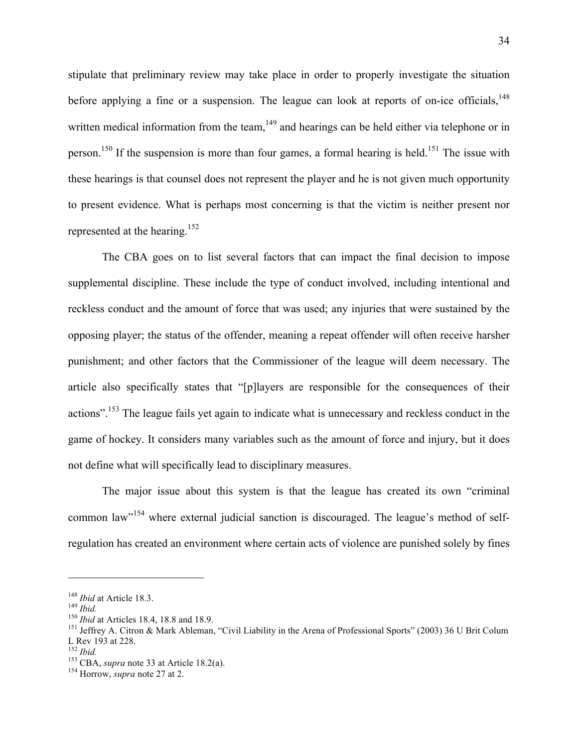stipulate that preliminary review may take place in order to properly investigate the situation before applying a fine or a suspension. The league can look at reports of on-ice officials,[148] written medical information from the team,[149] and hearings can be held either via telephone or in person.[150] If the suspension is more than four games, a formal hearing is held.[151] The issue with these hearings is that counsel does not represent the player and he is not given much opportunity to present evidence. What is perhaps most concerning is that the victim is neither present nor represented at the hearing.[152]

The CBA goes on to list several factors that can impact the final decision to impose supplemental discipline. These include the type of conduct involved, including intentional and reckless conduct and the amount of force that was used; any injuries that were sustained by the opposing player; the status of the offender, meaning a repeat offender will often receive harsher punishment; and other factors that the Commissioner of the league will deem necessary. The article also specifically states that "[p]layers are responsible for the consequences of their actions".[153] The league fails yet again to indicate what is unnecessary and reckless conduct in the game of hockey. It considers many variables such as the amount of force and injury, but it does not define what will specifically lead to disciplinary measures.

The major issue about this system is that the league has created its own "criminal common law"[154] where external judicial sanction is discouraged. The league's method of self-regulation has created an environment where certain acts of violence are punished solely by fines

---

[148] *Ibid* at Article 18.3.
[149] *Ibid.*
[150] *Ibid* at Articles 18.4, 18.8 and 18.9.
[151] Jeffrey A. Citron & Mark Ableman, "Civil Liability in the Arena of Professional Sports" (2003) 36 U Brit Colum L Rev 193 at 228.
[152] *Ibid.*
[153] CBA, *supra* note 33 at Article 18.2(a).
[154] Horrow, *supra* note 27 at 2.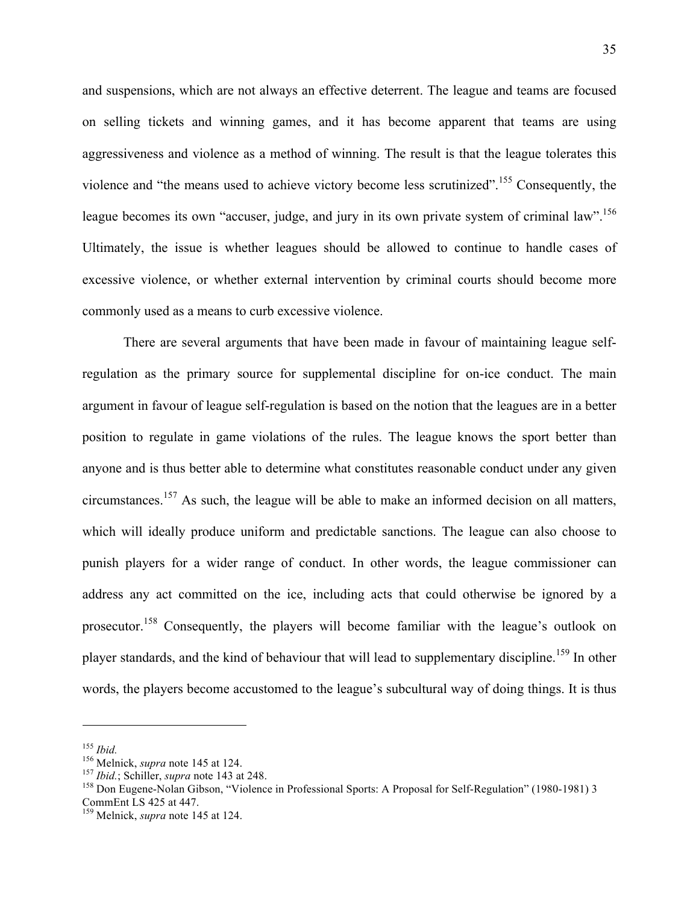and suspensions, which are not always an effective deterrent. The league and teams are focused on selling tickets and winning games, and it has become apparent that teams are using aggressiveness and violence as a method of winning. The result is that the league tolerates this violence and "the means used to achieve victory become less scrutinized".[155] Consequently, the league becomes its own "accuser, judge, and jury in its own private system of criminal law".[156] Ultimately, the issue is whether leagues should be allowed to continue to handle cases of excessive violence, or whether external intervention by criminal courts should become more commonly used as a means to curb excessive violence.

There are several arguments that have been made in favour of maintaining league self-regulation as the primary source for supplemental discipline for on-ice conduct. The main argument in favour of league self-regulation is based on the notion that the leagues are in a better position to regulate in game violations of the rules. The league knows the sport better than anyone and is thus better able to determine what constitutes reasonable conduct under any given circumstances.[157] As such, the league will be able to make an informed decision on all matters, which will ideally produce uniform and predictable sanctions. The league can also choose to punish players for a wider range of conduct. In other words, the league commissioner can address any act committed on the ice, including acts that could otherwise be ignored by a prosecutor.[158] Consequently, the players will become familiar with the league's outlook on player standards, and the kind of behaviour that will lead to supplementary discipline.[159] In other words, the players become accustomed to the league's subcultural way of doing things. It is thus

---

[155] *Ibid.*

[156] Melnick, *supra* note 145 at 124.

[157] *Ibid.*; Schiller, *supra* note 143 at 248.

[158] Don Eugene-Nolan Gibson, "Violence in Professional Sports: A Proposal for Self-Regulation" (1980-1981) 3 CommEnt LS 425 at 447.

[159] Melnick, *supra* note 145 at 124.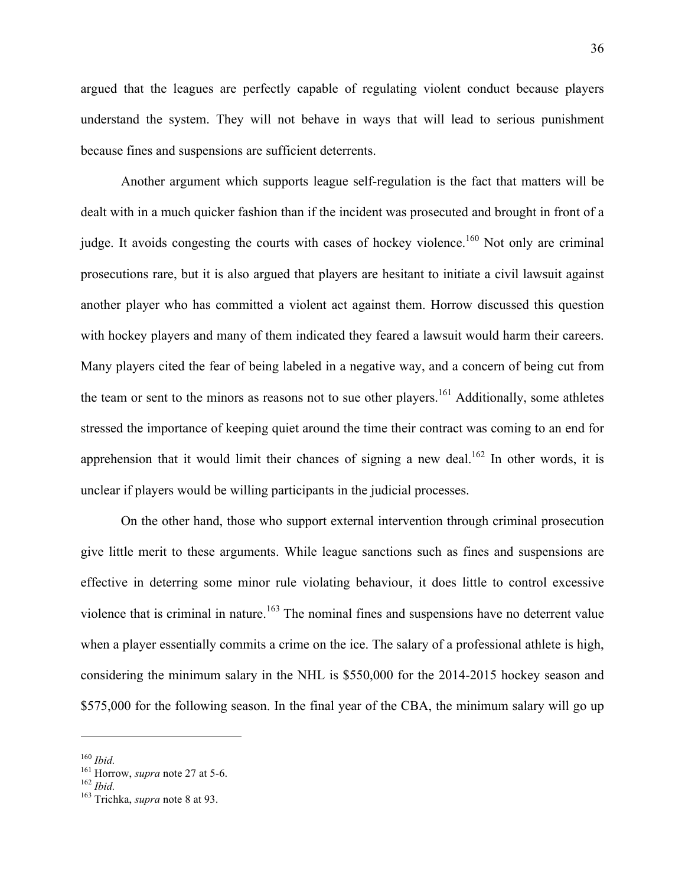argued that the leagues are perfectly capable of regulating violent conduct because players understand the system. They will not behave in ways that will lead to serious punishment because fines and suspensions are sufficient deterrents.

Another argument which supports league self-regulation is the fact that matters will be dealt with in a much quicker fashion than if the incident was prosecuted and brought in front of a judge. It avoids congesting the courts with cases of hockey violence.[160] Not only are criminal prosecutions rare, but it is also argued that players are hesitant to initiate a civil lawsuit against another player who has committed a violent act against them. Horrow discussed this question with hockey players and many of them indicated they feared a lawsuit would harm their careers. Many players cited the fear of being labeled in a negative way, and a concern of being cut from the team or sent to the minors as reasons not to sue other players.[161] Additionally, some athletes stressed the importance of keeping quiet around the time their contract was coming to an end for apprehension that it would limit their chances of signing a new deal.[162] In other words, it is unclear if players would be willing participants in the judicial processes.

On the other hand, those who support external intervention through criminal prosecution give little merit to these arguments. While league sanctions such as fines and suspensions are effective in deterring some minor rule violating behaviour, it does little to control excessive violence that is criminal in nature.[163] The nominal fines and suspensions have no deterrent value when a player essentially commits a crime on the ice. The salary of a professional athlete is high, considering the minimum salary in the NHL is $550,000 for the 2014-2015 hockey season and $575,000 for the following season. In the final year of the CBA, the minimum salary will go up

---

[160] *Ibid.*

[161] Horrow, *supra* note 27 at 5-6.

[162] *Ibid.*

[163] Trichka, *supra* note 8 at 93.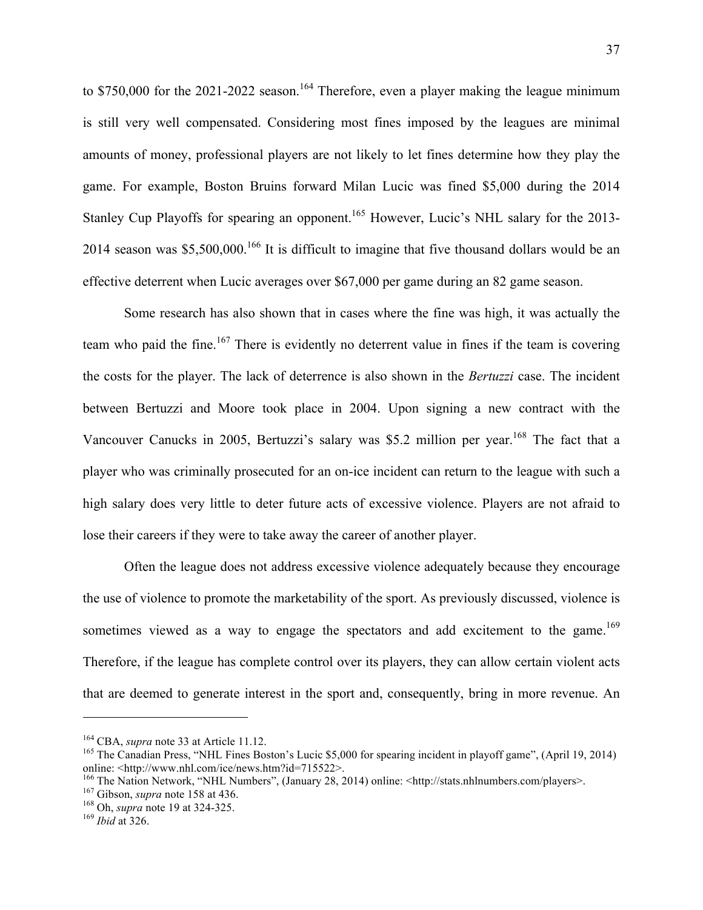to $750,000 for the 2021-2022 season.[164] Therefore, even a player making the league minimum is still very well compensated. Considering most fines imposed by the leagues are minimal amounts of money, professional players are not likely to let fines determine how they play the game. For example, Boston Bruins forward Milan Lucic was fined $5,000 during the 2014 Stanley Cup Playoffs for spearing an opponent.[165] However, Lucic's NHL salary for the 2013-2014 season was $5,500,000.[166] It is difficult to imagine that five thousand dollars would be an effective deterrent when Lucic averages over $67,000 per game during an 82 game season.

Some research has also shown that in cases where the fine was high, it was actually the team who paid the fine.[167] There is evidently no deterrent value in fines if the team is covering the costs for the player. The lack of deterrence is also shown in the *Bertuzzi* case. The incident between Bertuzzi and Moore took place in 2004. Upon signing a new contract with the Vancouver Canucks in 2005, Bertuzzi's salary was $5.2 million per year.[168] The fact that a player who was criminally prosecuted for an on-ice incident can return to the league with such a high salary does very little to deter future acts of excessive violence. Players are not afraid to lose their careers if they were to take away the career of another player.

Often the league does not address excessive violence adequately because they encourage the use of violence to promote the marketability of the sport. As previously discussed, violence is sometimes viewed as a way to engage the spectators and add excitement to the game.[169] Therefore, if the league has complete control over its players, they can allow certain violent acts that are deemed to generate interest in the sport and, consequently, bring in more revenue. An

---

[164] CBA, *supra* note 33 at Article 11.12.

[165] The Canadian Press, "NHL Fines Boston's Lucic $5,000 for spearing incident in playoff game", (April 19, 2014) online: <http://www.nhl.com/ice/news.htm?id=715522>.

[166] The Nation Network, "NHL Numbers", (January 28, 2014) online: <http://stats.nhlnumbers.com/players>.

[167] Gibson, *supra* note 158 at 436.

[168] Oh, *supra* note 19 at 324-325.

[169] *Ibid* at 326.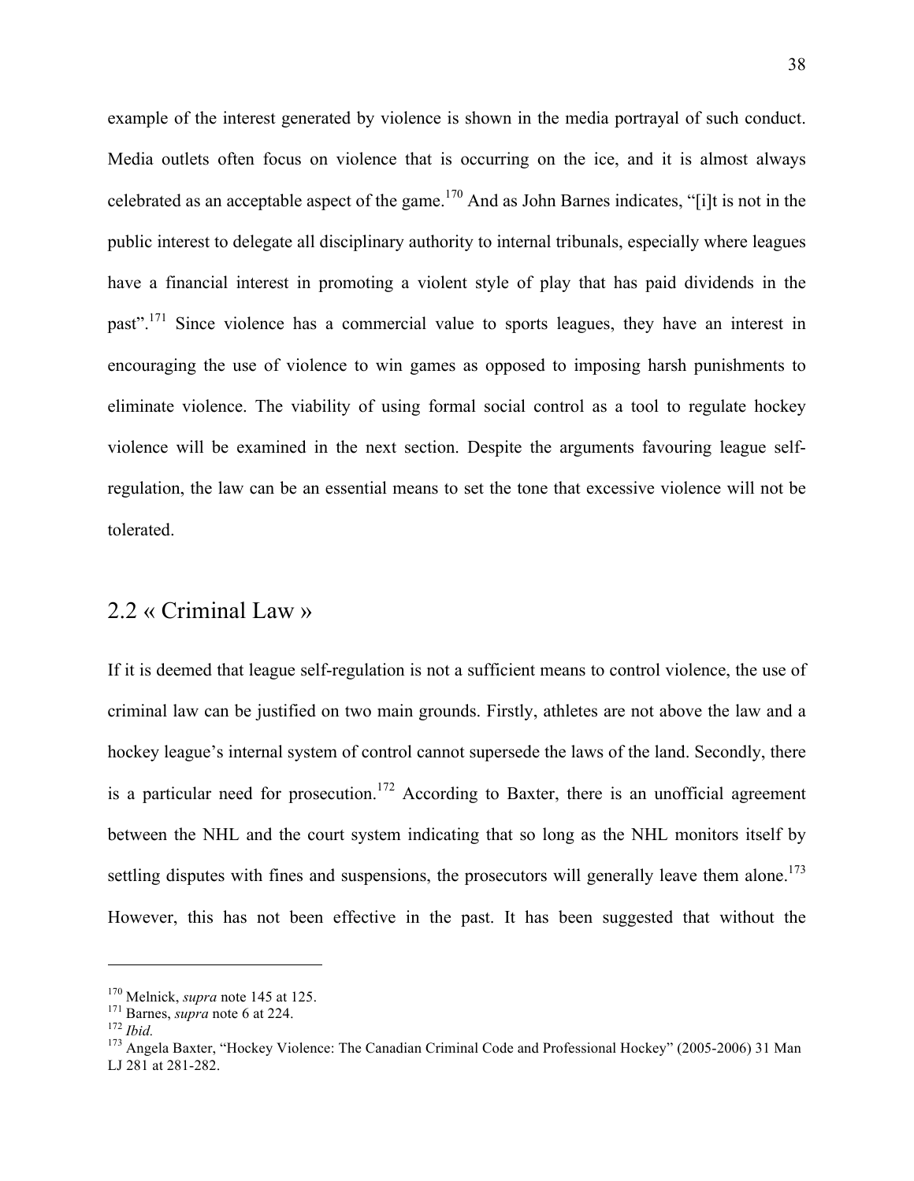example of the interest generated by violence is shown in the media portrayal of such conduct. Media outlets often focus on violence that is occurring on the ice, and it is almost always celebrated as an acceptable aspect of the game.[170] And as John Barnes indicates, "[i]t is not in the public interest to delegate all disciplinary authority to internal tribunals, especially where leagues have a financial interest in promoting a violent style of play that has paid dividends in the past".[171] Since violence has a commercial value to sports leagues, they have an interest in encouraging the use of violence to win games as opposed to imposing harsh punishments to eliminate violence. The viability of using formal social control as a tool to regulate hockey violence will be examined in the next section. Despite the arguments favouring league self-regulation, the law can be an essential means to set the tone that excessive violence will not be tolerated.

## 2.2 « Criminal Law »

If it is deemed that league self-regulation is not a sufficient means to control violence, the use of criminal law can be justified on two main grounds. Firstly, athletes are not above the law and a hockey league's internal system of control cannot supersede the laws of the land. Secondly, there is a particular need for prosecution.[172] According to Baxter, there is an unofficial agreement between the NHL and the court system indicating that so long as the NHL monitors itself by settling disputes with fines and suspensions, the prosecutors will generally leave them alone.[173] However, this has not been effective in the past. It has been suggested that without the

---

[170] Melnick, *supra* note 145 at 125.

[171] Barnes, *supra* note 6 at 224.

[172] *Ibid.*

[173] Angela Baxter, "Hockey Violence: The Canadian Criminal Code and Professional Hockey" (2005-2006) 31 Man LJ 281 at 281-282.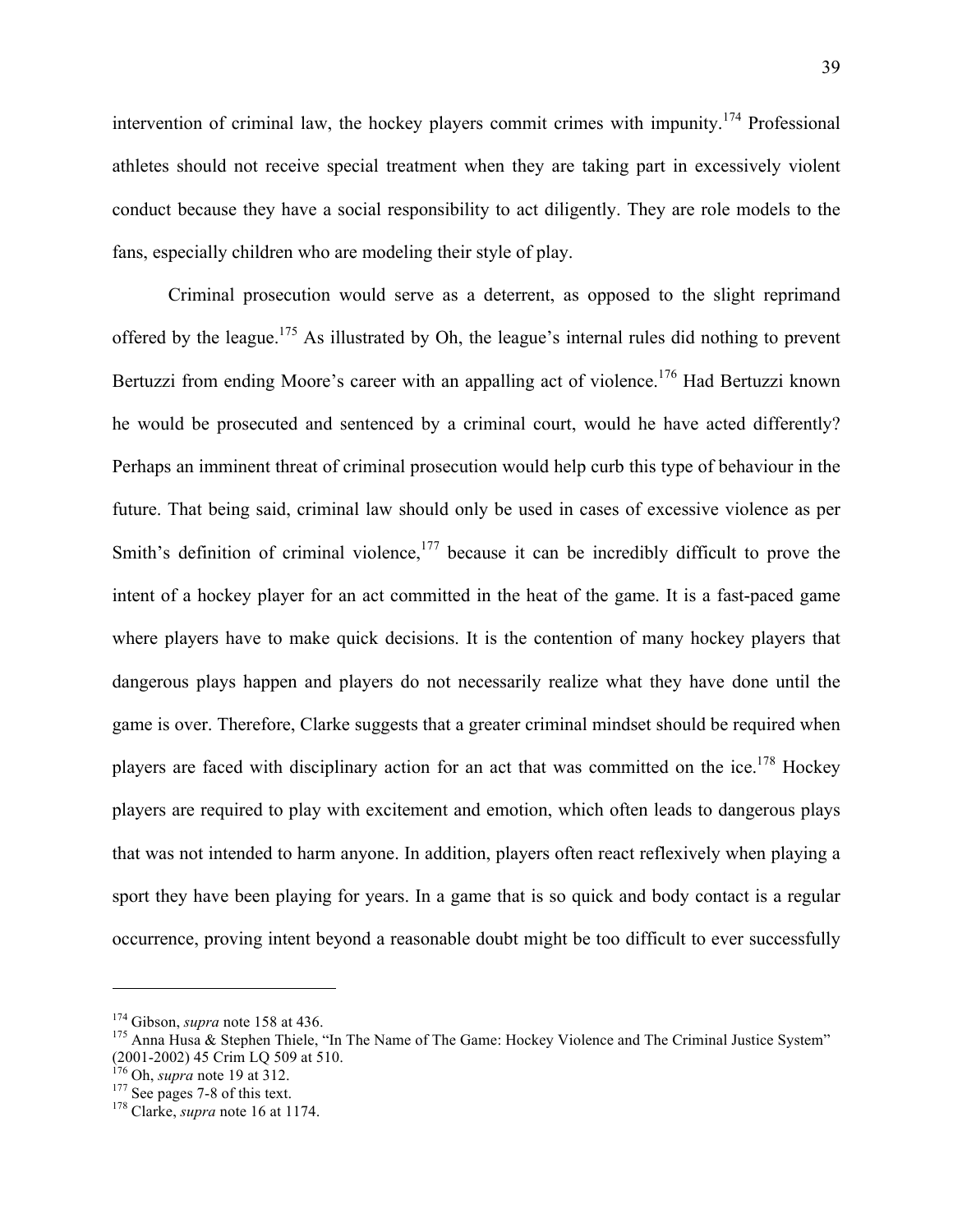intervention of criminal law, the hockey players commit crimes with impunity.[174] Professional athletes should not receive special treatment when they are taking part in excessively violent conduct because they have a social responsibility to act diligently. They are role models to the fans, especially children who are modeling their style of play.

Criminal prosecution would serve as a deterrent, as opposed to the slight reprimand offered by the league.[175] As illustrated by Oh, the league's internal rules did nothing to prevent Bertuzzi from ending Moore's career with an appalling act of violence.[176] Had Bertuzzi known he would be prosecuted and sentenced by a criminal court, would he have acted differently? Perhaps an imminent threat of criminal prosecution would help curb this type of behaviour in the future. That being said, criminal law should only be used in cases of excessive violence as per Smith's definition of criminal violence,[177] because it can be incredibly difficult to prove the intent of a hockey player for an act committed in the heat of the game. It is a fast-paced game where players have to make quick decisions. It is the contention of many hockey players that dangerous plays happen and players do not necessarily realize what they have done until the game is over. Therefore, Clarke suggests that a greater criminal mindset should be required when players are faced with disciplinary action for an act that was committed on the ice.[178] Hockey players are required to play with excitement and emotion, which often leads to dangerous plays that was not intended to harm anyone. In addition, players often react reflexively when playing a sport they have been playing for years. In a game that is so quick and body contact is a regular occurrence, proving intent beyond a reasonable doubt might be too difficult to ever successfully

---

[174] Gibson, *supra* note 158 at 436.

[175] Anna Husa & Stephen Thiele, "In The Name of The Game: Hockey Violence and The Criminal Justice System" (2001-2002) 45 Crim LQ 509 at 510.

[176] Oh, *supra* note 19 at 312.

[177] See pages 7-8 of this text.

[178] Clarke, *supra* note 16 at 1174.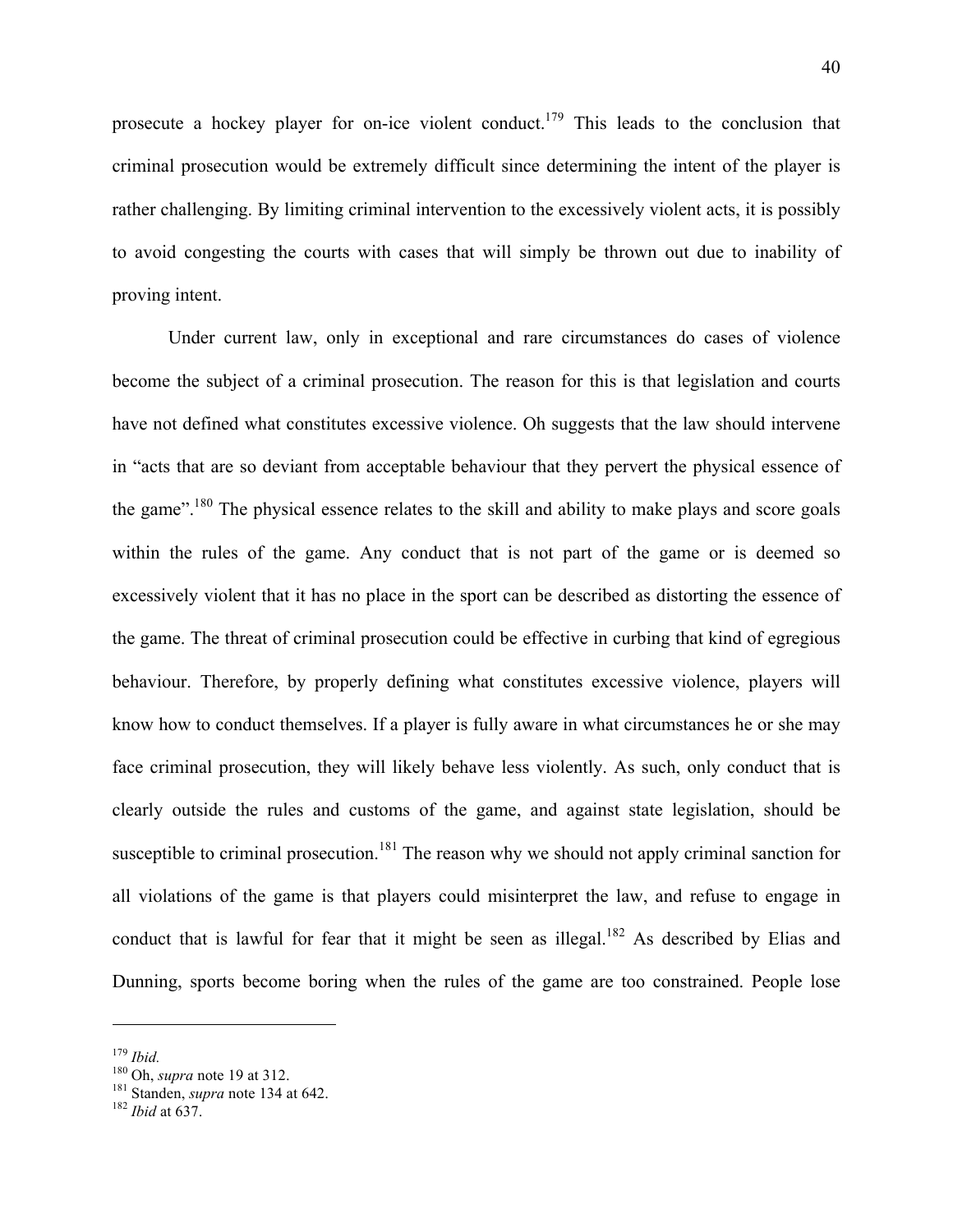prosecute a hockey player for on-ice violent conduct.[179] This leads to the conclusion that criminal prosecution would be extremely difficult since determining the intent of the player is rather challenging. By limiting criminal intervention to the excessively violent acts, it is possibly to avoid congesting the courts with cases that will simply be thrown out due to inability of proving intent.

Under current law, only in exceptional and rare circumstances do cases of violence become the subject of a criminal prosecution. The reason for this is that legislation and courts have not defined what constitutes excessive violence. Oh suggests that the law should intervene in "acts that are so deviant from acceptable behaviour that they pervert the physical essence of the game".[180] The physical essence relates to the skill and ability to make plays and score goals within the rules of the game. Any conduct that is not part of the game or is deemed so excessively violent that it has no place in the sport can be described as distorting the essence of the game. The threat of criminal prosecution could be effective in curbing that kind of egregious behaviour. Therefore, by properly defining what constitutes excessive violence, players will know how to conduct themselves. If a player is fully aware in what circumstances he or she may face criminal prosecution, they will likely behave less violently. As such, only conduct that is clearly outside the rules and customs of the game, and against state legislation, should be susceptible to criminal prosecution.[181] The reason why we should not apply criminal sanction for all violations of the game is that players could misinterpret the law, and refuse to engage in conduct that is lawful for fear that it might be seen as illegal.[182] As described by Elias and Dunning, sports become boring when the rules of the game are too constrained. People lose

---

[179] *Ibid.*
[180] Oh, *supra* note 19 at 312.
[181] Standen, *supra* note 134 at 642.
[182] *Ibid* at 637.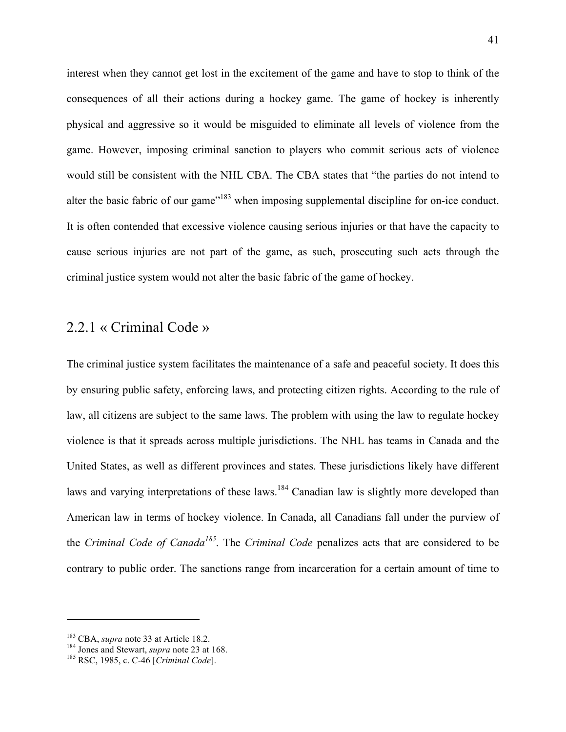interest when they cannot get lost in the excitement of the game and have to stop to think of the consequences of all their actions during a hockey game. The game of hockey is inherently physical and aggressive so it would be misguided to eliminate all levels of violence from the game. However, imposing criminal sanction to players who commit serious acts of violence would still be consistent with the NHL CBA. The CBA states that "the parties do not intend to alter the basic fabric of our game"[183] when imposing supplemental discipline for on-ice conduct. It is often contended that excessive violence causing serious injuries or that have the capacity to cause serious injuries are not part of the game, as such, prosecuting such acts through the criminal justice system would not alter the basic fabric of the game of hockey.

### 2.2.1 « Criminal Code »

The criminal justice system facilitates the maintenance of a safe and peaceful society. It does this by ensuring public safety, enforcing laws, and protecting citizen rights. According to the rule of law, all citizens are subject to the same laws. The problem with using the law to regulate hockey violence is that it spreads across multiple jurisdictions. The NHL has teams in Canada and the United States, as well as different provinces and states. These jurisdictions likely have different laws and varying interpretations of these laws.[184] Canadian law is slightly more developed than American law in terms of hockey violence. In Canada, all Canadians fall under the purview of the *Criminal Code of Canada*[185]. The *Criminal Code* penalizes acts that are considered to be contrary to public order. The sanctions range from incarceration for a certain amount of time to

---

[183] CBA, *supra* note 33 at Article 18.2.
[184] Jones and Stewart, *supra* note 23 at 168.
[185] RSC, 1985, c. C-46 [*Criminal Code*].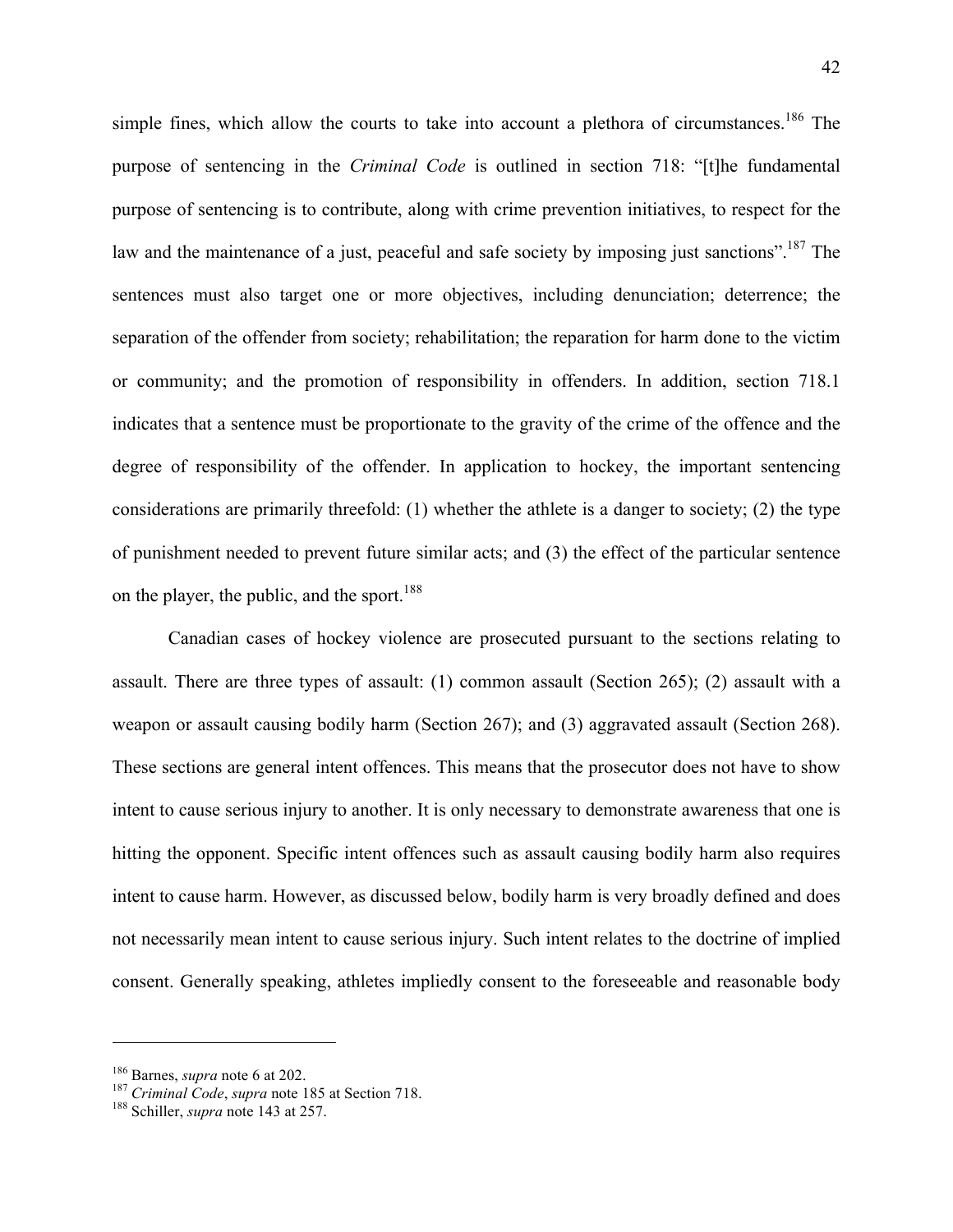simple fines, which allow the courts to take into account a plethora of circumstances.[186] The purpose of sentencing in the *Criminal Code* is outlined in section 718: "[t]he fundamental purpose of sentencing is to contribute, along with crime prevention initiatives, to respect for the law and the maintenance of a just, peaceful and safe society by imposing just sanctions".[187] The sentences must also target one or more objectives, including denunciation; deterrence; the separation of the offender from society; rehabilitation; the reparation for harm done to the victim or community; and the promotion of responsibility in offenders. In addition, section 718.1 indicates that a sentence must be proportionate to the gravity of the crime of the offence and the degree of responsibility of the offender. In application to hockey, the important sentencing considerations are primarily threefold: (1) whether the athlete is a danger to society; (2) the type of punishment needed to prevent future similar acts; and (3) the effect of the particular sentence on the player, the public, and the sport.[188]

Canadian cases of hockey violence are prosecuted pursuant to the sections relating to assault. There are three types of assault: (1) common assault (Section 265); (2) assault with a weapon or assault causing bodily harm (Section 267); and (3) aggravated assault (Section 268). These sections are general intent offences. This means that the prosecutor does not have to show intent to cause serious injury to another. It is only necessary to demonstrate awareness that one is hitting the opponent. Specific intent offences such as assault causing bodily harm also requires intent to cause harm. However, as discussed below, bodily harm is very broadly defined and does not necessarily mean intent to cause serious injury. Such intent relates to the doctrine of implied consent. Generally speaking, athletes impliedly consent to the foreseeable and reasonable body

---

[186] Barnes, *supra* note 6 at 202.
[187] *Criminal Code*, *supra* note 185 at Section 718.
[188] Schiller, *supra* note 143 at 257.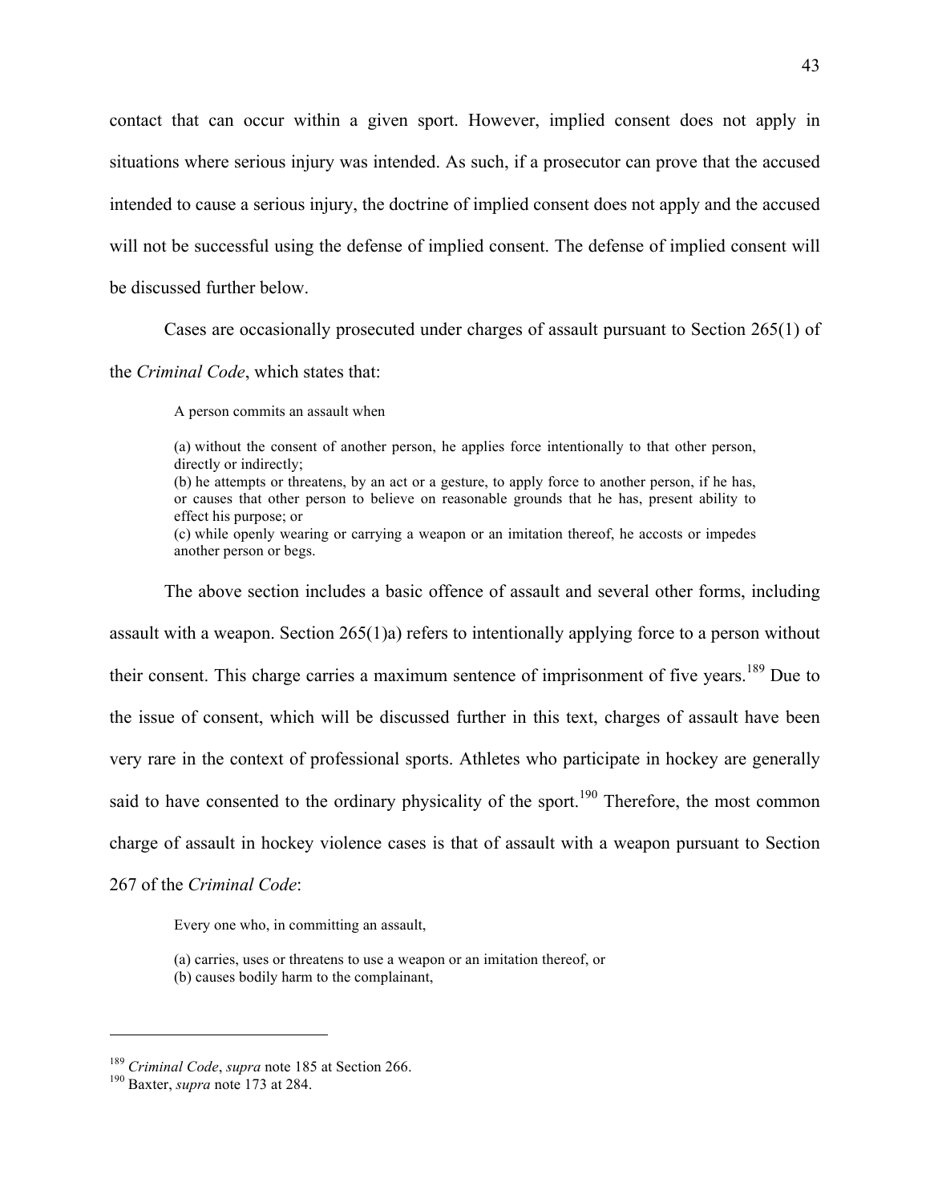contact that can occur within a given sport. However, implied consent does not apply in situations where serious injury was intended. As such, if a prosecutor can prove that the accused intended to cause a serious injury, the doctrine of implied consent does not apply and the accused will not be successful using the defense of implied consent. The defense of implied consent will be discussed further below.

Cases are occasionally prosecuted under charges of assault pursuant to Section 265(1) of the *Criminal Code*, which states that:

> A person commits an assault when
>
> (a) without the consent of another person, he applies force intentionally to that other person, directly or indirectly;
> (b) he attempts or threatens, by an act or a gesture, to apply force to another person, if he has, or causes that other person to believe on reasonable grounds that he has, present ability to effect his purpose; or
> (c) while openly wearing or carrying a weapon or an imitation thereof, he accosts or impedes another person or begs.

The above section includes a basic offence of assault and several other forms, including assault with a weapon. Section 265(1)a) refers to intentionally applying force to a person without their consent. This charge carries a maximum sentence of imprisonment of five years.[189] Due to the issue of consent, which will be discussed further in this text, charges of assault have been very rare in the context of professional sports. Athletes who participate in hockey are generally said to have consented to the ordinary physicality of the sport.[190] Therefore, the most common charge of assault in hockey violence cases is that of assault with a weapon pursuant to Section 267 of the *Criminal Code*:

> Every one who, in committing an assault,
>
> (a) carries, uses or threatens to use a weapon or an imitation thereof, or
> (b) causes bodily harm to the complainant,

---

[189] *Criminal Code*, *supra* note 185 at Section 266.
[190] Baxter, *supra* note 173 at 284.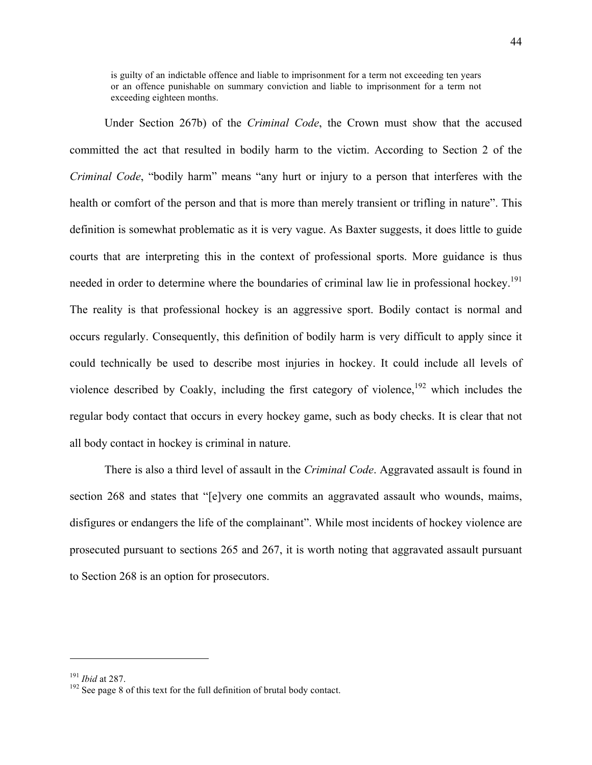> is guilty of an indictable offence and liable to imprisonment for a term not exceeding ten years or an offence punishable on summary conviction and liable to imprisonment for a term not exceeding eighteen months.

Under Section 267b) of the *Criminal Code*, the Crown must show that the accused committed the act that resulted in bodily harm to the victim. According to Section 2 of the *Criminal Code*, "bodily harm" means "any hurt or injury to a person that interferes with the health or comfort of the person and that is more than merely transient or trifling in nature". This definition is somewhat problematic as it is very vague. As Baxter suggests, it does little to guide courts that are interpreting this in the context of professional sports. More guidance is thus needed in order to determine where the boundaries of criminal law lie in professional hockey.[191] The reality is that professional hockey is an aggressive sport. Bodily contact is normal and occurs regularly. Consequently, this definition of bodily harm is very difficult to apply since it could technically be used to describe most injuries in hockey. It could include all levels of violence described by Coakly, including the first category of violence,[192] which includes the regular body contact that occurs in every hockey game, such as body checks. It is clear that not all body contact in hockey is criminal in nature.

There is also a third level of assault in the *Criminal Code*. Aggravated assault is found in section 268 and states that "[e]very one commits an aggravated assault who wounds, maims, disfigures or endangers the life of the complainant". While most incidents of hockey violence are prosecuted pursuant to sections 265 and 267, it is worth noting that aggravated assault pursuant to Section 268 is an option for prosecutors.

---

[191] *Ibid* at 287.

[192] See page 8 of this text for the full definition of brutal body contact.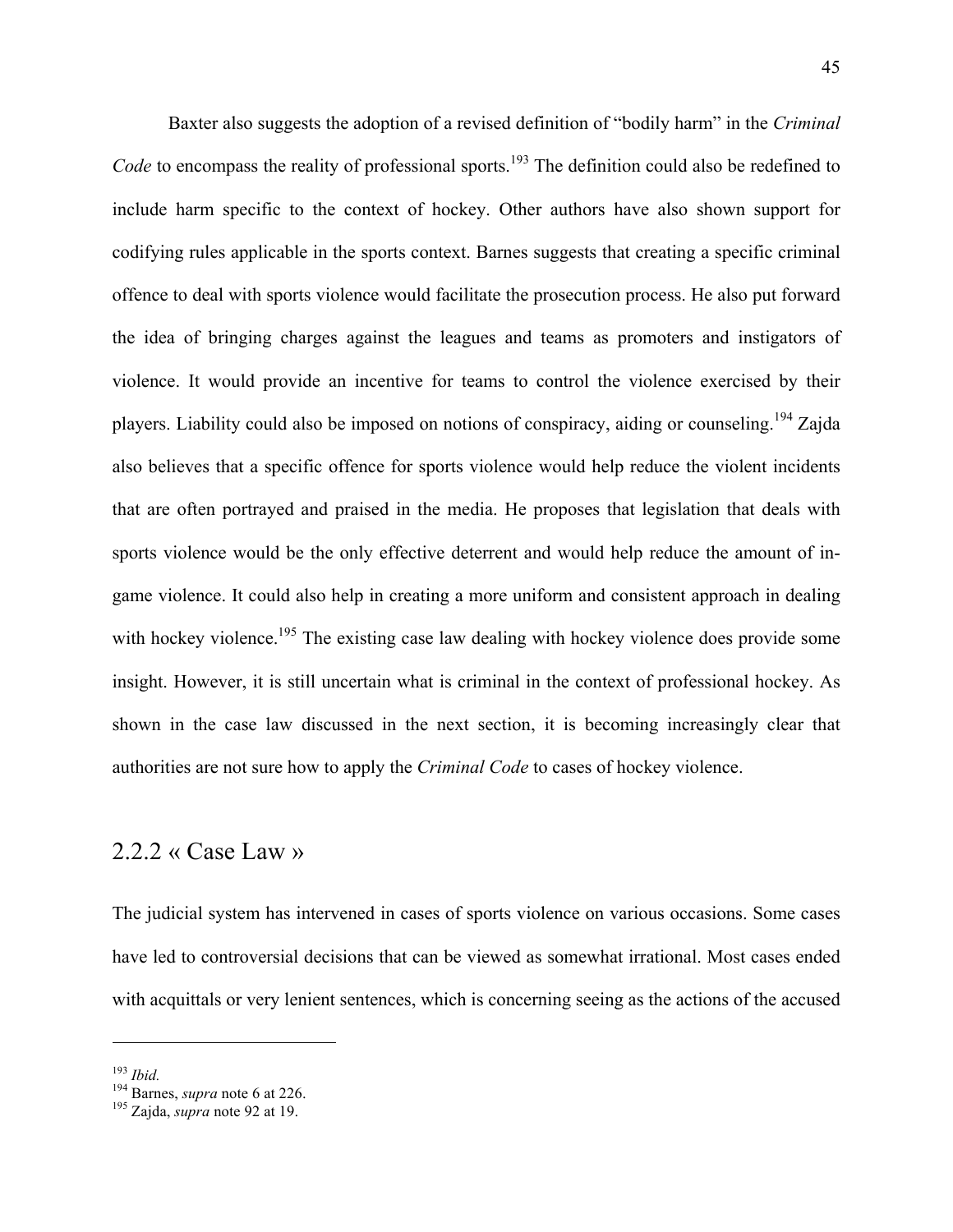Baxter also suggests the adoption of a revised definition of "bodily harm" in the *Criminal Code* to encompass the reality of professional sports.[193] The definition could also be redefined to include harm specific to the context of hockey. Other authors have also shown support for codifying rules applicable in the sports context. Barnes suggests that creating a specific criminal offence to deal with sports violence would facilitate the prosecution process. He also put forward the idea of bringing charges against the leagues and teams as promoters and instigators of violence. It would provide an incentive for teams to control the violence exercised by their players. Liability could also be imposed on notions of conspiracy, aiding or counseling.[194] Zajda also believes that a specific offence for sports violence would help reduce the violent incidents that are often portrayed and praised in the media. He proposes that legislation that deals with sports violence would be the only effective deterrent and would help reduce the amount of in-game violence. It could also help in creating a more uniform and consistent approach in dealing with hockey violence.[195] The existing case law dealing with hockey violence does provide some insight. However, it is still uncertain what is criminal in the context of professional hockey. As shown in the case law discussed in the next section, it is becoming increasingly clear that authorities are not sure how to apply the *Criminal Code* to cases of hockey violence.

## 2.2.2 « Case Law »

The judicial system has intervened in cases of sports violence on various occasions. Some cases have led to controversial decisions that can be viewed as somewhat irrational. Most cases ended with acquittals or very lenient sentences, which is concerning seeing as the actions of the accused

---

[193] *Ibid.*

[194] Barnes, *supra* note 6 at 226.

[195] Zajda, *supra* note 92 at 19.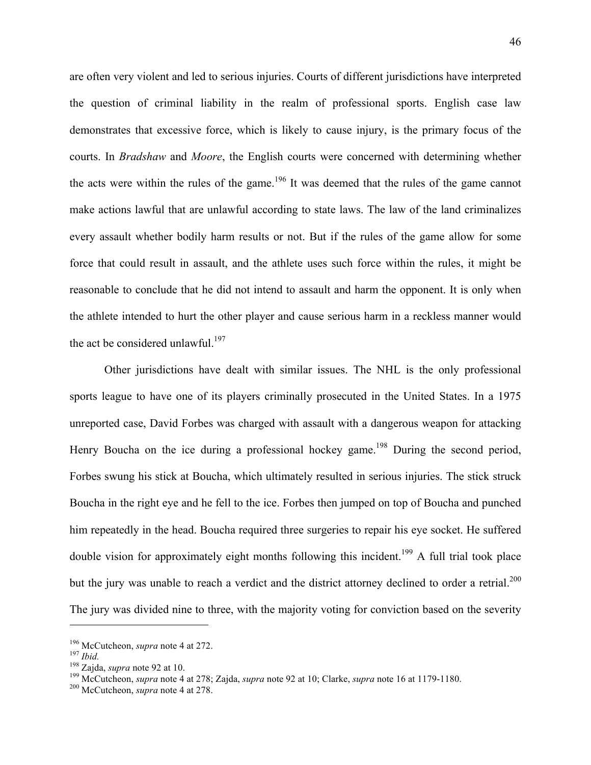are often very violent and led to serious injuries. Courts of different jurisdictions have interpreted the question of criminal liability in the realm of professional sports. English case law demonstrates that excessive force, which is likely to cause injury, is the primary focus of the courts. In *Bradshaw* and *Moore*, the English courts were concerned with determining whether the acts were within the rules of the game.[196] It was deemed that the rules of the game cannot make actions lawful that are unlawful according to state laws. The law of the land criminalizes every assault whether bodily harm results or not. But if the rules of the game allow for some force that could result in assault, and the athlete uses such force within the rules, it might be reasonable to conclude that he did not intend to assault and harm the opponent. It is only when the athlete intended to hurt the other player and cause serious harm in a reckless manner would the act be considered unlawful.[197]

Other jurisdictions have dealt with similar issues. The NHL is the only professional sports league to have one of its players criminally prosecuted in the United States. In a 1975 unreported case, David Forbes was charged with assault with a dangerous weapon for attacking Henry Boucha on the ice during a professional hockey game.[198] During the second period, Forbes swung his stick at Boucha, which ultimately resulted in serious injuries. The stick struck Boucha in the right eye and he fell to the ice. Forbes then jumped on top of Boucha and punched him repeatedly in the head. Boucha required three surgeries to repair his eye socket. He suffered double vision for approximately eight months following this incident.[199] A full trial took place but the jury was unable to reach a verdict and the district attorney declined to order a retrial.[200] The jury was divided nine to three, with the majority voting for conviction based on the severity

---

[196] McCutcheon, *supra* note 4 at 272.
[197] *Ibid.*
[198] Zajda, *supra* note 92 at 10.
[199] McCutcheon, *supra* note 4 at 278; Zajda, *supra* note 92 at 10; Clarke, *supra* note 16 at 1179-1180.
[200] McCutcheon, *supra* note 4 at 278.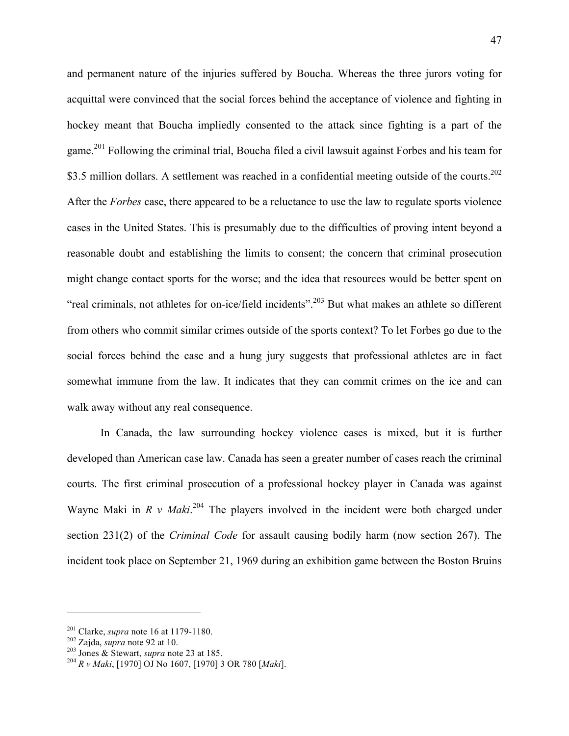and permanent nature of the injuries suffered by Boucha. Whereas the three jurors voting for acquittal were convinced that the social forces behind the acceptance of violence and fighting in hockey meant that Boucha impliedly consented to the attack since fighting is a part of the game.[201] Following the criminal trial, Boucha filed a civil lawsuit against Forbes and his team for $3.5 million dollars. A settlement was reached in a confidential meeting outside of the courts.[202] After the *Forbes* case, there appeared to be a reluctance to use the law to regulate sports violence cases in the United States. This is presumably due to the difficulties of proving intent beyond a reasonable doubt and establishing the limits to consent; the concern that criminal prosecution might change contact sports for the worse; and the idea that resources would be better spent on "real criminals, not athletes for on-ice/field incidents".[203] But what makes an athlete so different from others who commit similar crimes outside of the sports context? To let Forbes go due to the social forces behind the case and a hung jury suggests that professional athletes are in fact somewhat immune from the law. It indicates that they can commit crimes on the ice and can walk away without any real consequence.

In Canada, the law surrounding hockey violence cases is mixed, but it is further developed than American case law. Canada has seen a greater number of cases reach the criminal courts. The first criminal prosecution of a professional hockey player in Canada was against Wayne Maki in *R v Maki*.[204] The players involved in the incident were both charged under section 231(2) of the *Criminal Code* for assault causing bodily harm (now section 267). The incident took place on September 21, 1969 during an exhibition game between the Boston Bruins

---

[201] Clarke, *supra* note 16 at 1179-1180.
[202] Zajda, *supra* note 92 at 10.
[203] Jones & Stewart, *supra* note 23 at 185.
[204] *R v Maki*, [1970] OJ No 1607, [1970] 3 OR 780 [*Maki*].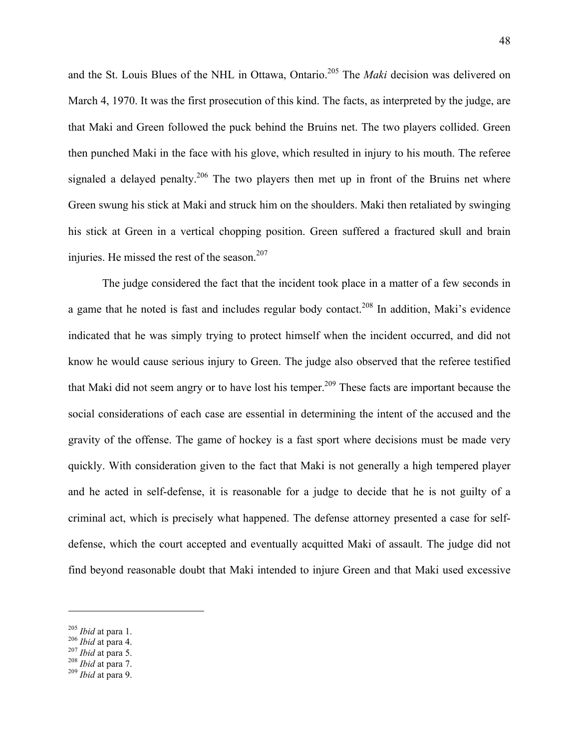and the St. Louis Blues of the NHL in Ottawa, Ontario.[205] The *Maki* decision was delivered on March 4, 1970. It was the first prosecution of this kind. The facts, as interpreted by the judge, are that Maki and Green followed the puck behind the Bruins net. The two players collided. Green then punched Maki in the face with his glove, which resulted in injury to his mouth. The referee signaled a delayed penalty.[206] The two players then met up in front of the Bruins net where Green swung his stick at Maki and struck him on the shoulders. Maki then retaliated by swinging his stick at Green in a vertical chopping position. Green suffered a fractured skull and brain injuries. He missed the rest of the season.[207]

The judge considered the fact that the incident took place in a matter of a few seconds in a game that he noted is fast and includes regular body contact.[208] In addition, Maki's evidence indicated that he was simply trying to protect himself when the incident occurred, and did not know he would cause serious injury to Green. The judge also observed that the referee testified that Maki did not seem angry or to have lost his temper.[209] These facts are important because the social considerations of each case are essential in determining the intent of the accused and the gravity of the offense. The game of hockey is a fast sport where decisions must be made very quickly. With consideration given to the fact that Maki is not generally a high tempered player and he acted in self-defense, it is reasonable for a judge to decide that he is not guilty of a criminal act, which is precisely what happened. The defense attorney presented a case for self-defense, which the court accepted and eventually acquitted Maki of assault. The judge did not find beyond reasonable doubt that Maki intended to injure Green and that Maki used excessive

---

[205] *Ibid* at para 1.
[206] *Ibid* at para 4.
[207] *Ibid* at para 5.
[208] *Ibid* at para 7.
[209] *Ibid* at para 9.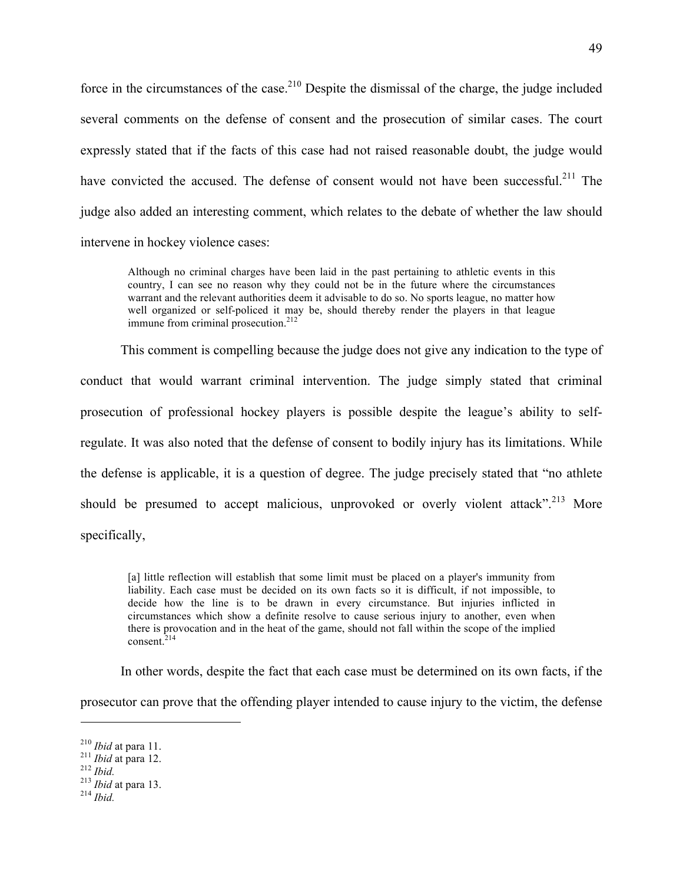force in the circumstances of the case.[210] Despite the dismissal of the charge, the judge included several comments on the defense of consent and the prosecution of similar cases. The court expressly stated that if the facts of this case had not raised reasonable doubt, the judge would have convicted the accused. The defense of consent would not have been successful.[211] The judge also added an interesting comment, which relates to the debate of whether the law should intervene in hockey violence cases:

> Although no criminal charges have been laid in the past pertaining to athletic events in this country, I can see no reason why they could not be in the future where the circumstances warrant and the relevant authorities deem it advisable to do so. No sports league, no matter how well organized or self-policed it may be, should thereby render the players in that league immune from criminal prosecution.[212]

This comment is compelling because the judge does not give any indication to the type of conduct that would warrant criminal intervention. The judge simply stated that criminal prosecution of professional hockey players is possible despite the league's ability to self-regulate. It was also noted that the defense of consent to bodily injury has its limitations. While the defense is applicable, it is a question of degree. The judge precisely stated that "no athlete should be presumed to accept malicious, unprovoked or overly violent attack".[213] More specifically,

> [a] little reflection will establish that some limit must be placed on a player's immunity from liability. Each case must be decided on its own facts so it is difficult, if not impossible, to decide how the line is to be drawn in every circumstance. But injuries inflicted in circumstances which show a definite resolve to cause serious injury to another, even when there is provocation and in the heat of the game, should not fall within the scope of the implied consent.[214]

In other words, despite the fact that each case must be determined on its own facts, if the prosecutor can prove that the offending player intended to cause injury to the victim, the defense

---

[210] *Ibid* at para 11.
[211] *Ibid* at para 12.
[212] *Ibid.*
[213] *Ibid* at para 13.
[214] *Ibid.*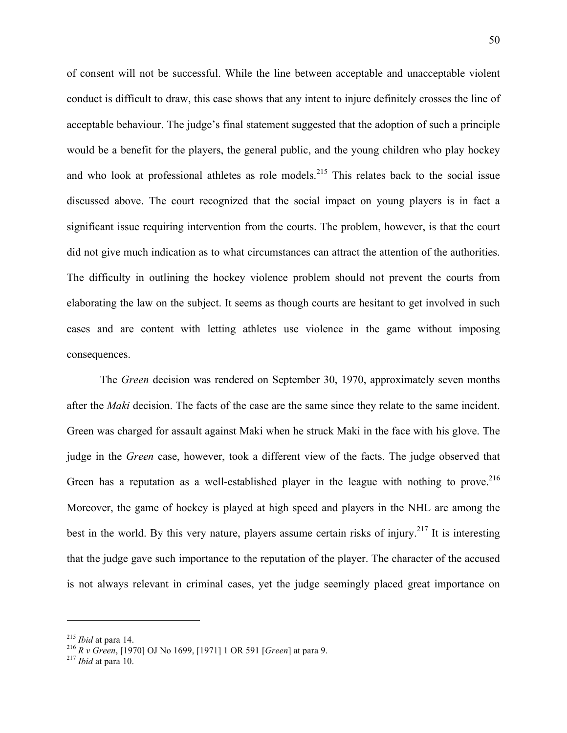of consent will not be successful. While the line between acceptable and unacceptable violent conduct is difficult to draw, this case shows that any intent to injure definitely crosses the line of acceptable behaviour. The judge's final statement suggested that the adoption of such a principle would be a benefit for the players, the general public, and the young children who play hockey and who look at professional athletes as role models.[215] This relates back to the social issue discussed above. The court recognized that the social impact on young players is in fact a significant issue requiring intervention from the courts. The problem, however, is that the court did not give much indication as to what circumstances can attract the attention of the authorities. The difficulty in outlining the hockey violence problem should not prevent the courts from elaborating the law on the subject. It seems as though courts are hesitant to get involved in such cases and are content with letting athletes use violence in the game without imposing consequences.

The *Green* decision was rendered on September 30, 1970, approximately seven months after the *Maki* decision. The facts of the case are the same since they relate to the same incident. Green was charged for assault against Maki when he struck Maki in the face with his glove. The judge in the *Green* case, however, took a different view of the facts. The judge observed that Green has a reputation as a well-established player in the league with nothing to prove.[216] Moreover, the game of hockey is played at high speed and players in the NHL are among the best in the world. By this very nature, players assume certain risks of injury.[217] It is interesting that the judge gave such importance to the reputation of the player. The character of the accused is not always relevant in criminal cases, yet the judge seemingly placed great importance on

---

[215] *Ibid* at para 14.

[216] *R v Green*, [1970] OJ No 1699, [1971] 1 OR 591 [*Green*] at para 9.

[217] *Ibid* at para 10.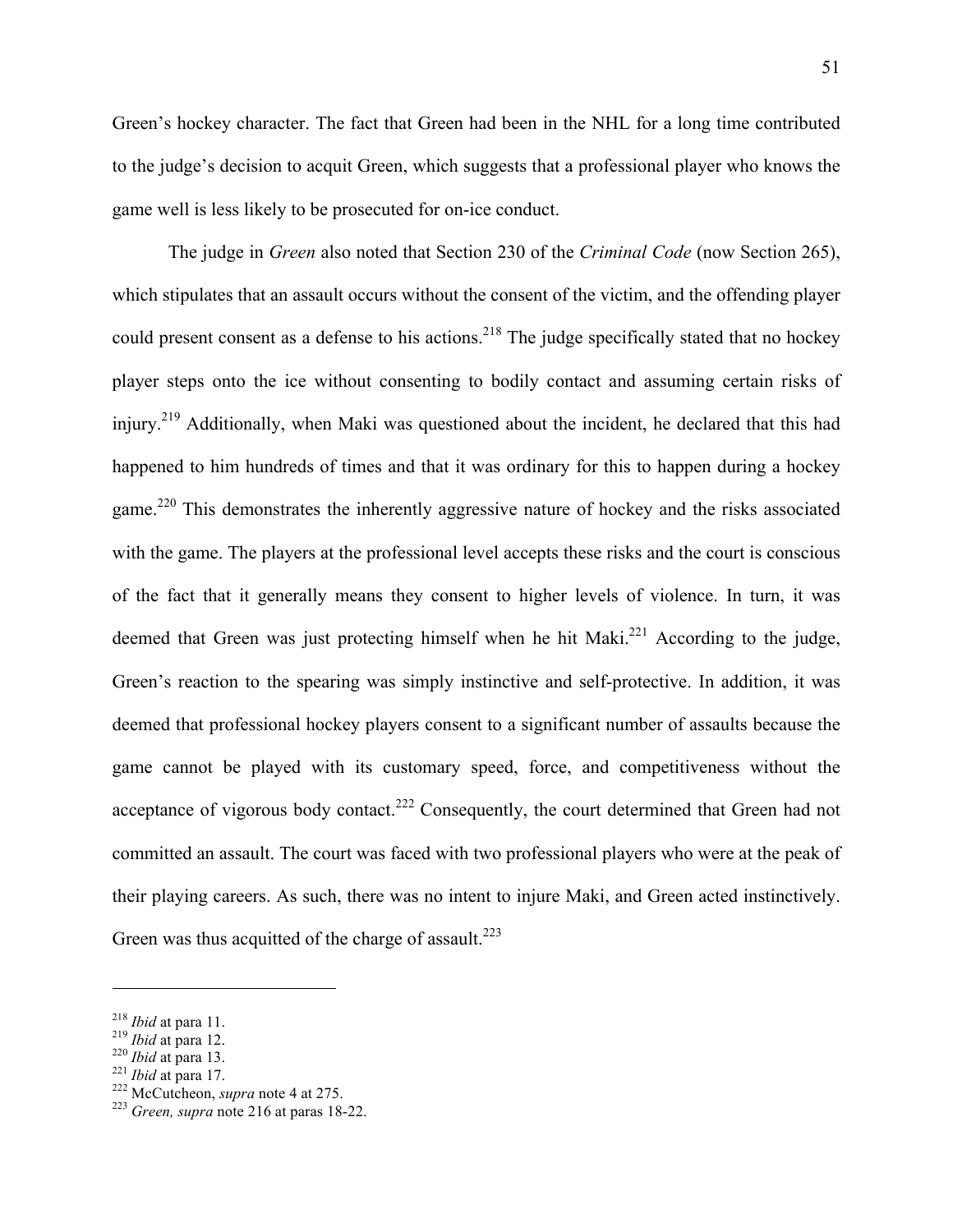Green's hockey character. The fact that Green had been in the NHL for a long time contributed to the judge's decision to acquit Green, which suggests that a professional player who knows the game well is less likely to be prosecuted for on-ice conduct.

The judge in *Green* also noted that Section 230 of the *Criminal Code* (now Section 265), which stipulates that an assault occurs without the consent of the victim, and the offending player could present consent as a defense to his actions.[218] The judge specifically stated that no hockey player steps onto the ice without consenting to bodily contact and assuming certain risks of injury.[219] Additionally, when Maki was questioned about the incident, he declared that this had happened to him hundreds of times and that it was ordinary for this to happen during a hockey game.[220] This demonstrates the inherently aggressive nature of hockey and the risks associated with the game. The players at the professional level accepts these risks and the court is conscious of the fact that it generally means they consent to higher levels of violence. In turn, it was deemed that Green was just protecting himself when he hit Maki.[221] According to the judge, Green's reaction to the spearing was simply instinctive and self-protective. In addition, it was deemed that professional hockey players consent to a significant number of assaults because the game cannot be played with its customary speed, force, and competitiveness without the acceptance of vigorous body contact.[222] Consequently, the court determined that Green had not committed an assault. The court was faced with two professional players who were at the peak of their playing careers. As such, there was no intent to injure Maki, and Green acted instinctively. Green was thus acquitted of the charge of assault.[223]

---

[218] *Ibid* at para 11.
[219] *Ibid* at para 12.
[220] *Ibid* at para 13.
[221] *Ibid* at para 17.
[222] McCutcheon, *supra* note 4 at 275.
[223] *Green, supra* note 216 at paras 18-22.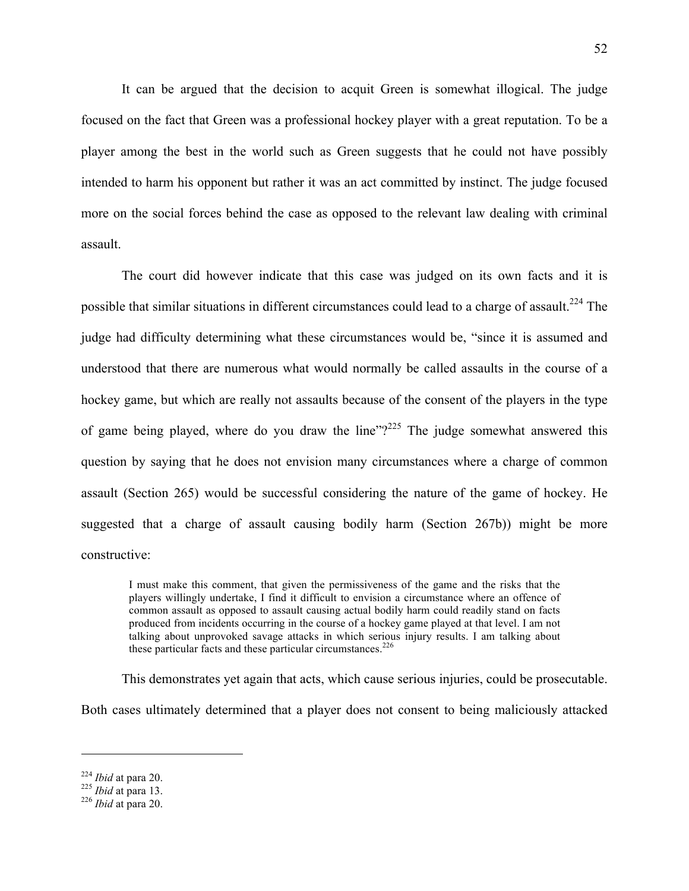It can be argued that the decision to acquit Green is somewhat illogical. The judge focused on the fact that Green was a professional hockey player with a great reputation. To be a player among the best in the world such as Green suggests that he could not have possibly intended to harm his opponent but rather it was an act committed by instinct. The judge focused more on the social forces behind the case as opposed to the relevant law dealing with criminal assault.

The court did however indicate that this case was judged on its own facts and it is possible that similar situations in different circumstances could lead to a charge of assault.[224] The judge had difficulty determining what these circumstances would be, "since it is assumed and understood that there are numerous what would normally be called assaults in the course of a hockey game, but which are really not assaults because of the consent of the players in the type of game being played, where do you draw the line"?[225] The judge somewhat answered this question by saying that he does not envision many circumstances where a charge of common assault (Section 265) would be successful considering the nature of the game of hockey. He suggested that a charge of assault causing bodily harm (Section 267b)) might be more constructive:

> I must make this comment, that given the permissiveness of the game and the risks that the players willingly undertake, I find it difficult to envision a circumstance where an offence of common assault as opposed to assault causing actual bodily harm could readily stand on facts produced from incidents occurring in the course of a hockey game played at that level. I am not talking about unprovoked savage attacks in which serious injury results. I am talking about these particular facts and these particular circumstances.[226]

This demonstrates yet again that acts, which cause serious injuries, could be prosecutable. Both cases ultimately determined that a player does not consent to being maliciously attacked

---

[224] *Ibid* at para 20.
[225] *Ibid* at para 13.
[226] *Ibid* at para 20.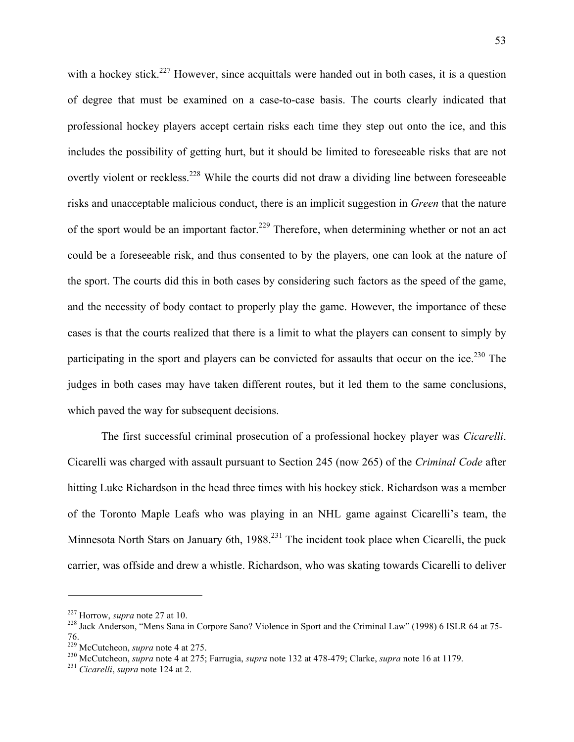with a hockey stick.[227] However, since acquittals were handed out in both cases, it is a question of degree that must be examined on a case-to-case basis. The courts clearly indicated that professional hockey players accept certain risks each time they step out onto the ice, and this includes the possibility of getting hurt, but it should be limited to foreseeable risks that are not overtly violent or reckless.[228] While the courts did not draw a dividing line between foreseeable risks and unacceptable malicious conduct, there is an implicit suggestion in *Green* that the nature of the sport would be an important factor.[229] Therefore, when determining whether or not an act could be a foreseeable risk, and thus consented to by the players, one can look at the nature of the sport. The courts did this in both cases by considering such factors as the speed of the game, and the necessity of body contact to properly play the game. However, the importance of these cases is that the courts realized that there is a limit to what the players can consent to simply by participating in the sport and players can be convicted for assaults that occur on the ice.[230] The judges in both cases may have taken different routes, but it led them to the same conclusions, which paved the way for subsequent decisions.

The first successful criminal prosecution of a professional hockey player was *Cicarelli*. Cicarelli was charged with assault pursuant to Section 245 (now 265) of the *Criminal Code* after hitting Luke Richardson in the head three times with his hockey stick. Richardson was a member of the Toronto Maple Leafs who was playing in an NHL game against Cicarelli's team, the Minnesota North Stars on January 6th, 1988.[231] The incident took place when Cicarelli, the puck carrier, was offside and drew a whistle. Richardson, who was skating towards Cicarelli to deliver

---

[227] Horrow, *supra* note 27 at 10.

[228] Jack Anderson, "Mens Sana in Corpore Sano? Violence in Sport and the Criminal Law" (1998) 6 ISLR 64 at 75-76.

[229] McCutcheon, *supra* note 4 at 275.

[230] McCutcheon, *supra* note 4 at 275; Farrugia, *supra* note 132 at 478-479; Clarke, *supra* note 16 at 1179.

[231] *Cicarelli*, *supra* note 124 at 2.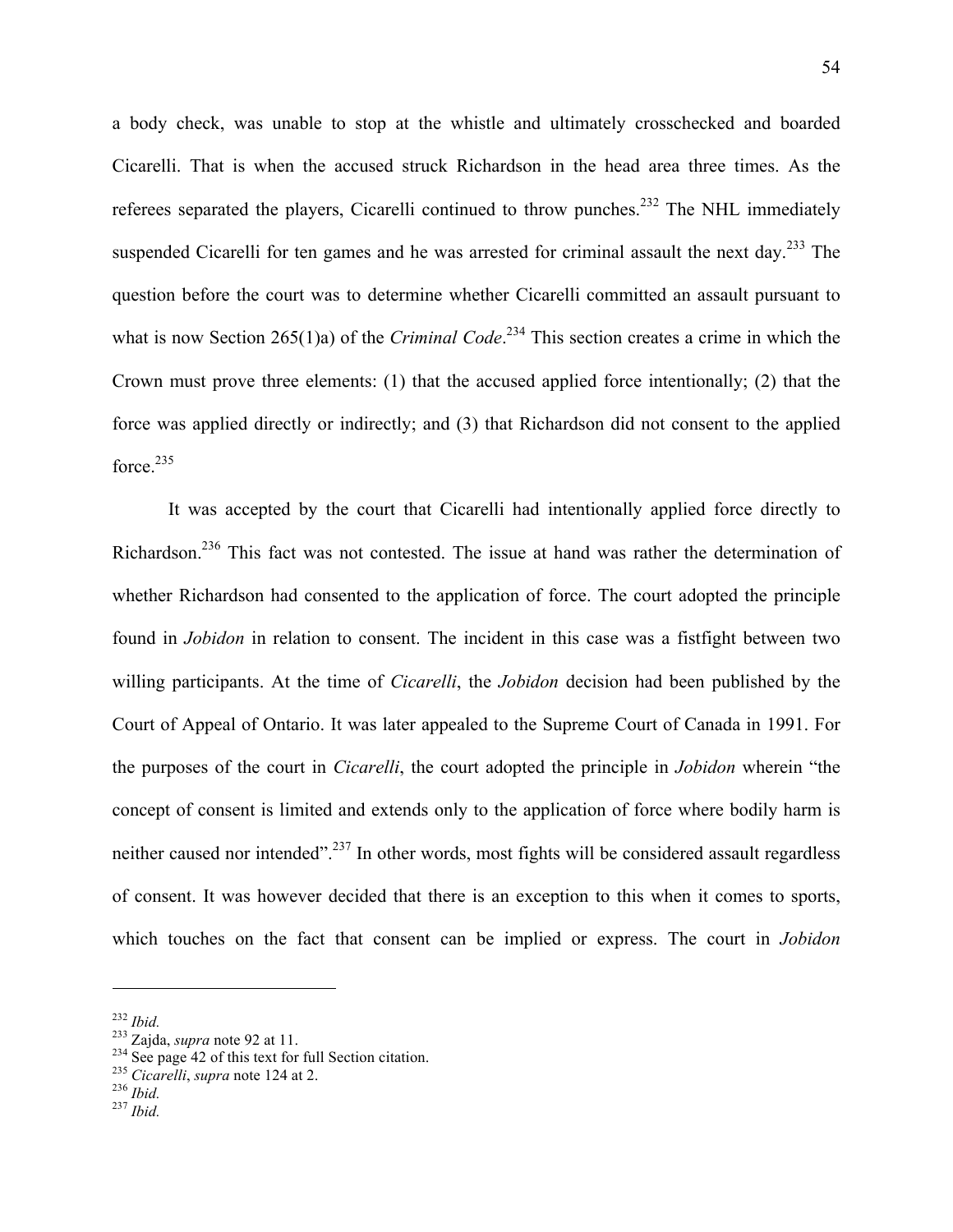a body check, was unable to stop at the whistle and ultimately crosschecked and boarded Cicarelli. That is when the accused struck Richardson in the head area three times. As the referees separated the players, Cicarelli continued to throw punches.[232] The NHL immediately suspended Cicarelli for ten games and he was arrested for criminal assault the next day.[233] The question before the court was to determine whether Cicarelli committed an assault pursuant to what is now Section 265(1)a) of the *Criminal Code*.[234] This section creates a crime in which the Crown must prove three elements: (1) that the accused applied force intentionally; (2) that the force was applied directly or indirectly; and (3) that Richardson did not consent to the applied force.[235]

It was accepted by the court that Cicarelli had intentionally applied force directly to Richardson.[236] This fact was not contested. The issue at hand was rather the determination of whether Richardson had consented to the application of force. The court adopted the principle found in *Jobidon* in relation to consent. The incident in this case was a fistfight between two willing participants. At the time of *Cicarelli*, the *Jobidon* decision had been published by the Court of Appeal of Ontario. It was later appealed to the Supreme Court of Canada in 1991. For the purposes of the court in *Cicarelli*, the court adopted the principle in *Jobidon* wherein "the concept of consent is limited and extends only to the application of force where bodily harm is neither caused nor intended".[237] In other words, most fights will be considered assault regardless of consent. It was however decided that there is an exception to this when it comes to sports, which touches on the fact that consent can be implied or express. The court in *Jobidon*

---

[232] *Ibid.*
[233] Zajda, *supra* note 92 at 11.
[234] See page 42 of this text for full Section citation.
[235] *Cicarelli*, *supra* note 124 at 2.
[236] *Ibid.*
[237] *Ibid.*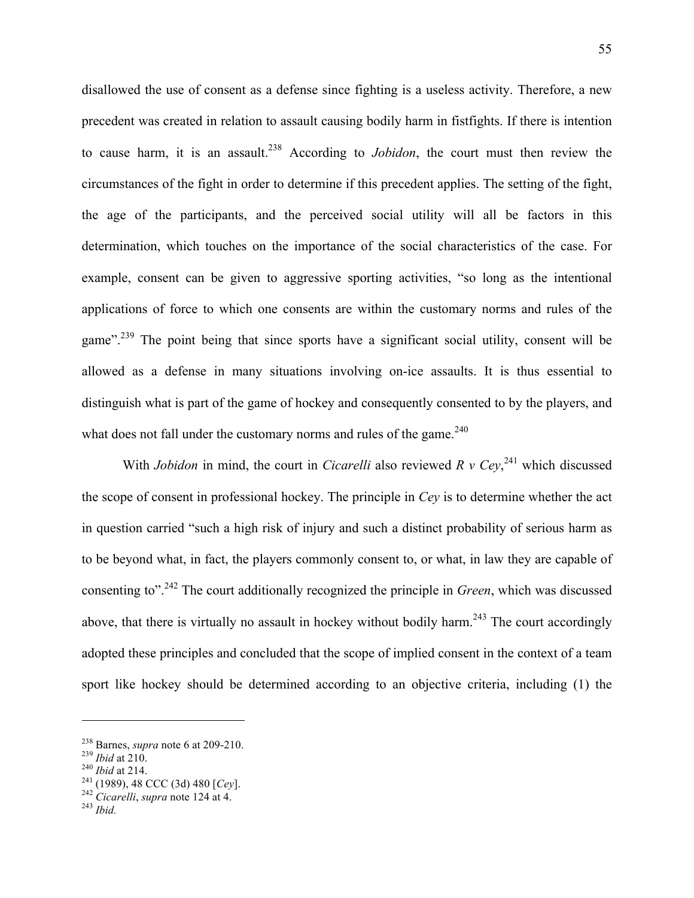disallowed the use of consent as a defense since fighting is a useless activity. Therefore, a new precedent was created in relation to assault causing bodily harm in fistfights. If there is intention to cause harm, it is an assault.[238] According to *Jobidon*, the court must then review the circumstances of the fight in order to determine if this precedent applies. The setting of the fight, the age of the participants, and the perceived social utility will all be factors in this determination, which touches on the importance of the social characteristics of the case. For example, consent can be given to aggressive sporting activities, "so long as the intentional applications of force to which one consents are within the customary norms and rules of the game".[239] The point being that since sports have a significant social utility, consent will be allowed as a defense in many situations involving on-ice assaults. It is thus essential to distinguish what is part of the game of hockey and consequently consented to by the players, and what does not fall under the customary norms and rules of the game.[240]

With *Jobidon* in mind, the court in *Cicarelli* also reviewed *R v Cey*,[241] which discussed the scope of consent in professional hockey. The principle in *Cey* is to determine whether the act in question carried "such a high risk of injury and such a distinct probability of serious harm as to be beyond what, in fact, the players commonly consent to, or what, in law they are capable of consenting to".[242] The court additionally recognized the principle in *Green*, which was discussed above, that there is virtually no assault in hockey without bodily harm.[243] The court accordingly adopted these principles and concluded that the scope of implied consent in the context of a team sport like hockey should be determined according to an objective criteria, including (1) the

---

[238] Barnes, *supra* note 6 at 209-210.
[239] *Ibid* at 210.
[240] *Ibid* at 214.
[241] (1989), 48 CCC (3d) 480 [*Cey*].
[242] *Cicarelli*, *supra* note 124 at 4.
[243] *Ibid.*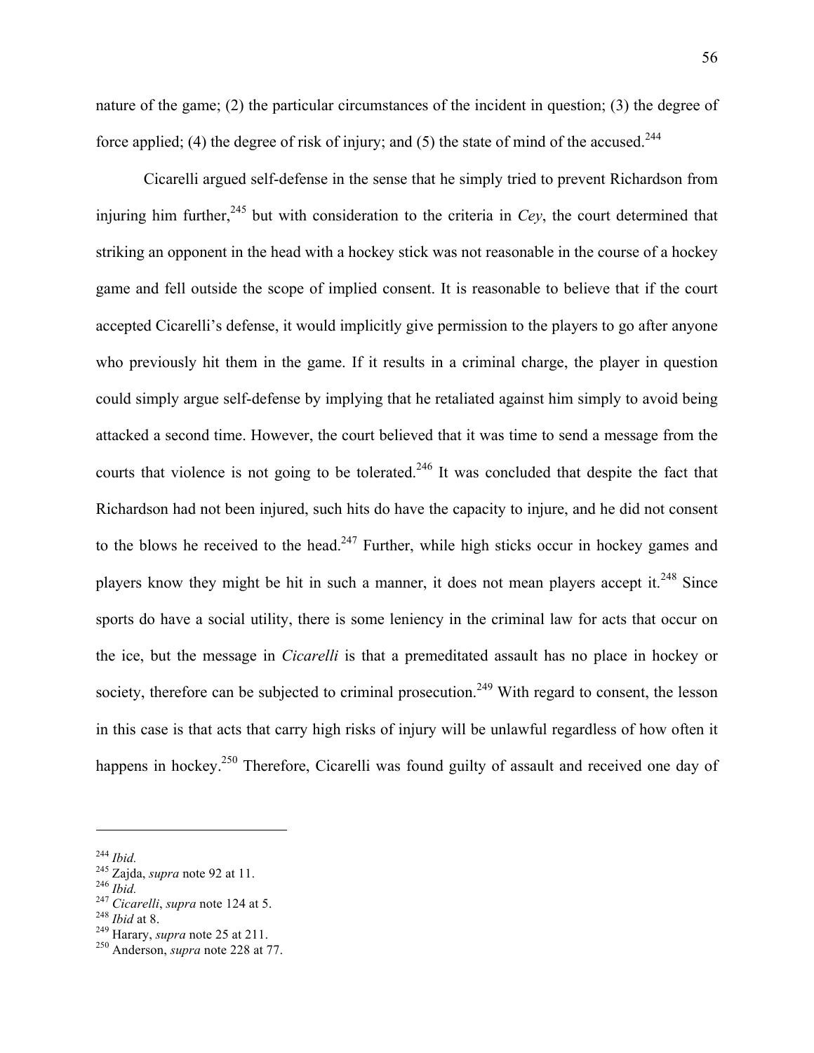nature of the game; (2) the particular circumstances of the incident in question; (3) the degree of force applied; (4) the degree of risk of injury; and (5) the state of mind of the accused.[244]

Cicarelli argued self-defense in the sense that he simply tried to prevent Richardson from injuring him further,[245] but with consideration to the criteria in *Cey*, the court determined that striking an opponent in the head with a hockey stick was not reasonable in the course of a hockey game and fell outside the scope of implied consent. It is reasonable to believe that if the court accepted Cicarelli's defense, it would implicitly give permission to the players to go after anyone who previously hit them in the game. If it results in a criminal charge, the player in question could simply argue self-defense by implying that he retaliated against him simply to avoid being attacked a second time. However, the court believed that it was time to send a message from the courts that violence is not going to be tolerated.[246] It was concluded that despite the fact that Richardson had not been injured, such hits do have the capacity to injure, and he did not consent to the blows he received to the head.[247] Further, while high sticks occur in hockey games and players know they might be hit in such a manner, it does not mean players accept it.[248] Since sports do have a social utility, there is some leniency in the criminal law for acts that occur on the ice, but the message in *Cicarelli* is that a premeditated assault has no place in hockey or society, therefore can be subjected to criminal prosecution.[249] With regard to consent, the lesson in this case is that acts that carry high risks of injury will be unlawful regardless of how often it happens in hockey.[250] Therefore, Cicarelli was found guilty of assault and received one day of

---

[244] *Ibid.*
[245] Zajda, *supra* note 92 at 11.
[246] *Ibid.*
[247] *Cicarelli*, *supra* note 124 at 5.
[248] *Ibid* at 8.
[249] Harary, *supra* note 25 at 211.
[250] Anderson, *supra* note 228 at 77.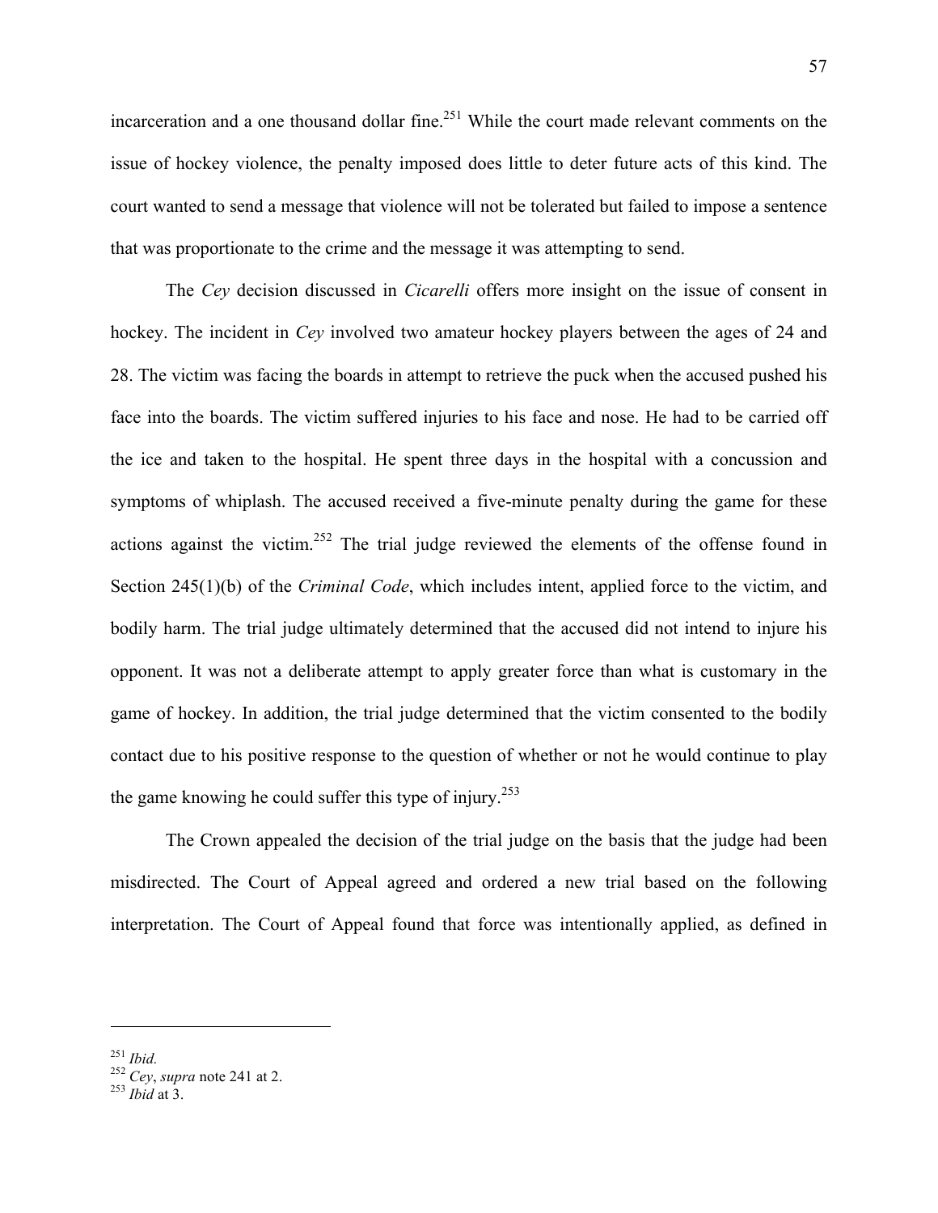incarceration and a one thousand dollar fine.[251] While the court made relevant comments on the issue of hockey violence, the penalty imposed does little to deter future acts of this kind. The court wanted to send a message that violence will not be tolerated but failed to impose a sentence that was proportionate to the crime and the message it was attempting to send.

The *Cey* decision discussed in *Cicarelli* offers more insight on the issue of consent in hockey. The incident in *Cey* involved two amateur hockey players between the ages of 24 and 28. The victim was facing the boards in attempt to retrieve the puck when the accused pushed his face into the boards. The victim suffered injuries to his face and nose. He had to be carried off the ice and taken to the hospital. He spent three days in the hospital with a concussion and symptoms of whiplash. The accused received a five-minute penalty during the game for these actions against the victim.[252] The trial judge reviewed the elements of the offense found in Section 245(1)(b) of the *Criminal Code*, which includes intent, applied force to the victim, and bodily harm. The trial judge ultimately determined that the accused did not intend to injure his opponent. It was not a deliberate attempt to apply greater force than what is customary in the game of hockey. In addition, the trial judge determined that the victim consented to the bodily contact due to his positive response to the question of whether or not he would continue to play the game knowing he could suffer this type of injury.[253]

The Crown appealed the decision of the trial judge on the basis that the judge had been misdirected. The Court of Appeal agreed and ordered a new trial based on the following interpretation. The Court of Appeal found that force was intentionally applied, as defined in

---

[251] *Ibid.*
[252] *Cey*, *supra* note 241 at 2.
[253] *Ibid* at 3.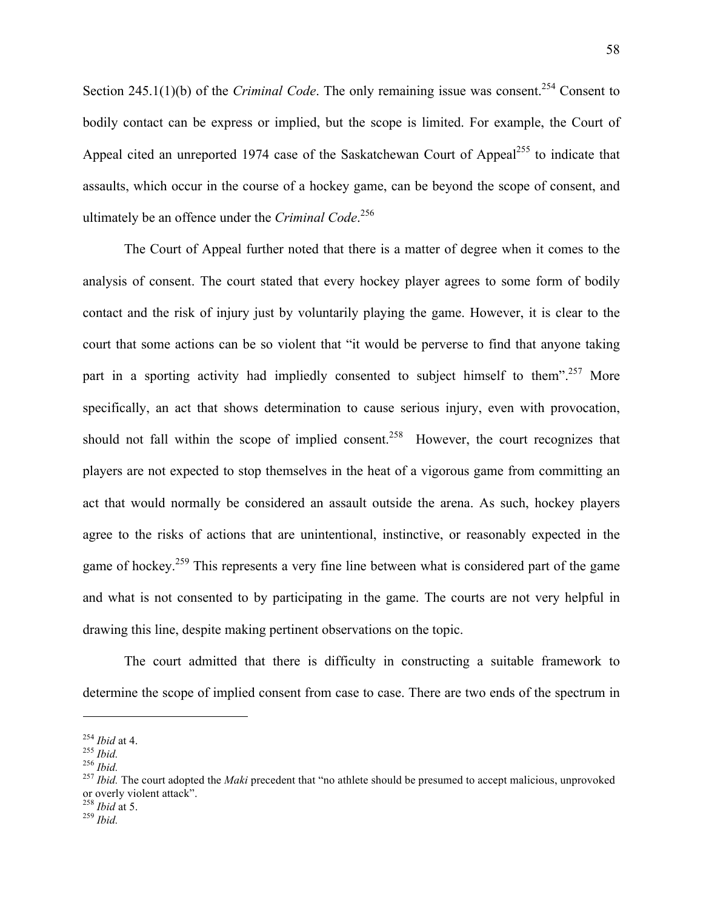Section 245.1(1)(b) of the *Criminal Code*. The only remaining issue was consent.[254] Consent to bodily contact can be express or implied, but the scope is limited. For example, the Court of Appeal cited an unreported 1974 case of the Saskatchewan Court of Appeal[255] to indicate that assaults, which occur in the course of a hockey game, can be beyond the scope of consent, and ultimately be an offence under the *Criminal Code*.[256]

The Court of Appeal further noted that there is a matter of degree when it comes to the analysis of consent. The court stated that every hockey player agrees to some form of bodily contact and the risk of injury just by voluntarily playing the game. However, it is clear to the court that some actions can be so violent that "it would be perverse to find that anyone taking part in a sporting activity had impliedly consented to subject himself to them".[257] More specifically, an act that shows determination to cause serious injury, even with provocation, should not fall within the scope of implied consent.[258] However, the court recognizes that players are not expected to stop themselves in the heat of a vigorous game from committing an act that would normally be considered an assault outside the arena. As such, hockey players agree to the risks of actions that are unintentional, instinctive, or reasonably expected in the game of hockey.[259] This represents a very fine line between what is considered part of the game and what is not consented to by participating in the game. The courts are not very helpful in drawing this line, despite making pertinent observations on the topic.

The court admitted that there is difficulty in constructing a suitable framework to determine the scope of implied consent from case to case. There are two ends of the spectrum in

---

[254] *Ibid* at 4.
[255] *Ibid.*
[256] *Ibid.*
[257] *Ibid.* The court adopted the *Maki* precedent that "no athlete should be presumed to accept malicious, unprovoked or overly violent attack".
[258] *Ibid* at 5.
[259] *Ibid.*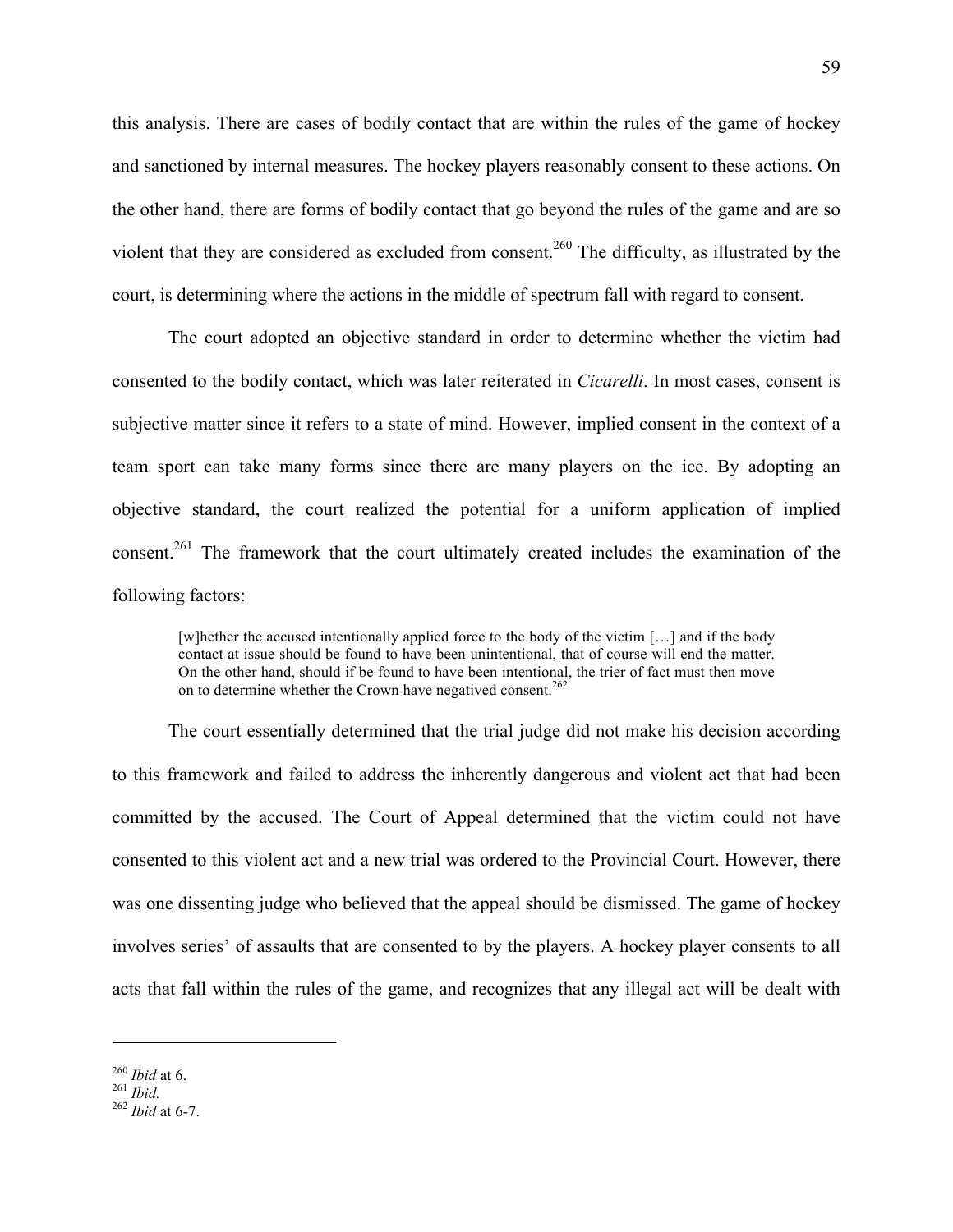this analysis. There are cases of bodily contact that are within the rules of the game of hockey and sanctioned by internal measures. The hockey players reasonably consent to these actions. On the other hand, there are forms of bodily contact that go beyond the rules of the game and are so violent that they are considered as excluded from consent.[260] The difficulty, as illustrated by the court, is determining where the actions in the middle of spectrum fall with regard to consent.

The court adopted an objective standard in order to determine whether the victim had consented to the bodily contact, which was later reiterated in *Cicarelli*. In most cases, consent is subjective matter since it refers to a state of mind. However, implied consent in the context of a team sport can take many forms since there are many players on the ice. By adopting an objective standard, the court realized the potential for a uniform application of implied consent.[261] The framework that the court ultimately created includes the examination of the following factors:

> [w]hether the accused intentionally applied force to the body of the victim […] and if the body contact at issue should be found to have been unintentional, that of course will end the matter. On the other hand, should if be found to have been intentional, the trier of fact must then move on to determine whether the Crown have negatived consent.[262]

The court essentially determined that the trial judge did not make his decision according to this framework and failed to address the inherently dangerous and violent act that had been committed by the accused. The Court of Appeal determined that the victim could not have consented to this violent act and a new trial was ordered to the Provincial Court. However, there was one dissenting judge who believed that the appeal should be dismissed. The game of hockey involves series' of assaults that are consented to by the players. A hockey player consents to all acts that fall within the rules of the game, and recognizes that any illegal act will be dealt with

---

[260] *Ibid* at 6.
[261] *Ibid.*
[262] *Ibid* at 6-7.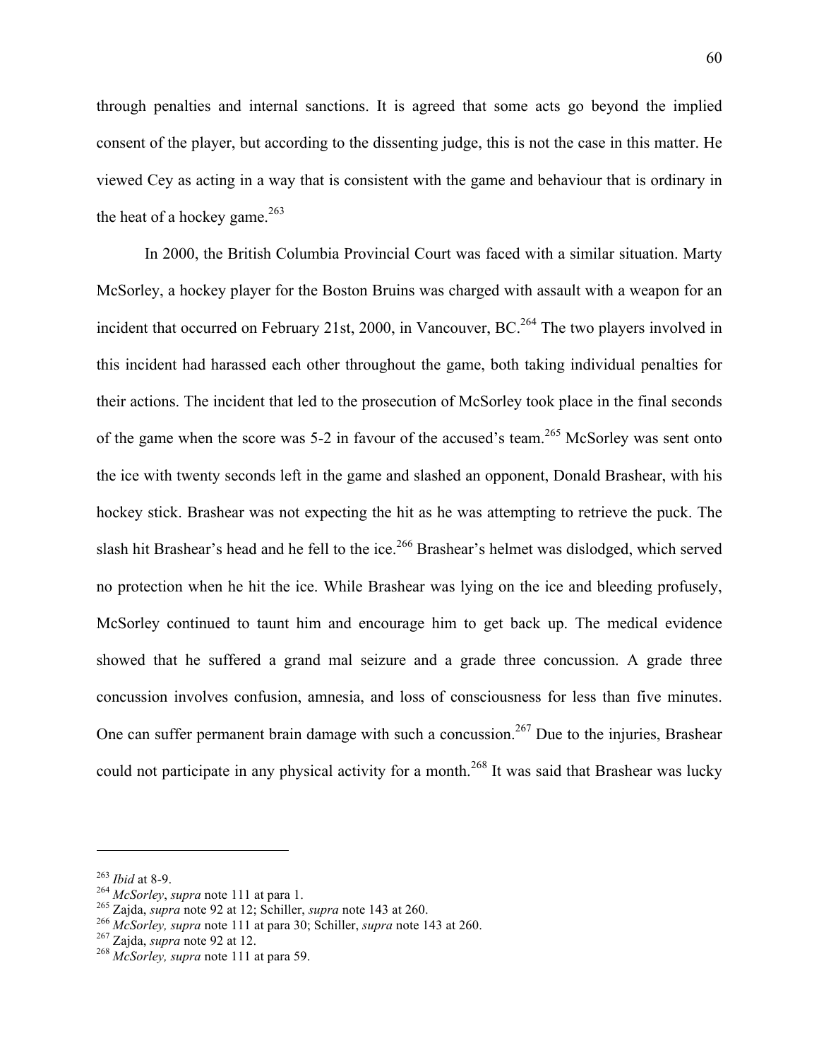through penalties and internal sanctions. It is agreed that some acts go beyond the implied consent of the player, but according to the dissenting judge, this is not the case in this matter. He viewed Cey as acting in a way that is consistent with the game and behaviour that is ordinary in the heat of a hockey game.[263]

In 2000, the British Columbia Provincial Court was faced with a similar situation. Marty McSorley, a hockey player for the Boston Bruins was charged with assault with a weapon for an incident that occurred on February 21st, 2000, in Vancouver, BC.[264] The two players involved in this incident had harassed each other throughout the game, both taking individual penalties for their actions. The incident that led to the prosecution of McSorley took place in the final seconds of the game when the score was 5-2 in favour of the accused's team.[265] McSorley was sent onto the ice with twenty seconds left in the game and slashed an opponent, Donald Brashear, with his hockey stick. Brashear was not expecting the hit as he was attempting to retrieve the puck. The slash hit Brashear's head and he fell to the ice.[266] Brashear's helmet was dislodged, which served no protection when he hit the ice. While Brashear was lying on the ice and bleeding profusely, McSorley continued to taunt him and encourage him to get back up. The medical evidence showed that he suffered a grand mal seizure and a grade three concussion. A grade three concussion involves confusion, amnesia, and loss of consciousness for less than five minutes. One can suffer permanent brain damage with such a concussion.[267] Due to the injuries, Brashear could not participate in any physical activity for a month.[268] It was said that Brashear was lucky

---

[263] *Ibid* at 8-9.
[264] *McSorley*, *supra* note 111 at para 1.
[265] Zajda, *supra* note 92 at 12; Schiller, *supra* note 143 at 260.
[266] *McSorley, supra* note 111 at para 30; Schiller, *supra* note 143 at 260.
[267] Zajda, *supra* note 92 at 12.
[268] *McSorley, supra* note 111 at para 59.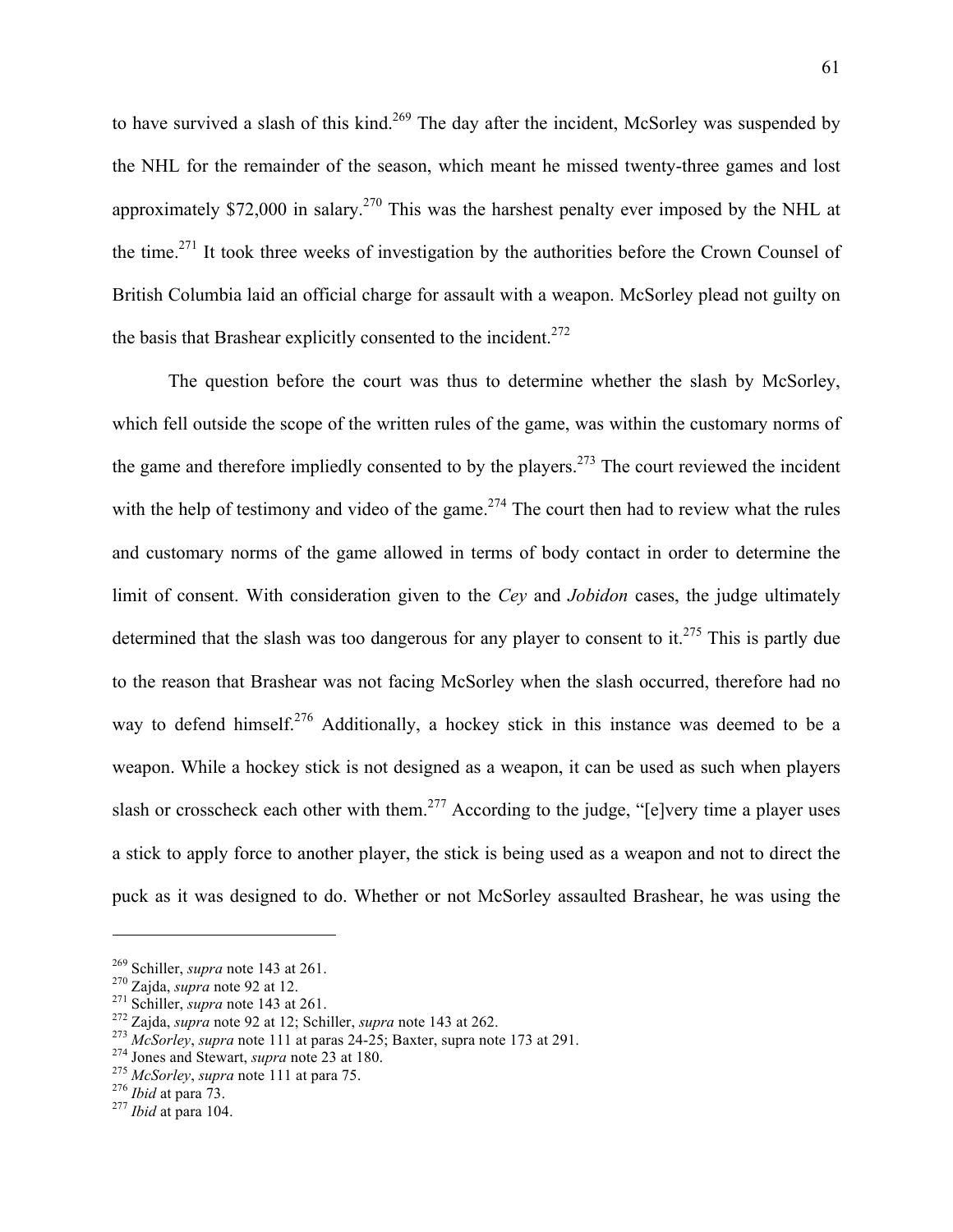to have survived a slash of this kind.[269] The day after the incident, McSorley was suspended by the NHL for the remainder of the season, which meant he missed twenty-three games and lost approximately $72,000 in salary.[270] This was the harshest penalty ever imposed by the NHL at the time.[271] It took three weeks of investigation by the authorities before the Crown Counsel of British Columbia laid an official charge for assault with a weapon. McSorley plead not guilty on the basis that Brashear explicitly consented to the incident.[272]

The question before the court was thus to determine whether the slash by McSorley, which fell outside the scope of the written rules of the game, was within the customary norms of the game and therefore impliedly consented to by the players.[273] The court reviewed the incident with the help of testimony and video of the game.[274] The court then had to review what the rules and customary norms of the game allowed in terms of body contact in order to determine the limit of consent. With consideration given to the *Cey* and *Jobidon* cases, the judge ultimately determined that the slash was too dangerous for any player to consent to it.[275] This is partly due to the reason that Brashear was not facing McSorley when the slash occurred, therefore had no way to defend himself.[276] Additionally, a hockey stick in this instance was deemed to be a weapon. While a hockey stick is not designed as a weapon, it can be used as such when players slash or crosscheck each other with them.[277] According to the judge, "[e]very time a player uses a stick to apply force to another player, the stick is being used as a weapon and not to direct the puck as it was designed to do. Whether or not McSorley assaulted Brashear, he was using the

---

[269] Schiller, *supra* note 143 at 261.
[270] Zajda, *supra* note 92 at 12.
[271] Schiller, *supra* note 143 at 261.
[272] Zajda, *supra* note 92 at 12; Schiller, *supra* note 143 at 262.
[273] *McSorley*, *supra* note 111 at paras 24-25; Baxter, supra note 173 at 291.
[274] Jones and Stewart, *supra* note 23 at 180.
[275] *McSorley*, *supra* note 111 at para 75.
[276] *Ibid* at para 73.
[277] *Ibid* at para 104.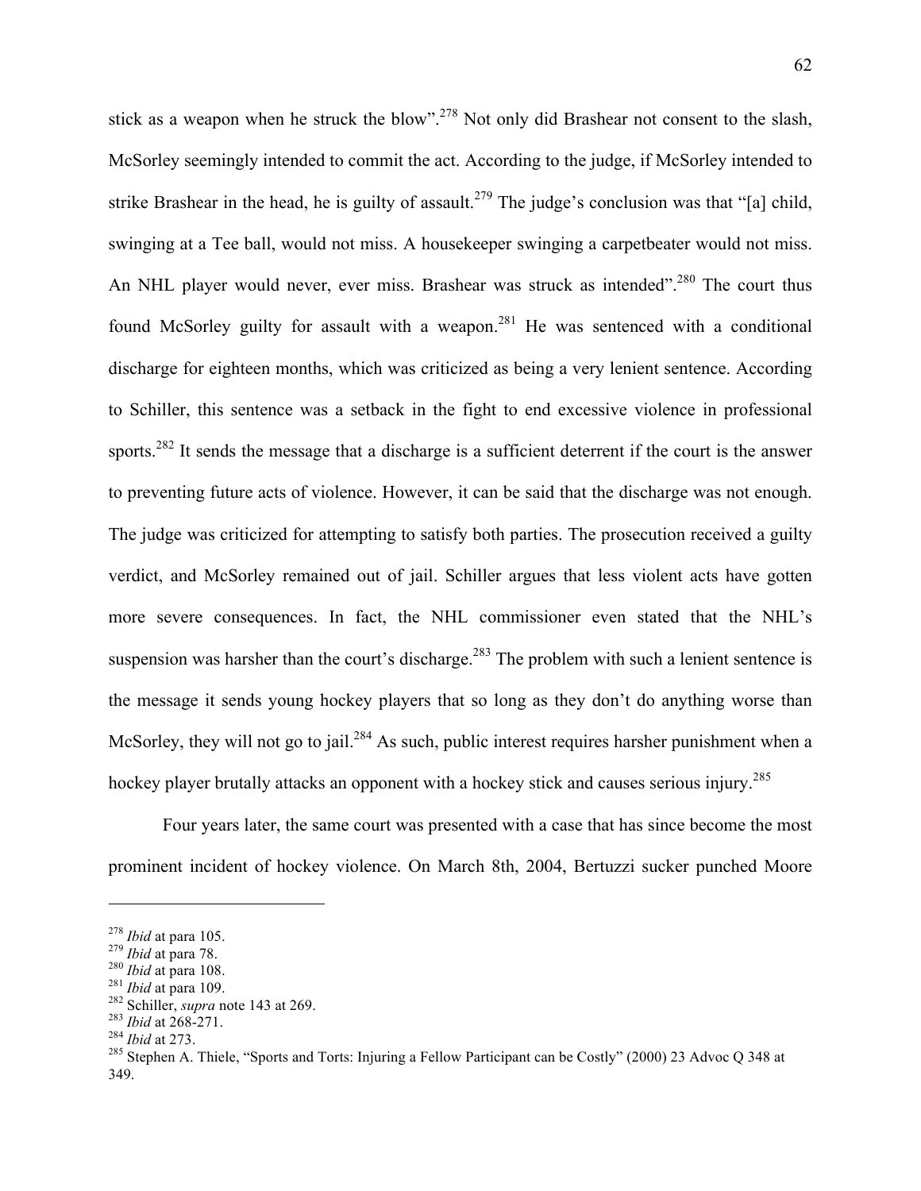stick as a weapon when he struck the blow".[278] Not only did Brashear not consent to the slash, McSorley seemingly intended to commit the act. According to the judge, if McSorley intended to strike Brashear in the head, he is guilty of assault.[279] The judge's conclusion was that "[a] child, swinging at a Tee ball, would not miss. A housekeeper swinging a carpetbeater would not miss. An NHL player would never, ever miss. Brashear was struck as intended".[280] The court thus found McSorley guilty for assault with a weapon.[281] He was sentenced with a conditional discharge for eighteen months, which was criticized as being a very lenient sentence. According to Schiller, this sentence was a setback in the fight to end excessive violence in professional sports.[282] It sends the message that a discharge is a sufficient deterrent if the court is the answer to preventing future acts of violence. However, it can be said that the discharge was not enough. The judge was criticized for attempting to satisfy both parties. The prosecution received a guilty verdict, and McSorley remained out of jail. Schiller argues that less violent acts have gotten more severe consequences. In fact, the NHL commissioner even stated that the NHL's suspension was harsher than the court's discharge.[283] The problem with such a lenient sentence is the message it sends young hockey players that so long as they don't do anything worse than McSorley, they will not go to jail.[284] As such, public interest requires harsher punishment when a hockey player brutally attacks an opponent with a hockey stick and causes serious injury.[285]

Four years later, the same court was presented with a case that has since become the most prominent incident of hockey violence. On March 8th, 2004, Bertuzzi sucker punched Moore

---

[278] *Ibid* at para 105.
[279] *Ibid* at para 78.
[280] *Ibid* at para 108.
[281] *Ibid* at para 109.
[282] Schiller, *supra* note 143 at 269.
[283] *Ibid* at 268-271.
[284] *Ibid* at 273.
[285] Stephen A. Thiele, "Sports and Torts: Injuring a Fellow Participant can be Costly" (2000) 23 Advoc Q 348 at 349.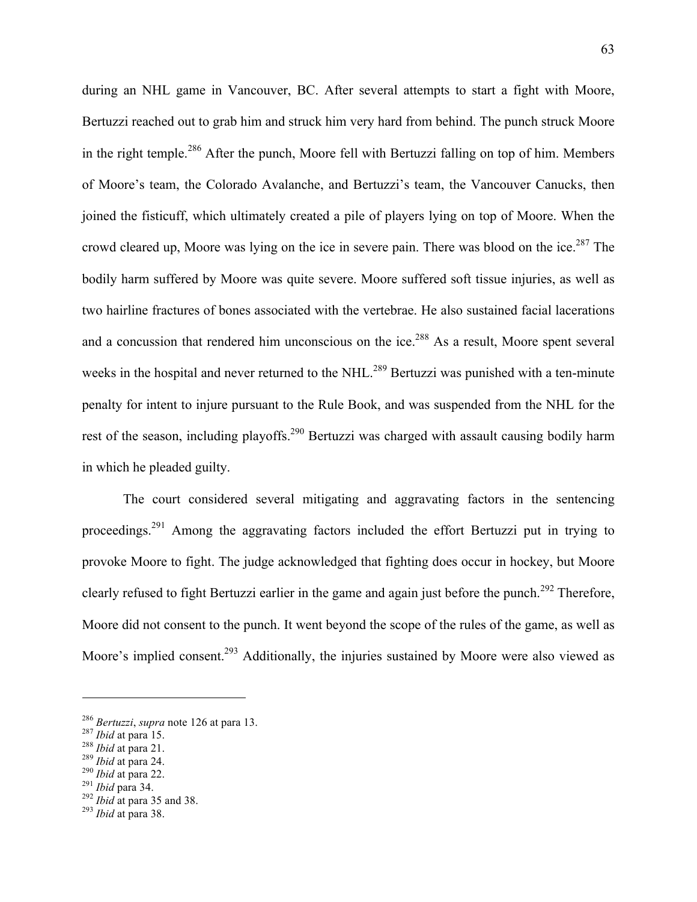during an NHL game in Vancouver, BC. After several attempts to start a fight with Moore, Bertuzzi reached out to grab him and struck him very hard from behind. The punch struck Moore in the right temple.[286] After the punch, Moore fell with Bertuzzi falling on top of him. Members of Moore's team, the Colorado Avalanche, and Bertuzzi's team, the Vancouver Canucks, then joined the fisticuff, which ultimately created a pile of players lying on top of Moore. When the crowd cleared up, Moore was lying on the ice in severe pain. There was blood on the ice.[287] The bodily harm suffered by Moore was quite severe. Moore suffered soft tissue injuries, as well as two hairline fractures of bones associated with the vertebrae. He also sustained facial lacerations and a concussion that rendered him unconscious on the ice.[288] As a result, Moore spent several weeks in the hospital and never returned to the NHL.[289] Bertuzzi was punished with a ten-minute penalty for intent to injure pursuant to the Rule Book, and was suspended from the NHL for the rest of the season, including playoffs.[290] Bertuzzi was charged with assault causing bodily harm in which he pleaded guilty.

The court considered several mitigating and aggravating factors in the sentencing proceedings.[291] Among the aggravating factors included the effort Bertuzzi put in trying to provoke Moore to fight. The judge acknowledged that fighting does occur in hockey, but Moore clearly refused to fight Bertuzzi earlier in the game and again just before the punch.[292] Therefore, Moore did not consent to the punch. It went beyond the scope of the rules of the game, as well as Moore's implied consent.[293] Additionally, the injuries sustained by Moore were also viewed as

---

[286] *Bertuzzi*, *supra* note 126 at para 13.
[287] *Ibid* at para 15.
[288] *Ibid* at para 21.
[289] *Ibid* at para 24.
[290] *Ibid* at para 22.
[291] *Ibid* para 34.
[292] *Ibid* at para 35 and 38.
[293] *Ibid* at para 38.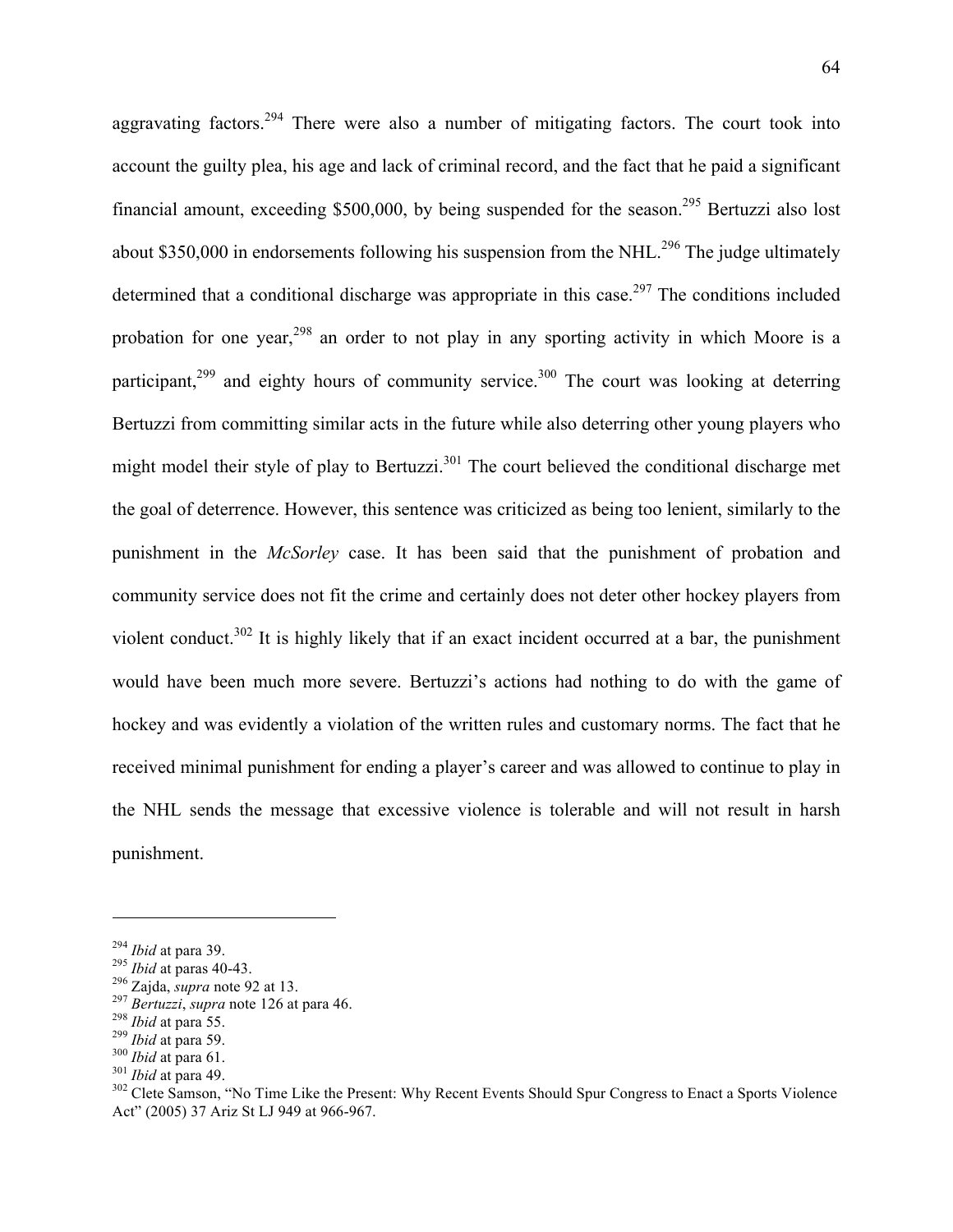aggravating factors.[294] There were also a number of mitigating factors. The court took into account the guilty plea, his age and lack of criminal record, and the fact that he paid a significant financial amount, exceeding $500,000, by being suspended for the season.[295] Bertuzzi also lost about $350,000 in endorsements following his suspension from the NHL.[296] The judge ultimately determined that a conditional discharge was appropriate in this case.[297] The conditions included probation for one year,[298] an order to not play in any sporting activity in which Moore is a participant,[299] and eighty hours of community service.[300] The court was looking at deterring Bertuzzi from committing similar acts in the future while also deterring other young players who might model their style of play to Bertuzzi.[301] The court believed the conditional discharge met the goal of deterrence. However, this sentence was criticized as being too lenient, similarly to the punishment in the *McSorley* case. It has been said that the punishment of probation and community service does not fit the crime and certainly does not deter other hockey players from violent conduct.[302] It is highly likely that if an exact incident occurred at a bar, the punishment would have been much more severe. Bertuzzi's actions had nothing to do with the game of hockey and was evidently a violation of the written rules and customary norms. The fact that he received minimal punishment for ending a player's career and was allowed to continue to play in the NHL sends the message that excessive violence is tolerable and will not result in harsh punishment.

---

[294] *Ibid* at para 39.
[295] *Ibid* at paras 40-43.
[296] Zajda, *supra* note 92 at 13.
[297] *Bertuzzi*, *supra* note 126 at para 46.
[298] *Ibid* at para 55.
[299] *Ibid* at para 59.
[300] *Ibid* at para 61.
[301] *Ibid* at para 49.
[302] Clete Samson, "No Time Like the Present: Why Recent Events Should Spur Congress to Enact a Sports Violence Act" (2005) 37 Ariz St LJ 949 at 966-967.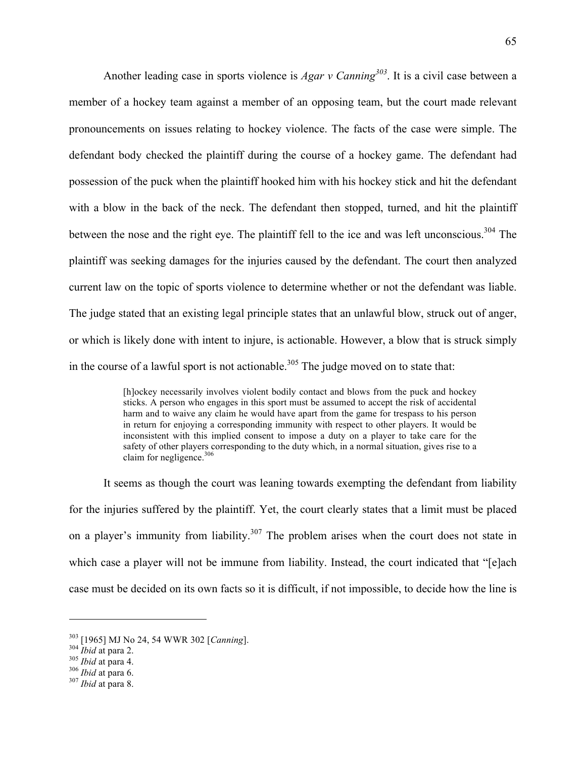Another leading case in sports violence is *Agar v Canning*[303]. It is a civil case between a member of a hockey team against a member of an opposing team, but the court made relevant pronouncements on issues relating to hockey violence. The facts of the case were simple. The defendant body checked the plaintiff during the course of a hockey game. The defendant had possession of the puck when the plaintiff hooked him with his hockey stick and hit the defendant with a blow in the back of the neck. The defendant then stopped, turned, and hit the plaintiff between the nose and the right eye. The plaintiff fell to the ice and was left unconscious.[304] The plaintiff was seeking damages for the injuries caused by the defendant. The court then analyzed current law on the topic of sports violence to determine whether or not the defendant was liable. The judge stated that an existing legal principle states that an unlawful blow, struck out of anger, or which is likely done with intent to injure, is actionable. However, a blow that is struck simply in the course of a lawful sport is not actionable.[305] The judge moved on to state that:

> [h]ockey necessarily involves violent bodily contact and blows from the puck and hockey sticks. A person who engages in this sport must be assumed to accept the risk of accidental harm and to waive any claim he would have apart from the game for trespass to his person in return for enjoying a corresponding immunity with respect to other players. It would be inconsistent with this implied consent to impose a duty on a player to take care for the safety of other players corresponding to the duty which, in a normal situation, gives rise to a claim for negligence.[306]

It seems as though the court was leaning towards exempting the defendant from liability for the injuries suffered by the plaintiff. Yet, the court clearly states that a limit must be placed on a player's immunity from liability.[307] The problem arises when the court does not state in which case a player will not be immune from liability. Instead, the court indicated that "[e]ach case must be decided on its own facts so it is difficult, if not impossible, to decide how the line is

---

[303] [1965] MJ No 24, 54 WWR 302 [*Canning*].
[304] *Ibid* at para 2.
[305] *Ibid* at para 4.
[306] *Ibid* at para 6.
[307] *Ibid* at para 8.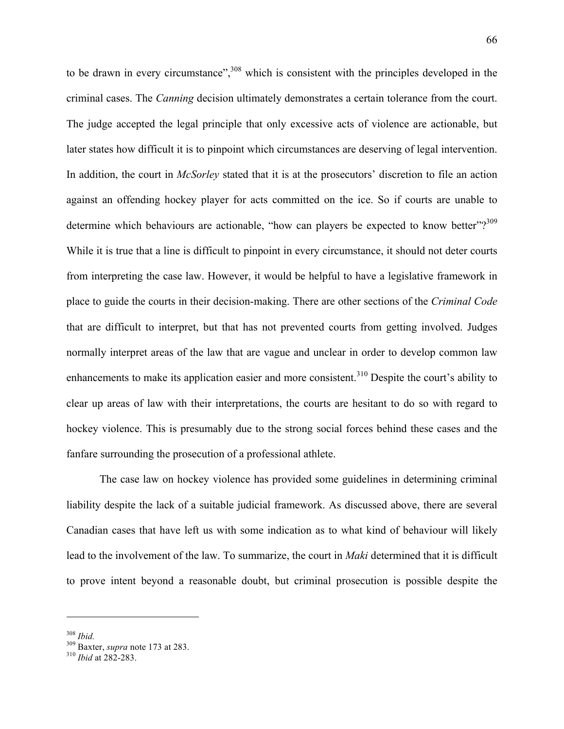to be drawn in every circumstance",[308] which is consistent with the principles developed in the criminal cases. The *Canning* decision ultimately demonstrates a certain tolerance from the court. The judge accepted the legal principle that only excessive acts of violence are actionable, but later states how difficult it is to pinpoint which circumstances are deserving of legal intervention. In addition, the court in *McSorley* stated that it is at the prosecutors' discretion to file an action against an offending hockey player for acts committed on the ice. So if courts are unable to determine which behaviours are actionable, "how can players be expected to know better"?[309] While it is true that a line is difficult to pinpoint in every circumstance, it should not deter courts from interpreting the case law. However, it would be helpful to have a legislative framework in place to guide the courts in their decision-making. There are other sections of the *Criminal Code* that are difficult to interpret, but that has not prevented courts from getting involved. Judges normally interpret areas of the law that are vague and unclear in order to develop common law enhancements to make its application easier and more consistent.[310] Despite the court's ability to clear up areas of law with their interpretations, the courts are hesitant to do so with regard to hockey violence. This is presumably due to the strong social forces behind these cases and the fanfare surrounding the prosecution of a professional athlete.

The case law on hockey violence has provided some guidelines in determining criminal liability despite the lack of a suitable judicial framework. As discussed above, there are several Canadian cases that have left us with some indication as to what kind of behaviour will likely lead to the involvement of the law. To summarize, the court in *Maki* determined that it is difficult to prove intent beyond a reasonable doubt, but criminal prosecution is possible despite the

---

[308] *Ibid.*

[309] Baxter, *supra* note 173 at 283.

[310] *Ibid* at 282-283.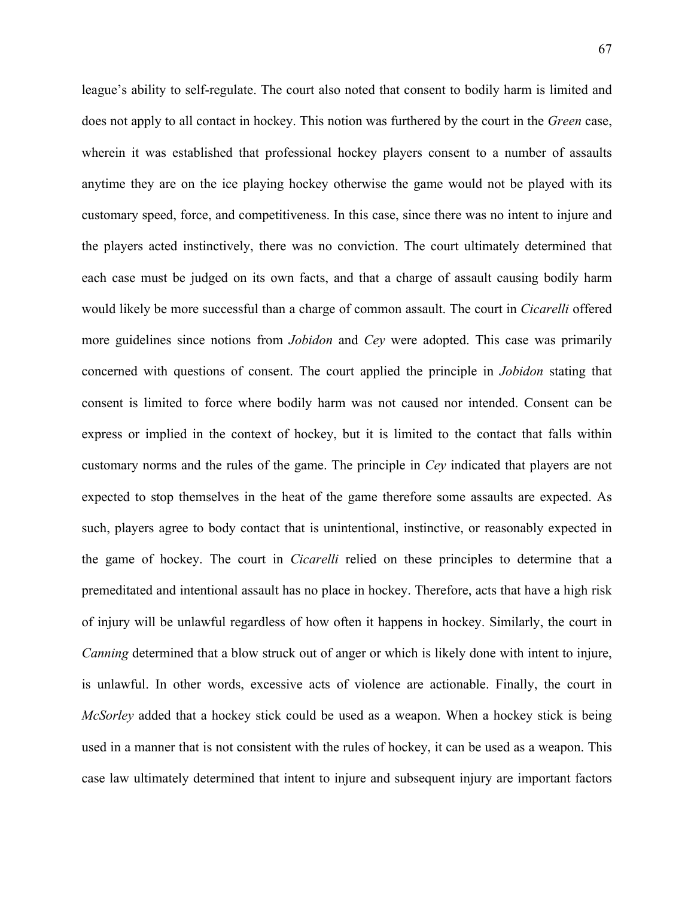league's ability to self-regulate. The court also noted that consent to bodily harm is limited and does not apply to all contact in hockey. This notion was furthered by the court in the *Green* case, wherein it was established that professional hockey players consent to a number of assaults anytime they are on the ice playing hockey otherwise the game would not be played with its customary speed, force, and competitiveness. In this case, since there was no intent to injure and the players acted instinctively, there was no conviction. The court ultimately determined that each case must be judged on its own facts, and that a charge of assault causing bodily harm would likely be more successful than a charge of common assault. The court in *Cicarelli* offered more guidelines since notions from *Jobidon* and *Cey* were adopted. This case was primarily concerned with questions of consent. The court applied the principle in *Jobidon* stating that consent is limited to force where bodily harm was not caused nor intended. Consent can be express or implied in the context of hockey, but it is limited to the contact that falls within customary norms and the rules of the game. The principle in *Cey* indicated that players are not expected to stop themselves in the heat of the game therefore some assaults are expected. As such, players agree to body contact that is unintentional, instinctive, or reasonably expected in the game of hockey. The court in *Cicarelli* relied on these principles to determine that a premeditated and intentional assault has no place in hockey. Therefore, acts that have a high risk of injury will be unlawful regardless of how often it happens in hockey. Similarly, the court in *Canning* determined that a blow struck out of anger or which is likely done with intent to injure, is unlawful. In other words, excessive acts of violence are actionable. Finally, the court in *McSorley* added that a hockey stick could be used as a weapon. When a hockey stick is being used in a manner that is not consistent with the rules of hockey, it can be used as a weapon. This case law ultimately determined that intent to injure and subsequent injury are important factors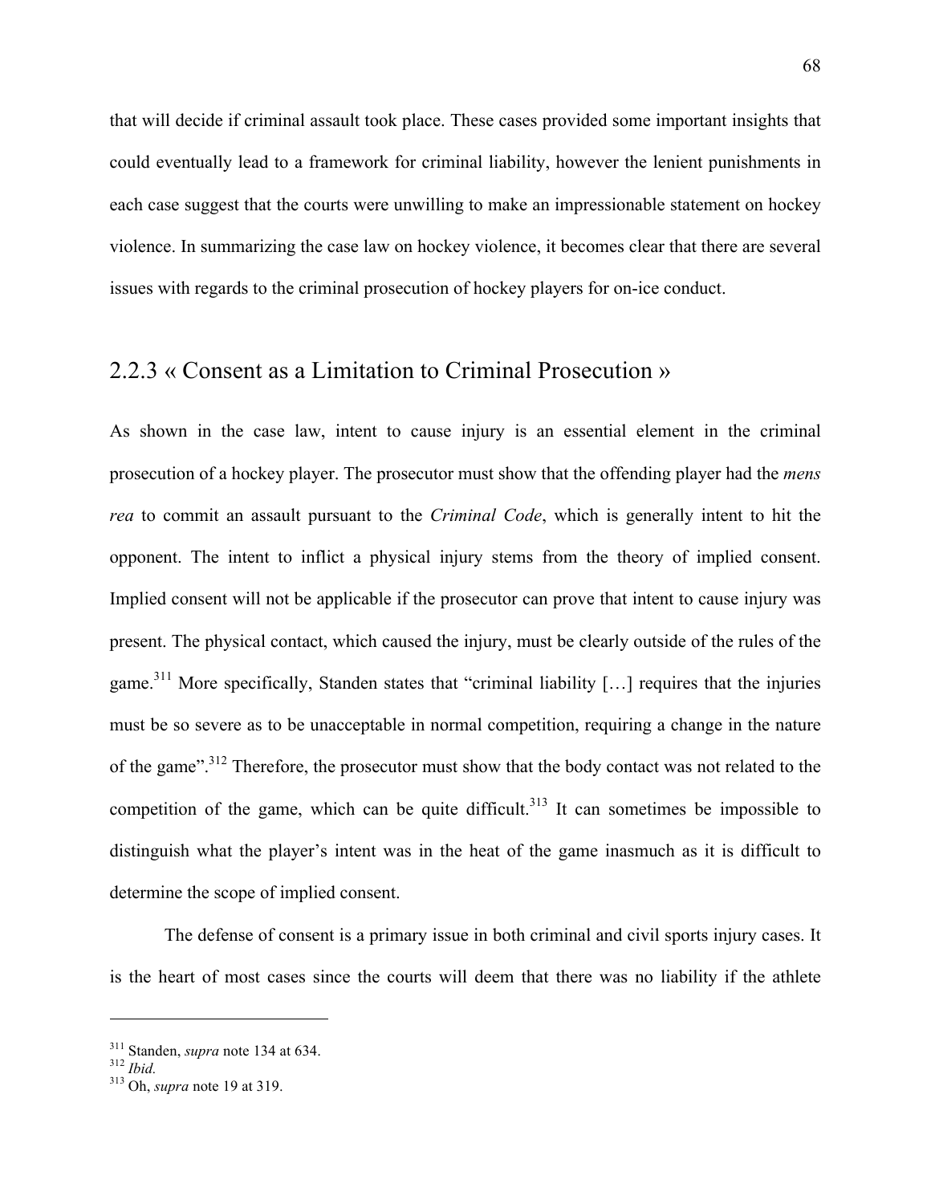that will decide if criminal assault took place. These cases provided some important insights that could eventually lead to a framework for criminal liability, however the lenient punishments in each case suggest that the courts were unwilling to make an impressionable statement on hockey violence. In summarizing the case law on hockey violence, it becomes clear that there are several issues with regards to the criminal prosecution of hockey players for on-ice conduct.

## 2.2.3 « Consent as a Limitation to Criminal Prosecution »

As shown in the case law, intent to cause injury is an essential element in the criminal prosecution of a hockey player. The prosecutor must show that the offending player had the *mens rea* to commit an assault pursuant to the *Criminal Code*, which is generally intent to hit the opponent. The intent to inflict a physical injury stems from the theory of implied consent. Implied consent will not be applicable if the prosecutor can prove that intent to cause injury was present. The physical contact, which caused the injury, must be clearly outside of the rules of the game.[311] More specifically, Standen states that "criminal liability […] requires that the injuries must be so severe as to be unacceptable in normal competition, requiring a change in the nature of the game".[312] Therefore, the prosecutor must show that the body contact was not related to the competition of the game, which can be quite difficult.[313] It can sometimes be impossible to distinguish what the player's intent was in the heat of the game inasmuch as it is difficult to determine the scope of implied consent.

The defense of consent is a primary issue in both criminal and civil sports injury cases. It is the heart of most cases since the courts will deem that there was no liability if the athlete

---

[311] Standen, *supra* note 134 at 634.
[312] *Ibid.*
[313] Oh, *supra* note 19 at 319.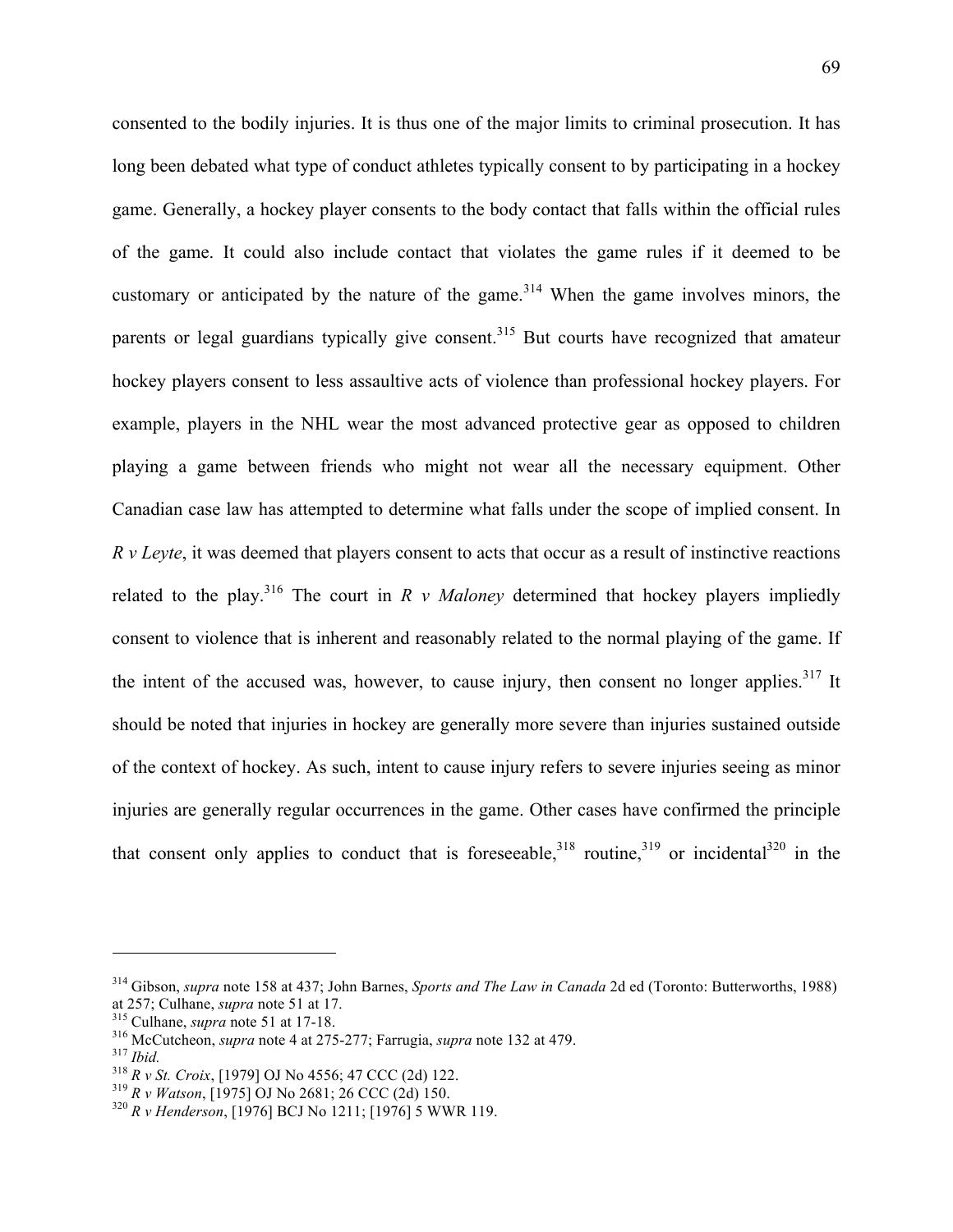consented to the bodily injuries. It is thus one of the major limits to criminal prosecution. It has long been debated what type of conduct athletes typically consent to by participating in a hockey game. Generally, a hockey player consents to the body contact that falls within the official rules of the game. It could also include contact that violates the game rules if it deemed to be customary or anticipated by the nature of the game.[314] When the game involves minors, the parents or legal guardians typically give consent.[315] But courts have recognized that amateur hockey players consent to less assaultive acts of violence than professional hockey players. For example, players in the NHL wear the most advanced protective gear as opposed to children playing a game between friends who might not wear all the necessary equipment. Other Canadian case law has attempted to determine what falls under the scope of implied consent. In *R v Leyte*, it was deemed that players consent to acts that occur as a result of instinctive reactions related to the play.[316] The court in *R v Maloney* determined that hockey players impliedly consent to violence that is inherent and reasonably related to the normal playing of the game. If the intent of the accused was, however, to cause injury, then consent no longer applies.[317] It should be noted that injuries in hockey are generally more severe than injuries sustained outside of the context of hockey. As such, intent to cause injury refers to severe injuries seeing as minor injuries are generally regular occurrences in the game. Other cases have confirmed the principle that consent only applies to conduct that is foreseeable,[318] routine,[319] or incidental[320] in the

---

[314] Gibson, *supra* note 158 at 437; John Barnes, *Sports and The Law in Canada* 2d ed (Toronto: Butterworths, 1988) at 257; Culhane, *supra* note 51 at 17.
[315] Culhane, *supra* note 51 at 17-18.
[316] McCutcheon, *supra* note 4 at 275-277; Farrugia, *supra* note 132 at 479.
[317] *Ibid.*
[318] *R v St. Croix*, [1979] OJ No 4556; 47 CCC (2d) 122.
[319] *R v Watson*, [1975] OJ No 2681; 26 CCC (2d) 150.
[320] *R v Henderson*, [1976] BCJ No 1211; [1976] 5 WWR 119.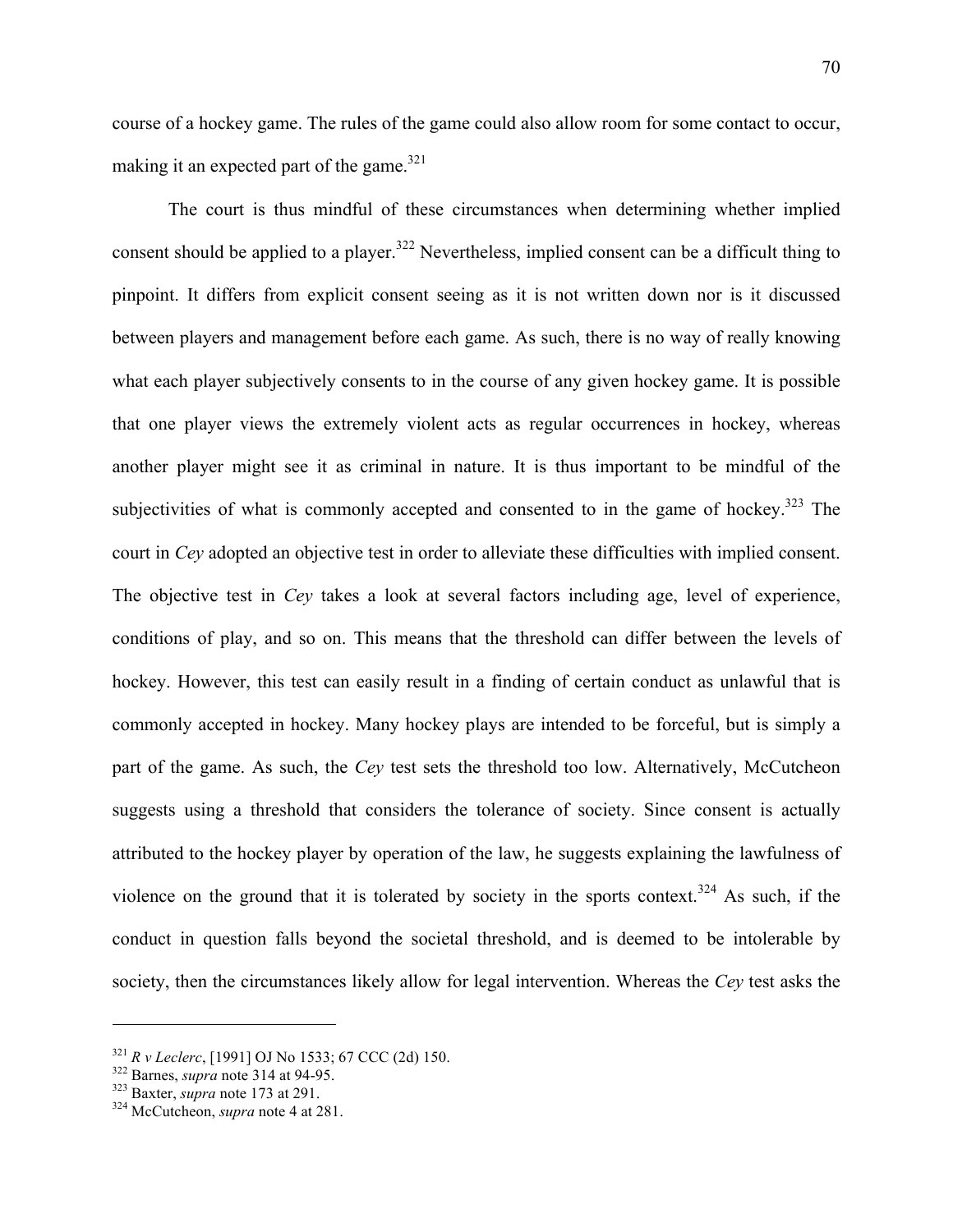course of a hockey game. The rules of the game could also allow room for some contact to occur, making it an expected part of the game.[321]

The court is thus mindful of these circumstances when determining whether implied consent should be applied to a player.[322] Nevertheless, implied consent can be a difficult thing to pinpoint. It differs from explicit consent seeing as it is not written down nor is it discussed between players and management before each game. As such, there is no way of really knowing what each player subjectively consents to in the course of any given hockey game. It is possible that one player views the extremely violent acts as regular occurrences in hockey, whereas another player might see it as criminal in nature. It is thus important to be mindful of the subjectivities of what is commonly accepted and consented to in the game of hockey.[323] The court in *Cey* adopted an objective test in order to alleviate these difficulties with implied consent. The objective test in *Cey* takes a look at several factors including age, level of experience, conditions of play, and so on. This means that the threshold can differ between the levels of hockey. However, this test can easily result in a finding of certain conduct as unlawful that is commonly accepted in hockey. Many hockey plays are intended to be forceful, but is simply a part of the game. As such, the *Cey* test sets the threshold too low. Alternatively, McCutcheon suggests using a threshold that considers the tolerance of society. Since consent is actually attributed to the hockey player by operation of the law, he suggests explaining the lawfulness of violence on the ground that it is tolerated by society in the sports context.[324] As such, if the conduct in question falls beyond the societal threshold, and is deemed to be intolerable by society, then the circumstances likely allow for legal intervention. Whereas the *Cey* test asks the

---

[321] *R v Leclerc*, [1991] OJ No 1533; 67 CCC (2d) 150.
[322] Barnes, *supra* note 314 at 94-95.
[323] Baxter, *supra* note 173 at 291.
[324] McCutcheon, *supra* note 4 at 281.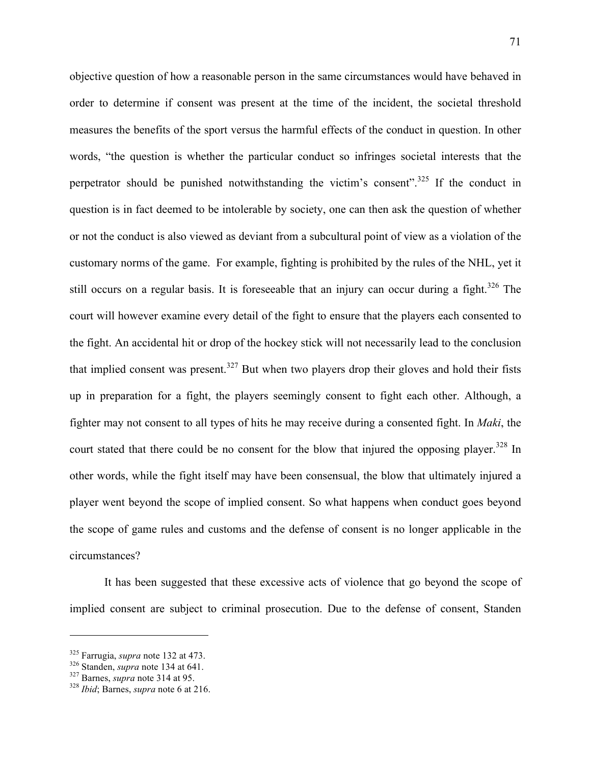objective question of how a reasonable person in the same circumstances would have behaved in order to determine if consent was present at the time of the incident, the societal threshold measures the benefits of the sport versus the harmful effects of the conduct in question. In other words, "the question is whether the particular conduct so infringes societal interests that the perpetrator should be punished notwithstanding the victim's consent".[325] If the conduct in question is in fact deemed to be intolerable by society, one can then ask the question of whether or not the conduct is also viewed as deviant from a subcultural point of view as a violation of the customary norms of the game. For example, fighting is prohibited by the rules of the NHL, yet it still occurs on a regular basis. It is foreseeable that an injury can occur during a fight.[326] The court will however examine every detail of the fight to ensure that the players each consented to the fight. An accidental hit or drop of the hockey stick will not necessarily lead to the conclusion that implied consent was present.[327] But when two players drop their gloves and hold their fists up in preparation for a fight, the players seemingly consent to fight each other. Although, a fighter may not consent to all types of hits he may receive during a consented fight. In *Maki*, the court stated that there could be no consent for the blow that injured the opposing player.[328] In other words, while the fight itself may have been consensual, the blow that ultimately injured a player went beyond the scope of implied consent. So what happens when conduct goes beyond the scope of game rules and customs and the defense of consent is no longer applicable in the circumstances?

It has been suggested that these excessive acts of violence that go beyond the scope of implied consent are subject to criminal prosecution. Due to the defense of consent, Standen

---

[325] Farrugia, *supra* note 132 at 473.
[326] Standen, *supra* note 134 at 641.
[327] Barnes, *supra* note 314 at 95.
[328] *Ibid*; Barnes, *supra* note 6 at 216.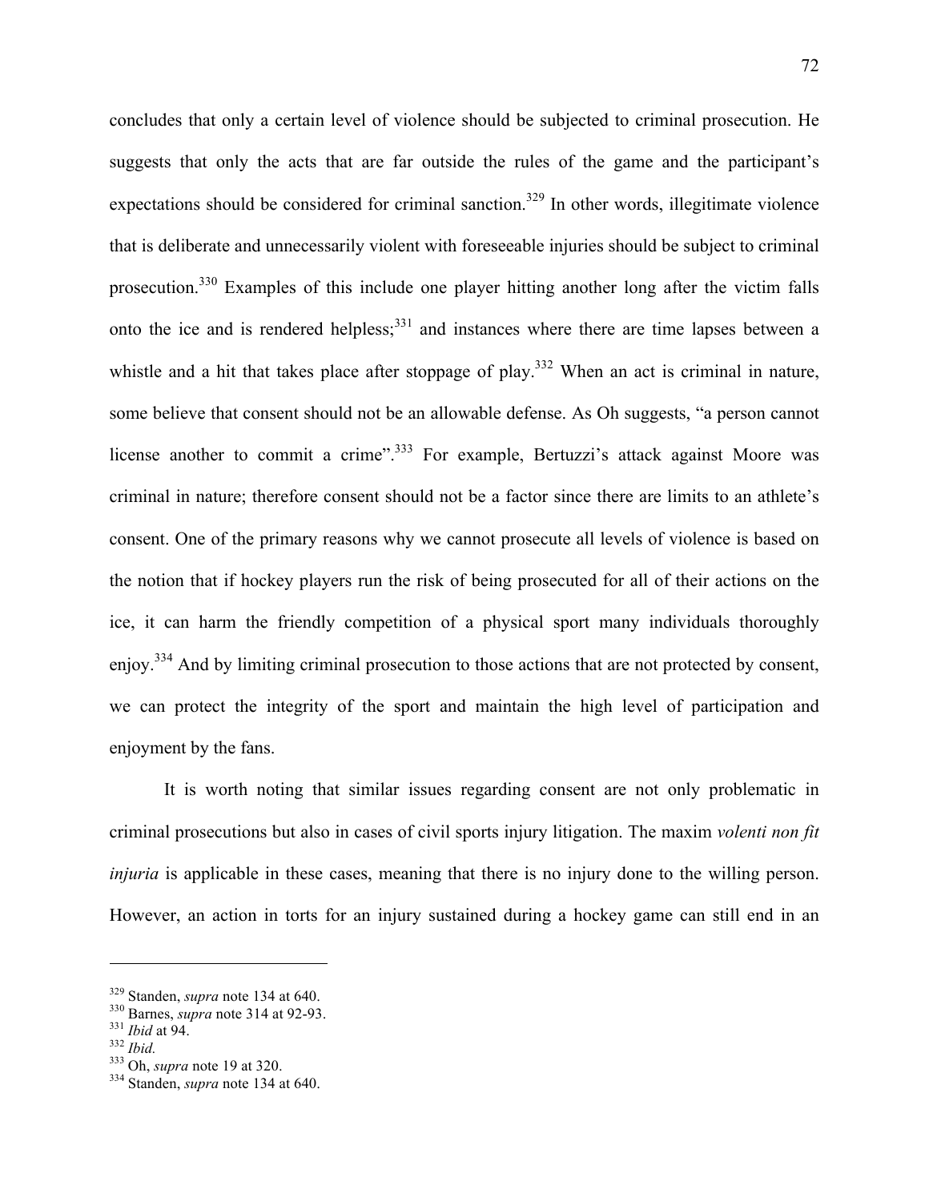concludes that only a certain level of violence should be subjected to criminal prosecution. He suggests that only the acts that are far outside the rules of the game and the participant's expectations should be considered for criminal sanction.[329] In other words, illegitimate violence that is deliberate and unnecessarily violent with foreseeable injuries should be subject to criminal prosecution.[330] Examples of this include one player hitting another long after the victim falls onto the ice and is rendered helpless;[331] and instances where there are time lapses between a whistle and a hit that takes place after stoppage of play.[332] When an act is criminal in nature, some believe that consent should not be an allowable defense. As Oh suggests, "a person cannot license another to commit a crime".[333] For example, Bertuzzi's attack against Moore was criminal in nature; therefore consent should not be a factor since there are limits to an athlete's consent. One of the primary reasons why we cannot prosecute all levels of violence is based on the notion that if hockey players run the risk of being prosecuted for all of their actions on the ice, it can harm the friendly competition of a physical sport many individuals thoroughly enjoy.[334] And by limiting criminal prosecution to those actions that are not protected by consent, we can protect the integrity of the sport and maintain the high level of participation and enjoyment by the fans.

It is worth noting that similar issues regarding consent are not only problematic in criminal prosecutions but also in cases of civil sports injury litigation. The maxim *volenti non fit injuria* is applicable in these cases, meaning that there is no injury done to the willing person. However, an action in torts for an injury sustained during a hockey game can still end in an

---

[329] Standen, *supra* note 134 at 640.
[330] Barnes, *supra* note 314 at 92-93.
[331] *Ibid* at 94.
[332] *Ibid.*
[333] Oh, *supra* note 19 at 320.
[334] Standen, *supra* note 134 at 640.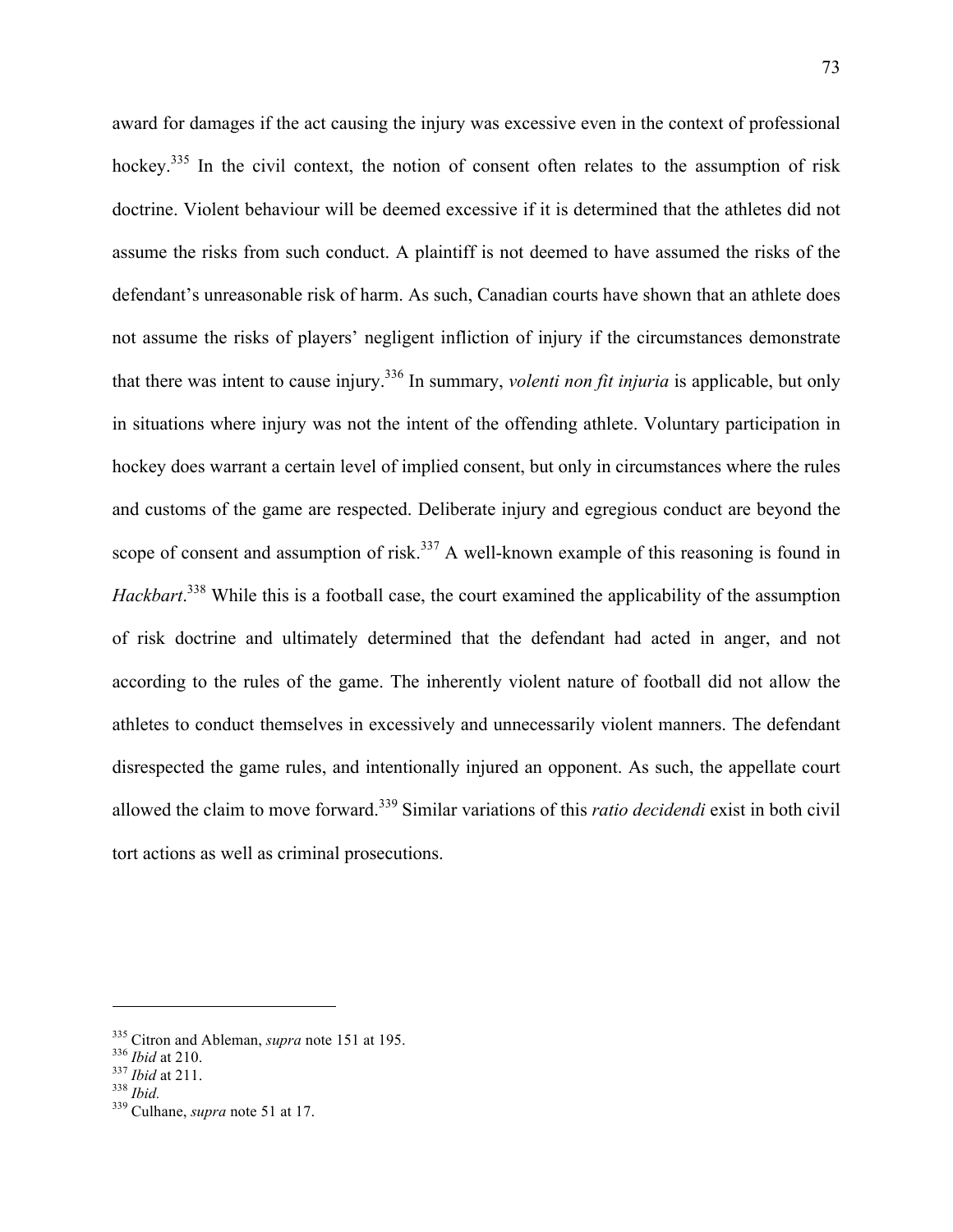award for damages if the act causing the injury was excessive even in the context of professional hockey.[335] In the civil context, the notion of consent often relates to the assumption of risk doctrine. Violent behaviour will be deemed excessive if it is determined that the athletes did not assume the risks from such conduct. A plaintiff is not deemed to have assumed the risks of the defendant's unreasonable risk of harm. As such, Canadian courts have shown that an athlete does not assume the risks of players' negligent infliction of injury if the circumstances demonstrate that there was intent to cause injury.[336] In summary, *volenti non fit injuria* is applicable, but only in situations where injury was not the intent of the offending athlete. Voluntary participation in hockey does warrant a certain level of implied consent, but only in circumstances where the rules and customs of the game are respected. Deliberate injury and egregious conduct are beyond the scope of consent and assumption of risk.[337] A well-known example of this reasoning is found in *Hackbart*.[338] While this is a football case, the court examined the applicability of the assumption of risk doctrine and ultimately determined that the defendant had acted in anger, and not according to the rules of the game. The inherently violent nature of football did not allow the athletes to conduct themselves in excessively and unnecessarily violent manners. The defendant disrespected the game rules, and intentionally injured an opponent. As such, the appellate court allowed the claim to move forward.[339] Similar variations of this *ratio decidendi* exist in both civil tort actions as well as criminal prosecutions.

---

[335] Citron and Ableman, *supra* note 151 at 195.
[336] *Ibid* at 210.
[337] *Ibid* at 211.
[338] *Ibid.*
[339] Culhane, *supra* note 51 at 17.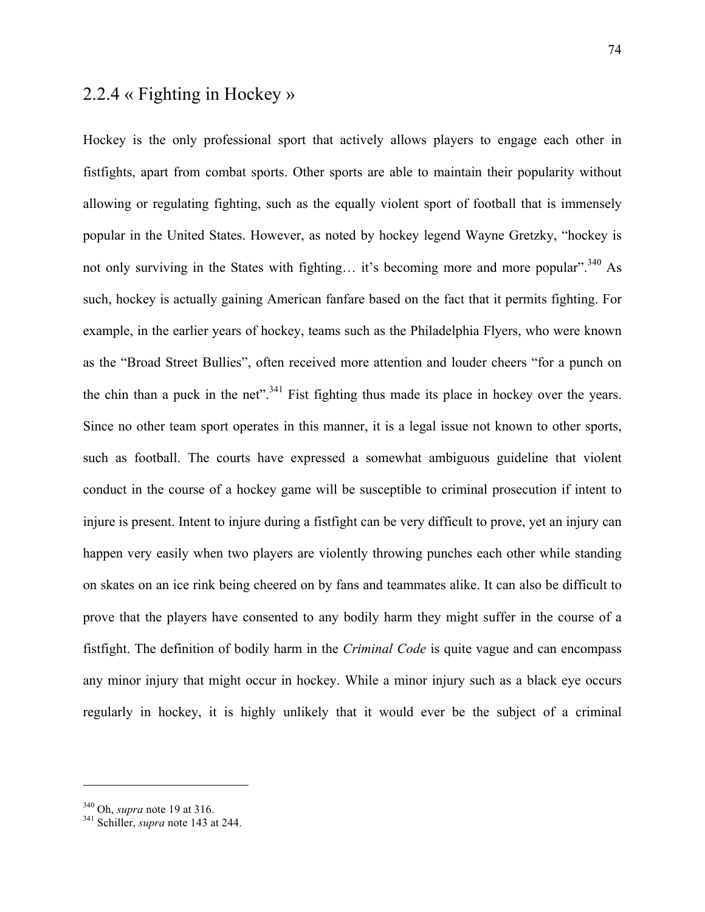### 2.2.4 « Fighting in Hockey »

Hockey is the only professional sport that actively allows players to engage each other in fistfights, apart from combat sports. Other sports are able to maintain their popularity without allowing or regulating fighting, such as the equally violent sport of football that is immensely popular in the United States. However, as noted by hockey legend Wayne Gretzky, “hockey is not only surviving in the States with fighting… it’s becoming more and more popular”.[340] As such, hockey is actually gaining American fanfare based on the fact that it permits fighting. For example, in the earlier years of hockey, teams such as the Philadelphia Flyers, who were known as the “Broad Street Bullies”, often received more attention and louder cheers “for a punch on the chin than a puck in the net”.[341] Fist fighting thus made its place in hockey over the years. Since no other team sport operates in this manner, it is a legal issue not known to other sports, such as football. The courts have expressed a somewhat ambiguous guideline that violent conduct in the course of a hockey game will be susceptible to criminal prosecution if intent to injure is present. Intent to injure during a fistfight can be very difficult to prove, yet an injury can happen very easily when two players are violently throwing punches each other while standing on skates on an ice rink being cheered on by fans and teammates alike. It can also be difficult to prove that the players have consented to any bodily harm they might suffer in the course of a fistfight. The definition of bodily harm in the *Criminal Code* is quite vague and can encompass any minor injury that might occur in hockey. While a minor injury such as a black eye occurs regularly in hockey, it is highly unlikely that it would ever be the subject of a criminal

---

[340] Oh, *supra* note 19 at 316.

[341] Schiller, *supra* note 143 at 244.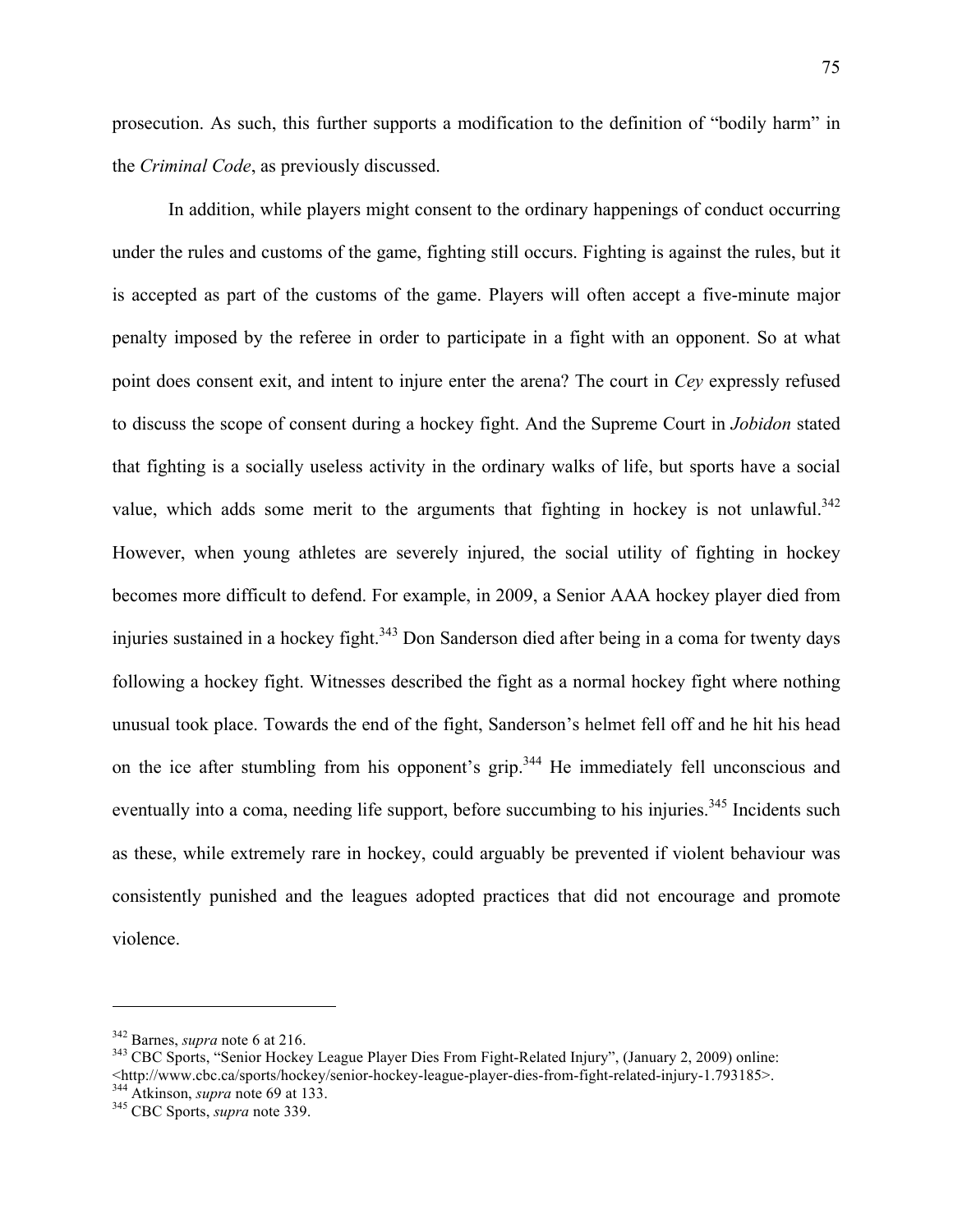prosecution. As such, this further supports a modification to the definition of "bodily harm" in the *Criminal Code*, as previously discussed.

In addition, while players might consent to the ordinary happenings of conduct occurring under the rules and customs of the game, fighting still occurs. Fighting is against the rules, but it is accepted as part of the customs of the game. Players will often accept a five-minute major penalty imposed by the referee in order to participate in a fight with an opponent. So at what point does consent exit, and intent to injure enter the arena? The court in *Cey* expressly refused to discuss the scope of consent during a hockey fight. And the Supreme Court in *Jobidon* stated that fighting is a socially useless activity in the ordinary walks of life, but sports have a social value, which adds some merit to the arguments that fighting in hockey is not unlawful.[342] However, when young athletes are severely injured, the social utility of fighting in hockey becomes more difficult to defend. For example, in 2009, a Senior AAA hockey player died from injuries sustained in a hockey fight.[343] Don Sanderson died after being in a coma for twenty days following a hockey fight. Witnesses described the fight as a normal hockey fight where nothing unusual took place. Towards the end of the fight, Sanderson's helmet fell off and he hit his head on the ice after stumbling from his opponent's grip.[344] He immediately fell unconscious and eventually into a coma, needing life support, before succumbing to his injuries.[345] Incidents such as these, while extremely rare in hockey, could arguably be prevented if violent behaviour was consistently punished and the leagues adopted practices that did not encourage and promote violence.

---

[342] Barnes, *supra* note 6 at 216.

[343] CBC Sports, "Senior Hockey League Player Dies From Fight-Related Injury", (January 2, 2009) online: <http://www.cbc.ca/sports/hockey/senior-hockey-league-player-dies-from-fight-related-injury-1.793185>.

[344] Atkinson, *supra* note 69 at 133.

[345] CBC Sports, *supra* note 339.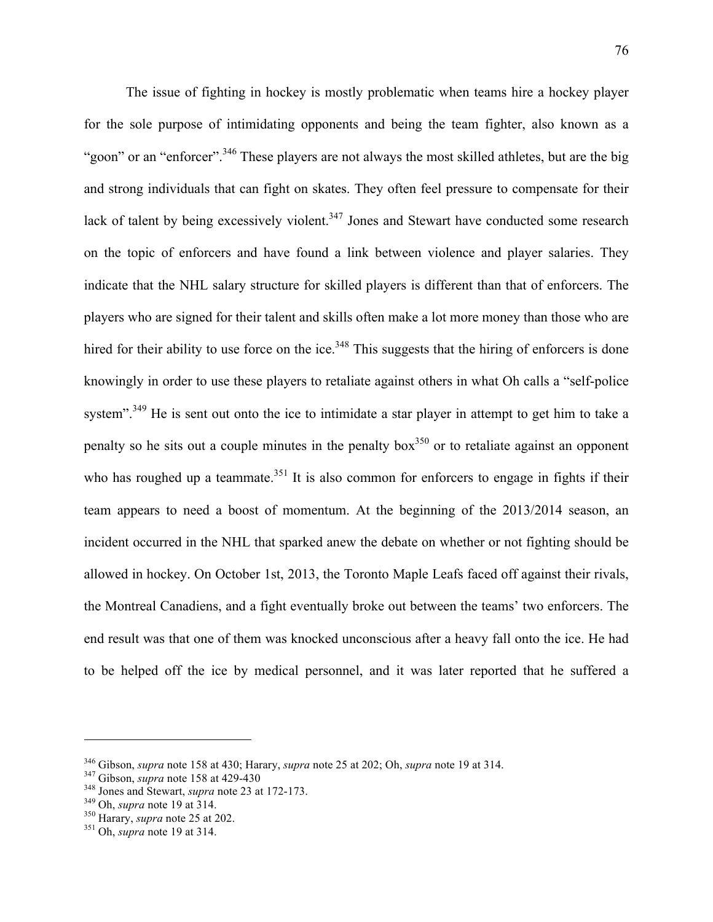The issue of fighting in hockey is mostly problematic when teams hire a hockey player for the sole purpose of intimidating opponents and being the team fighter, also known as a "goon" or an "enforcer".[346] These players are not always the most skilled athletes, but are the big and strong individuals that can fight on skates. They often feel pressure to compensate for their lack of talent by being excessively violent.[347] Jones and Stewart have conducted some research on the topic of enforcers and have found a link between violence and player salaries. They indicate that the NHL salary structure for skilled players is different than that of enforcers. The players who are signed for their talent and skills often make a lot more money than those who are hired for their ability to use force on the ice.[348] This suggests that the hiring of enforcers is done knowingly in order to use these players to retaliate against others in what Oh calls a "self-police system".[349] He is sent out onto the ice to intimidate a star player in attempt to get him to take a penalty so he sits out a couple minutes in the penalty box[350] or to retaliate against an opponent who has roughed up a teammate.[351] It is also common for enforcers to engage in fights if their team appears to need a boost of momentum. At the beginning of the 2013/2014 season, an incident occurred in the NHL that sparked anew the debate on whether or not fighting should be allowed in hockey. On October 1st, 2013, the Toronto Maple Leafs faced off against their rivals, the Montreal Canadiens, and a fight eventually broke out between the teams' two enforcers. The end result was that one of them was knocked unconscious after a heavy fall onto the ice. He had to be helped off the ice by medical personnel, and it was later reported that he suffered a

---

[346] Gibson, *supra* note 158 at 430; Harary, *supra* note 25 at 202; Oh, *supra* note 19 at 314.
[347] Gibson, *supra* note 158 at 429-430
[348] Jones and Stewart, *supra* note 23 at 172-173.
[349] Oh, *supra* note 19 at 314.
[350] Harary, *supra* note 25 at 202.
[351] Oh, *supra* note 19 at 314.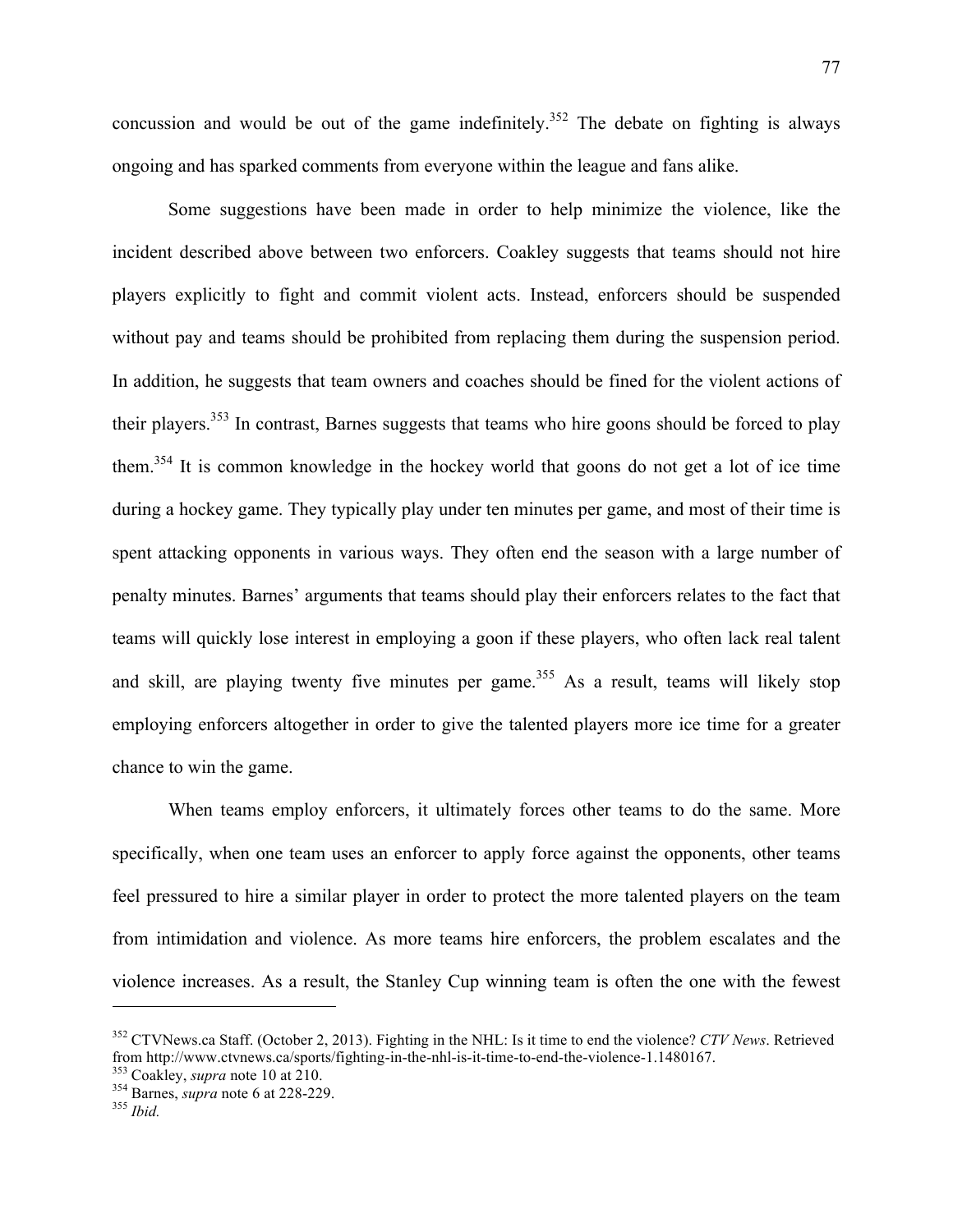concussion and would be out of the game indefinitely.[352] The debate on fighting is always ongoing and has sparked comments from everyone within the league and fans alike.

Some suggestions have been made in order to help minimize the violence, like the incident described above between two enforcers. Coakley suggests that teams should not hire players explicitly to fight and commit violent acts. Instead, enforcers should be suspended without pay and teams should be prohibited from replacing them during the suspension period. In addition, he suggests that team owners and coaches should be fined for the violent actions of their players.[353] In contrast, Barnes suggests that teams who hire goons should be forced to play them.[354] It is common knowledge in the hockey world that goons do not get a lot of ice time during a hockey game. They typically play under ten minutes per game, and most of their time is spent attacking opponents in various ways. They often end the season with a large number of penalty minutes. Barnes' arguments that teams should play their enforcers relates to the fact that teams will quickly lose interest in employing a goon if these players, who often lack real talent and skill, are playing twenty five minutes per game.[355] As a result, teams will likely stop employing enforcers altogether in order to give the talented players more ice time for a greater chance to win the game.

When teams employ enforcers, it ultimately forces other teams to do the same. More specifically, when one team uses an enforcer to apply force against the opponents, other teams feel pressured to hire a similar player in order to protect the more talented players on the team from intimidation and violence. As more teams hire enforcers, the problem escalates and the violence increases. As a result, the Stanley Cup winning team is often the one with the fewest

---

[352] CTVNews.ca Staff. (October 2, 2013). Fighting in the NHL: Is it time to end the violence? *CTV News*. Retrieved from http://www.ctvnews.ca/sports/fighting-in-the-nhl-is-it-time-to-end-the-violence-1.1480167.

[353] Coakley, *supra* note 10 at 210.

[354] Barnes, *supra* note 6 at 228-229.

[355] *Ibid.*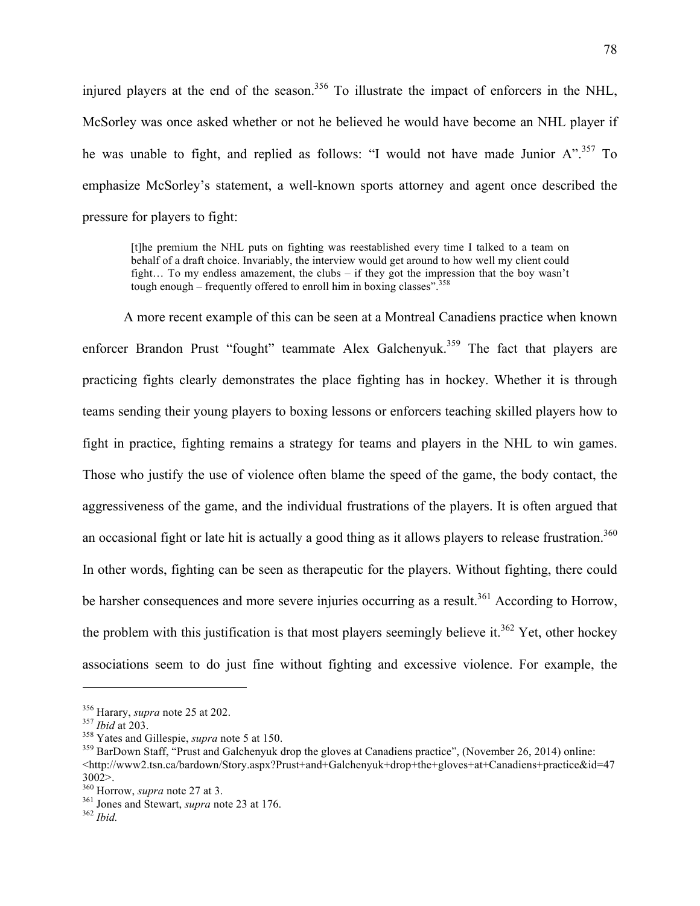injured players at the end of the season.[356] To illustrate the impact of enforcers in the NHL, McSorley was once asked whether or not he believed he would have become an NHL player if he was unable to fight, and replied as follows: "I would not have made Junior A".[357] To emphasize McSorley's statement, a well-known sports attorney and agent once described the pressure for players to fight:

> [t]he premium the NHL puts on fighting was reestablished every time I talked to a team on behalf of a draft choice. Invariably, the interview would get around to how well my client could fight… To my endless amazement, the clubs – if they got the impression that the boy wasn't tough enough – frequently offered to enroll him in boxing classes".[358]

A more recent example of this can be seen at a Montreal Canadiens practice when known enforcer Brandon Prust "fought" teammate Alex Galchenyuk.[359] The fact that players are practicing fights clearly demonstrates the place fighting has in hockey. Whether it is through teams sending their young players to boxing lessons or enforcers teaching skilled players how to fight in practice, fighting remains a strategy for teams and players in the NHL to win games. Those who justify the use of violence often blame the speed of the game, the body contact, the aggressiveness of the game, and the individual frustrations of the players. It is often argued that an occasional fight or late hit is actually a good thing as it allows players to release frustration.[360] In other words, fighting can be seen as therapeutic for the players. Without fighting, there could be harsher consequences and more severe injuries occurring as a result.[361] According to Horrow, the problem with this justification is that most players seemingly believe it.[362] Yet, other hockey associations seem to do just fine without fighting and excessive violence. For example, the

---

[356] Harary, *supra* note 25 at 202.

[357] *Ibid* at 203.

[358] Yates and Gillespie, *supra* note 5 at 150.

[359] BarDown Staff, "Prust and Galchenyuk drop the gloves at Canadiens practice", (November 26, 2014) online: <http://www2.tsn.ca/bardown/Story.aspx?Prust+and+Galchenyuk+drop+the+gloves+at+Canadiens+practice&id=473002>.

[360] Horrow, *supra* note 27 at 3.

[361] Jones and Stewart, *supra* note 23 at 176.

[362] *Ibid.*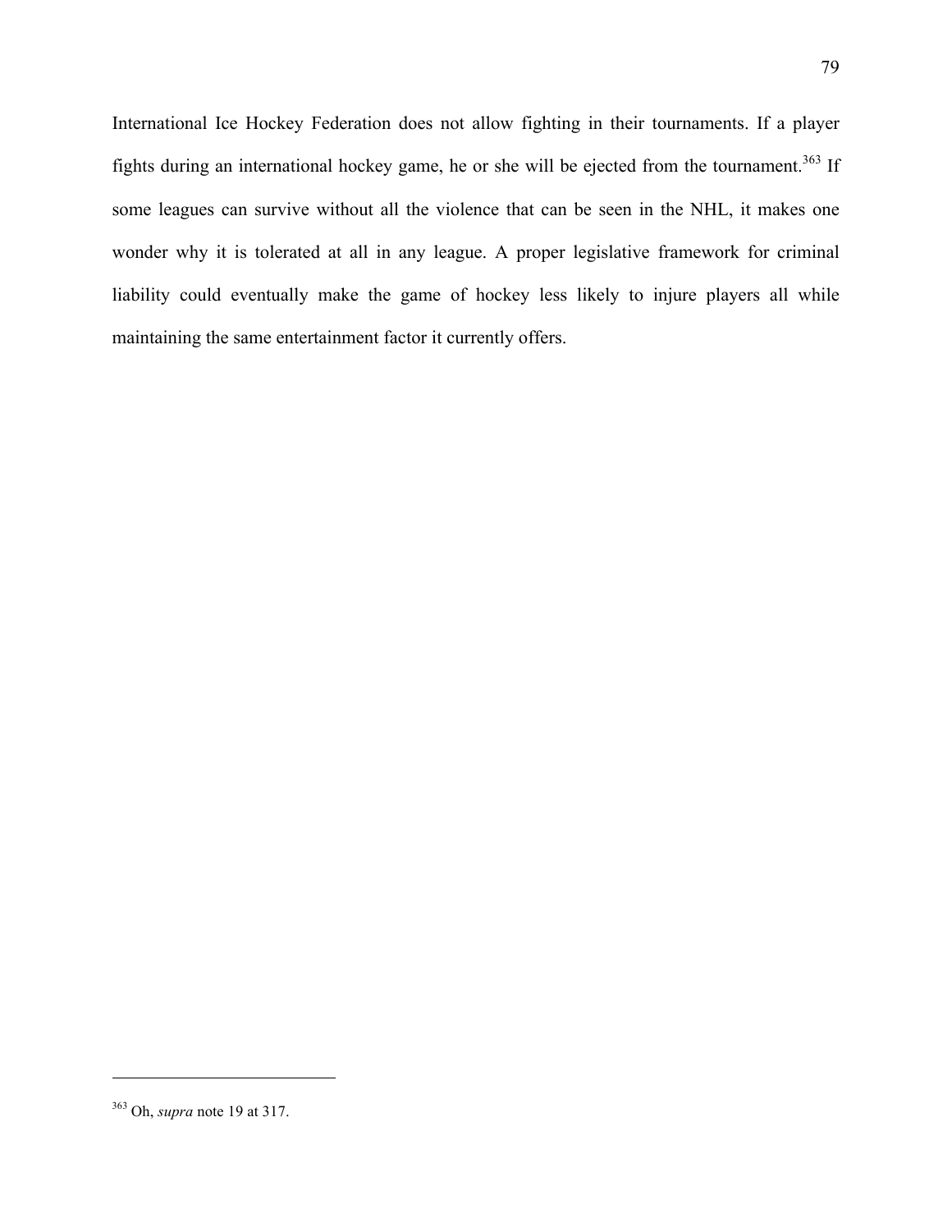International Ice Hockey Federation does not allow fighting in their tournaments. If a player fights during an international hockey game, he or she will be ejected from the tournament.[363] If some leagues can survive without all the violence that can be seen in the NHL, it makes one wonder why it is tolerated at all in any league. A proper legislative framework for criminal liability could eventually make the game of hockey less likely to injure players all while maintaining the same entertainment factor it currently offers.

---

[363] Oh, *supra* note 19 at 317.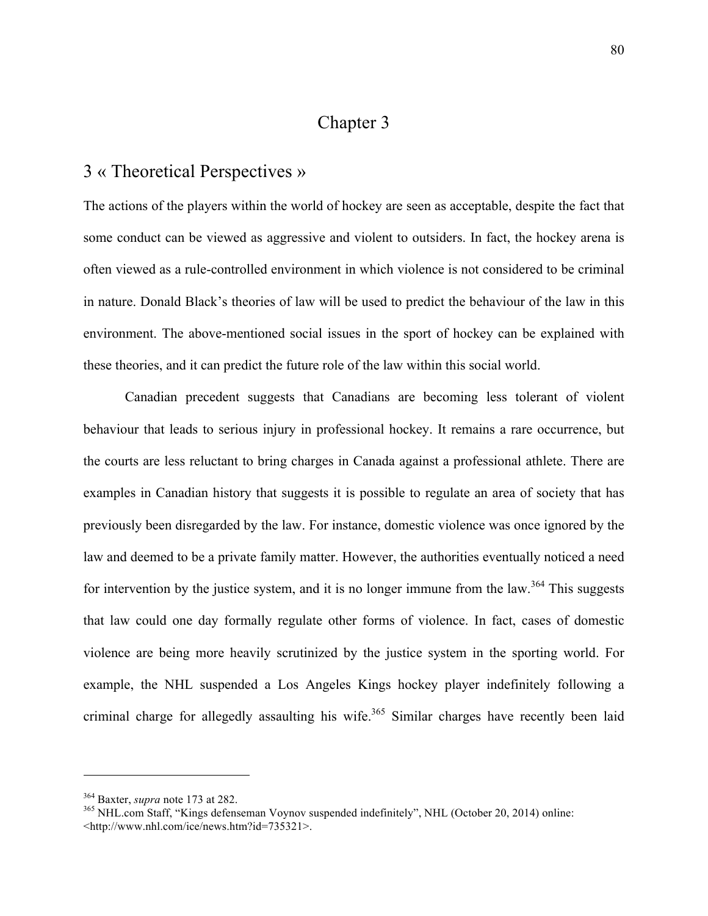# Chapter 3

## 3 « Theoretical Perspectives »

The actions of the players within the world of hockey are seen as acceptable, despite the fact that some conduct can be viewed as aggressive and violent to outsiders. In fact, the hockey arena is often viewed as a rule-controlled environment in which violence is not considered to be criminal in nature. Donald Black's theories of law will be used to predict the behaviour of the law in this environment. The above-mentioned social issues in the sport of hockey can be explained with these theories, and it can predict the future role of the law within this social world.

Canadian precedent suggests that Canadians are becoming less tolerant of violent behaviour that leads to serious injury in professional hockey. It remains a rare occurrence, but the courts are less reluctant to bring charges in Canada against a professional athlete. There are examples in Canadian history that suggests it is possible to regulate an area of society that has previously been disregarded by the law. For instance, domestic violence was once ignored by the law and deemed to be a private family matter. However, the authorities eventually noticed a need for intervention by the justice system, and it is no longer immune from the law.[364] This suggests that law could one day formally regulate other forms of violence. In fact, cases of domestic violence are being more heavily scrutinized by the justice system in the sporting world. For example, the NHL suspended a Los Angeles Kings hockey player indefinitely following a criminal charge for allegedly assaulting his wife.[365] Similar charges have recently been laid

---

[364] Baxter, *supra* note 173 at 282.

[365] NHL.com Staff, "Kings defenseman Voynov suspended indefinitely", NHL (October 20, 2014) online: <http://www.nhl.com/ice/news.htm?id=735321>.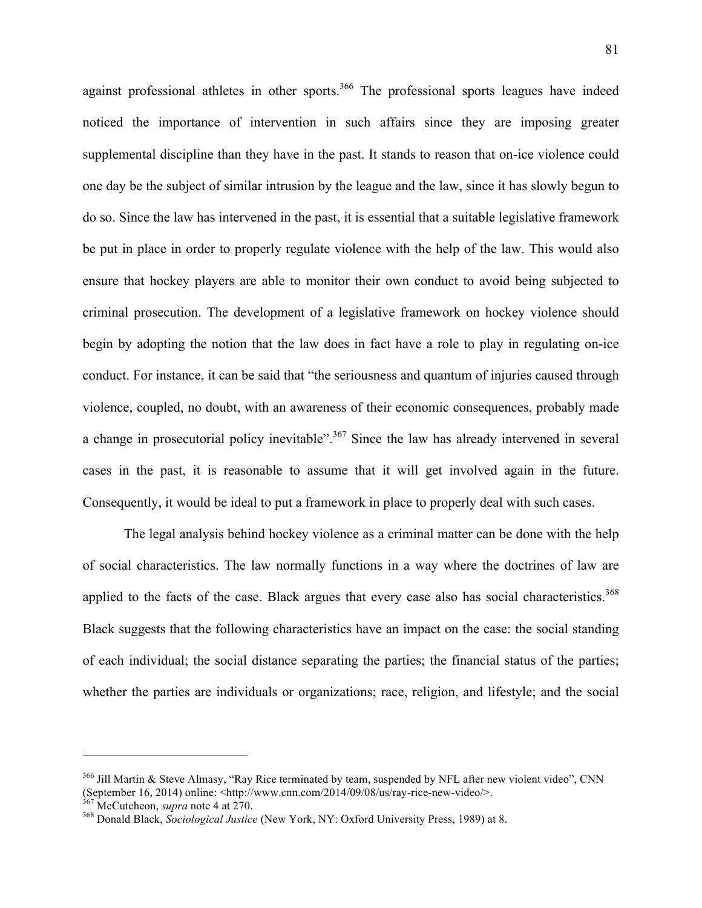against professional athletes in other sports.[366] The professional sports leagues have indeed noticed the importance of intervention in such affairs since they are imposing greater supplemental discipline than they have in the past. It stands to reason that on-ice violence could one day be the subject of similar intrusion by the league and the law, since it has slowly begun to do so. Since the law has intervened in the past, it is essential that a suitable legislative framework be put in place in order to properly regulate violence with the help of the law. This would also ensure that hockey players are able to monitor their own conduct to avoid being subjected to criminal prosecution. The development of a legislative framework on hockey violence should begin by adopting the notion that the law does in fact have a role to play in regulating on-ice conduct. For instance, it can be said that "the seriousness and quantum of injuries caused through violence, coupled, no doubt, with an awareness of their economic consequences, probably made a change in prosecutorial policy inevitable".[367] Since the law has already intervened in several cases in the past, it is reasonable to assume that it will get involved again in the future. Consequently, it would be ideal to put a framework in place to properly deal with such cases.

The legal analysis behind hockey violence as a criminal matter can be done with the help of social characteristics. The law normally functions in a way where the doctrines of law are applied to the facts of the case. Black argues that every case also has social characteristics.[368] Black suggests that the following characteristics have an impact on the case: the social standing of each individual; the social distance separating the parties; the financial status of the parties; whether the parties are individuals or organizations; race, religion, and lifestyle; and the social

---

[366] Jill Martin & Steve Almasy, "Ray Rice terminated by team, suspended by NFL after new violent video", CNN (September 16, 2014) online: <http://www.cnn.com/2014/09/08/us/ray-rice-new-video/>.

[367] McCutcheon, *supra* note 4 at 270.

[368] Donald Black, *Sociological Justice* (New York, NY: Oxford University Press, 1989) at 8.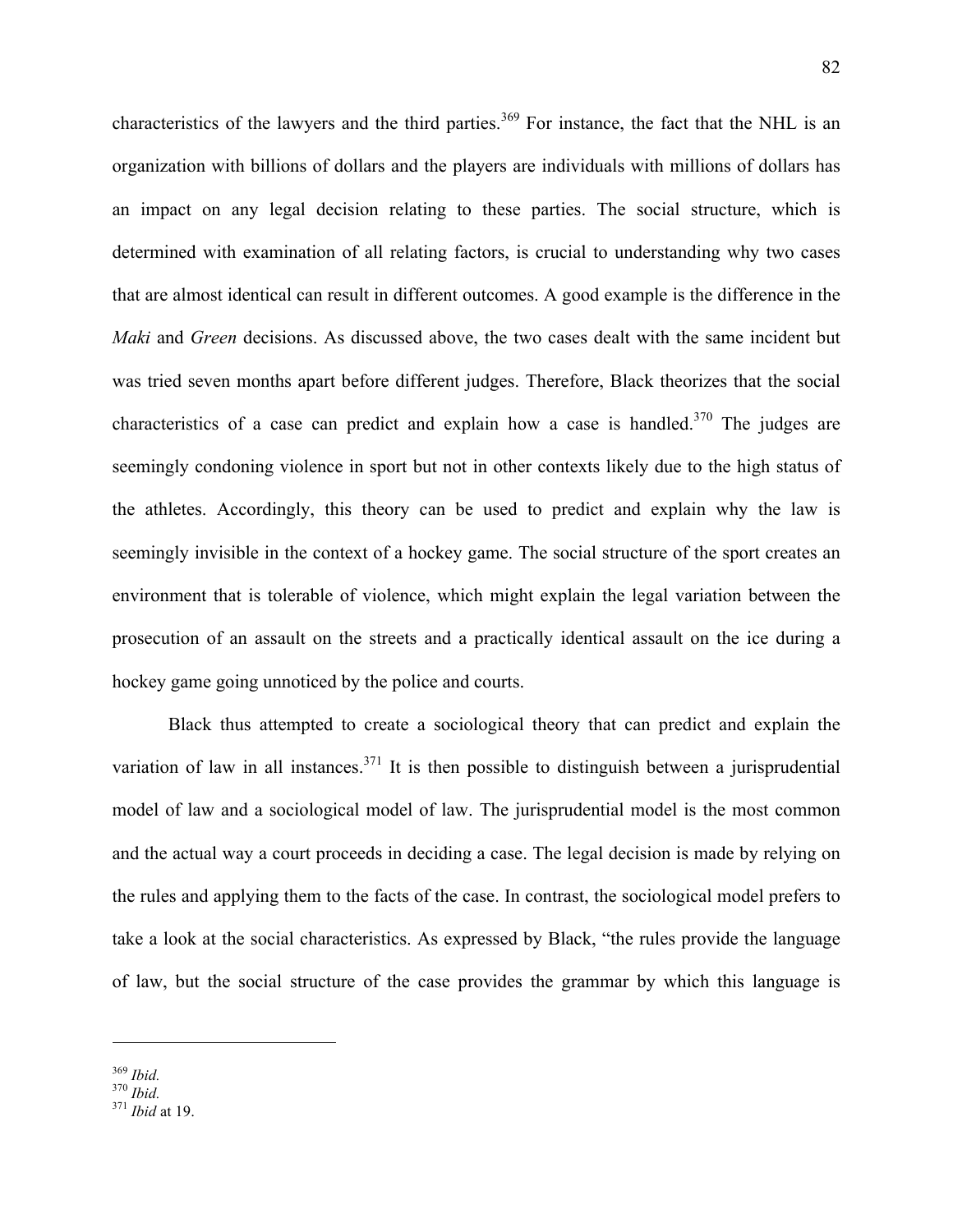characteristics of the lawyers and the third parties.[369] For instance, the fact that the NHL is an organization with billions of dollars and the players are individuals with millions of dollars has an impact on any legal decision relating to these parties. The social structure, which is determined with examination of all relating factors, is crucial to understanding why two cases that are almost identical can result in different outcomes. A good example is the difference in the *Maki* and *Green* decisions. As discussed above, the two cases dealt with the same incident but was tried seven months apart before different judges. Therefore, Black theorizes that the social characteristics of a case can predict and explain how a case is handled.[370] The judges are seemingly condoning violence in sport but not in other contexts likely due to the high status of the athletes. Accordingly, this theory can be used to predict and explain why the law is seemingly invisible in the context of a hockey game. The social structure of the sport creates an environment that is tolerable of violence, which might explain the legal variation between the prosecution of an assault on the streets and a practically identical assault on the ice during a hockey game going unnoticed by the police and courts.

Black thus attempted to create a sociological theory that can predict and explain the variation of law in all instances.[371] It is then possible to distinguish between a jurisprudential model of law and a sociological model of law. The jurisprudential model is the most common and the actual way a court proceeds in deciding a case. The legal decision is made by relying on the rules and applying them to the facts of the case. In contrast, the sociological model prefers to take a look at the social characteristics. As expressed by Black, "the rules provide the language of law, but the social structure of the case provides the grammar by which this language is

---

[369] *Ibid.*
[370] *Ibid.*
[371] *Ibid* at 19.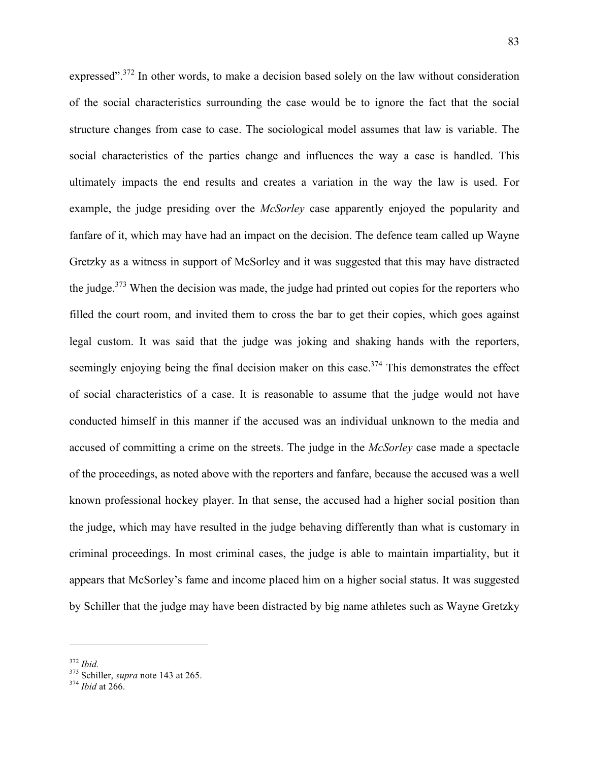expressed".[372] In other words, to make a decision based solely on the law without consideration of the social characteristics surrounding the case would be to ignore the fact that the social structure changes from case to case. The sociological model assumes that law is variable. The social characteristics of the parties change and influences the way a case is handled. This ultimately impacts the end results and creates a variation in the way the law is used. For example, the judge presiding over the *McSorley* case apparently enjoyed the popularity and fanfare of it, which may have had an impact on the decision. The defence team called up Wayne Gretzky as a witness in support of McSorley and it was suggested that this may have distracted the judge.[373] When the decision was made, the judge had printed out copies for the reporters who filled the court room, and invited them to cross the bar to get their copies, which goes against legal custom. It was said that the judge was joking and shaking hands with the reporters, seemingly enjoying being the final decision maker on this case.[374] This demonstrates the effect of social characteristics of a case. It is reasonable to assume that the judge would not have conducted himself in this manner if the accused was an individual unknown to the media and accused of committing a crime on the streets. The judge in the *McSorley* case made a spectacle of the proceedings, as noted above with the reporters and fanfare, because the accused was a well known professional hockey player. In that sense, the accused had a higher social position than the judge, which may have resulted in the judge behaving differently than what is customary in criminal proceedings. In most criminal cases, the judge is able to maintain impartiality, but it appears that McSorley's fame and income placed him on a higher social status. It was suggested by Schiller that the judge may have been distracted by big name athletes such as Wayne Gretzky

---

[372] *Ibid.*

[373] Schiller, *supra* note 143 at 265.

[374] *Ibid* at 266.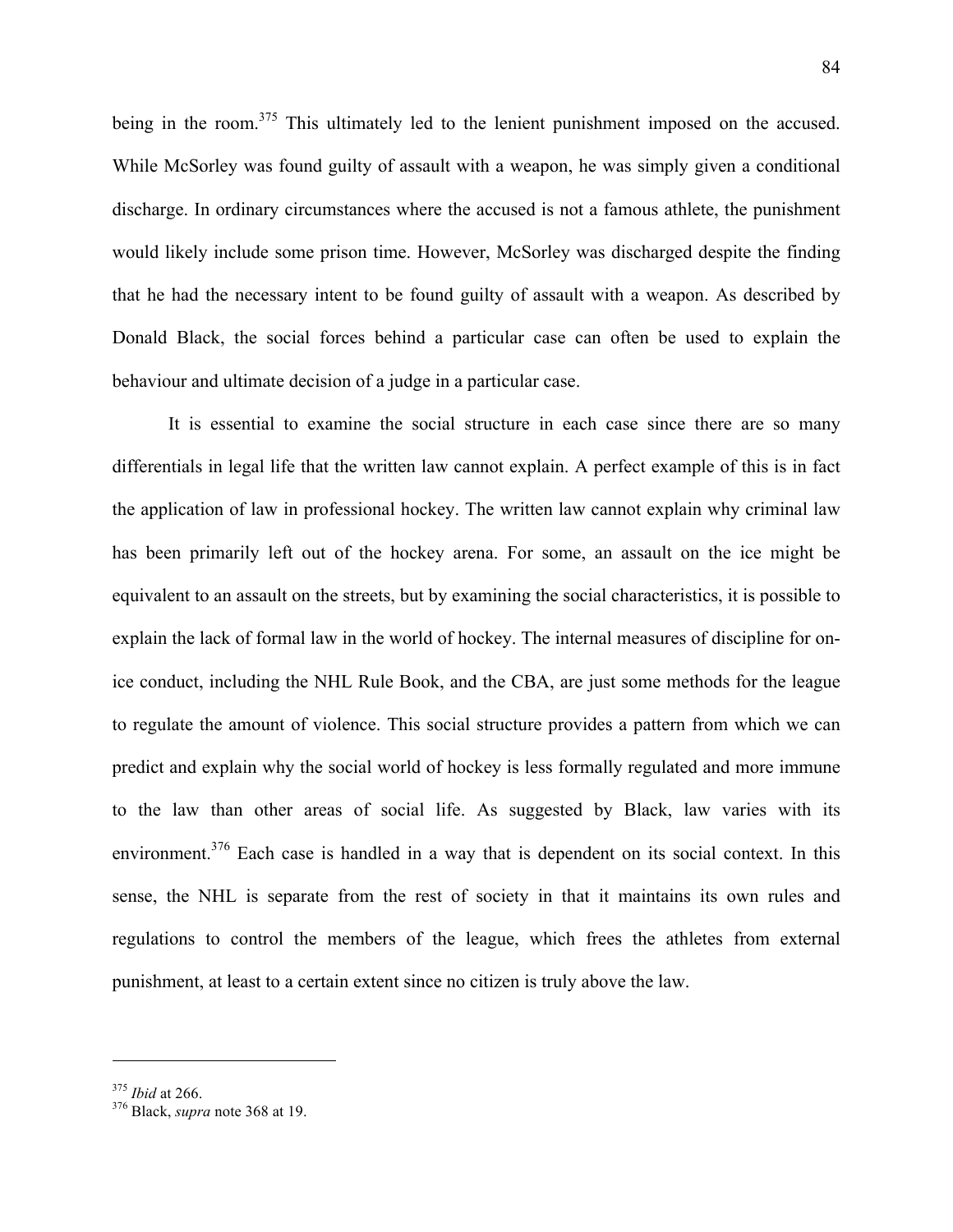being in the room.[375] This ultimately led to the lenient punishment imposed on the accused. While McSorley was found guilty of assault with a weapon, he was simply given a conditional discharge. In ordinary circumstances where the accused is not a famous athlete, the punishment would likely include some prison time. However, McSorley was discharged despite the finding that he had the necessary intent to be found guilty of assault with a weapon. As described by Donald Black, the social forces behind a particular case can often be used to explain the behaviour and ultimate decision of a judge in a particular case.

It is essential to examine the social structure in each case since there are so many differentials in legal life that the written law cannot explain. A perfect example of this is in fact the application of law in professional hockey. The written law cannot explain why criminal law has been primarily left out of the hockey arena. For some, an assault on the ice might be equivalent to an assault on the streets, but by examining the social characteristics, it is possible to explain the lack of formal law in the world of hockey. The internal measures of discipline for on-ice conduct, including the NHL Rule Book, and the CBA, are just some methods for the league to regulate the amount of violence. This social structure provides a pattern from which we can predict and explain why the social world of hockey is less formally regulated and more immune to the law than other areas of social life. As suggested by Black, law varies with its environment.[376] Each case is handled in a way that is dependent on its social context. In this sense, the NHL is separate from the rest of society in that it maintains its own rules and regulations to control the members of the league, which frees the athletes from external punishment, at least to a certain extent since no citizen is truly above the law.

---

[375] *Ibid* at 266.
[376] Black, *supra* note 368 at 19.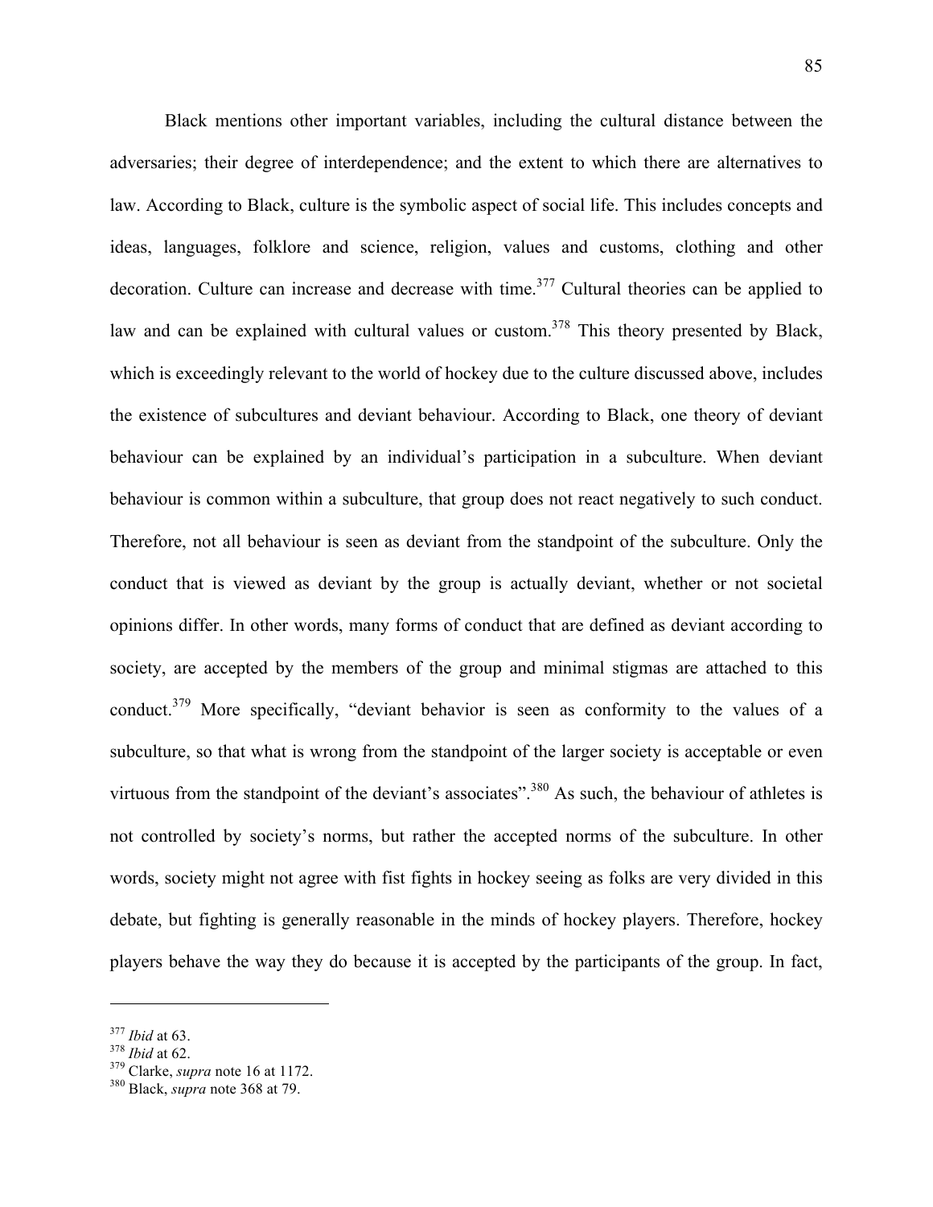Black mentions other important variables, including the cultural distance between the adversaries; their degree of interdependence; and the extent to which there are alternatives to law. According to Black, culture is the symbolic aspect of social life. This includes concepts and ideas, languages, folklore and science, religion, values and customs, clothing and other decoration. Culture can increase and decrease with time.[377] Cultural theories can be applied to law and can be explained with cultural values or custom.[378] This theory presented by Black, which is exceedingly relevant to the world of hockey due to the culture discussed above, includes the existence of subcultures and deviant behaviour. According to Black, one theory of deviant behaviour can be explained by an individual's participation in a subculture. When deviant behaviour is common within a subculture, that group does not react negatively to such conduct. Therefore, not all behaviour is seen as deviant from the standpoint of the subculture. Only the conduct that is viewed as deviant by the group is actually deviant, whether or not societal opinions differ. In other words, many forms of conduct that are defined as deviant according to society, are accepted by the members of the group and minimal stigmas are attached to this conduct.[379] More specifically, "deviant behavior is seen as conformity to the values of a subculture, so that what is wrong from the standpoint of the larger society is acceptable or even virtuous from the standpoint of the deviant's associates".[380] As such, the behaviour of athletes is not controlled by society's norms, but rather the accepted norms of the subculture. In other words, society might not agree with fist fights in hockey seeing as folks are very divided in this debate, but fighting is generally reasonable in the minds of hockey players. Therefore, hockey players behave the way they do because it is accepted by the participants of the group. In fact,

---

[377] *Ibid* at 63.
[378] *Ibid* at 62.
[379] Clarke, *supra* note 16 at 1172.
[380] Black, *supra* note 368 at 79.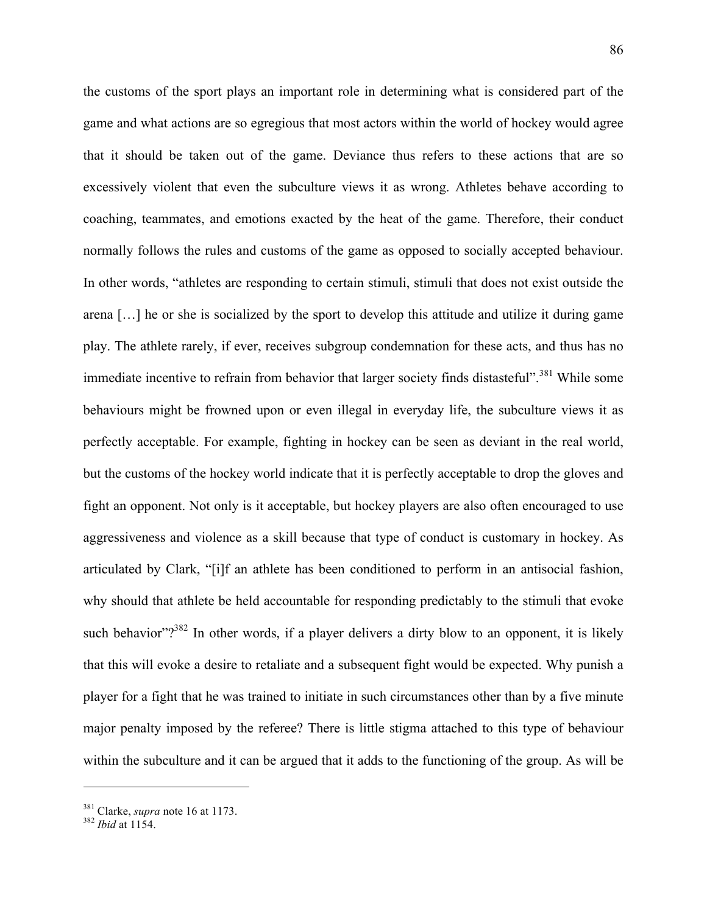the customs of the sport plays an important role in determining what is considered part of the game and what actions are so egregious that most actors within the world of hockey would agree that it should be taken out of the game. Deviance thus refers to these actions that are so excessively violent that even the subculture views it as wrong. Athletes behave according to coaching, teammates, and emotions exacted by the heat of the game. Therefore, their conduct normally follows the rules and customs of the game as opposed to socially accepted behaviour. In other words, "athletes are responding to certain stimuli, stimuli that does not exist outside the arena […] he or she is socialized by the sport to develop this attitude and utilize it during game play. The athlete rarely, if ever, receives subgroup condemnation for these acts, and thus has no immediate incentive to refrain from behavior that larger society finds distasteful".[381] While some behaviours might be frowned upon or even illegal in everyday life, the subculture views it as perfectly acceptable. For example, fighting in hockey can be seen as deviant in the real world, but the customs of the hockey world indicate that it is perfectly acceptable to drop the gloves and fight an opponent. Not only is it acceptable, but hockey players are also often encouraged to use aggressiveness and violence as a skill because that type of conduct is customary in hockey. As articulated by Clark, "[i]f an athlete has been conditioned to perform in an antisocial fashion, why should that athlete be held accountable for responding predictably to the stimuli that evoke such behavior"?[382] In other words, if a player delivers a dirty blow to an opponent, it is likely that this will evoke a desire to retaliate and a subsequent fight would be expected. Why punish a player for a fight that he was trained to initiate in such circumstances other than by a five minute major penalty imposed by the referee? There is little stigma attached to this type of behaviour within the subculture and it can be argued that it adds to the functioning of the group. As will be

---

[381] Clarke, *supra* note 16 at 1173.

[382] *Ibid* at 1154.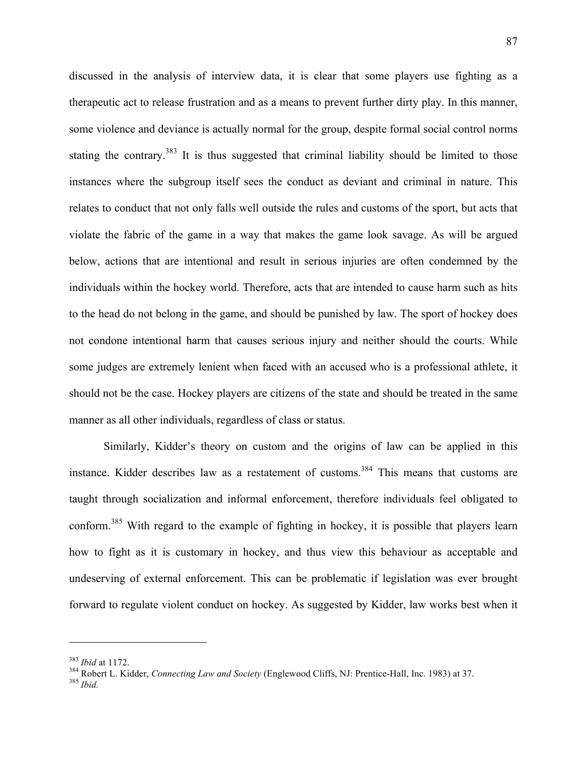discussed in the analysis of interview data, it is clear that some players use fighting as a therapeutic act to release frustration and as a means to prevent further dirty play. In this manner, some violence and deviance is actually normal for the group, despite formal social control norms stating the contrary.[383] It is thus suggested that criminal liability should be limited to those instances where the subgroup itself sees the conduct as deviant and criminal in nature. This relates to conduct that not only falls well outside the rules and customs of the sport, but acts that violate the fabric of the game in a way that makes the game look savage. As will be argued below, actions that are intentional and result in serious injuries are often condemned by the individuals within the hockey world. Therefore, acts that are intended to cause harm such as hits to the head do not belong in the game, and should be punished by law. The sport of hockey does not condone intentional harm that causes serious injury and neither should the courts. While some judges are extremely lenient when faced with an accused who is a professional athlete, it should not be the case. Hockey players are citizens of the state and should be treated in the same manner as all other individuals, regardless of class or status.

Similarly, Kidder's theory on custom and the origins of law can be applied in this instance. Kidder describes law as a restatement of customs.[384] This means that customs are taught through socialization and informal enforcement, therefore individuals feel obligated to conform.[385] With regard to the example of fighting in hockey, it is possible that players learn how to fight as it is customary in hockey, and thus view this behaviour as acceptable and undeserving of external enforcement. This can be problematic if legislation was ever brought forward to regulate violent conduct on hockey. As suggested by Kidder, law works best when it

---

[383] *Ibid* at 1172.

[384] Robert L. Kidder, *Connecting Law and Society* (Englewood Cliffs, NJ: Prentice-Hall, Inc. 1983) at 37.

[385] *Ibid.*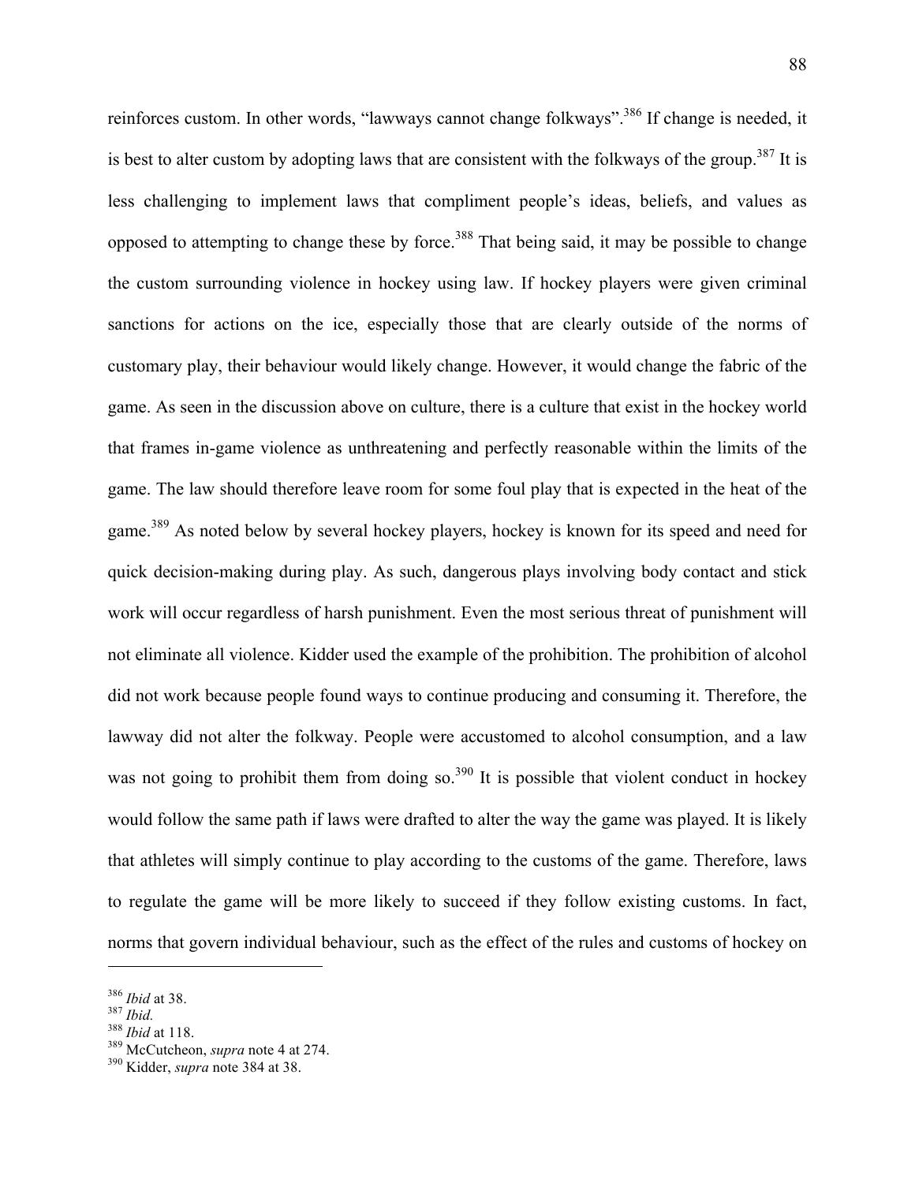reinforces custom. In other words, “lawways cannot change folkways”.[386] If change is needed, it is best to alter custom by adopting laws that are consistent with the folkways of the group.[387] It is less challenging to implement laws that compliment people’s ideas, beliefs, and values as opposed to attempting to change these by force.[388] That being said, it may be possible to change the custom surrounding violence in hockey using law. If hockey players were given criminal sanctions for actions on the ice, especially those that are clearly outside of the norms of customary play, their behaviour would likely change. However, it would change the fabric of the game. As seen in the discussion above on culture, there is a culture that exist in the hockey world that frames in-game violence as unthreatening and perfectly reasonable within the limits of the game. The law should therefore leave room for some foul play that is expected in the heat of the game.[389] As noted below by several hockey players, hockey is known for its speed and need for quick decision-making during play. As such, dangerous plays involving body contact and stick work will occur regardless of harsh punishment. Even the most serious threat of punishment will not eliminate all violence. Kidder used the example of the prohibition. The prohibition of alcohol did not work because people found ways to continue producing and consuming it. Therefore, the lawway did not alter the folkway. People were accustomed to alcohol consumption, and a law was not going to prohibit them from doing so.[390] It is possible that violent conduct in hockey would follow the same path if laws were drafted to alter the way the game was played. It is likely that athletes will simply continue to play according to the customs of the game. Therefore, laws to regulate the game will be more likely to succeed if they follow existing customs. In fact, norms that govern individual behaviour, such as the effect of the rules and customs of hockey on

---

[386] *Ibid* at 38.
[387] *Ibid.*
[388] *Ibid* at 118.
[389] McCutcheon, *supra* note 4 at 274.
[390] Kidder, *supra* note 384 at 38.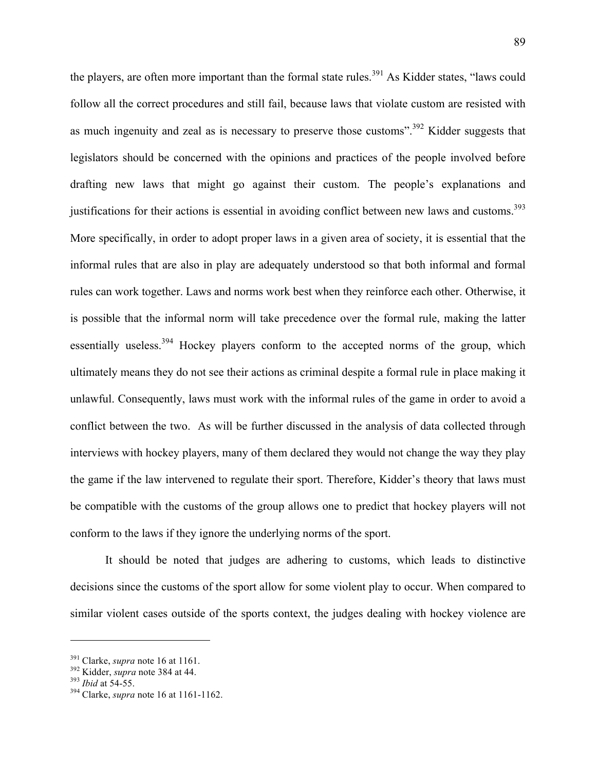the players, are often more important than the formal state rules.[391] As Kidder states, "laws could follow all the correct procedures and still fail, because laws that violate custom are resisted with as much ingenuity and zeal as is necessary to preserve those customs".[392] Kidder suggests that legislators should be concerned with the opinions and practices of the people involved before drafting new laws that might go against their custom. The people's explanations and justifications for their actions is essential in avoiding conflict between new laws and customs.[393] More specifically, in order to adopt proper laws in a given area of society, it is essential that the informal rules that are also in play are adequately understood so that both informal and formal rules can work together. Laws and norms work best when they reinforce each other. Otherwise, it is possible that the informal norm will take precedence over the formal rule, making the latter essentially useless.[394] Hockey players conform to the accepted norms of the group, which ultimately means they do not see their actions as criminal despite a formal rule in place making it unlawful. Consequently, laws must work with the informal rules of the game in order to avoid a conflict between the two. As will be further discussed in the analysis of data collected through interviews with hockey players, many of them declared they would not change the way they play the game if the law intervened to regulate their sport. Therefore, Kidder's theory that laws must be compatible with the customs of the group allows one to predict that hockey players will not conform to the laws if they ignore the underlying norms of the sport.

It should be noted that judges are adhering to customs, which leads to distinctive decisions since the customs of the sport allow for some violent play to occur. When compared to similar violent cases outside of the sports context, the judges dealing with hockey violence are

---

[391] Clarke, *supra* note 16 at 1161.
[392] Kidder, *supra* note 384 at 44.
[393] *Ibid* at 54-55.
[394] Clarke, *supra* note 16 at 1161-1162.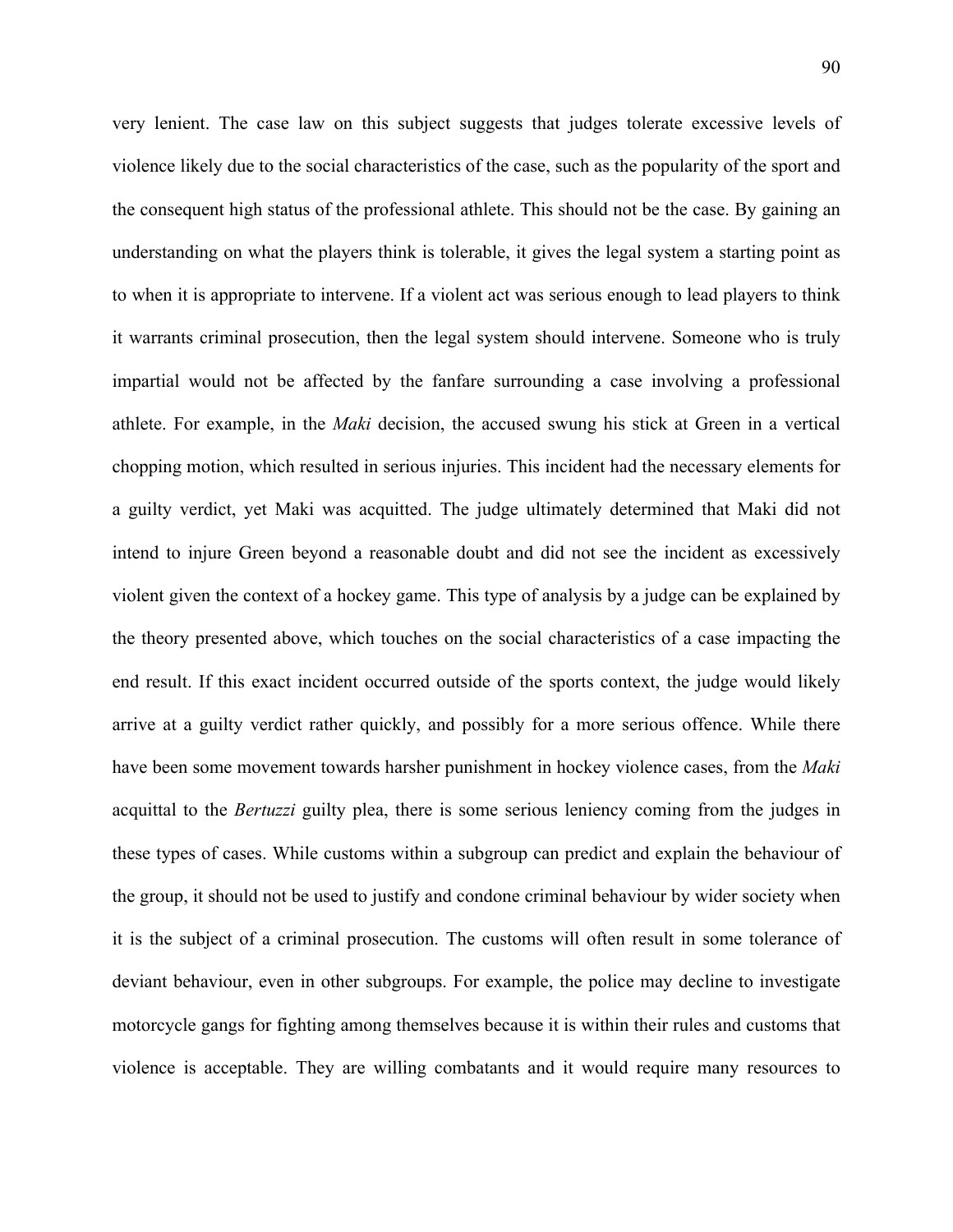very lenient. The case law on this subject suggests that judges tolerate excessive levels of violence likely due to the social characteristics of the case, such as the popularity of the sport and the consequent high status of the professional athlete. This should not be the case. By gaining an understanding on what the players think is tolerable, it gives the legal system a starting point as to when it is appropriate to intervene. If a violent act was serious enough to lead players to think it warrants criminal prosecution, then the legal system should intervene. Someone who is truly impartial would not be affected by the fanfare surrounding a case involving a professional athlete. For example, in the *Maki* decision, the accused swung his stick at Green in a vertical chopping motion, which resulted in serious injuries. This incident had the necessary elements for a guilty verdict, yet Maki was acquitted. The judge ultimately determined that Maki did not intend to injure Green beyond a reasonable doubt and did not see the incident as excessively violent given the context of a hockey game. This type of analysis by a judge can be explained by the theory presented above, which touches on the social characteristics of a case impacting the end result. If this exact incident occurred outside of the sports context, the judge would likely arrive at a guilty verdict rather quickly, and possibly for a more serious offence. While there have been some movement towards harsher punishment in hockey violence cases, from the *Maki* acquittal to the *Bertuzzi* guilty plea, there is some serious leniency coming from the judges in these types of cases. While customs within a subgroup can predict and explain the behaviour of the group, it should not be used to justify and condone criminal behaviour by wider society when it is the subject of a criminal prosecution. The customs will often result in some tolerance of deviant behaviour, even in other subgroups. For example, the police may decline to investigate motorcycle gangs for fighting among themselves because it is within their rules and customs that violence is acceptable. They are willing combatants and it would require many resources to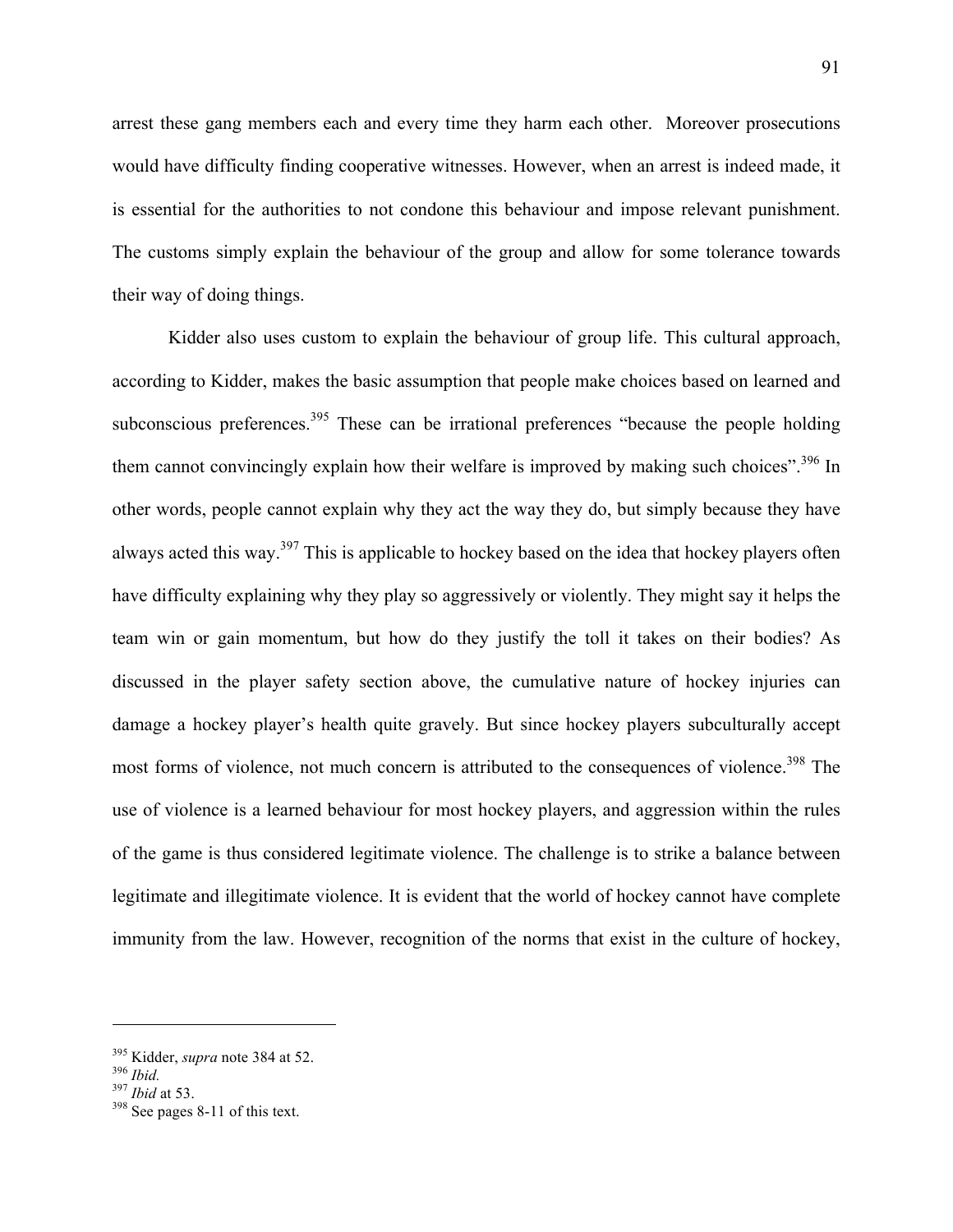arrest these gang members each and every time they harm each other. Moreover prosecutions would have difficulty finding cooperative witnesses. However, when an arrest is indeed made, it is essential for the authorities to not condone this behaviour and impose relevant punishment. The customs simply explain the behaviour of the group and allow for some tolerance towards their way of doing things.

Kidder also uses custom to explain the behaviour of group life. This cultural approach, according to Kidder, makes the basic assumption that people make choices based on learned and subconscious preferences.[395] These can be irrational preferences "because the people holding them cannot convincingly explain how their welfare is improved by making such choices".[396] In other words, people cannot explain why they act the way they do, but simply because they have always acted this way.[397] This is applicable to hockey based on the idea that hockey players often have difficulty explaining why they play so aggressively or violently. They might say it helps the team win or gain momentum, but how do they justify the toll it takes on their bodies? As discussed in the player safety section above, the cumulative nature of hockey injuries can damage a hockey player's health quite gravely. But since hockey players subculturally accept most forms of violence, not much concern is attributed to the consequences of violence.[398] The use of violence is a learned behaviour for most hockey players, and aggression within the rules of the game is thus considered legitimate violence. The challenge is to strike a balance between legitimate and illegitimate violence. It is evident that the world of hockey cannot have complete immunity from the law. However, recognition of the norms that exist in the culture of hockey,

---

[395] Kidder, *supra* note 384 at 52.
[396] *Ibid.*
[397] *Ibid* at 53.
[398] See pages 8-11 of this text.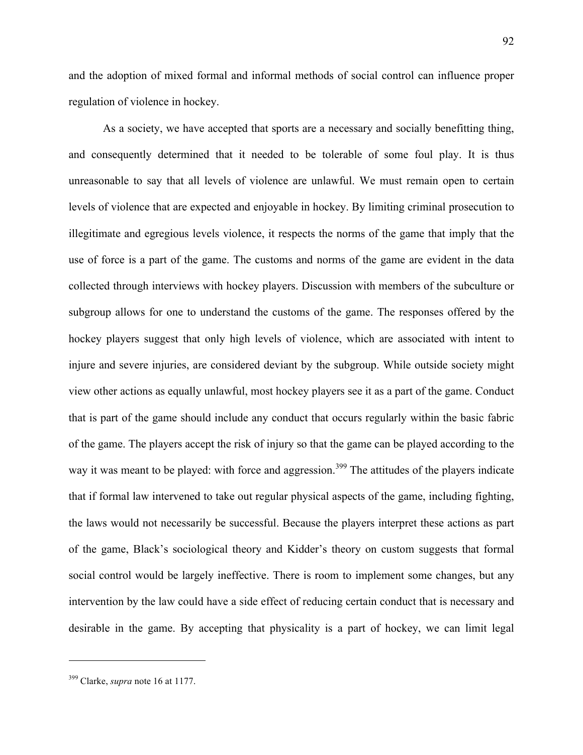and the adoption of mixed formal and informal methods of social control can influence proper regulation of violence in hockey.

As a society, we have accepted that sports are a necessary and socially benefitting thing, and consequently determined that it needed to be tolerable of some foul play. It is thus unreasonable to say that all levels of violence are unlawful. We must remain open to certain levels of violence that are expected and enjoyable in hockey. By limiting criminal prosecution to illegitimate and egregious levels violence, it respects the norms of the game that imply that the use of force is a part of the game. The customs and norms of the game are evident in the data collected through interviews with hockey players. Discussion with members of the subculture or subgroup allows for one to understand the customs of the game. The responses offered by the hockey players suggest that only high levels of violence, which are associated with intent to injure and severe injuries, are considered deviant by the subgroup. While outside society might view other actions as equally unlawful, most hockey players see it as a part of the game. Conduct that is part of the game should include any conduct that occurs regularly within the basic fabric of the game. The players accept the risk of injury so that the game can be played according to the way it was meant to be played: with force and aggression.[399] The attitudes of the players indicate that if formal law intervened to take out regular physical aspects of the game, including fighting, the laws would not necessarily be successful. Because the players interpret these actions as part of the game, Black's sociological theory and Kidder's theory on custom suggests that formal social control would be largely ineffective. There is room to implement some changes, but any intervention by the law could have a side effect of reducing certain conduct that is necessary and desirable in the game. By accepting that physicality is a part of hockey, we can limit legal

---

[399] Clarke, *supra* note 16 at 1177.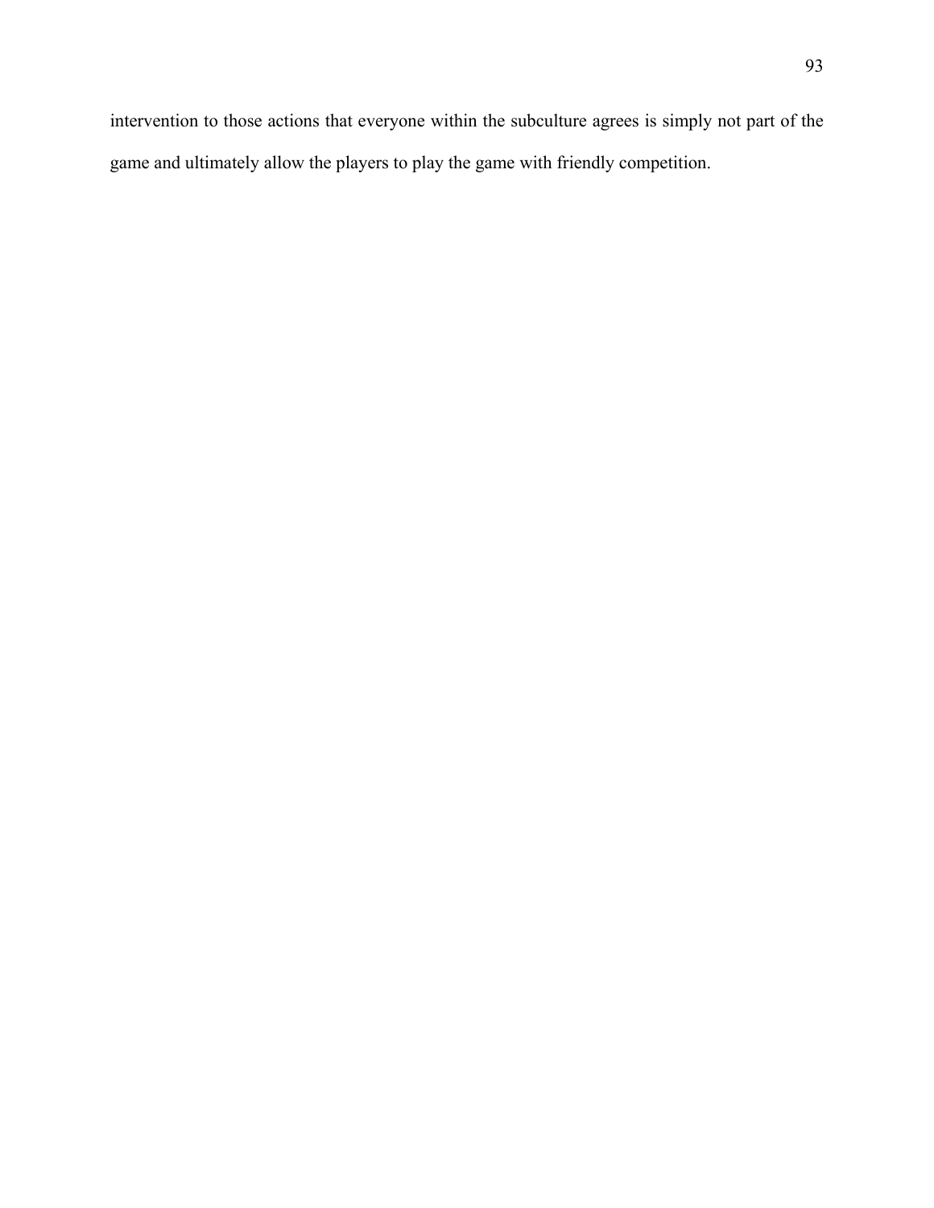intervention to those actions that everyone within the subculture agrees is simply not part of the game and ultimately allow the players to play the game with friendly competition.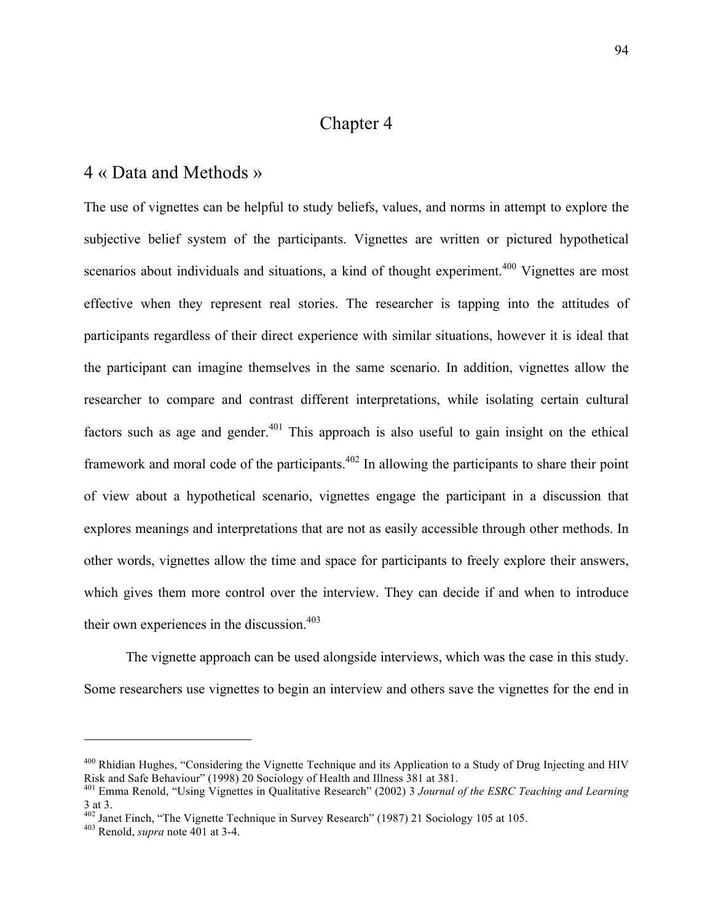# Chapter 4

## 4 « Data and Methods »

The use of vignettes can be helpful to study beliefs, values, and norms in attempt to explore the subjective belief system of the participants. Vignettes are written or pictured hypothetical scenarios about individuals and situations, a kind of thought experiment.[400] Vignettes are most effective when they represent real stories. The researcher is tapping into the attitudes of participants regardless of their direct experience with similar situations, however it is ideal that the participant can imagine themselves in the same scenario. In addition, vignettes allow the researcher to compare and contrast different interpretations, while isolating certain cultural factors such as age and gender.[401] This approach is also useful to gain insight on the ethical framework and moral code of the participants.[402] In allowing the participants to share their point of view about a hypothetical scenario, vignettes engage the participant in a discussion that explores meanings and interpretations that are not as easily accessible through other methods. In other words, vignettes allow the time and space for participants to freely explore their answers, which gives them more control over the interview. They can decide if and when to introduce their own experiences in the discussion.[403]

The vignette approach can be used alongside interviews, which was the case in this study. Some researchers use vignettes to begin an interview and others save the vignettes for the end in

---

[400] Rhidian Hughes, "Considering the Vignette Technique and its Application to a Study of Drug Injecting and HIV Risk and Safe Behaviour" (1998) 20 Sociology of Health and Illness 381 at 381.

[401] Emma Renold, "Using Vignettes in Qualitative Research" (2002) 3 *Journal of the ESRC Teaching and Learning* 3 at 3.

[402] Janet Finch, "The Vignette Technique in Survey Research" (1987) 21 Sociology 105 at 105.

[403] Renold, *supra* note 401 at 3-4.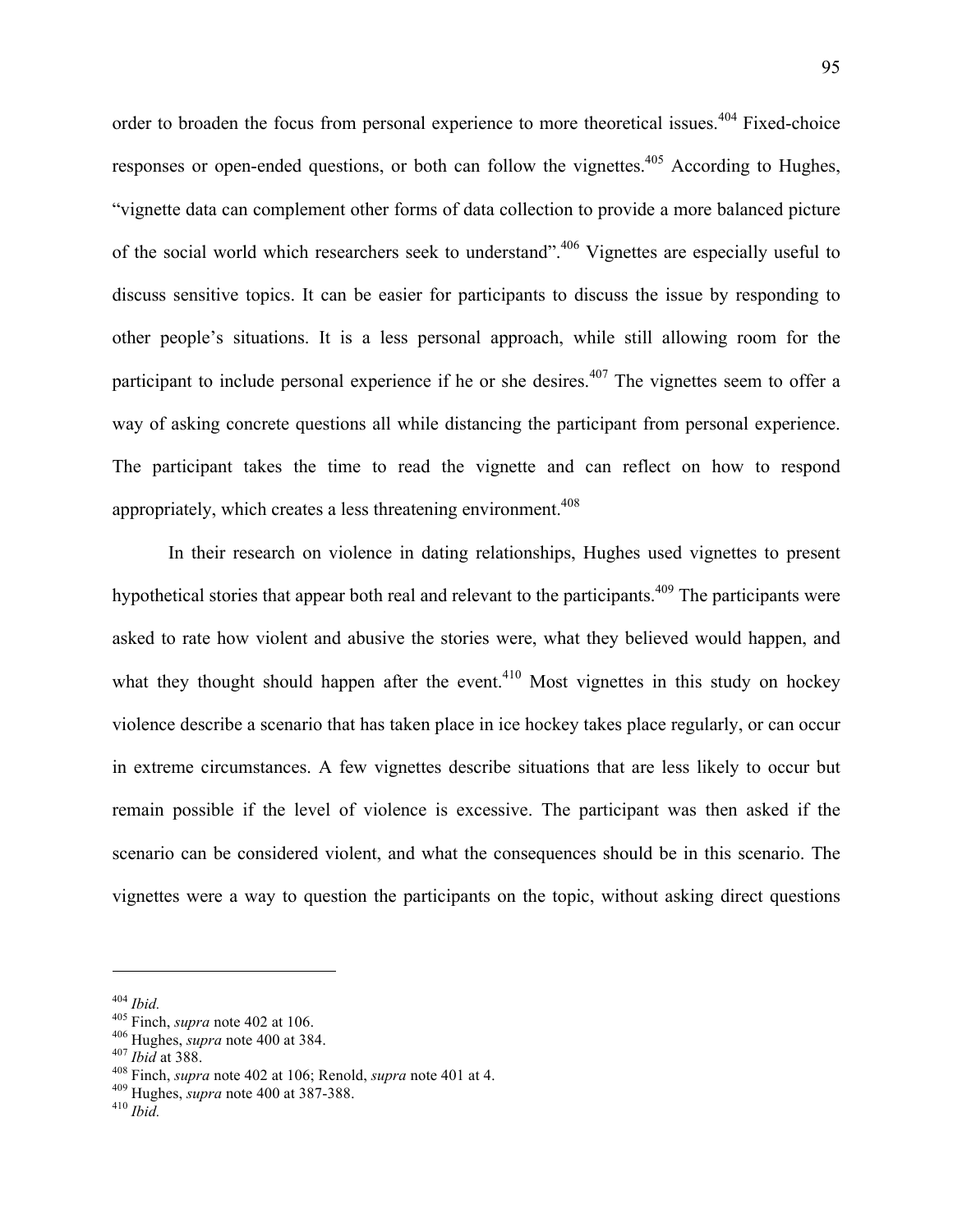order to broaden the focus from personal experience to more theoretical issues.[404] Fixed-choice responses or open-ended questions, or both can follow the vignettes.[405] According to Hughes, "vignette data can complement other forms of data collection to provide a more balanced picture of the social world which researchers seek to understand".[406] Vignettes are especially useful to discuss sensitive topics. It can be easier for participants to discuss the issue by responding to other people's situations. It is a less personal approach, while still allowing room for the participant to include personal experience if he or she desires.[407] The vignettes seem to offer a way of asking concrete questions all while distancing the participant from personal experience. The participant takes the time to read the vignette and can reflect on how to respond appropriately, which creates a less threatening environment.[408]

In their research on violence in dating relationships, Hughes used vignettes to present hypothetical stories that appear both real and relevant to the participants.[409] The participants were asked to rate how violent and abusive the stories were, what they believed would happen, and what they thought should happen after the event.[410] Most vignettes in this study on hockey violence describe a scenario that has taken place in ice hockey takes place regularly, or can occur in extreme circumstances. A few vignettes describe situations that are less likely to occur but remain possible if the level of violence is excessive. The participant was then asked if the scenario can be considered violent, and what the consequences should be in this scenario. The vignettes were a way to question the participants on the topic, without asking direct questions

---

[404] *Ibid.*
[405] Finch, *supra* note 402 at 106.
[406] Hughes, *supra* note 400 at 384.
[407] *Ibid* at 388.
[408] Finch, *supra* note 402 at 106; Renold, *supra* note 401 at 4.
[409] Hughes, *supra* note 400 at 387-388.
[410] *Ibid.*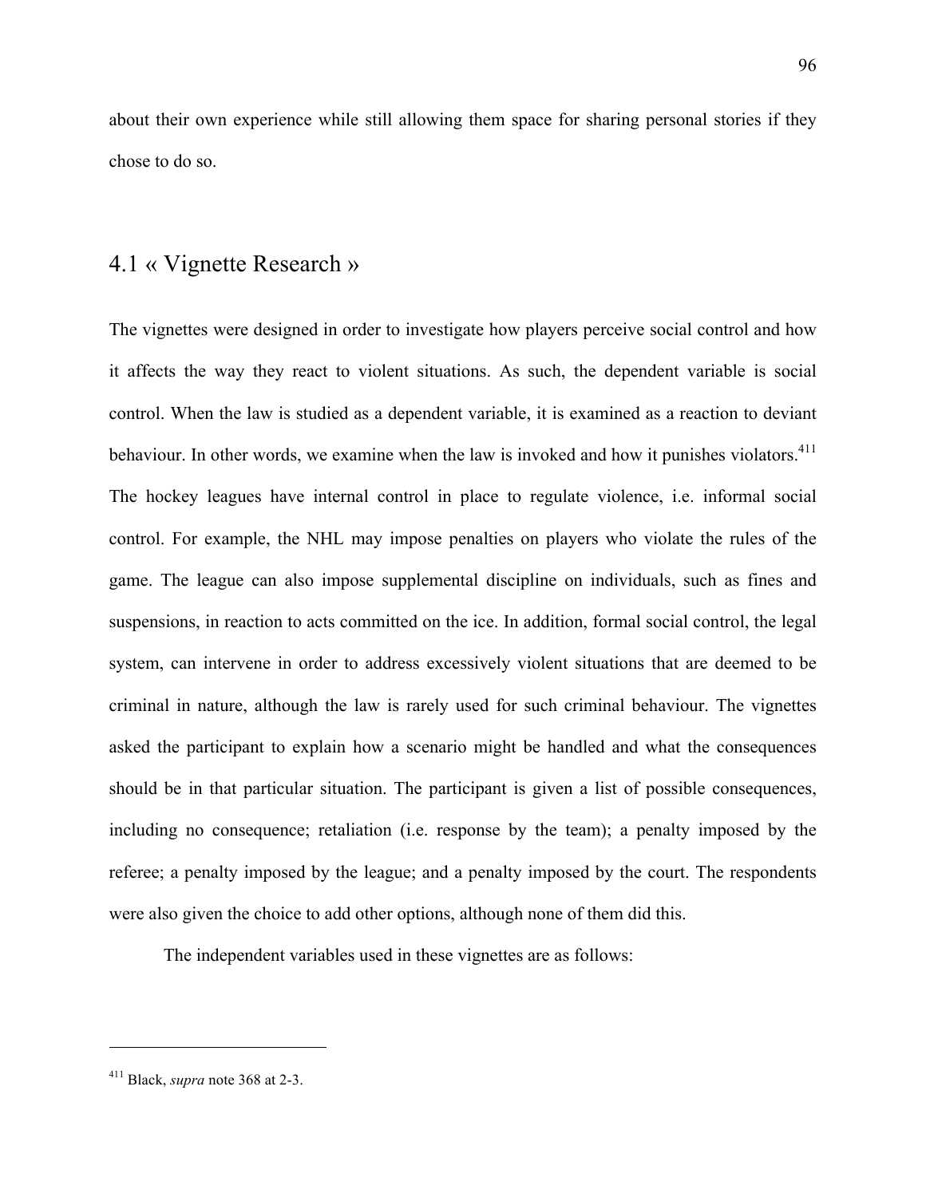about their own experience while still allowing them space for sharing personal stories if they chose to do so.

## 4.1 « Vignette Research »

The vignettes were designed in order to investigate how players perceive social control and how it affects the way they react to violent situations. As such, the dependent variable is social control. When the law is studied as a dependent variable, it is examined as a reaction to deviant behaviour. In other words, we examine when the law is invoked and how it punishes violators.[411] The hockey leagues have internal control in place to regulate violence, i.e. informal social control. For example, the NHL may impose penalties on players who violate the rules of the game. The league can also impose supplemental discipline on individuals, such as fines and suspensions, in reaction to acts committed on the ice. In addition, formal social control, the legal system, can intervene in order to address excessively violent situations that are deemed to be criminal in nature, although the law is rarely used for such criminal behaviour. The vignettes asked the participant to explain how a scenario might be handled and what the consequences should be in that particular situation. The participant is given a list of possible consequences, including no consequence; retaliation (i.e. response by the team); a penalty imposed by the referee; a penalty imposed by the league; and a penalty imposed by the court. The respondents were also given the choice to add other options, although none of them did this.

The independent variables used in these vignettes are as follows:

---

[411] Black, *supra* note 368 at 2-3.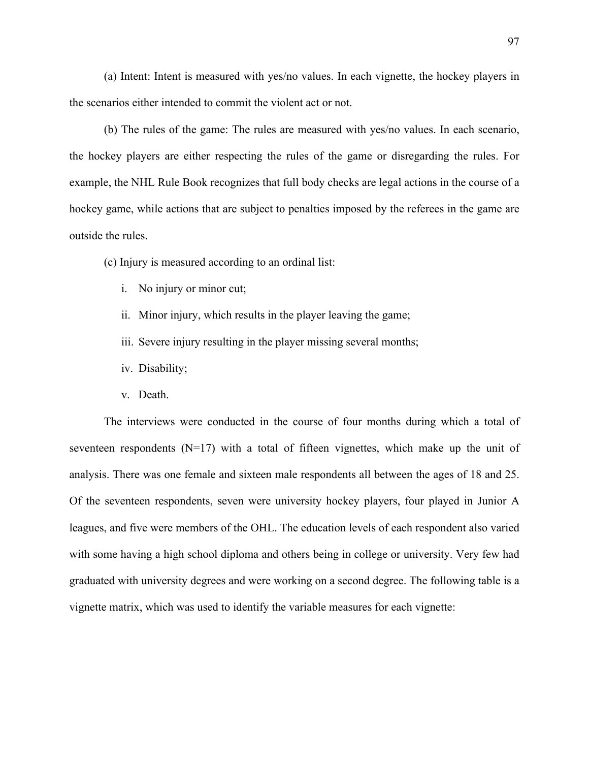(a) Intent: Intent is measured with yes/no values. In each vignette, the hockey players in the scenarios either intended to commit the violent act or not.

(b) The rules of the game: The rules are measured with yes/no values. In each scenario, the hockey players are either respecting the rules of the game or disregarding the rules. For example, the NHL Rule Book recognizes that full body checks are legal actions in the course of a hockey game, while actions that are subject to penalties imposed by the referees in the game are outside the rules.

(c) Injury is measured according to an ordinal list:

i. No injury or minor cut;

ii. Minor injury, which results in the player leaving the game;

iii. Severe injury resulting in the player missing several months;

iv. Disability;

v. Death.

The interviews were conducted in the course of four months during which a total of seventeen respondents (N=17) with a total of fifteen vignettes, which make up the unit of analysis. There was one female and sixteen male respondents all between the ages of 18 and 25. Of the seventeen respondents, seven were university hockey players, four played in Junior A leagues, and five were members of the OHL. The education levels of each respondent also varied with some having a high school diploma and others being in college or university. Very few had graduated with university degrees and were working on a second degree. The following table is a vignette matrix, which was used to identify the variable measures for each vignette: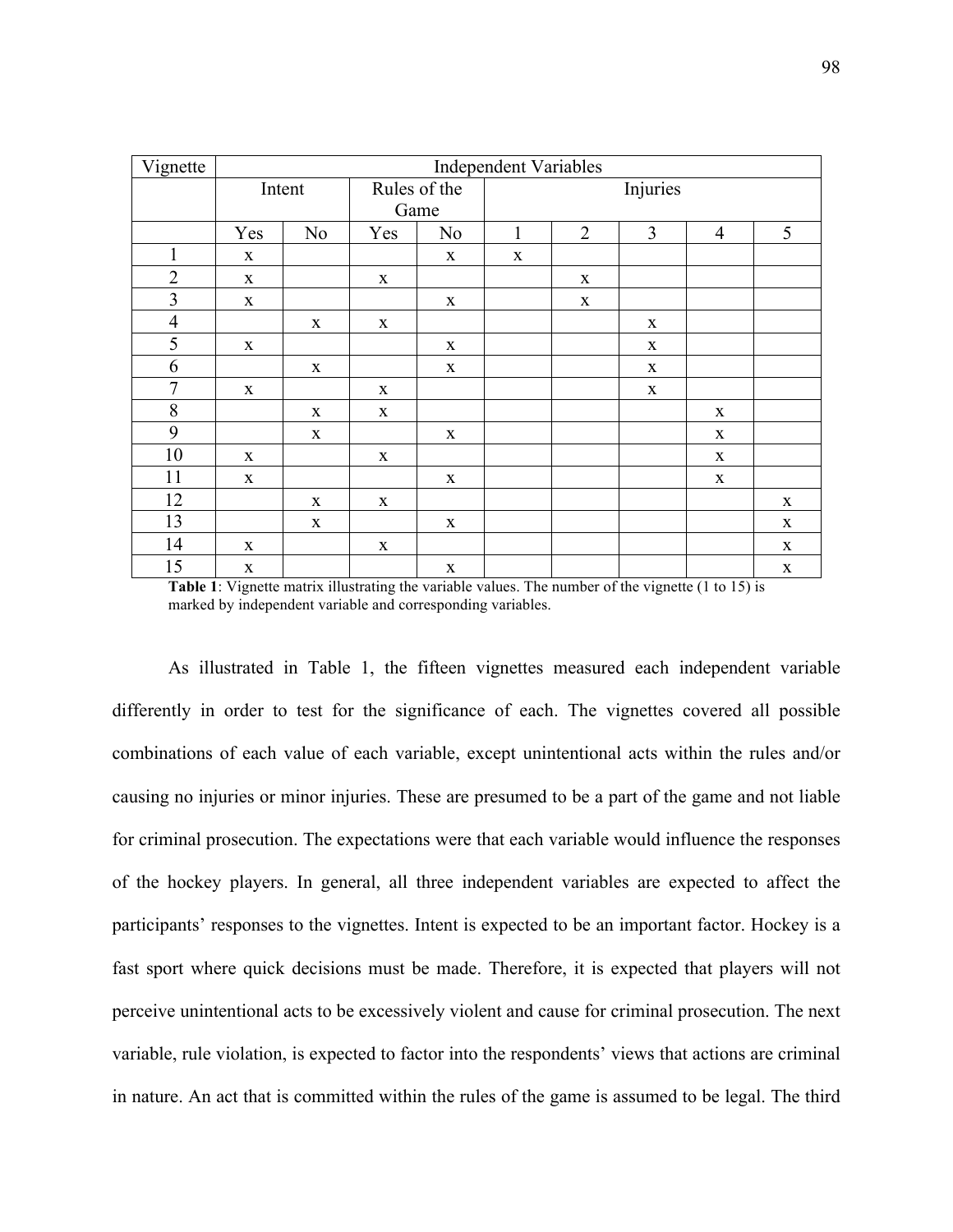| Vignette | Independent Variables | | | | | | | | |
|---|---|---|---|---|---|---|---|---|---|
| | Intent | | Rules of the Game | | Injuries | | | | |
| | Yes | No | Yes | No | 1 | 2 | 3 | 4 | 5 |
| 1 | x | | | x | x | | | | |
| 2 | x | | x | | | x | | | |
| 3 | x | | | x | | x | | | |
| 4 | | x | x | | | | x | | |
| 5 | x | | | x | | | x | | |
| 6 | | x | | x | | | x | | |
| 7 | x | | x | | | | x | | |
| 8 | | x | x | | | | | x | |
| 9 | | x | | x | | | | x | |
| 10 | x | | x | | | | | x | |
| 11 | x | | | x | | | | x | |
| 12 | | x | x | | | | | | x |
| 13 | | x | | x | | | | | x |
| 14 | x | | x | | | | | | x |
| 15 | x | | | x | | | | | x |

**Table 1**: Vignette matrix illustrating the variable values. The number of the vignette (1 to 15) is marked by independent variable and corresponding variables.

As illustrated in Table 1, the fifteen vignettes measured each independent variable differently in order to test for the significance of each. The vignettes covered all possible combinations of each value of each variable, except unintentional acts within the rules and/or causing no injuries or minor injuries. These are presumed to be a part of the game and not liable for criminal prosecution. The expectations were that each variable would influence the responses of the hockey players. In general, all three independent variables are expected to affect the participants' responses to the vignettes. Intent is expected to be an important factor. Hockey is a fast sport where quick decisions must be made. Therefore, it is expected that players will not perceive unintentional acts to be excessively violent and cause for criminal prosecution. The next variable, rule violation, is expected to factor into the respondents' views that actions are criminal in nature. An act that is committed within the rules of the game is assumed to be legal. The third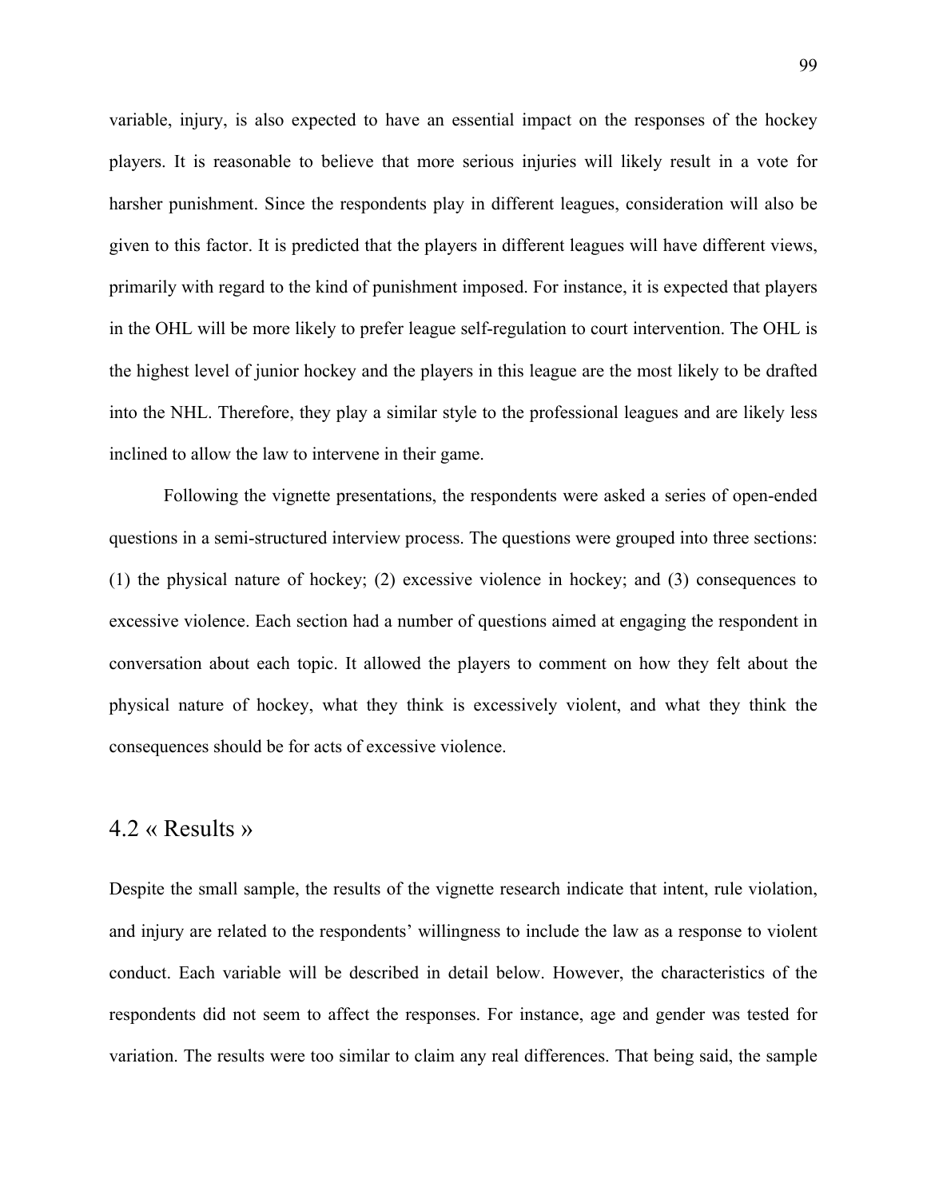variable, injury, is also expected to have an essential impact on the responses of the hockey players. It is reasonable to believe that more serious injuries will likely result in a vote for harsher punishment. Since the respondents play in different leagues, consideration will also be given to this factor. It is predicted that the players in different leagues will have different views, primarily with regard to the kind of punishment imposed. For instance, it is expected that players in the OHL will be more likely to prefer league self-regulation to court intervention. The OHL is the highest level of junior hockey and the players in this league are the most likely to be drafted into the NHL. Therefore, they play a similar style to the professional leagues and are likely less inclined to allow the law to intervene in their game.

Following the vignette presentations, the respondents were asked a series of open-ended questions in a semi-structured interview process. The questions were grouped into three sections: (1) the physical nature of hockey; (2) excessive violence in hockey; and (3) consequences to excessive violence. Each section had a number of questions aimed at engaging the respondent in conversation about each topic. It allowed the players to comment on how they felt about the physical nature of hockey, what they think is excessively violent, and what they think the consequences should be for acts of excessive violence.

## 4.2 « Results »

Despite the small sample, the results of the vignette research indicate that intent, rule violation, and injury are related to the respondents' willingness to include the law as a response to violent conduct. Each variable will be described in detail below. However, the characteristics of the respondents did not seem to affect the responses. For instance, age and gender was tested for variation. The results were too similar to claim any real differences. That being said, the sample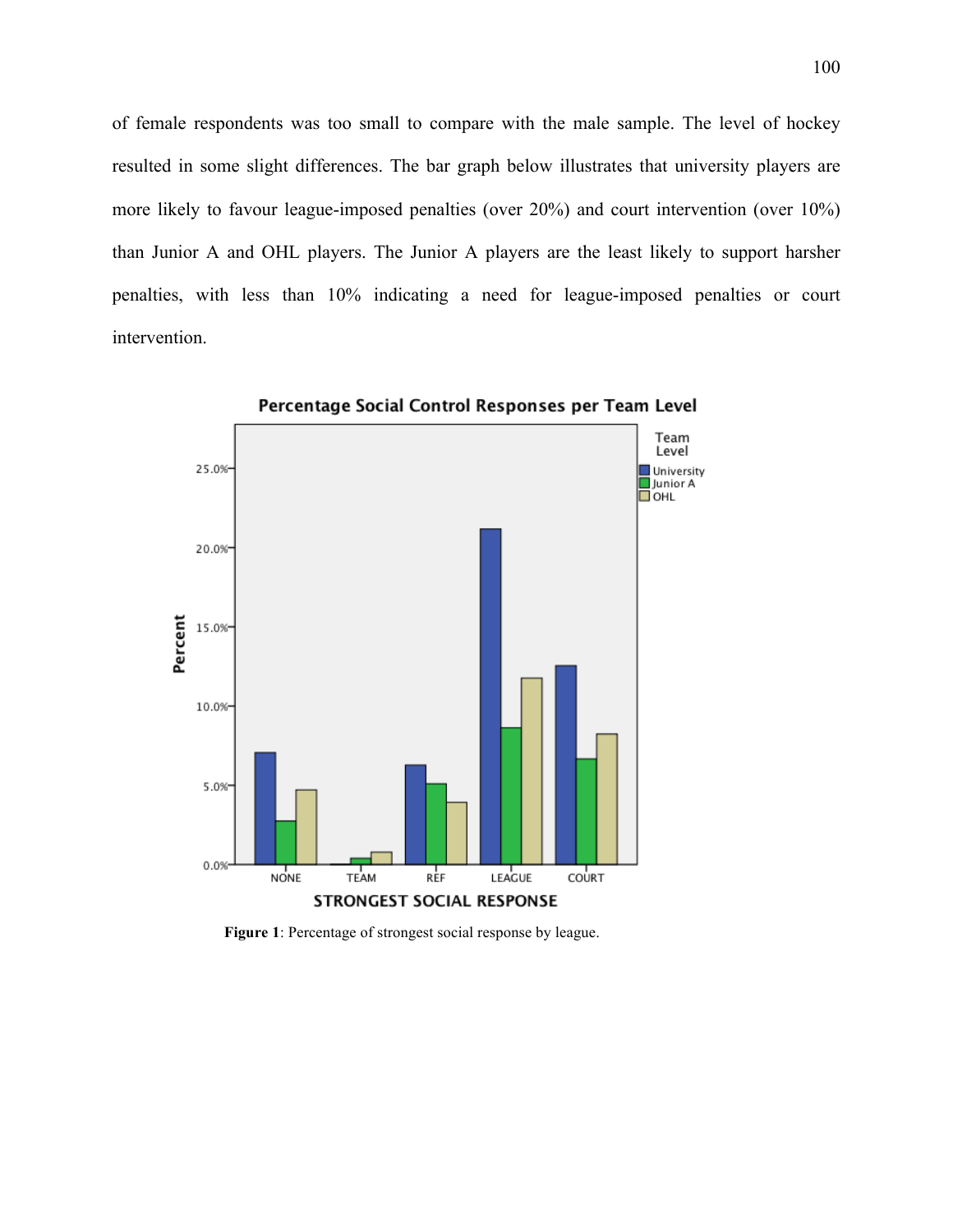of female respondents was too small to compare with the male sample. The level of hockey resulted in some slight differences. The bar graph below illustrates that university players are more likely to favour league-imposed penalties (over 20%) and court intervention (over 10%) than Junior A and OHL players. The Junior A players are the least likely to support harsher penalties, with less than 10% indicating a need for league-imposed penalties or court intervention.

**Figure 1**: Percentage of strongest social response by league.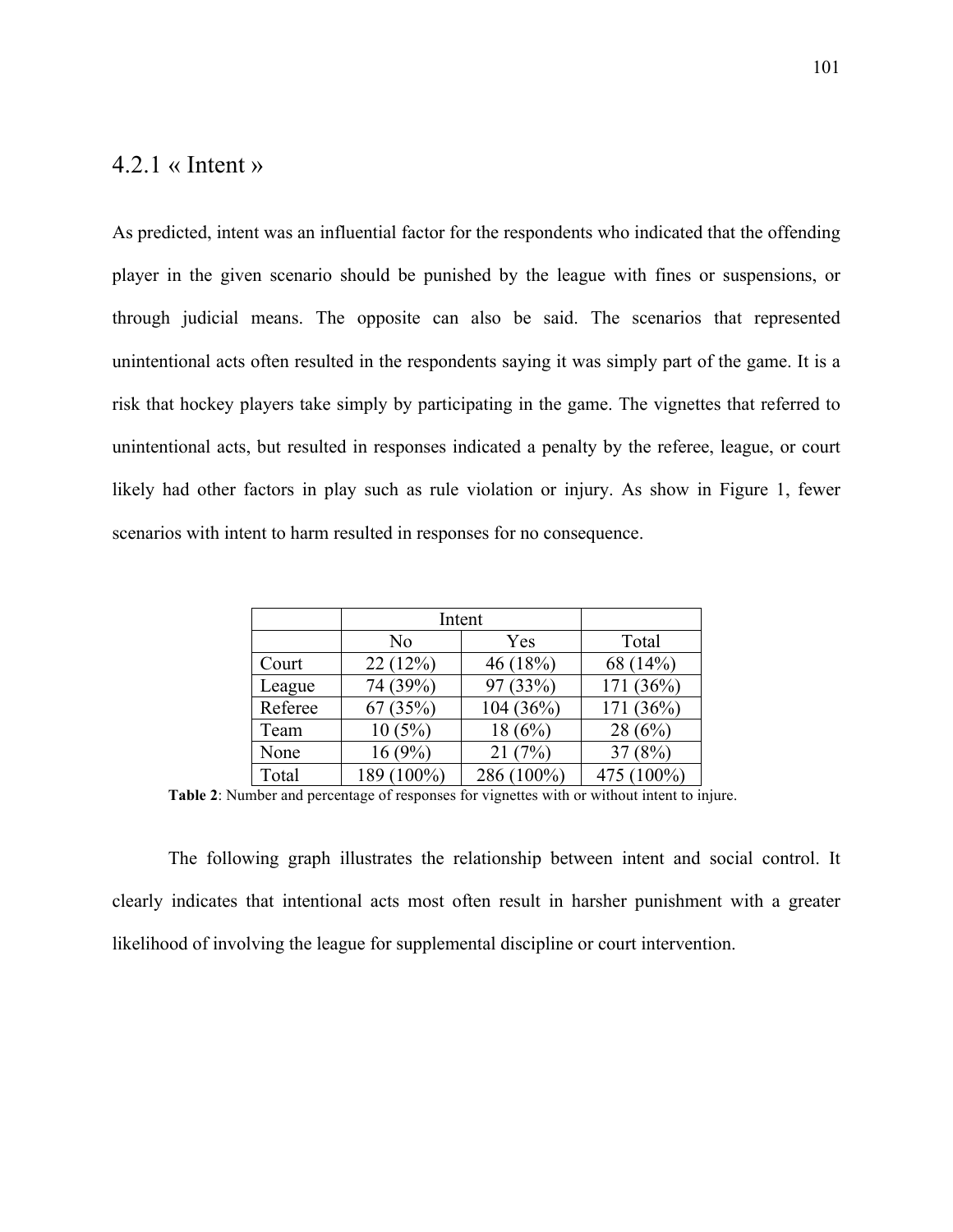### 4.2.1 « Intent »

As predicted, intent was an influential factor for the respondents who indicated that the offending player in the given scenario should be punished by the league with fines or suspensions, or through judicial means. The opposite can also be said. The scenarios that represented unintentional acts often resulted in the respondents saying it was simply part of the game. It is a risk that hockey players take simply by participating in the game. The vignettes that referred to unintentional acts, but resulted in responses indicated a penalty by the referee, league, or court likely had other factors in play such as rule violation or injury. As show in Figure 1, fewer scenarios with intent to harm resulted in responses for no consequence.

| | Intent | | |
|---|---|---|---|
| | No | Yes | Total |
| Court | 22 (12%) | 46 (18%) | 68 (14%) |
| League | 74 (39%) | 97 (33%) | 171 (36%) |
| Referee | 67 (35%) | 104 (36%) | 171 (36%) |
| Team | 10 (5%) | 18 (6%) | 28 (6%) |
| None | 16 (9%) | 21 (7%) | 37 (8%) |
| Total | 189 (100%) | 286 (100%) | 475 (100%) |

**Table 2**: Number and percentage of responses for vignettes with or without intent to injure.

The following graph illustrates the relationship between intent and social control. It clearly indicates that intentional acts most often result in harsher punishment with a greater likelihood of involving the league for supplemental discipline or court intervention.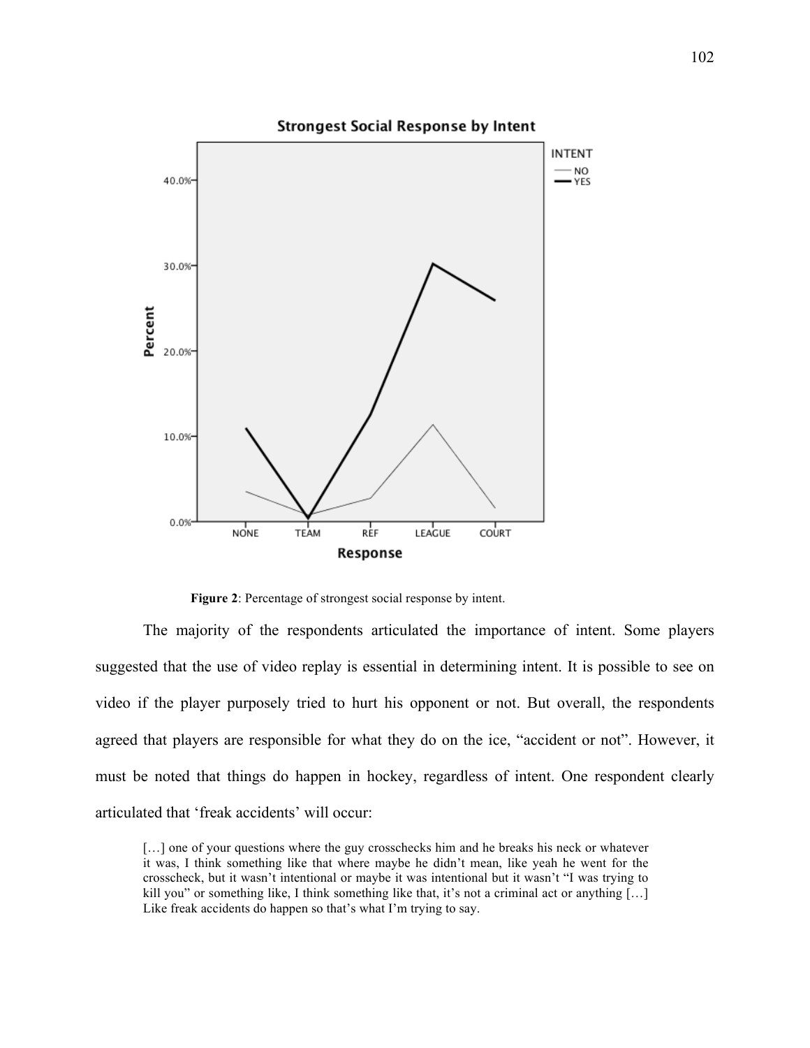**Figure 2**: Percentage of strongest social response by intent.

The majority of the respondents articulated the importance of intent. Some players suggested that the use of video replay is essential in determining intent. It is possible to see on video if the player purposely tried to hurt his opponent or not. But overall, the respondents agreed that players are responsible for what they do on the ice, “accident or not”. However, it must be noted that things do happen in hockey, regardless of intent. One respondent clearly articulated that ‘freak accidents’ will occur:

> […] one of your questions where the guy crosschecks him and he breaks his neck or whatever it was, I think something like that where maybe he didn’t mean, like yeah he went for the crosscheck, but it wasn’t intentional or maybe it was intentional but it wasn’t “I was trying to kill you” or something like, I think something like that, it’s not a criminal act or anything […] Like freak accidents do happen so that’s what I’m trying to say.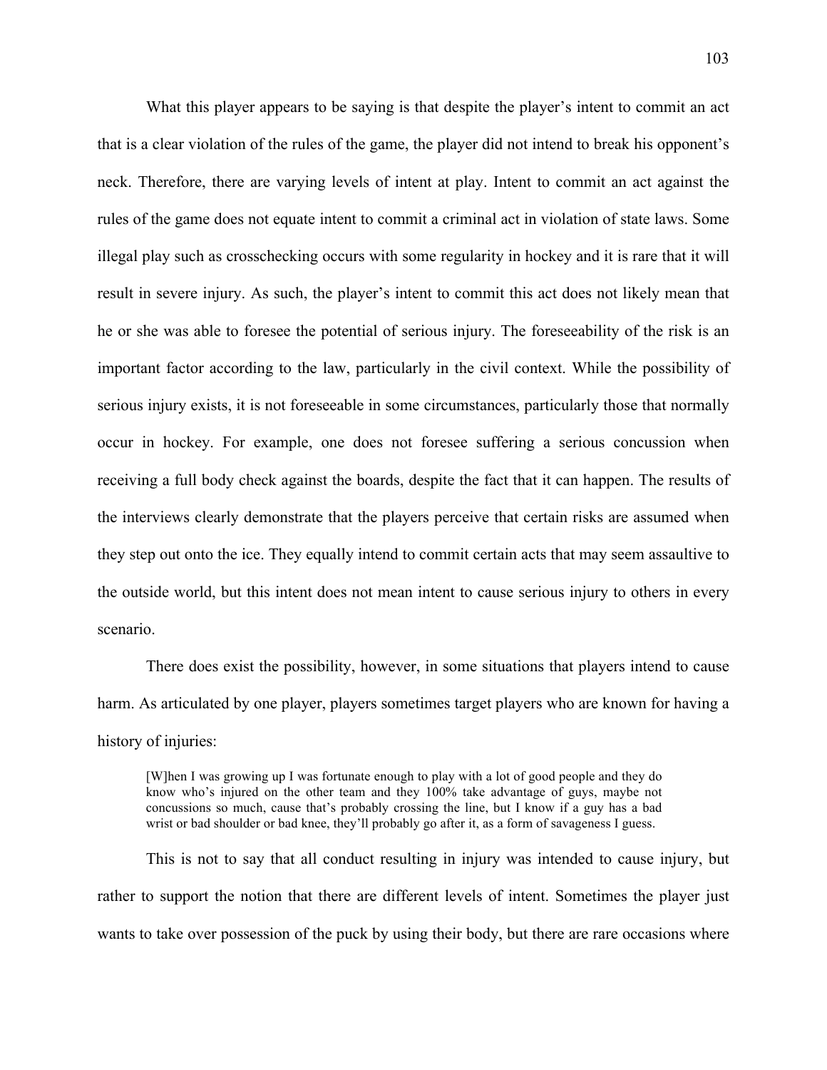What this player appears to be saying is that despite the player's intent to commit an act that is a clear violation of the rules of the game, the player did not intend to break his opponent's neck. Therefore, there are varying levels of intent at play. Intent to commit an act against the rules of the game does not equate intent to commit a criminal act in violation of state laws. Some illegal play such as crosschecking occurs with some regularity in hockey and it is rare that it will result in severe injury. As such, the player's intent to commit this act does not likely mean that he or she was able to foresee the potential of serious injury. The foreseeability of the risk is an important factor according to the law, particularly in the civil context. While the possibility of serious injury exists, it is not foreseeable in some circumstances, particularly those that normally occur in hockey. For example, one does not foresee suffering a serious concussion when receiving a full body check against the boards, despite the fact that it can happen. The results of the interviews clearly demonstrate that the players perceive that certain risks are assumed when they step out onto the ice. They equally intend to commit certain acts that may seem assaultive to the outside world, but this intent does not mean intent to cause serious injury to others in every scenario.

There does exist the possibility, however, in some situations that players intend to cause harm. As articulated by one player, players sometimes target players who are known for having a history of injuries:

> [W]hen I was growing up I was fortunate enough to play with a lot of good people and they do know who's injured on the other team and they 100% take advantage of guys, maybe not concussions so much, cause that's probably crossing the line, but I know if a guy has a bad wrist or bad shoulder or bad knee, they'll probably go after it, as a form of savageness I guess.

This is not to say that all conduct resulting in injury was intended to cause injury, but rather to support the notion that there are different levels of intent. Sometimes the player just wants to take over possession of the puck by using their body, but there are rare occasions where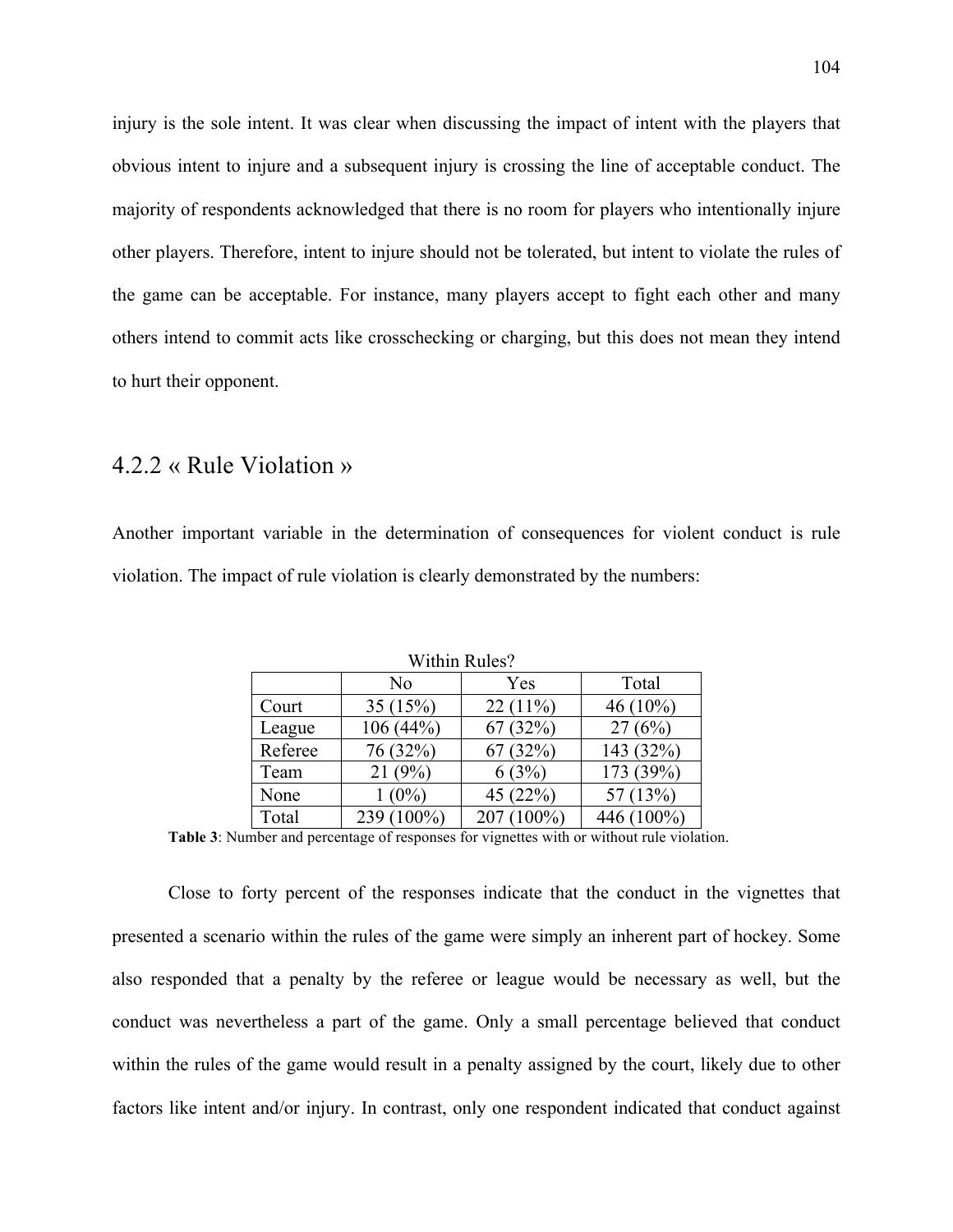injury is the sole intent. It was clear when discussing the impact of intent with the players that obvious intent to injure and a subsequent injury is crossing the line of acceptable conduct. The majority of respondents acknowledged that there is no room for players who intentionally injure other players. Therefore, intent to injure should not be tolerated, but intent to violate the rules of the game can be acceptable. For instance, many players accept to fight each other and many others intend to commit acts like crosschecking or charging, but this does not mean they intend to hurt their opponent.

### 4.2.2 « Rule Violation »

Another important variable in the determination of consequences for violent conduct is rule violation. The impact of rule violation is clearly demonstrated by the numbers:

| Within Rules? | | | |
|---|---|---|---|
| | No | Yes | Total |
| Court | 35 (15%) | 22 (11%) | 46 (10%) |
| League | 106 (44%) | 67 (32%) | 27 (6%) |
| Referee | 76 (32%) | 67 (32%) | 143 (32%) |
| Team | 21 (9%) | 6 (3%) | 173 (39%) |
| None | 1 (0%) | 45 (22%) | 57 (13%) |
| Total | 239 (100%) | 207 (100%) | 446 (100%) |

**Table 3**: Number and percentage of responses for vignettes with or without rule violation.

Close to forty percent of the responses indicate that the conduct in the vignettes that presented a scenario within the rules of the game were simply an inherent part of hockey. Some also responded that a penalty by the referee or league would be necessary as well, but the conduct was nevertheless a part of the game. Only a small percentage believed that conduct within the rules of the game would result in a penalty assigned by the court, likely due to other factors like intent and/or injury. In contrast, only one respondent indicated that conduct against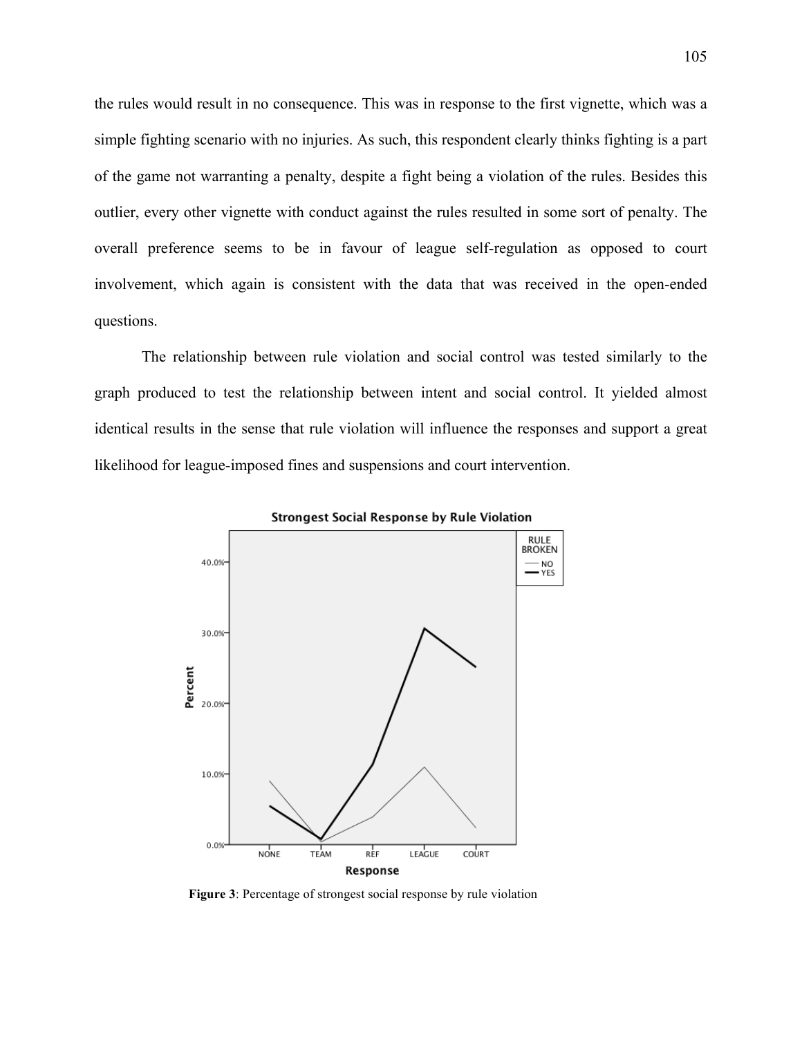the rules would result in no consequence. This was in response to the first vignette, which was a simple fighting scenario with no injuries. As such, this respondent clearly thinks fighting is a part of the game not warranting a penalty, despite a fight being a violation of the rules. Besides this outlier, every other vignette with conduct against the rules resulted in some sort of penalty. The overall preference seems to be in favour of league self-regulation as opposed to court involvement, which again is consistent with the data that was received in the open-ended questions.

The relationship between rule violation and social control was tested similarly to the graph produced to test the relationship between intent and social control. It yielded almost identical results in the sense that rule violation will influence the responses and support a great likelihood for league-imposed fines and suspensions and court intervention.

**Figure 3**: Percentage of strongest social response by rule violation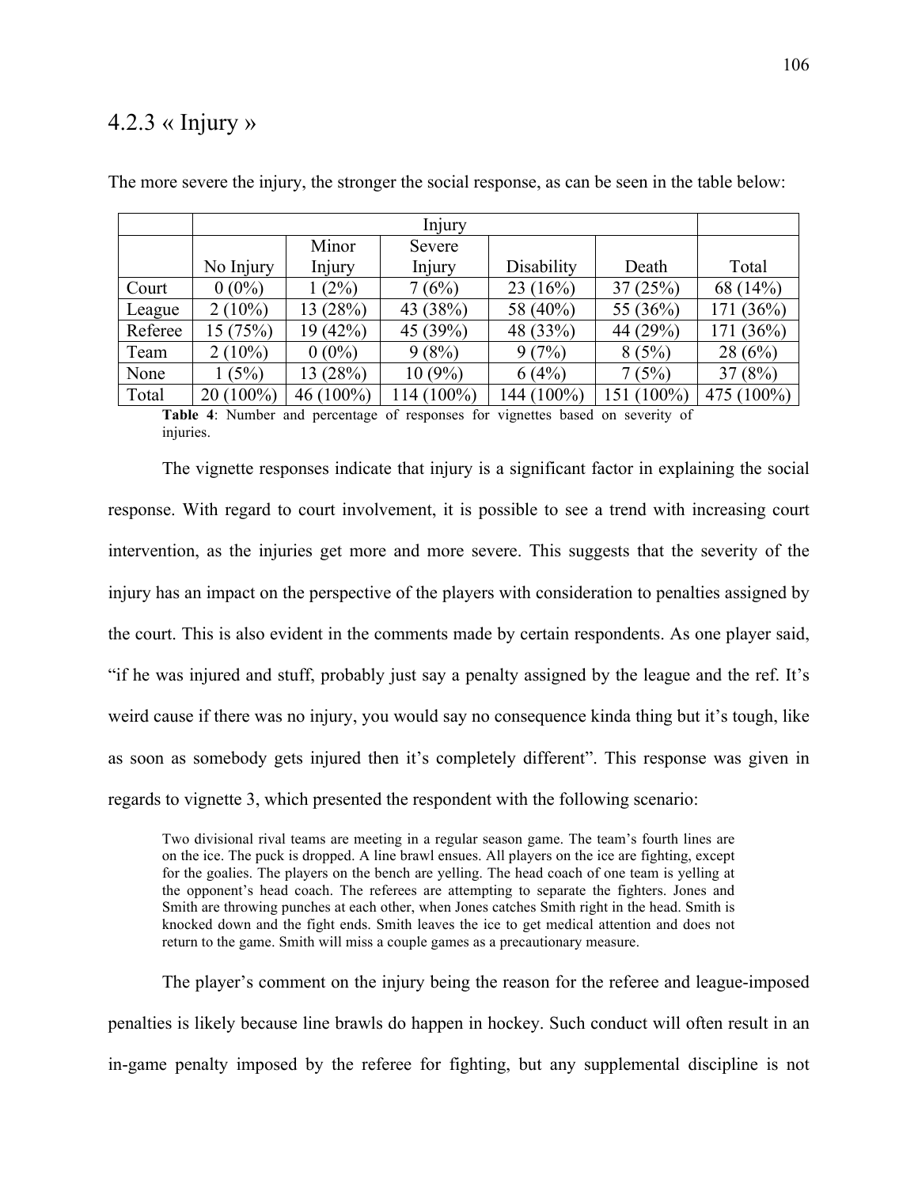### 4.2.3 « Injury »

The more severe the injury, the stronger the social response, as can be seen in the table below:

| | Injury | | | | | |
|---|---|---|---|---|---|---|
| | No Injury | Minor Injury | Severe Injury | Disability | Death | Total |
| Court | 0 (0%) | 1 (2%) | 7 (6%) | 23 (16%) | 37 (25%) | 68 (14%) |
| League | 2 (10%) | 13 (28%) | 43 (38%) | 58 (40%) | 55 (36%) | 171 (36%) |
| Referee | 15 (75%) | 19 (42%) | 45 (39%) | 48 (33%) | 44 (29%) | 171 (36%) |
| Team | 2 (10%) | 0 (0%) | 9 (8%) | 9 (7%) | 8 (5%) | 28 (6%) |
| None | 1 (5%) | 13 (28%) | 10 (9%) | 6 (4%) | 7 (5%) | 37 (8%) |
| Total | 20 (100%) | 46 (100%) | 114 (100%) | 144 (100%) | 151 (100%) | 475 (100%) |

**Table 4**: Number and percentage of responses for vignettes based on severity of injuries.

The vignette responses indicate that injury is a significant factor in explaining the social response. With regard to court involvement, it is possible to see a trend with increasing court intervention, as the injuries get more and more severe. This suggests that the severity of the injury has an impact on the perspective of the players with consideration to penalties assigned by the court. This is also evident in the comments made by certain respondents. As one player said, "if he was injured and stuff, probably just say a penalty assigned by the league and the ref. It's weird cause if there was no injury, you would say no consequence kinda thing but it's tough, like as soon as somebody gets injured then it's completely different". This response was given in regards to vignette 3, which presented the respondent with the following scenario:

> Two divisional rival teams are meeting in a regular season game. The team's fourth lines are on the ice. The puck is dropped. A line brawl ensues. All players on the ice are fighting, except for the goalies. The players on the bench are yelling. The head coach of one team is yelling at the opponent's head coach. The referees are attempting to separate the fighters. Jones and Smith are throwing punches at each other, when Jones catches Smith right in the head. Smith is knocked down and the fight ends. Smith leaves the ice to get medical attention and does not return to the game. Smith will miss a couple games as a precautionary measure.

The player's comment on the injury being the reason for the referee and league-imposed penalties is likely because line brawls do happen in hockey. Such conduct will often result in an in-game penalty imposed by the referee for fighting, but any supplemental discipline is not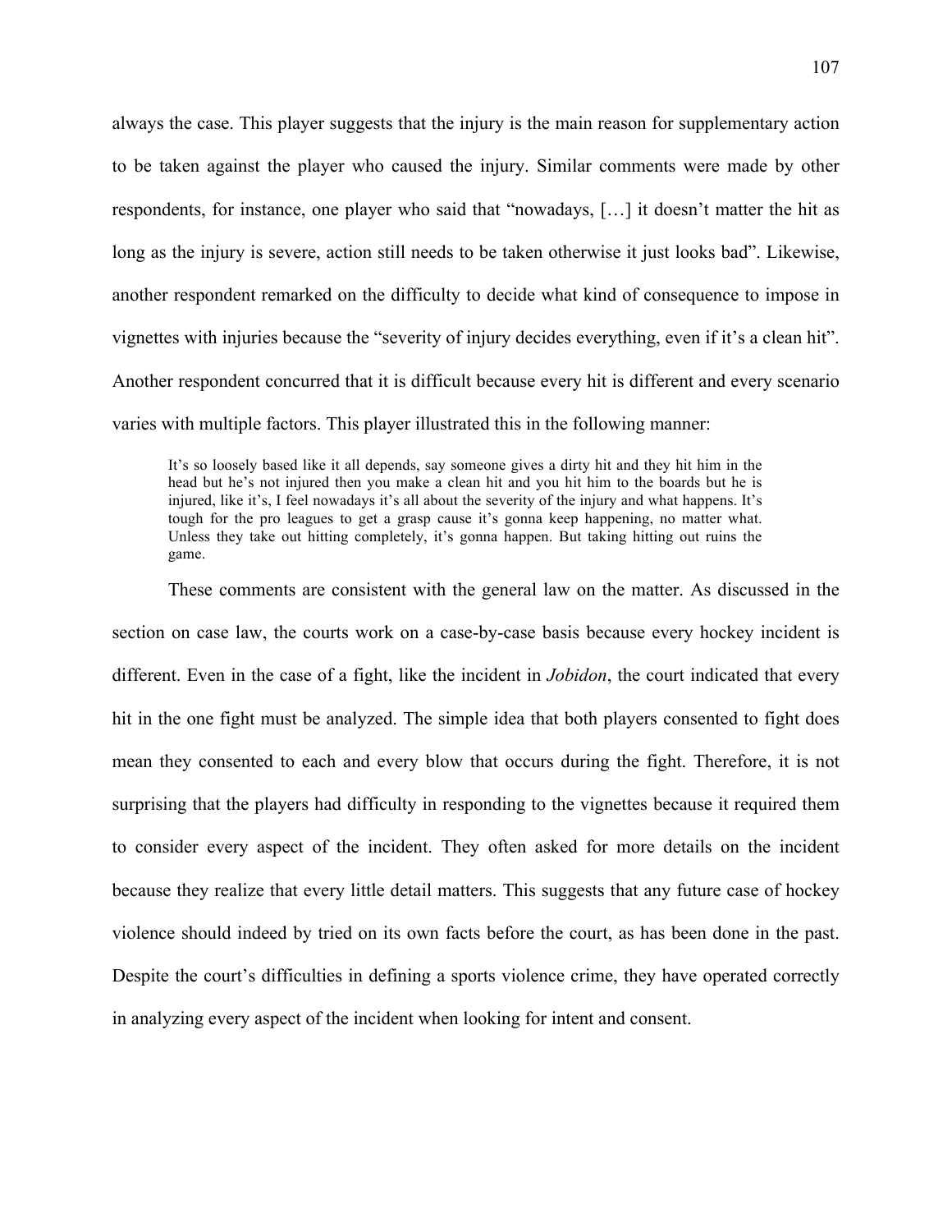always the case. This player suggests that the injury is the main reason for supplementary action to be taken against the player who caused the injury. Similar comments were made by other respondents, for instance, one player who said that "nowadays, […] it doesn't matter the hit as long as the injury is severe, action still needs to be taken otherwise it just looks bad". Likewise, another respondent remarked on the difficulty to decide what kind of consequence to impose in vignettes with injuries because the "severity of injury decides everything, even if it's a clean hit". Another respondent concurred that it is difficult because every hit is different and every scenario varies with multiple factors. This player illustrated this in the following manner:

> It's so loosely based like it all depends, say someone gives a dirty hit and they hit him in the head but he's not injured then you make a clean hit and you hit him to the boards but he is injured, like it's, I feel nowadays it's all about the severity of the injury and what happens. It's tough for the pro leagues to get a grasp cause it's gonna keep happening, no matter what. Unless they take out hitting completely, it's gonna happen. But taking hitting out ruins the game.

These comments are consistent with the general law on the matter. As discussed in the section on case law, the courts work on a case-by-case basis because every hockey incident is different. Even in the case of a fight, like the incident in *Jobidon*, the court indicated that every hit in the one fight must be analyzed. The simple idea that both players consented to fight does mean they consented to each and every blow that occurs during the fight. Therefore, it is not surprising that the players had difficulty in responding to the vignettes because it required them to consider every aspect of the incident. They often asked for more details on the incident because they realize that every little detail matters. This suggests that any future case of hockey violence should indeed by tried on its own facts before the court, as has been done in the past. Despite the court's difficulties in defining a sports violence crime, they have operated correctly in analyzing every aspect of the incident when looking for intent and consent.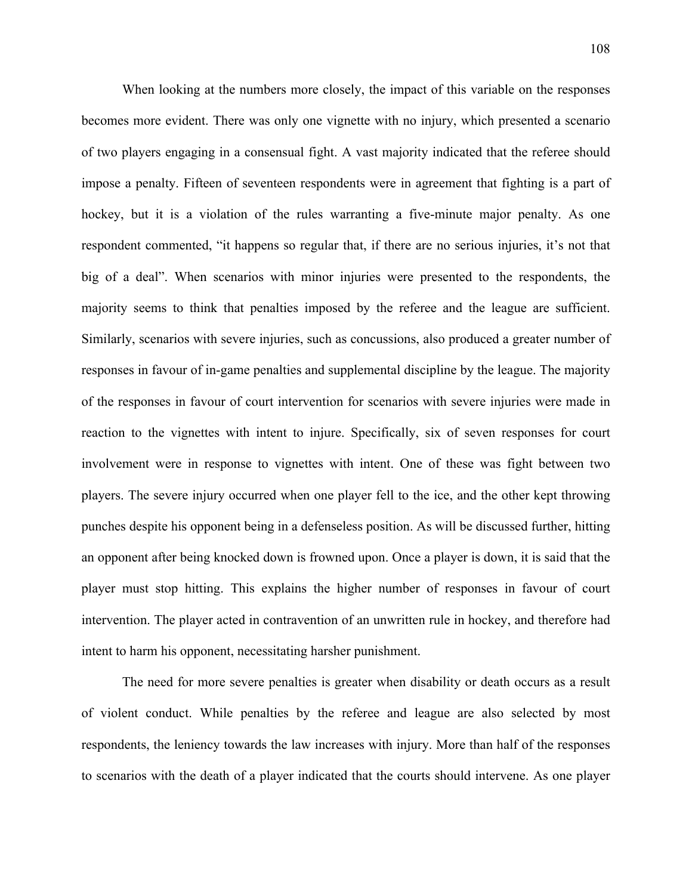When looking at the numbers more closely, the impact of this variable on the responses becomes more evident. There was only one vignette with no injury, which presented a scenario of two players engaging in a consensual fight. A vast majority indicated that the referee should impose a penalty. Fifteen of seventeen respondents were in agreement that fighting is a part of hockey, but it is a violation of the rules warranting a five-minute major penalty. As one respondent commented, "it happens so regular that, if there are no serious injuries, it's not that big of a deal". When scenarios with minor injuries were presented to the respondents, the majority seems to think that penalties imposed by the referee and the league are sufficient. Similarly, scenarios with severe injuries, such as concussions, also produced a greater number of responses in favour of in-game penalties and supplemental discipline by the league. The majority of the responses in favour of court intervention for scenarios with severe injuries were made in reaction to the vignettes with intent to injure. Specifically, six of seven responses for court involvement were in response to vignettes with intent. One of these was fight between two players. The severe injury occurred when one player fell to the ice, and the other kept throwing punches despite his opponent being in a defenseless position. As will be discussed further, hitting an opponent after being knocked down is frowned upon. Once a player is down, it is said that the player must stop hitting. This explains the higher number of responses in favour of court intervention. The player acted in contravention of an unwritten rule in hockey, and therefore had intent to harm his opponent, necessitating harsher punishment.

The need for more severe penalties is greater when disability or death occurs as a result of violent conduct. While penalties by the referee and league are also selected by most respondents, the leniency towards the law increases with injury. More than half of the responses to scenarios with the death of a player indicated that the courts should intervene. As one player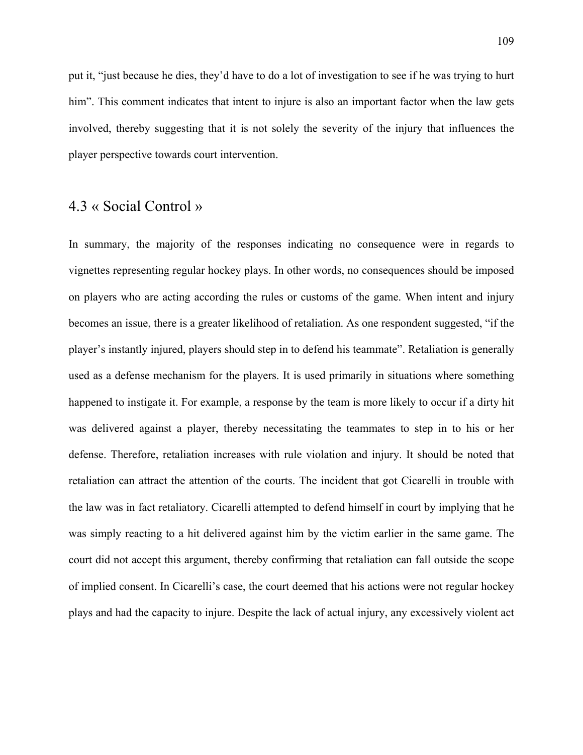put it, “just because he dies, they’d have to do a lot of investigation to see if he was trying to hurt him”. This comment indicates that intent to injure is also an important factor when the law gets involved, thereby suggesting that it is not solely the severity of the injury that influences the player perspective towards court intervention.

## 4.3 « Social Control »

In summary, the majority of the responses indicating no consequence were in regards to vignettes representing regular hockey plays. In other words, no consequences should be imposed on players who are acting according the rules or customs of the game. When intent and injury becomes an issue, there is a greater likelihood of retaliation. As one respondent suggested, “if the player’s instantly injured, players should step in to defend his teammate”. Retaliation is generally used as a defense mechanism for the players. It is used primarily in situations where something happened to instigate it. For example, a response by the team is more likely to occur if a dirty hit was delivered against a player, thereby necessitating the teammates to step in to his or her defense. Therefore, retaliation increases with rule violation and injury. It should be noted that retaliation can attract the attention of the courts. The incident that got Cicarelli in trouble with the law was in fact retaliatory. Cicarelli attempted to defend himself in court by implying that he was simply reacting to a hit delivered against him by the victim earlier in the same game. The court did not accept this argument, thereby confirming that retaliation can fall outside the scope of implied consent. In Cicarelli’s case, the court deemed that his actions were not regular hockey plays and had the capacity to injure. Despite the lack of actual injury, any excessively violent act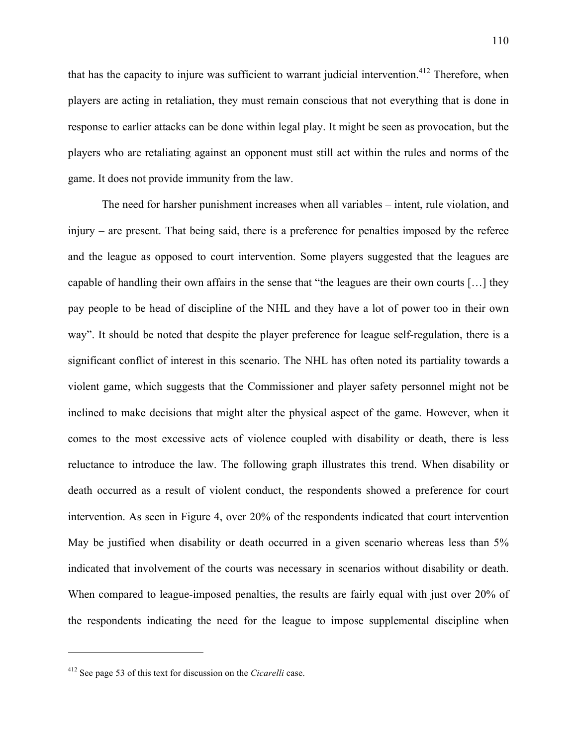that has the capacity to injure was sufficient to warrant judicial intervention.[412] Therefore, when players are acting in retaliation, they must remain conscious that not everything that is done in response to earlier attacks can be done within legal play. It might be seen as provocation, but the players who are retaliating against an opponent must still act within the rules and norms of the game. It does not provide immunity from the law.

The need for harsher punishment increases when all variables – intent, rule violation, and injury – are present. That being said, there is a preference for penalties imposed by the referee and the league as opposed to court intervention. Some players suggested that the leagues are capable of handling their own affairs in the sense that "the leagues are their own courts […] they pay people to be head of discipline of the NHL and they have a lot of power too in their own way". It should be noted that despite the player preference for league self-regulation, there is a significant conflict of interest in this scenario. The NHL has often noted its partiality towards a violent game, which suggests that the Commissioner and player safety personnel might not be inclined to make decisions that might alter the physical aspect of the game. However, when it comes to the most excessive acts of violence coupled with disability or death, there is less reluctance to introduce the law. The following graph illustrates this trend. When disability or death occurred as a result of violent conduct, the respondents showed a preference for court intervention. As seen in Figure 4, over 20% of the respondents indicated that court intervention May be justified when disability or death occurred in a given scenario whereas less than 5% indicated that involvement of the courts was necessary in scenarios without disability or death. When compared to league-imposed penalties, the results are fairly equal with just over 20% of the respondents indicating the need for the league to impose supplemental discipline when

[412] See page 53 of this text for discussion on the *Cicarelli* case.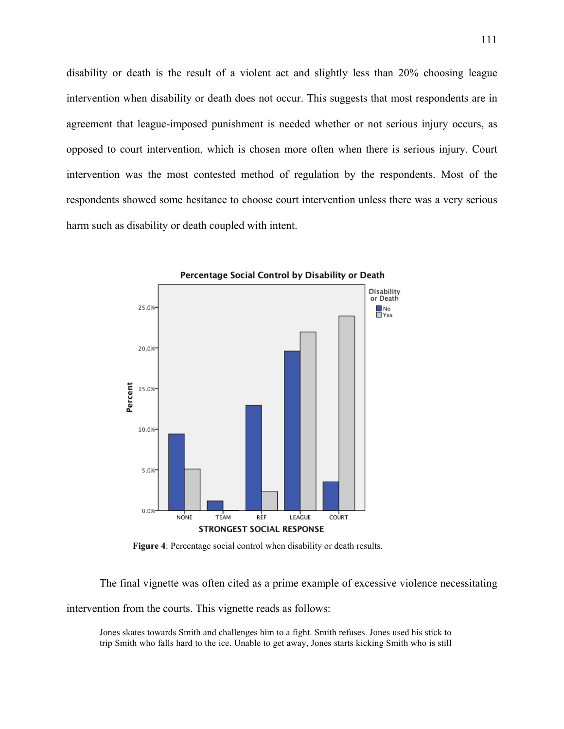disability or death is the result of a violent act and slightly less than 20% choosing league intervention when disability or death does not occur. This suggests that most respondents are in agreement that league-imposed punishment is needed whether or not serious injury occurs, as opposed to court intervention, which is chosen more often when there is serious injury. Court intervention was the most contested method of regulation by the respondents. Most of the respondents showed some hesitance to choose court intervention unless there was a very serious harm such as disability or death coupled with intent.

**Figure 4**: Percentage social control when disability or death results.

The final vignette was often cited as a prime example of excessive violence necessitating intervention from the courts. This vignette reads as follows:

> Jones skates towards Smith and challenges him to a fight. Smith refuses. Jones used his stick to trip Smith who falls hard to the ice. Unable to get away, Jones starts kicking Smith who is still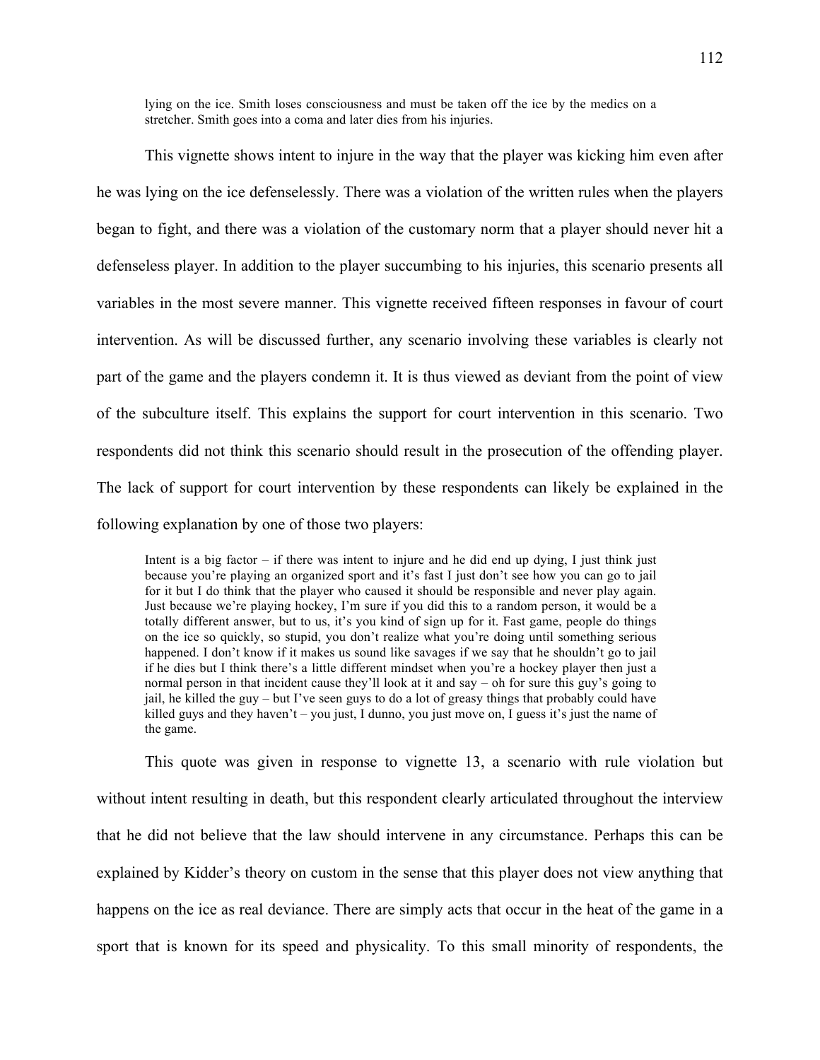> lying on the ice. Smith loses consciousness and must be taken off the ice by the medics on a stretcher. Smith goes into a coma and later dies from his injuries.

This vignette shows intent to injure in the way that the player was kicking him even after he was lying on the ice defenselessly. There was a violation of the written rules when the players began to fight, and there was a violation of the customary norm that a player should never hit a defenseless player. In addition to the player succumbing to his injuries, this scenario presents all variables in the most severe manner. This vignette received fifteen responses in favour of court intervention. As will be discussed further, any scenario involving these variables is clearly not part of the game and the players condemn it. It is thus viewed as deviant from the point of view of the subculture itself. This explains the support for court intervention in this scenario. Two respondents did not think this scenario should result in the prosecution of the offending player. The lack of support for court intervention by these respondents can likely be explained in the following explanation by one of those two players:

> Intent is a big factor – if there was intent to injure and he did end up dying, I just think just because you're playing an organized sport and it's fast I just don't see how you can go to jail for it but I do think that the player who caused it should be responsible and never play again. Just because we're playing hockey, I'm sure if you did this to a random person, it would be a totally different answer, but to us, it's you kind of sign up for it. Fast game, people do things on the ice so quickly, so stupid, you don't realize what you're doing until something serious happened. I don't know if it makes us sound like savages if we say that he shouldn't go to jail if he dies but I think there's a little different mindset when you're a hockey player then just a normal person in that incident cause they'll look at it and say – oh for sure this guy's going to jail, he killed the guy – but I've seen guys to do a lot of greasy things that probably could have killed guys and they haven't – you just, I dunno, you just move on, I guess it's just the name of the game.

This quote was given in response to vignette 13, a scenario with rule violation but without intent resulting in death, but this respondent clearly articulated throughout the interview that he did not believe that the law should intervene in any circumstance. Perhaps this can be explained by Kidder's theory on custom in the sense that this player does not view anything that happens on the ice as real deviance. There are simply acts that occur in the heat of the game in a sport that is known for its speed and physicality. To this small minority of respondents, the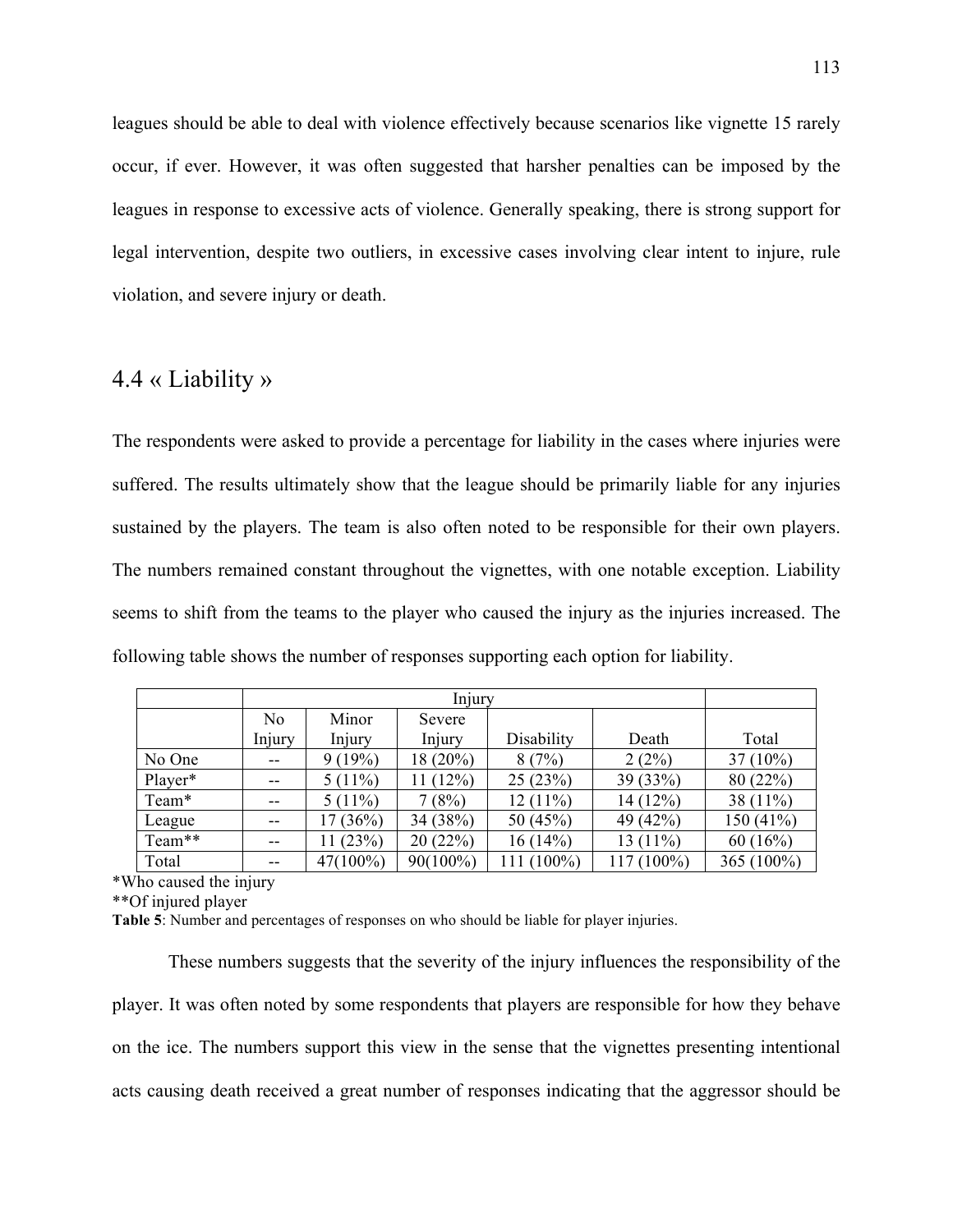leagues should be able to deal with violence effectively because scenarios like vignette 15 rarely occur, if ever. However, it was often suggested that harsher penalties can be imposed by the leagues in response to excessive acts of violence. Generally speaking, there is strong support for legal intervention, despite two outliers, in excessive cases involving clear intent to injure, rule violation, and severe injury or death.

## 4.4 « Liability »

The respondents were asked to provide a percentage for liability in the cases where injuries were suffered. The results ultimately show that the league should be primarily liable for any injuries sustained by the players. The team is also often noted to be responsible for their own players. The numbers remained constant throughout the vignettes, with one notable exception. Liability seems to shift from the teams to the player who caused the injury as the injuries increased. The following table shows the number of responses supporting each option for liability.

| | Injury | | | | | |
|---|---|---|---|---|---|---|
| | No Injury | Minor Injury | Severe Injury | Disability | Death | Total |
| No One | -- | 9 (19%) | 18 (20%) | 8 (7%) | 2 (2%) | 37 (10%) |
| Player* | -- | 5 (11%) | 11 (12%) | 25 (23%) | 39 (33%) | 80 (22%) |
| Team* | -- | 5 (11%) | 7 (8%) | 12 (11%) | 14 (12%) | 38 (11%) |
| League | -- | 17 (36%) | 34 (38%) | 50 (45%) | 49 (42%) | 150 (41%) |
| Team** | -- | 11 (23%) | 20 (22%) | 16 (14%) | 13 (11%) | 60 (16%) |
| Total | -- | 47(100%) | 90(100%) | 111 (100%) | 117 (100%) | 365 (100%) |

*Who caused the injury

**Of injured player

**Table 5**: Number and percentages of responses on who should be liable for player injuries.

These numbers suggests that the severity of the injury influences the responsibility of the player. It was often noted by some respondents that players are responsible for how they behave on the ice. The numbers support this view in the sense that the vignettes presenting intentional acts causing death received a great number of responses indicating that the aggressor should be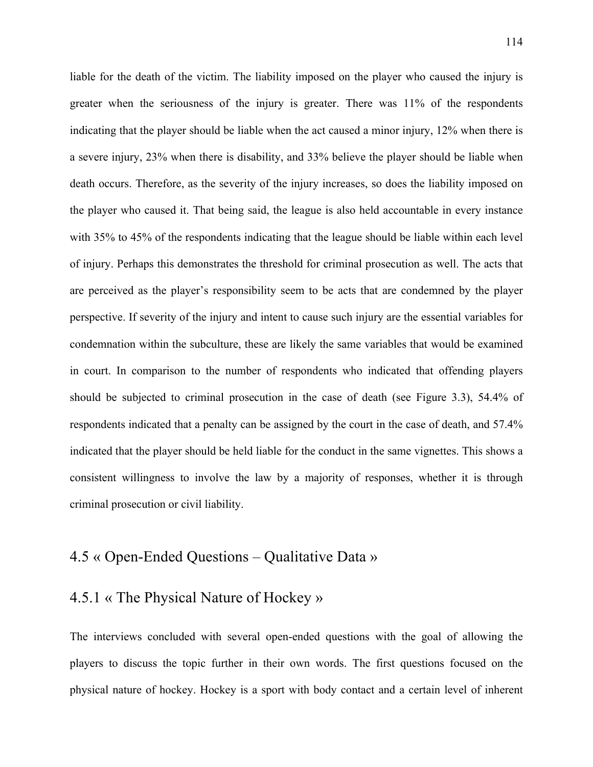liable for the death of the victim. The liability imposed on the player who caused the injury is greater when the seriousness of the injury is greater. There was 11% of the respondents indicating that the player should be liable when the act caused a minor injury, 12% when there is a severe injury, 23% when there is disability, and 33% believe the player should be liable when death occurs. Therefore, as the severity of the injury increases, so does the liability imposed on the player who caused it. That being said, the league is also held accountable in every instance with 35% to 45% of the respondents indicating that the league should be liable within each level of injury. Perhaps this demonstrates the threshold for criminal prosecution as well. The acts that are perceived as the player's responsibility seem to be acts that are condemned by the player perspective. If severity of the injury and intent to cause such injury are the essential variables for condemnation within the subculture, these are likely the same variables that would be examined in court. In comparison to the number of respondents who indicated that offending players should be subjected to criminal prosecution in the case of death (see Figure 3.3), 54.4% of respondents indicated that a penalty can be assigned by the court in the case of death, and 57.4% indicated that the player should be held liable for the conduct in the same vignettes. This shows a consistent willingness to involve the law by a majority of responses, whether it is through criminal prosecution or civil liability.

## 4.5 « Open-Ended Questions – Qualitative Data »

### 4.5.1 « The Physical Nature of Hockey »

The interviews concluded with several open-ended questions with the goal of allowing the players to discuss the topic further in their own words. The first questions focused on the physical nature of hockey. Hockey is a sport with body contact and a certain level of inherent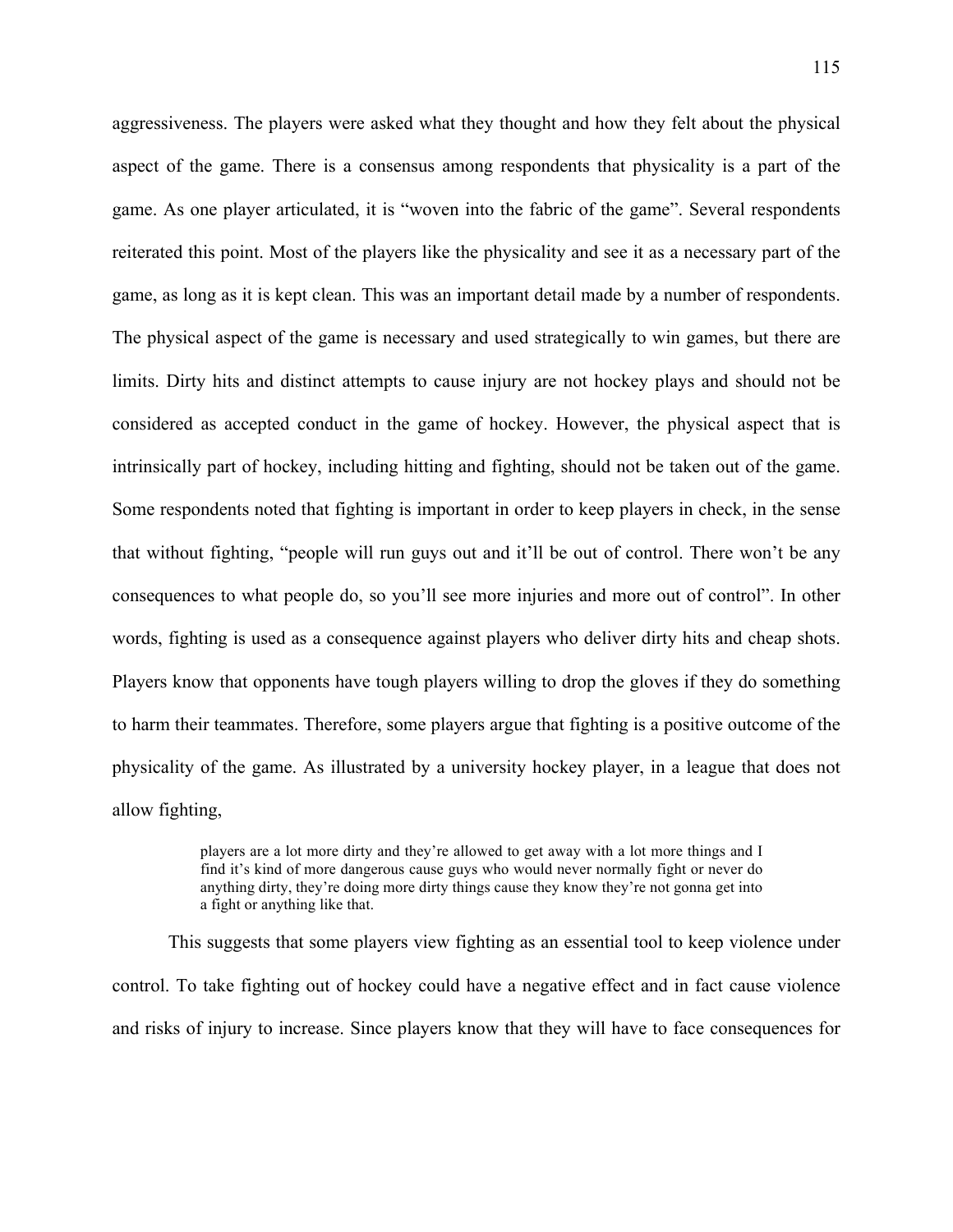aggressiveness. The players were asked what they thought and how they felt about the physical aspect of the game. There is a consensus among respondents that physicality is a part of the game. As one player articulated, it is "woven into the fabric of the game". Several respondents reiterated this point. Most of the players like the physicality and see it as a necessary part of the game, as long as it is kept clean. This was an important detail made by a number of respondents. The physical aspect of the game is necessary and used strategically to win games, but there are limits. Dirty hits and distinct attempts to cause injury are not hockey plays and should not be considered as accepted conduct in the game of hockey. However, the physical aspect that is intrinsically part of hockey, including hitting and fighting, should not be taken out of the game. Some respondents noted that fighting is important in order to keep players in check, in the sense that without fighting, "people will run guys out and it'll be out of control. There won't be any consequences to what people do, so you'll see more injuries and more out of control". In other words, fighting is used as a consequence against players who deliver dirty hits and cheap shots. Players know that opponents have tough players willing to drop the gloves if they do something to harm their teammates. Therefore, some players argue that fighting is a positive outcome of the physicality of the game. As illustrated by a university hockey player, in a league that does not allow fighting,

> players are a lot more dirty and they're allowed to get away with a lot more things and I find it's kind of more dangerous cause guys who would never normally fight or never do anything dirty, they're doing more dirty things cause they know they're not gonna get into a fight or anything like that.

This suggests that some players view fighting as an essential tool to keep violence under control. To take fighting out of hockey could have a negative effect and in fact cause violence and risks of injury to increase. Since players know that they will have to face consequences for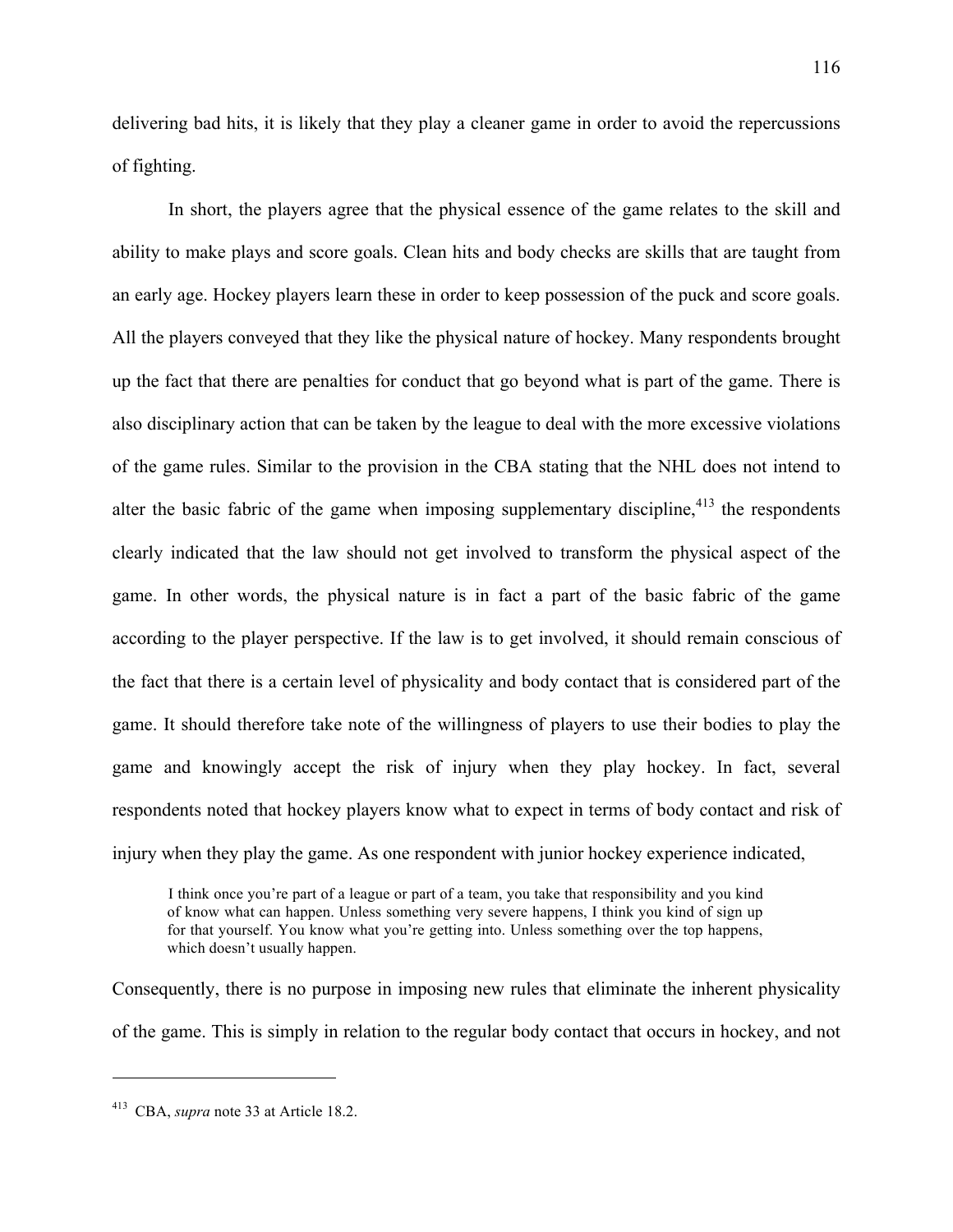delivering bad hits, it is likely that they play a cleaner game in order to avoid the repercussions of fighting.

In short, the players agree that the physical essence of the game relates to the skill and ability to make plays and score goals. Clean hits and body checks are skills that are taught from an early age. Hockey players learn these in order to keep possession of the puck and score goals. All the players conveyed that they like the physical nature of hockey. Many respondents brought up the fact that there are penalties for conduct that go beyond what is part of the game. There is also disciplinary action that can be taken by the league to deal with the more excessive violations of the game rules. Similar to the provision in the CBA stating that the NHL does not intend to alter the basic fabric of the game when imposing supplementary discipline,[413] the respondents clearly indicated that the law should not get involved to transform the physical aspect of the game. In other words, the physical nature is in fact a part of the basic fabric of the game according to the player perspective. If the law is to get involved, it should remain conscious of the fact that there is a certain level of physicality and body contact that is considered part of the game. It should therefore take note of the willingness of players to use their bodies to play the game and knowingly accept the risk of injury when they play hockey. In fact, several respondents noted that hockey players know what to expect in terms of body contact and risk of injury when they play the game. As one respondent with junior hockey experience indicated,

> I think once you're part of a league or part of a team, you take that responsibility and you kind of know what can happen. Unless something very severe happens, I think you kind of sign up for that yourself. You know what you're getting into. Unless something over the top happens, which doesn't usually happen.

Consequently, there is no purpose in imposing new rules that eliminate the inherent physicality of the game. This is simply in relation to the regular body contact that occurs in hockey, and not

---

[413] CBA, *supra* note 33 at Article 18.2.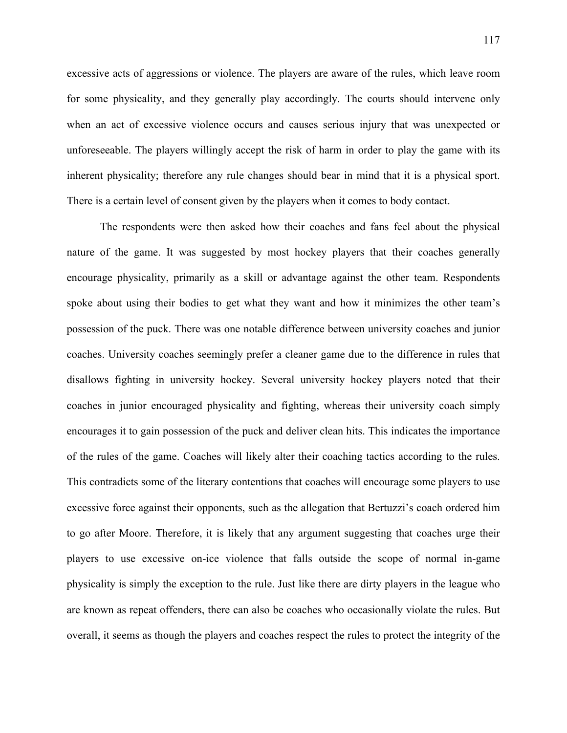excessive acts of aggressions or violence. The players are aware of the rules, which leave room for some physicality, and they generally play accordingly. The courts should intervene only when an act of excessive violence occurs and causes serious injury that was unexpected or unforeseeable. The players willingly accept the risk of harm in order to play the game with its inherent physicality; therefore any rule changes should bear in mind that it is a physical sport. There is a certain level of consent given by the players when it comes to body contact.

The respondents were then asked how their coaches and fans feel about the physical nature of the game. It was suggested by most hockey players that their coaches generally encourage physicality, primarily as a skill or advantage against the other team. Respondents spoke about using their bodies to get what they want and how it minimizes the other team's possession of the puck. There was one notable difference between university coaches and junior coaches. University coaches seemingly prefer a cleaner game due to the difference in rules that disallows fighting in university hockey. Several university hockey players noted that their coaches in junior encouraged physicality and fighting, whereas their university coach simply encourages it to gain possession of the puck and deliver clean hits. This indicates the importance of the rules of the game. Coaches will likely alter their coaching tactics according to the rules. This contradicts some of the literary contentions that coaches will encourage some players to use excessive force against their opponents, such as the allegation that Bertuzzi's coach ordered him to go after Moore. Therefore, it is likely that any argument suggesting that coaches urge their players to use excessive on-ice violence that falls outside the scope of normal in-game physicality is simply the exception to the rule. Just like there are dirty players in the league who are known as repeat offenders, there can also be coaches who occasionally violate the rules. But overall, it seems as though the players and coaches respect the rules to protect the integrity of the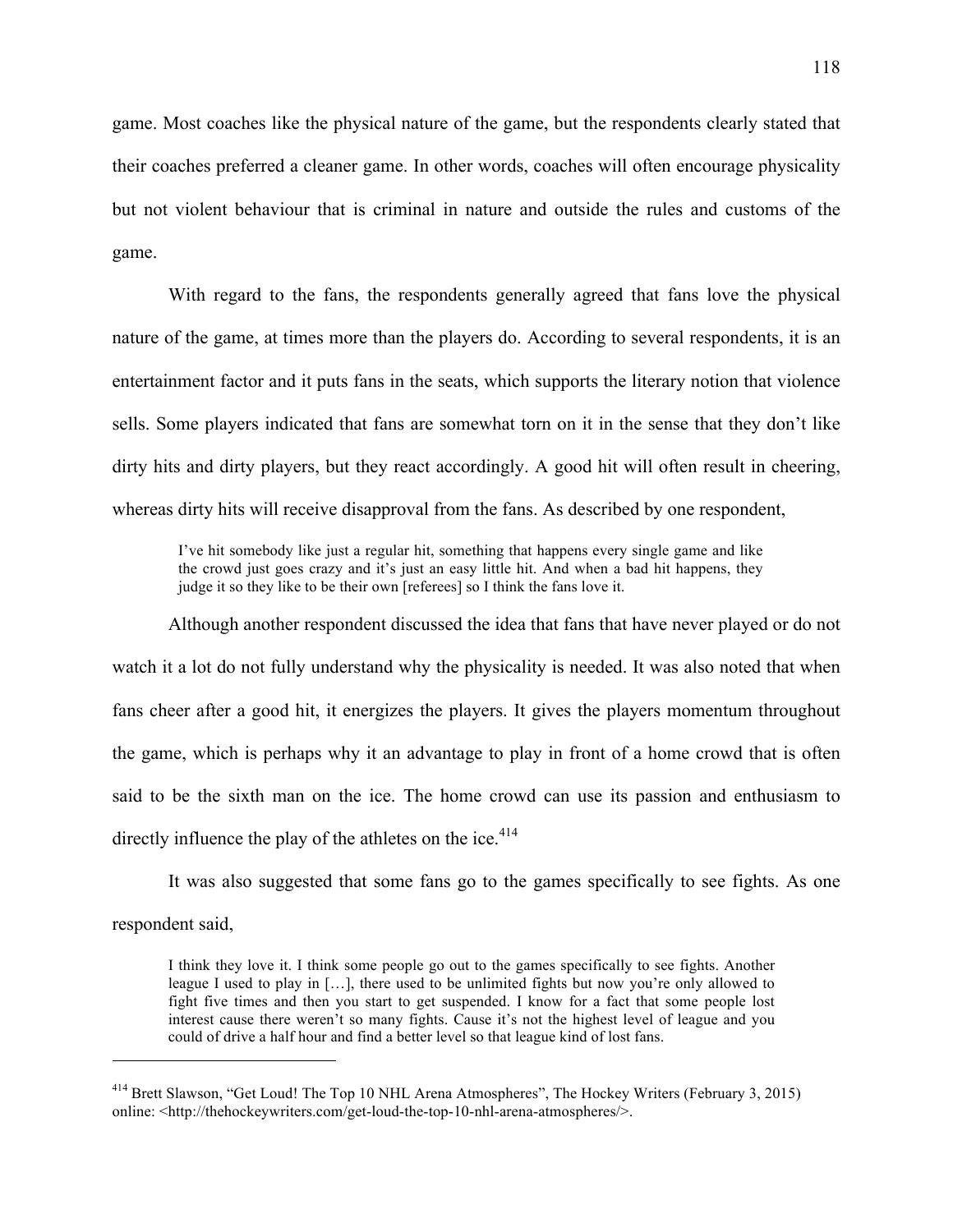game. Most coaches like the physical nature of the game, but the respondents clearly stated that their coaches preferred a cleaner game. In other words, coaches will often encourage physicality but not violent behaviour that is criminal in nature and outside the rules and customs of the game.

With regard to the fans, the respondents generally agreed that fans love the physical nature of the game, at times more than the players do. According to several respondents, it is an entertainment factor and it puts fans in the seats, which supports the literary notion that violence sells. Some players indicated that fans are somewhat torn on it in the sense that they don't like dirty hits and dirty players, but they react accordingly. A good hit will often result in cheering, whereas dirty hits will receive disapproval from the fans. As described by one respondent,

> I've hit somebody like just a regular hit, something that happens every single game and like the crowd just goes crazy and it's just an easy little hit. And when a bad hit happens, they judge it so they like to be their own [referees] so I think the fans love it.

Although another respondent discussed the idea that fans that have never played or do not watch it a lot do not fully understand why the physicality is needed. It was also noted that when fans cheer after a good hit, it energizes the players. It gives the players momentum throughout the game, which is perhaps why it an advantage to play in front of a home crowd that is often said to be the sixth man on the ice. The home crowd can use its passion and enthusiasm to directly influence the play of the athletes on the ice.[414]

It was also suggested that some fans go to the games specifically to see fights. As one respondent said,

> I think they love it. I think some people go out to the games specifically to see fights. Another league I used to play in […], there used to be unlimited fights but now you're only allowed to fight five times and then you start to get suspended. I know for a fact that some people lost interest cause there weren't so many fights. Cause it's not the highest level of league and you could of drive a half hour and find a better level so that league kind of lost fans.

---

[414] Brett Slawson, "Get Loud! The Top 10 NHL Arena Atmospheres", The Hockey Writers (February 3, 2015) online: <http://thehockeywriters.com/get-loud-the-top-10-nhl-arena-atmospheres/>.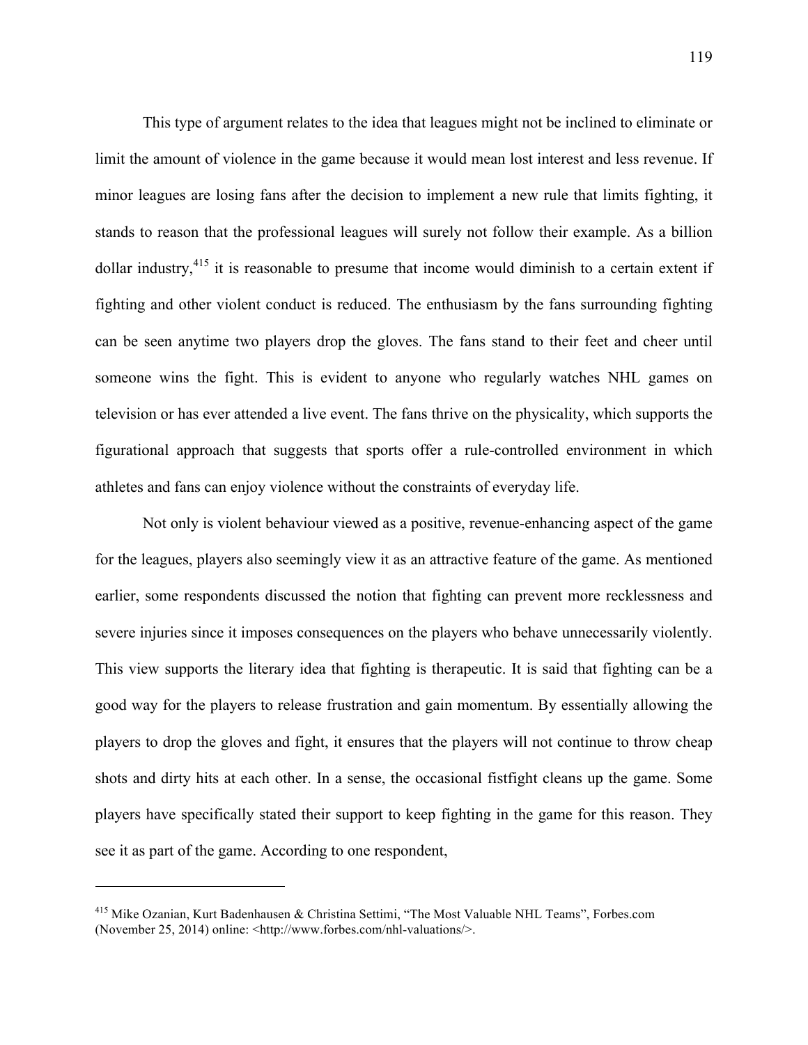This type of argument relates to the idea that leagues might not be inclined to eliminate or limit the amount of violence in the game because it would mean lost interest and less revenue. If minor leagues are losing fans after the decision to implement a new rule that limits fighting, it stands to reason that the professional leagues will surely not follow their example. As a billion dollar industry,[415] it is reasonable to presume that income would diminish to a certain extent if fighting and other violent conduct is reduced. The enthusiasm by the fans surrounding fighting can be seen anytime two players drop the gloves. The fans stand to their feet and cheer until someone wins the fight. This is evident to anyone who regularly watches NHL games on television or has ever attended a live event. The fans thrive on the physicality, which supports the figurational approach that suggests that sports offer a rule-controlled environment in which athletes and fans can enjoy violence without the constraints of everyday life.

Not only is violent behaviour viewed as a positive, revenue-enhancing aspect of the game for the leagues, players also seemingly view it as an attractive feature of the game. As mentioned earlier, some respondents discussed the notion that fighting can prevent more recklessness and severe injuries since it imposes consequences on the players who behave unnecessarily violently. This view supports the literary idea that fighting is therapeutic. It is said that fighting can be a good way for the players to release frustration and gain momentum. By essentially allowing the players to drop the gloves and fight, it ensures that the players will not continue to throw cheap shots and dirty hits at each other. In a sense, the occasional fistfight cleans up the game. Some players have specifically stated their support to keep fighting in the game for this reason. They see it as part of the game. According to one respondent,

---

[415] Mike Ozanian, Kurt Badenhausen & Christina Settimi, "The Most Valuable NHL Teams", Forbes.com (November 25, 2014) online: <http://www.forbes.com/nhl-valuations/>.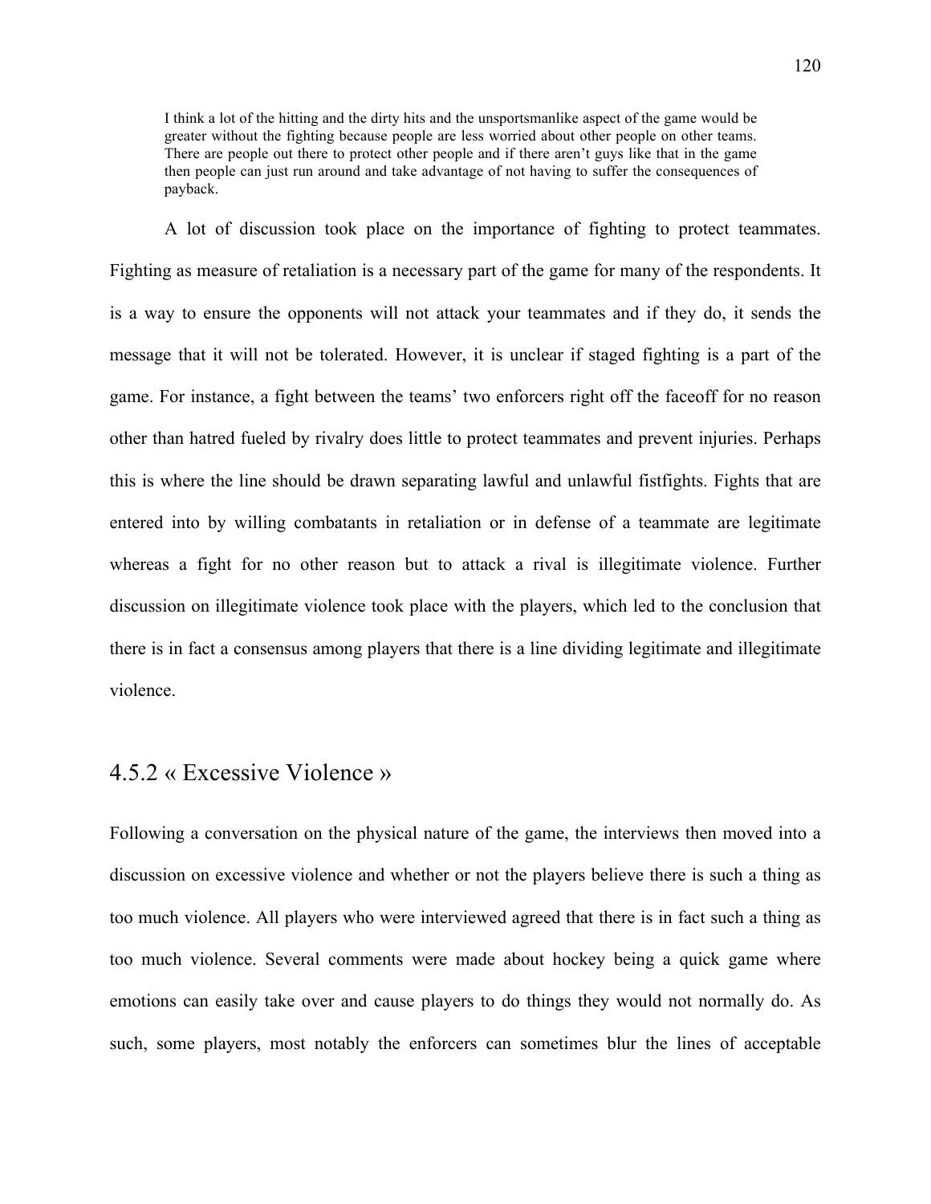> I think a lot of the hitting and the dirty hits and the unsportsmanlike aspect of the game would be greater without the fighting because people are less worried about other people on other teams. There are people out there to protect other people and if there aren't guys like that in the game then people can just run around and take advantage of not having to suffer the consequences of payback.

A lot of discussion took place on the importance of fighting to protect teammates. Fighting as measure of retaliation is a necessary part of the game for many of the respondents. It is a way to ensure the opponents will not attack your teammates and if they do, it sends the message that it will not be tolerated. However, it is unclear if staged fighting is a part of the game. For instance, a fight between the teams' two enforcers right off the faceoff for no reason other than hatred fueled by rivalry does little to protect teammates and prevent injuries. Perhaps this is where the line should be drawn separating lawful and unlawful fistfights. Fights that are entered into by willing combatants in retaliation or in defense of a teammate are legitimate whereas a fight for no other reason but to attack a rival is illegitimate violence. Further discussion on illegitimate violence took place with the players, which led to the conclusion that there is in fact a consensus among players that there is a line dividing legitimate and illegitimate violence.

### 4.5.2 « Excessive Violence »

Following a conversation on the physical nature of the game, the interviews then moved into a discussion on excessive violence and whether or not the players believe there is such a thing as too much violence. All players who were interviewed agreed that there is in fact such a thing as too much violence. Several comments were made about hockey being a quick game where emotions can easily take over and cause players to do things they would not normally do. As such, some players, most notably the enforcers can sometimes blur the lines of acceptable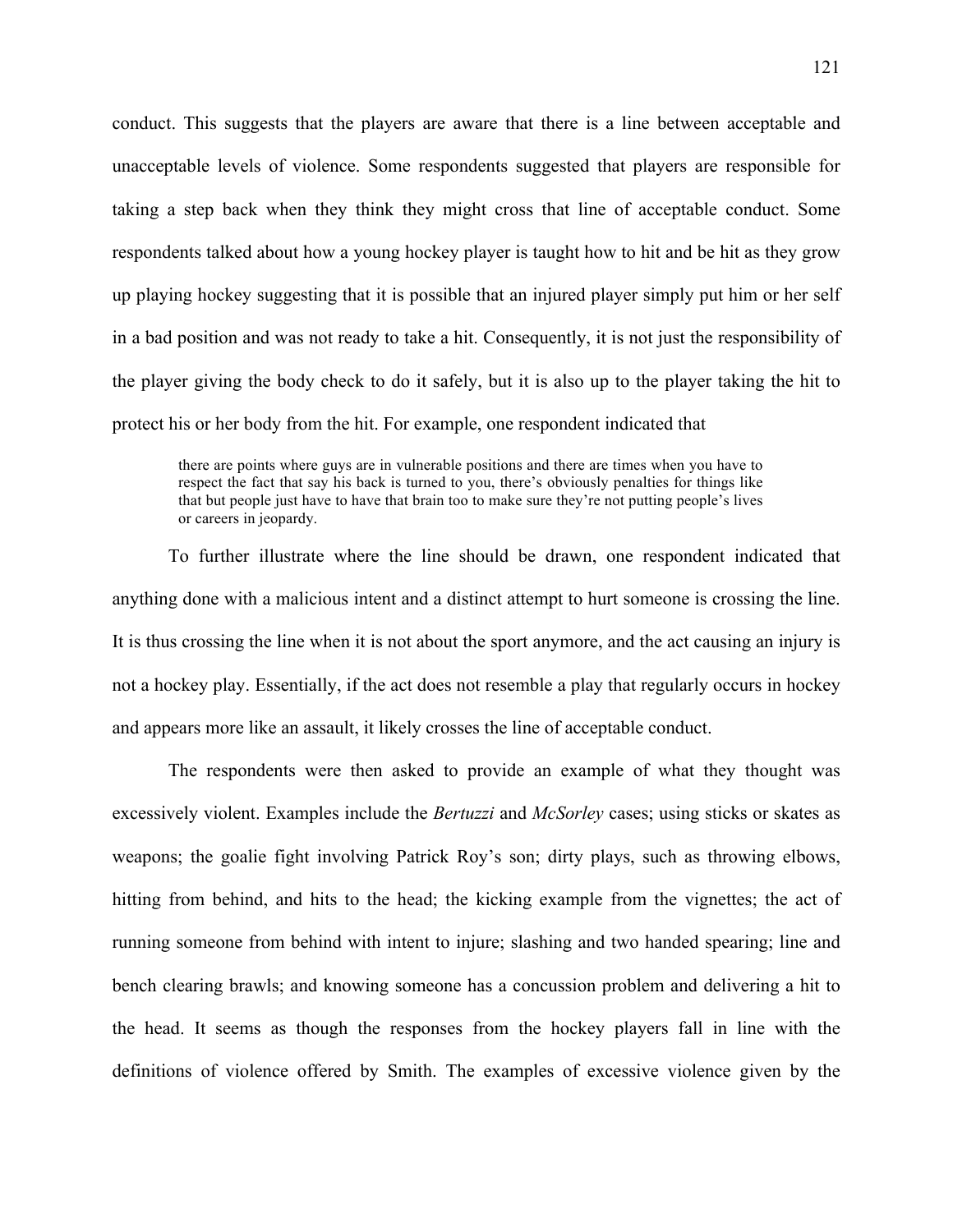conduct. This suggests that the players are aware that there is a line between acceptable and unacceptable levels of violence. Some respondents suggested that players are responsible for taking a step back when they think they might cross that line of acceptable conduct. Some respondents talked about how a young hockey player is taught how to hit and be hit as they grow up playing hockey suggesting that it is possible that an injured player simply put him or her self in a bad position and was not ready to take a hit. Consequently, it is not just the responsibility of the player giving the body check to do it safely, but it is also up to the player taking the hit to protect his or her body from the hit. For example, one respondent indicated that

> there are points where guys are in vulnerable positions and there are times when you have to respect the fact that say his back is turned to you, there's obviously penalties for things like that but people just have to have that brain too to make sure they're not putting people's lives or careers in jeopardy.

To further illustrate where the line should be drawn, one respondent indicated that anything done with a malicious intent and a distinct attempt to hurt someone is crossing the line. It is thus crossing the line when it is not about the sport anymore, and the act causing an injury is not a hockey play. Essentially, if the act does not resemble a play that regularly occurs in hockey and appears more like an assault, it likely crosses the line of acceptable conduct.

The respondents were then asked to provide an example of what they thought was excessively violent. Examples include the *Bertuzzi* and *McSorley* cases; using sticks or skates as weapons; the goalie fight involving Patrick Roy's son; dirty plays, such as throwing elbows, hitting from behind, and hits to the head; the kicking example from the vignettes; the act of running someone from behind with intent to injure; slashing and two handed spearing; line and bench clearing brawls; and knowing someone has a concussion problem and delivering a hit to the head. It seems as though the responses from the hockey players fall in line with the definitions of violence offered by Smith. The examples of excessive violence given by the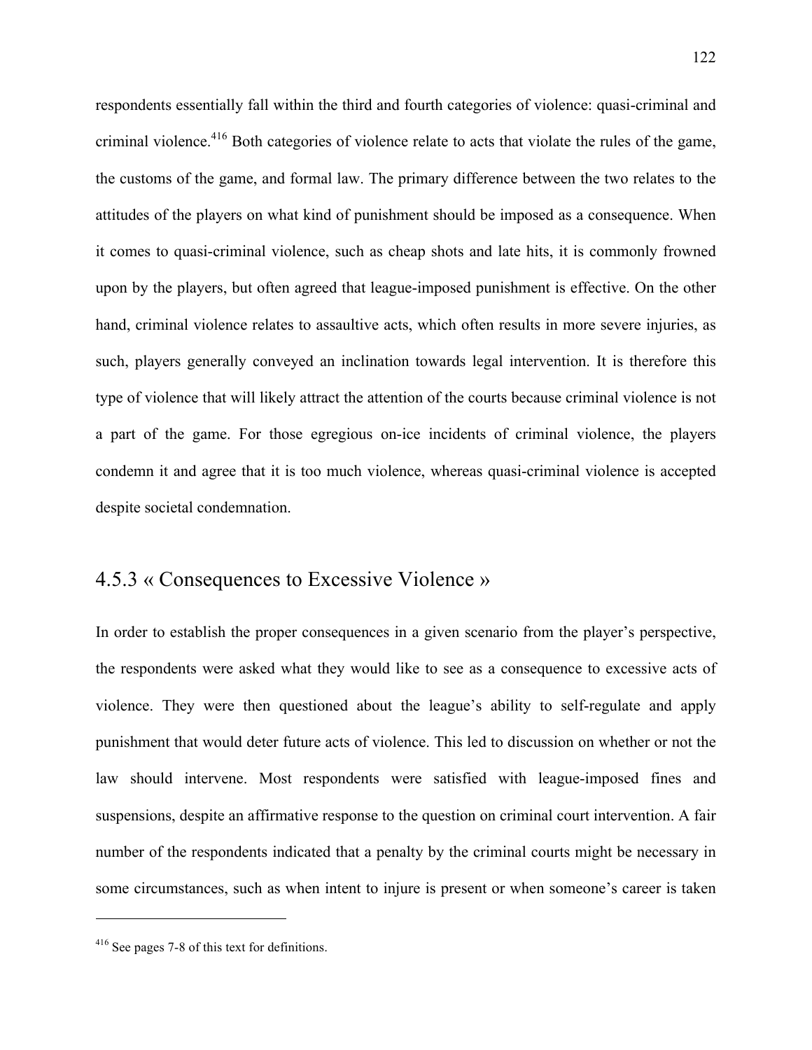respondents essentially fall within the third and fourth categories of violence: quasi-criminal and criminal violence.[416] Both categories of violence relate to acts that violate the rules of the game, the customs of the game, and formal law. The primary difference between the two relates to the attitudes of the players on what kind of punishment should be imposed as a consequence. When it comes to quasi-criminal violence, such as cheap shots and late hits, it is commonly frowned upon by the players, but often agreed that league-imposed punishment is effective. On the other hand, criminal violence relates to assaultive acts, which often results in more severe injuries, as such, players generally conveyed an inclination towards legal intervention. It is therefore this type of violence that will likely attract the attention of the courts because criminal violence is not a part of the game. For those egregious on-ice incidents of criminal violence, the players condemn it and agree that it is too much violence, whereas quasi-criminal violence is accepted despite societal condemnation.

### 4.5.3 « Consequences to Excessive Violence »

In order to establish the proper consequences in a given scenario from the player's perspective, the respondents were asked what they would like to see as a consequence to excessive acts of violence. They were then questioned about the league's ability to self-regulate and apply punishment that would deter future acts of violence. This led to discussion on whether or not the law should intervene. Most respondents were satisfied with league-imposed fines and suspensions, despite an affirmative response to the question on criminal court intervention. A fair number of the respondents indicated that a penalty by the criminal courts might be necessary in some circumstances, such as when intent to injure is present or when someone's career is taken

---

[416] See pages 7-8 of this text for definitions.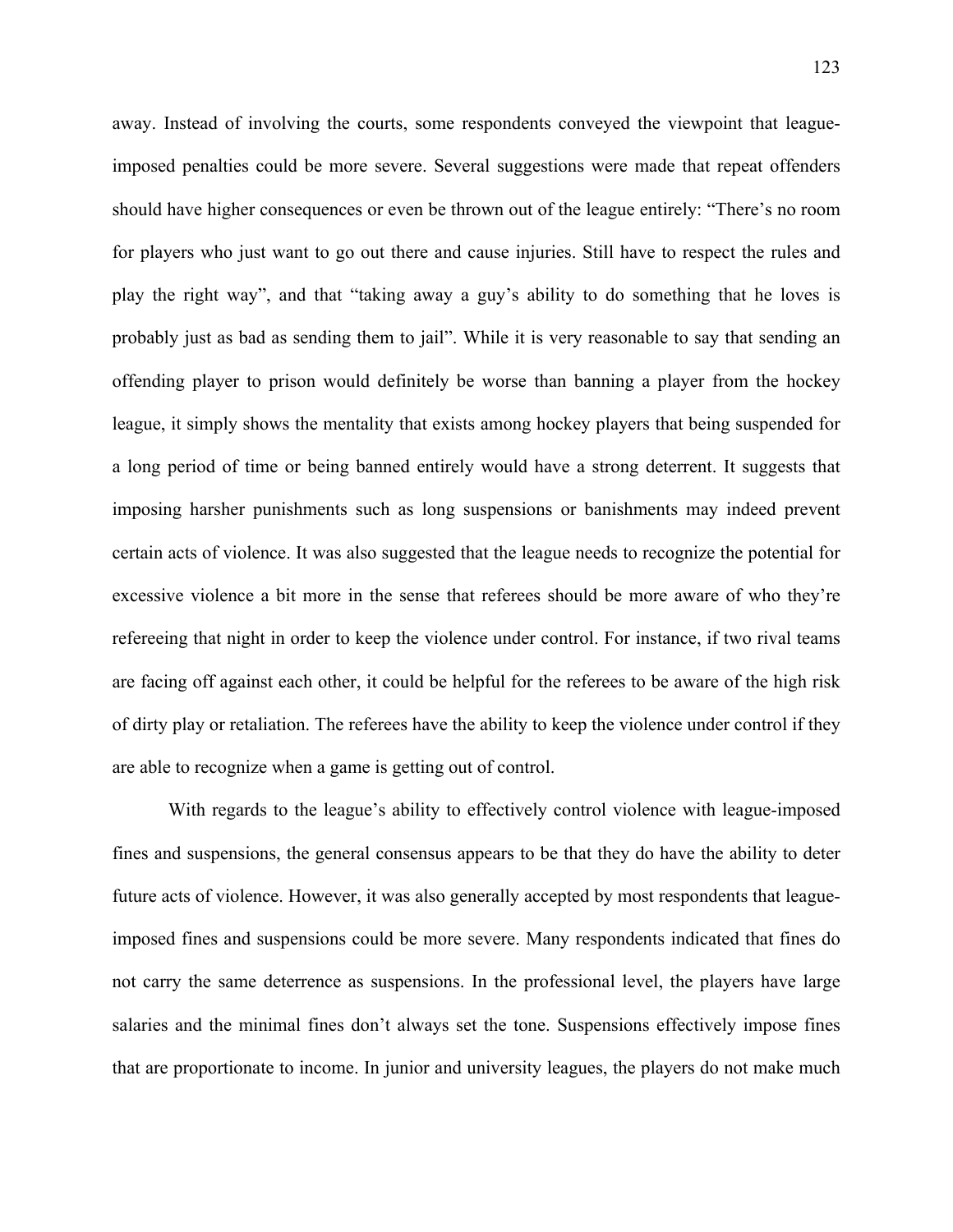away. Instead of involving the courts, some respondents conveyed the viewpoint that league-imposed penalties could be more severe. Several suggestions were made that repeat offenders should have higher consequences or even be thrown out of the league entirely: "There's no room for players who just want to go out there and cause injuries. Still have to respect the rules and play the right way", and that "taking away a guy's ability to do something that he loves is probably just as bad as sending them to jail". While it is very reasonable to say that sending an offending player to prison would definitely be worse than banning a player from the hockey league, it simply shows the mentality that exists among hockey players that being suspended for a long period of time or being banned entirely would have a strong deterrent. It suggests that imposing harsher punishments such as long suspensions or banishments may indeed prevent certain acts of violence. It was also suggested that the league needs to recognize the potential for excessive violence a bit more in the sense that referees should be more aware of who they're refereeing that night in order to keep the violence under control. For instance, if two rival teams are facing off against each other, it could be helpful for the referees to be aware of the high risk of dirty play or retaliation. The referees have the ability to keep the violence under control if they are able to recognize when a game is getting out of control.

With regards to the league's ability to effectively control violence with league-imposed fines and suspensions, the general consensus appears to be that they do have the ability to deter future acts of violence. However, it was also generally accepted by most respondents that league-imposed fines and suspensions could be more severe. Many respondents indicated that fines do not carry the same deterrence as suspensions. In the professional level, the players have large salaries and the minimal fines don't always set the tone. Suspensions effectively impose fines that are proportionate to income. In junior and university leagues, the players do not make much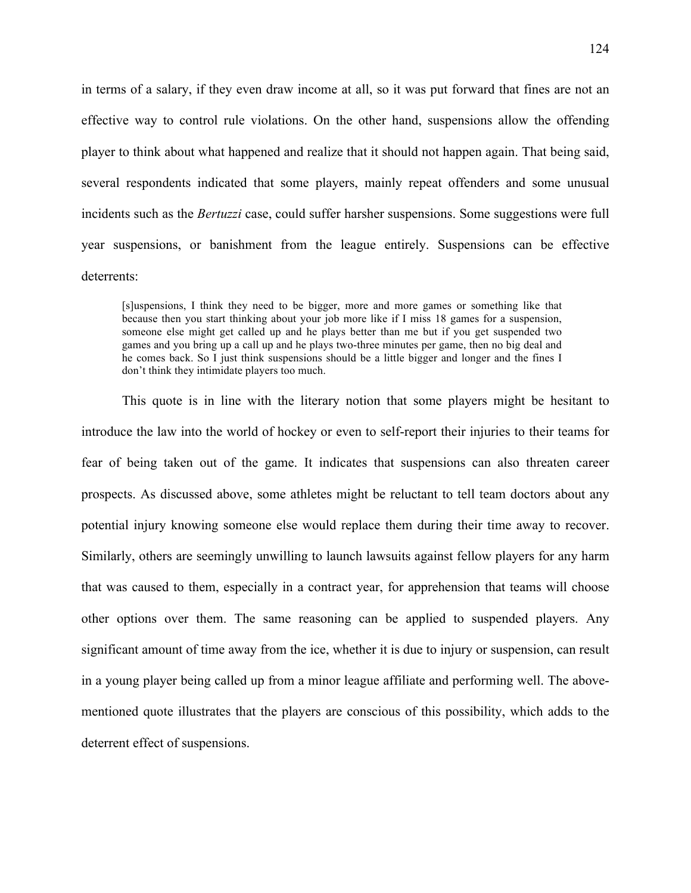in terms of a salary, if they even draw income at all, so it was put forward that fines are not an effective way to control rule violations. On the other hand, suspensions allow the offending player to think about what happened and realize that it should not happen again. That being said, several respondents indicated that some players, mainly repeat offenders and some unusual incidents such as the *Bertuzzi* case, could suffer harsher suspensions. Some suggestions were full year suspensions, or banishment from the league entirely. Suspensions can be effective deterrents:

> [s]uspensions, I think they need to be bigger, more and more games or something like that because then you start thinking about your job more like if I miss 18 games for a suspension, someone else might get called up and he plays better than me but if you get suspended two games and you bring up a call up and he plays two-three minutes per game, then no big deal and he comes back. So I just think suspensions should be a little bigger and longer and the fines I don't think they intimidate players too much.

This quote is in line with the literary notion that some players might be hesitant to introduce the law into the world of hockey or even to self-report their injuries to their teams for fear of being taken out of the game. It indicates that suspensions can also threaten career prospects. As discussed above, some athletes might be reluctant to tell team doctors about any potential injury knowing someone else would replace them during their time away to recover. Similarly, others are seemingly unwilling to launch lawsuits against fellow players for any harm that was caused to them, especially in a contract year, for apprehension that teams will choose other options over them. The same reasoning can be applied to suspended players. Any significant amount of time away from the ice, whether it is due to injury or suspension, can result in a young player being called up from a minor league affiliate and performing well. The above-mentioned quote illustrates that the players are conscious of this possibility, which adds to the deterrent effect of suspensions.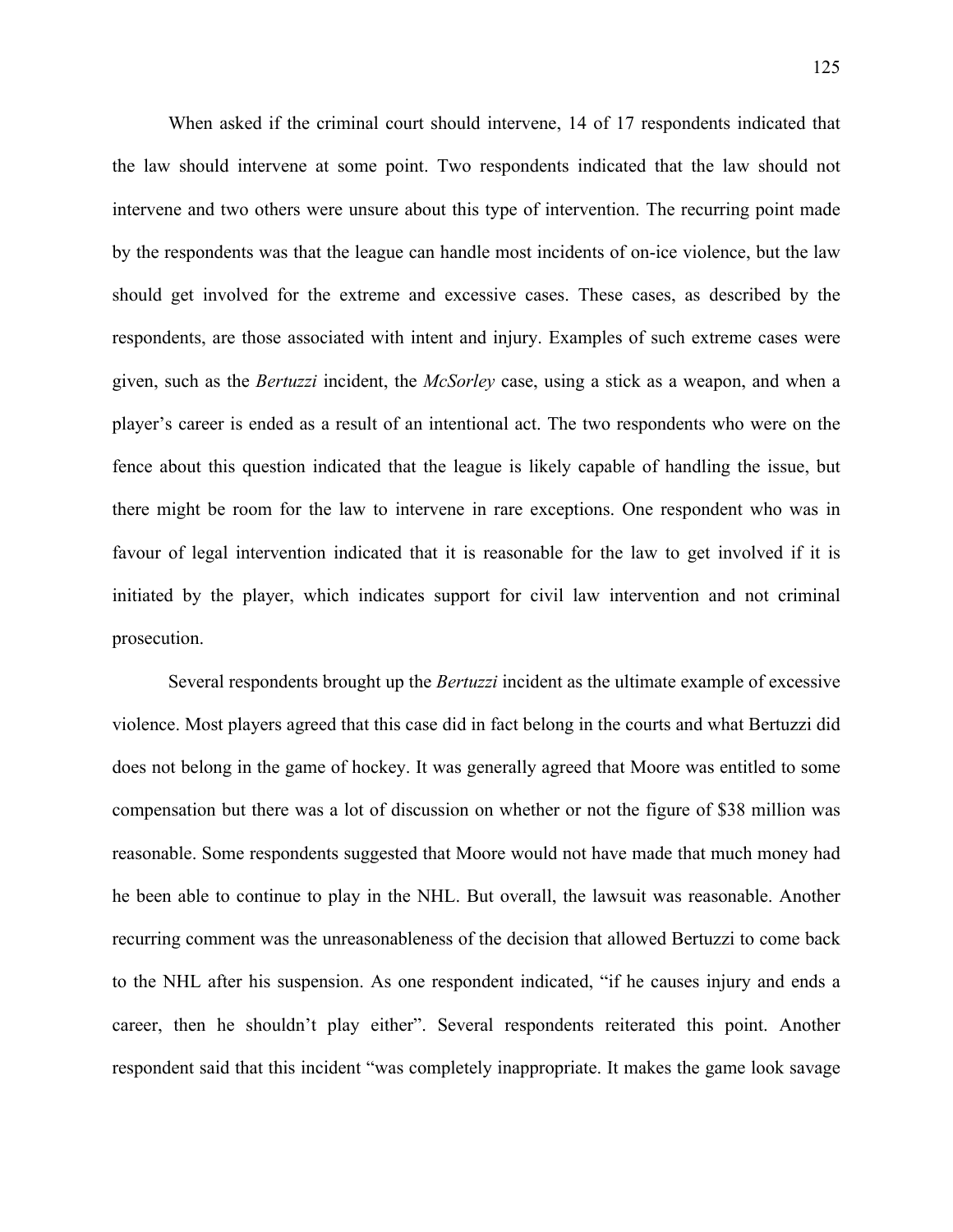When asked if the criminal court should intervene, 14 of 17 respondents indicated that the law should intervene at some point. Two respondents indicated that the law should not intervene and two others were unsure about this type of intervention. The recurring point made by the respondents was that the league can handle most incidents of on-ice violence, but the law should get involved for the extreme and excessive cases. These cases, as described by the respondents, are those associated with intent and injury. Examples of such extreme cases were given, such as the *Bertuzzi* incident, the *McSorley* case, using a stick as a weapon, and when a player's career is ended as a result of an intentional act. The two respondents who were on the fence about this question indicated that the league is likely capable of handling the issue, but there might be room for the law to intervene in rare exceptions. One respondent who was in favour of legal intervention indicated that it is reasonable for the law to get involved if it is initiated by the player, which indicates support for civil law intervention and not criminal prosecution.

Several respondents brought up the *Bertuzzi* incident as the ultimate example of excessive violence. Most players agreed that this case did in fact belong in the courts and what Bertuzzi did does not belong in the game of hockey. It was generally agreed that Moore was entitled to some compensation but there was a lot of discussion on whether or not the figure of $38 million was reasonable. Some respondents suggested that Moore would not have made that much money had he been able to continue to play in the NHL. But overall, the lawsuit was reasonable. Another recurring comment was the unreasonableness of the decision that allowed Bertuzzi to come back to the NHL after his suspension. As one respondent indicated, "if he causes injury and ends a career, then he shouldn't play either". Several respondents reiterated this point. Another respondent said that this incident "was completely inappropriate. It makes the game look savage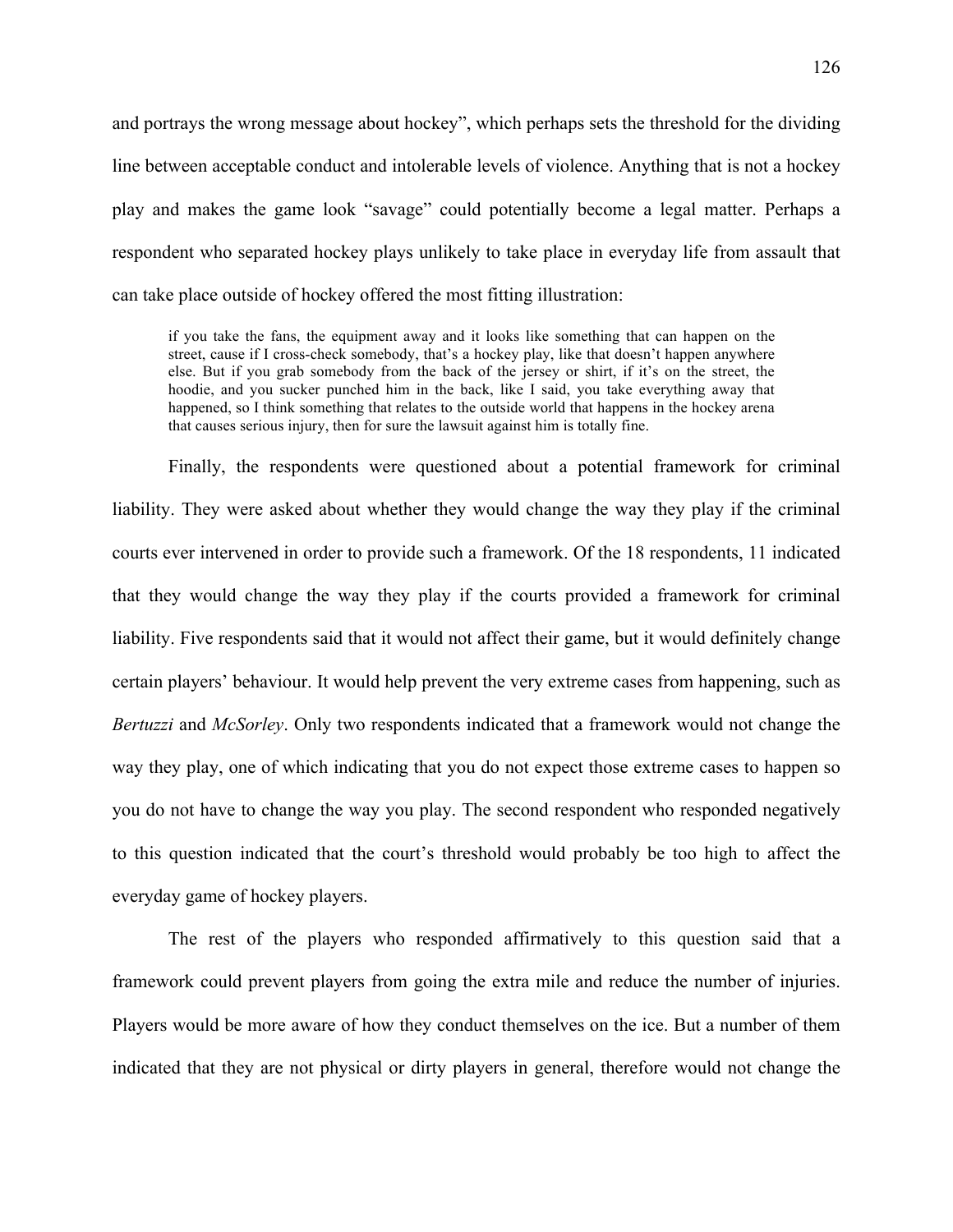and portrays the wrong message about hockey", which perhaps sets the threshold for the dividing line between acceptable conduct and intolerable levels of violence. Anything that is not a hockey play and makes the game look "savage" could potentially become a legal matter. Perhaps a respondent who separated hockey plays unlikely to take place in everyday life from assault that can take place outside of hockey offered the most fitting illustration:

> if you take the fans, the equipment away and it looks like something that can happen on the street, cause if I cross-check somebody, that's a hockey play, like that doesn't happen anywhere else. But if you grab somebody from the back of the jersey or shirt, if it's on the street, the hoodie, and you sucker punched him in the back, like I said, you take everything away that happened, so I think something that relates to the outside world that happens in the hockey arena that causes serious injury, then for sure the lawsuit against him is totally fine.

Finally, the respondents were questioned about a potential framework for criminal liability. They were asked about whether they would change the way they play if the criminal courts ever intervened in order to provide such a framework. Of the 18 respondents, 11 indicated that they would change the way they play if the courts provided a framework for criminal liability. Five respondents said that it would not affect their game, but it would definitely change certain players' behaviour. It would help prevent the very extreme cases from happening, such as *Bertuzzi* and *McSorley*. Only two respondents indicated that a framework would not change the way they play, one of which indicating that you do not expect those extreme cases to happen so you do not have to change the way you play. The second respondent who responded negatively to this question indicated that the court's threshold would probably be too high to affect the everyday game of hockey players.

The rest of the players who responded affirmatively to this question said that a framework could prevent players from going the extra mile and reduce the number of injuries. Players would be more aware of how they conduct themselves on the ice. But a number of them indicated that they are not physical or dirty players in general, therefore would not change the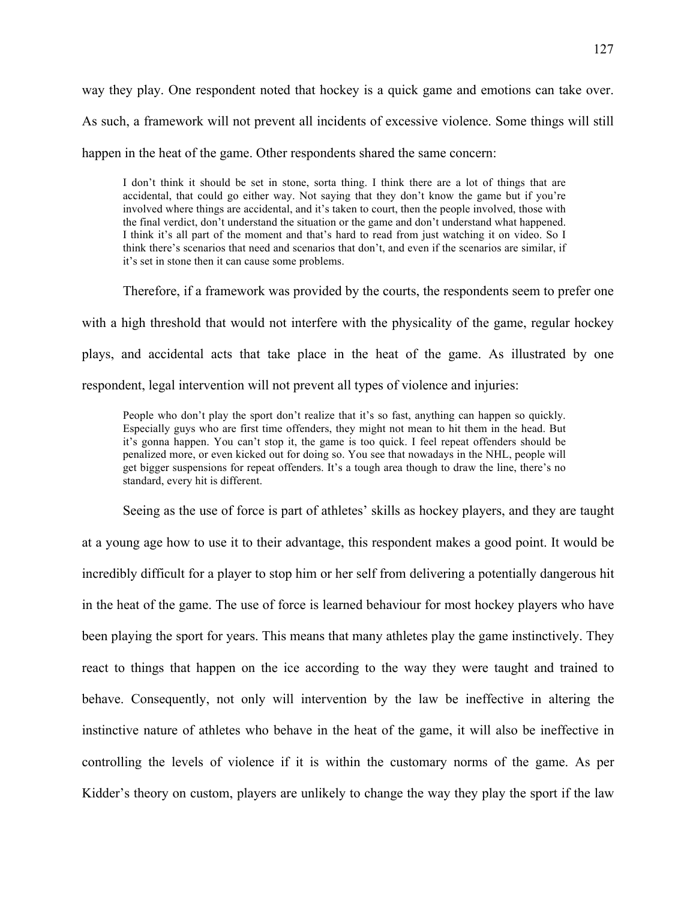way they play. One respondent noted that hockey is a quick game and emotions can take over. As such, a framework will not prevent all incidents of excessive violence. Some things will still happen in the heat of the game. Other respondents shared the same concern:

> I don't think it should be set in stone, sorta thing. I think there are a lot of things that are accidental, that could go either way. Not saying that they don't know the game but if you're involved where things are accidental, and it's taken to court, then the people involved, those with the final verdict, don't understand the situation or the game and don't understand what happened. I think it's all part of the moment and that's hard to read from just watching it on video. So I think there's scenarios that need and scenarios that don't, and even if the scenarios are similar, if it's set in stone then it can cause some problems.

Therefore, if a framework was provided by the courts, the respondents seem to prefer one with a high threshold that would not interfere with the physicality of the game, regular hockey plays, and accidental acts that take place in the heat of the game. As illustrated by one respondent, legal intervention will not prevent all types of violence and injuries:

> People who don't play the sport don't realize that it's so fast, anything can happen so quickly. Especially guys who are first time offenders, they might not mean to hit them in the head. But it's gonna happen. You can't stop it, the game is too quick. I feel repeat offenders should be penalized more, or even kicked out for doing so. You see that nowadays in the NHL, people will get bigger suspensions for repeat offenders. It's a tough area though to draw the line, there's no standard, every hit is different.

Seeing as the use of force is part of athletes' skills as hockey players, and they are taught at a young age how to use it to their advantage, this respondent makes a good point. It would be incredibly difficult for a player to stop him or her self from delivering a potentially dangerous hit in the heat of the game. The use of force is learned behaviour for most hockey players who have been playing the sport for years. This means that many athletes play the game instinctively. They react to things that happen on the ice according to the way they were taught and trained to behave. Consequently, not only will intervention by the law be ineffective in altering the instinctive nature of athletes who behave in the heat of the game, it will also be ineffective in controlling the levels of violence if it is within the customary norms of the game. As per Kidder's theory on custom, players are unlikely to change the way they play the sport if the law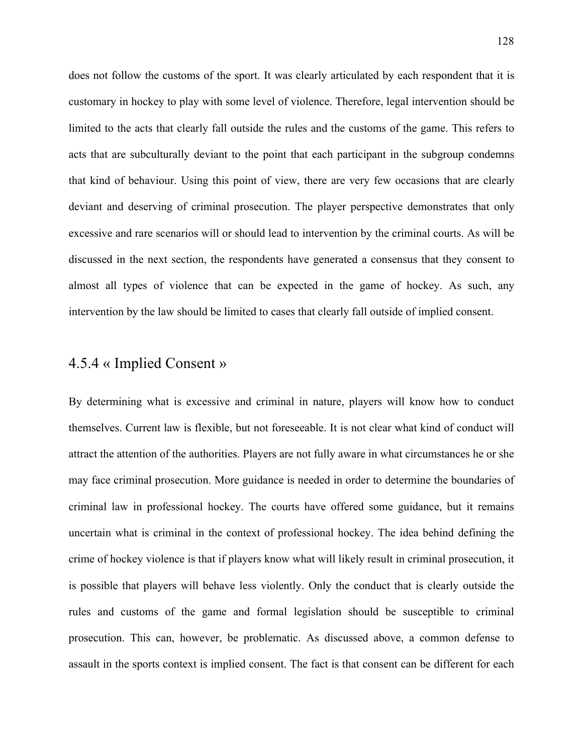does not follow the customs of the sport. It was clearly articulated by each respondent that it is customary in hockey to play with some level of violence. Therefore, legal intervention should be limited to the acts that clearly fall outside the rules and the customs of the game. This refers to acts that are subculturally deviant to the point that each participant in the subgroup condemns that kind of behaviour. Using this point of view, there are very few occasions that are clearly deviant and deserving of criminal prosecution. The player perspective demonstrates that only excessive and rare scenarios will or should lead to intervention by the criminal courts. As will be discussed in the next section, the respondents have generated a consensus that they consent to almost all types of violence that can be expected in the game of hockey. As such, any intervention by the law should be limited to cases that clearly fall outside of implied consent.

## 4.5.4 « Implied Consent »

By determining what is excessive and criminal in nature, players will know how to conduct themselves. Current law is flexible, but not foreseeable. It is not clear what kind of conduct will attract the attention of the authorities. Players are not fully aware in what circumstances he or she may face criminal prosecution. More guidance is needed in order to determine the boundaries of criminal law in professional hockey. The courts have offered some guidance, but it remains uncertain what is criminal in the context of professional hockey. The idea behind defining the crime of hockey violence is that if players know what will likely result in criminal prosecution, it is possible that players will behave less violently. Only the conduct that is clearly outside the rules and customs of the game and formal legislation should be susceptible to criminal prosecution. This can, however, be problematic. As discussed above, a common defense to assault in the sports context is implied consent. The fact is that consent can be different for each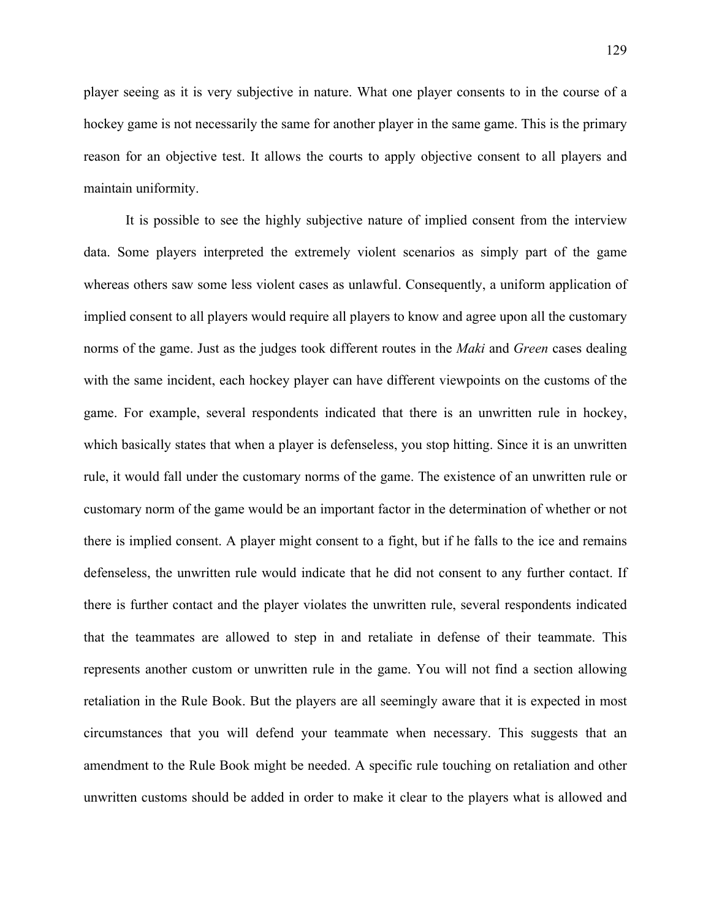player seeing as it is very subjective in nature. What one player consents to in the course of a hockey game is not necessarily the same for another player in the same game. This is the primary reason for an objective test. It allows the courts to apply objective consent to all players and maintain uniformity.

It is possible to see the highly subjective nature of implied consent from the interview data. Some players interpreted the extremely violent scenarios as simply part of the game whereas others saw some less violent cases as unlawful. Consequently, a uniform application of implied consent to all players would require all players to know and agree upon all the customary norms of the game. Just as the judges took different routes in the *Maki* and *Green* cases dealing with the same incident, each hockey player can have different viewpoints on the customs of the game. For example, several respondents indicated that there is an unwritten rule in hockey, which basically states that when a player is defenseless, you stop hitting. Since it is an unwritten rule, it would fall under the customary norms of the game. The existence of an unwritten rule or customary norm of the game would be an important factor in the determination of whether or not there is implied consent. A player might consent to a fight, but if he falls to the ice and remains defenseless, the unwritten rule would indicate that he did not consent to any further contact. If there is further contact and the player violates the unwritten rule, several respondents indicated that the teammates are allowed to step in and retaliate in defense of their teammate. This represents another custom or unwritten rule in the game. You will not find a section allowing retaliation in the Rule Book. But the players are all seemingly aware that it is expected in most circumstances that you will defend your teammate when necessary. This suggests that an amendment to the Rule Book might be needed. A specific rule touching on retaliation and other unwritten customs should be added in order to make it clear to the players what is allowed and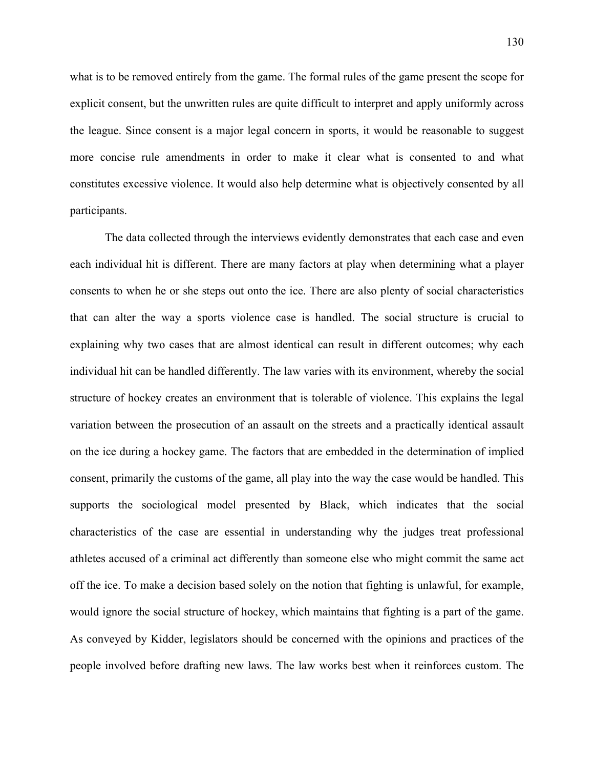what is to be removed entirely from the game. The formal rules of the game present the scope for explicit consent, but the unwritten rules are quite difficult to interpret and apply uniformly across the league. Since consent is a major legal concern in sports, it would be reasonable to suggest more concise rule amendments in order to make it clear what is consented to and what constitutes excessive violence. It would also help determine what is objectively consented by all participants.

The data collected through the interviews evidently demonstrates that each case and even each individual hit is different. There are many factors at play when determining what a player consents to when he or she steps out onto the ice. There are also plenty of social characteristics that can alter the way a sports violence case is handled. The social structure is crucial to explaining why two cases that are almost identical can result in different outcomes; why each individual hit can be handled differently. The law varies with its environment, whereby the social structure of hockey creates an environment that is tolerable of violence. This explains the legal variation between the prosecution of an assault on the streets and a practically identical assault on the ice during a hockey game. The factors that are embedded in the determination of implied consent, primarily the customs of the game, all play into the way the case would be handled. This supports the sociological model presented by Black, which indicates that the social characteristics of the case are essential in understanding why the judges treat professional athletes accused of a criminal act differently than someone else who might commit the same act off the ice. To make a decision based solely on the notion that fighting is unlawful, for example, would ignore the social structure of hockey, which maintains that fighting is a part of the game. As conveyed by Kidder, legislators should be concerned with the opinions and practices of the people involved before drafting new laws. The law works best when it reinforces custom. The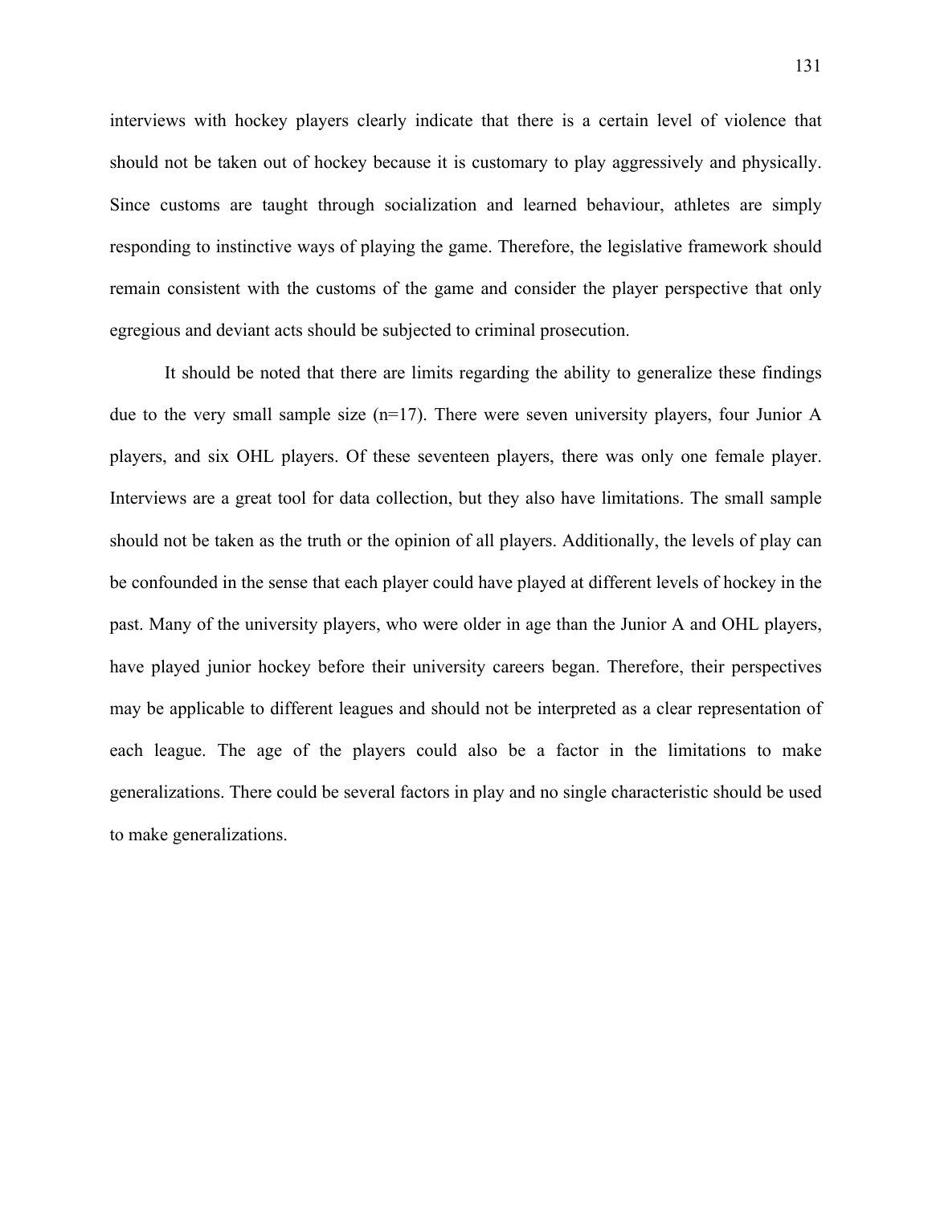interviews with hockey players clearly indicate that there is a certain level of violence that should not be taken out of hockey because it is customary to play aggressively and physically. Since customs are taught through socialization and learned behaviour, athletes are simply responding to instinctive ways of playing the game. Therefore, the legislative framework should remain consistent with the customs of the game and consider the player perspective that only egregious and deviant acts should be subjected to criminal prosecution.

It should be noted that there are limits regarding the ability to generalize these findings due to the very small sample size (n=17). There were seven university players, four Junior A players, and six OHL players. Of these seventeen players, there was only one female player. Interviews are a great tool for data collection, but they also have limitations. The small sample should not be taken as the truth or the opinion of all players. Additionally, the levels of play can be confounded in the sense that each player could have played at different levels of hockey in the past. Many of the university players, who were older in age than the Junior A and OHL players, have played junior hockey before their university careers began. Therefore, their perspectives may be applicable to different leagues and should not be interpreted as a clear representation of each league. The age of the players could also be a factor in the limitations to make generalizations. There could be several factors in play and no single characteristic should be used to make generalizations.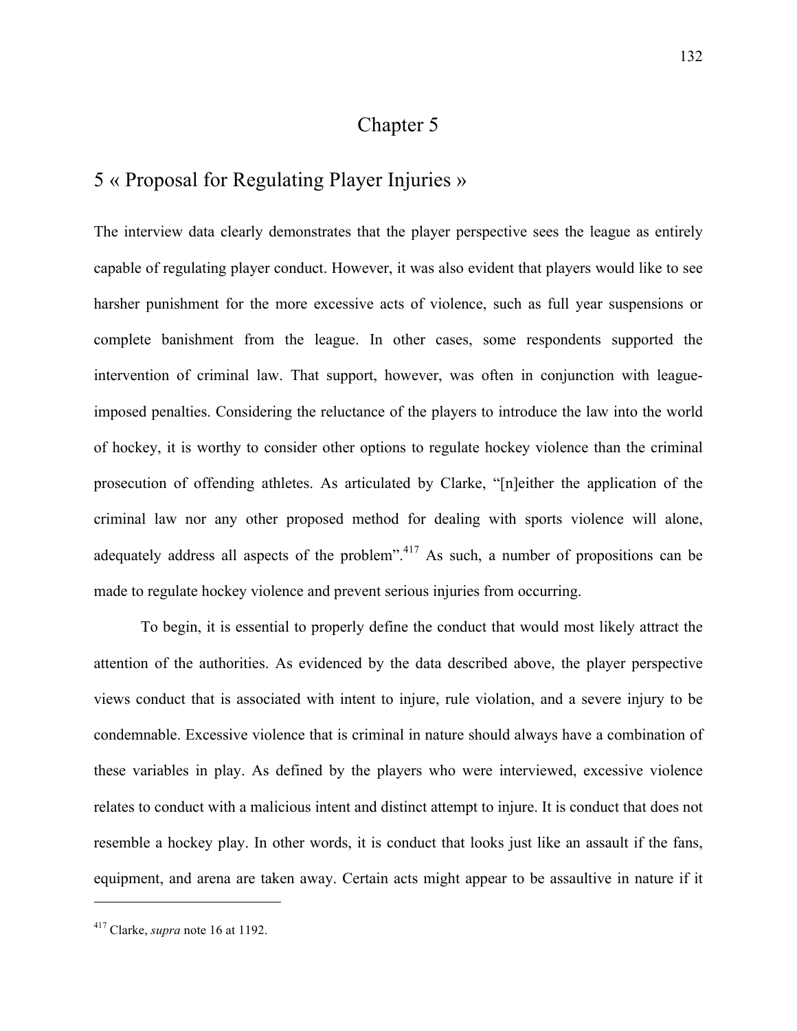# Chapter 5

## 5 « Proposal for Regulating Player Injuries »

The interview data clearly demonstrates that the player perspective sees the league as entirely capable of regulating player conduct. However, it was also evident that players would like to see harsher punishment for the more excessive acts of violence, such as full year suspensions or complete banishment from the league. In other cases, some respondents supported the intervention of criminal law. That support, however, was often in conjunction with league-imposed penalties. Considering the reluctance of the players to introduce the law into the world of hockey, it is worthy to consider other options to regulate hockey violence than the criminal prosecution of offending athletes. As articulated by Clarke, "[n]either the application of the criminal law nor any other proposed method for dealing with sports violence will alone, adequately address all aspects of the problem".[417] As such, a number of propositions can be made to regulate hockey violence and prevent serious injuries from occurring.

To begin, it is essential to properly define the conduct that would most likely attract the attention of the authorities. As evidenced by the data described above, the player perspective views conduct that is associated with intent to injure, rule violation, and a severe injury to be condemnable. Excessive violence that is criminal in nature should always have a combination of these variables in play. As defined by the players who were interviewed, excessive violence relates to conduct with a malicious intent and distinct attempt to injure. It is conduct that does not resemble a hockey play. In other words, it is conduct that looks just like an assault if the fans, equipment, and arena are taken away. Certain acts might appear to be assaultive in nature if it

---

[417] Clarke, *supra* note 16 at 1192.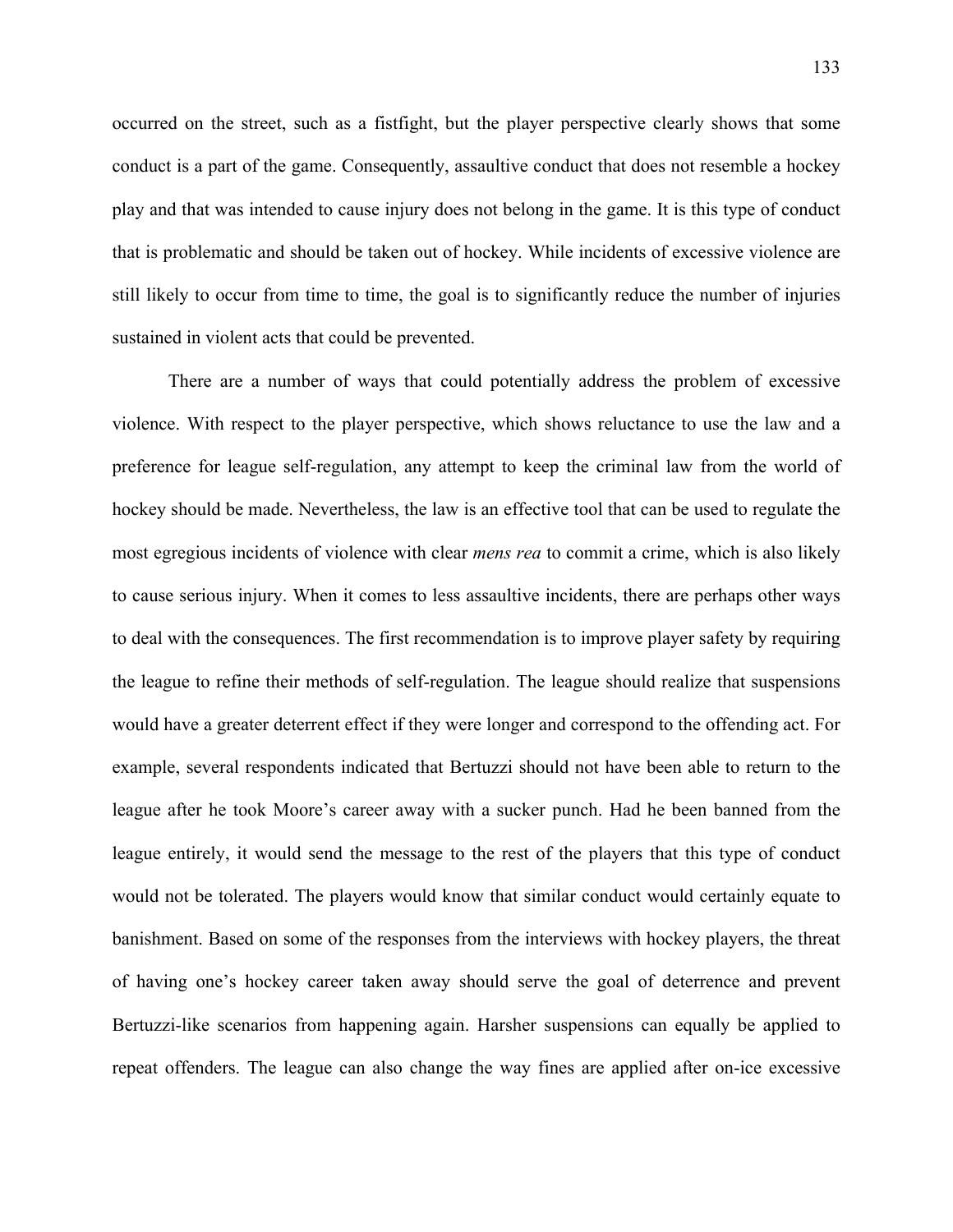occurred on the street, such as a fistfight, but the player perspective clearly shows that some conduct is a part of the game. Consequently, assaultive conduct that does not resemble a hockey play and that was intended to cause injury does not belong in the game. It is this type of conduct that is problematic and should be taken out of hockey. While incidents of excessive violence are still likely to occur from time to time, the goal is to significantly reduce the number of injuries sustained in violent acts that could be prevented.

There are a number of ways that could potentially address the problem of excessive violence. With respect to the player perspective, which shows reluctance to use the law and a preference for league self-regulation, any attempt to keep the criminal law from the world of hockey should be made. Nevertheless, the law is an effective tool that can be used to regulate the most egregious incidents of violence with clear *mens rea* to commit a crime, which is also likely to cause serious injury. When it comes to less assaultive incidents, there are perhaps other ways to deal with the consequences. The first recommendation is to improve player safety by requiring the league to refine their methods of self-regulation. The league should realize that suspensions would have a greater deterrent effect if they were longer and correspond to the offending act. For example, several respondents indicated that Bertuzzi should not have been able to return to the league after he took Moore's career away with a sucker punch. Had he been banned from the league entirely, it would send the message to the rest of the players that this type of conduct would not be tolerated. The players would know that similar conduct would certainly equate to banishment. Based on some of the responses from the interviews with hockey players, the threat of having one's hockey career taken away should serve the goal of deterrence and prevent Bertuzzi-like scenarios from happening again. Harsher suspensions can equally be applied to repeat offenders. The league can also change the way fines are applied after on-ice excessive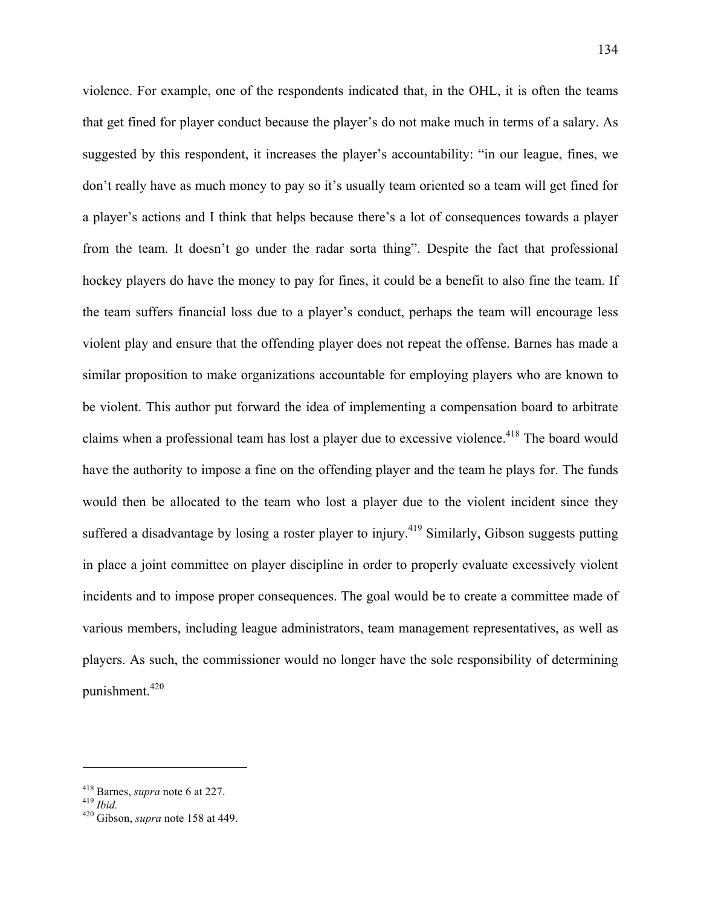violence. For example, one of the respondents indicated that, in the OHL, it is often the teams that get fined for player conduct because the player's do not make much in terms of a salary. As suggested by this respondent, it increases the player's accountability: "in our league, fines, we don't really have as much money to pay so it's usually team oriented so a team will get fined for a player's actions and I think that helps because there's a lot of consequences towards a player from the team. It doesn't go under the radar sorta thing". Despite the fact that professional hockey players do have the money to pay for fines, it could be a benefit to also fine the team. If the team suffers financial loss due to a player's conduct, perhaps the team will encourage less violent play and ensure that the offending player does not repeat the offense. Barnes has made a similar proposition to make organizations accountable for employing players who are known to be violent. This author put forward the idea of implementing a compensation board to arbitrate claims when a professional team has lost a player due to excessive violence.[418] The board would have the authority to impose a fine on the offending player and the team he plays for. The funds would then be allocated to the team who lost a player due to the violent incident since they suffered a disadvantage by losing a roster player to injury.[419] Similarly, Gibson suggests putting in place a joint committee on player discipline in order to properly evaluate excessively violent incidents and to impose proper consequences. The goal would be to create a committee made of various members, including league administrators, team management representatives, as well as players. As such, the commissioner would no longer have the sole responsibility of determining punishment.[420]

---

[418] Barnes, *supra* note 6 at 227.
[419] *Ibid.*
[420] Gibson, *supra* note 158 at 449.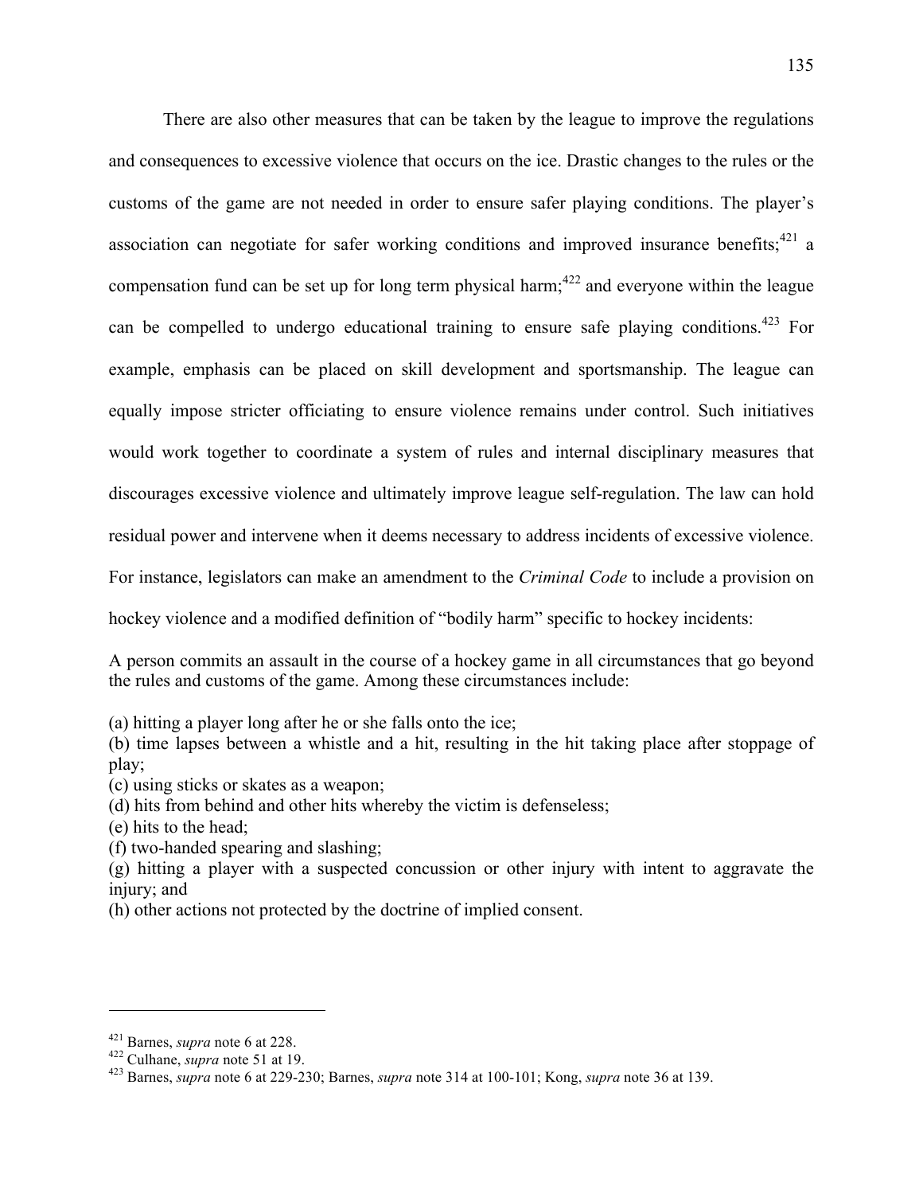There are also other measures that can be taken by the league to improve the regulations and consequences to excessive violence that occurs on the ice. Drastic changes to the rules or the customs of the game are not needed in order to ensure safer playing conditions. The player's association can negotiate for safer working conditions and improved insurance benefits;[421] a compensation fund can be set up for long term physical harm;[422] and everyone within the league can be compelled to undergo educational training to ensure safe playing conditions.[423] For example, emphasis can be placed on skill development and sportsmanship. The league can equally impose stricter officiating to ensure violence remains under control. Such initiatives would work together to coordinate a system of rules and internal disciplinary measures that discourages excessive violence and ultimately improve league self-regulation. The law can hold residual power and intervene when it deems necessary to address incidents of excessive violence. For instance, legislators can make an amendment to the *Criminal Code* to include a provision on hockey violence and a modified definition of "bodily harm" specific to hockey incidents:

A person commits an assault in the course of a hockey game in all circumstances that go beyond the rules and customs of the game. Among these circumstances include:

(a) hitting a player long after he or she falls onto the ice;
(b) time lapses between a whistle and a hit, resulting in the hit taking place after stoppage of play;
(c) using sticks or skates as a weapon;
(d) hits from behind and other hits whereby the victim is defenseless;
(e) hits to the head;
(f) two-handed spearing and slashing;
(g) hitting a player with a suspected concussion or other injury with intent to aggravate the injury; and
(h) other actions not protected by the doctrine of implied consent.

---

[421] Barnes, *supra* note 6 at 228.
[422] Culhane, *supra* note 51 at 19.
[423] Barnes, *supra* note 6 at 229-230; Barnes, *supra* note 314 at 100-101; Kong, *supra* note 36 at 139.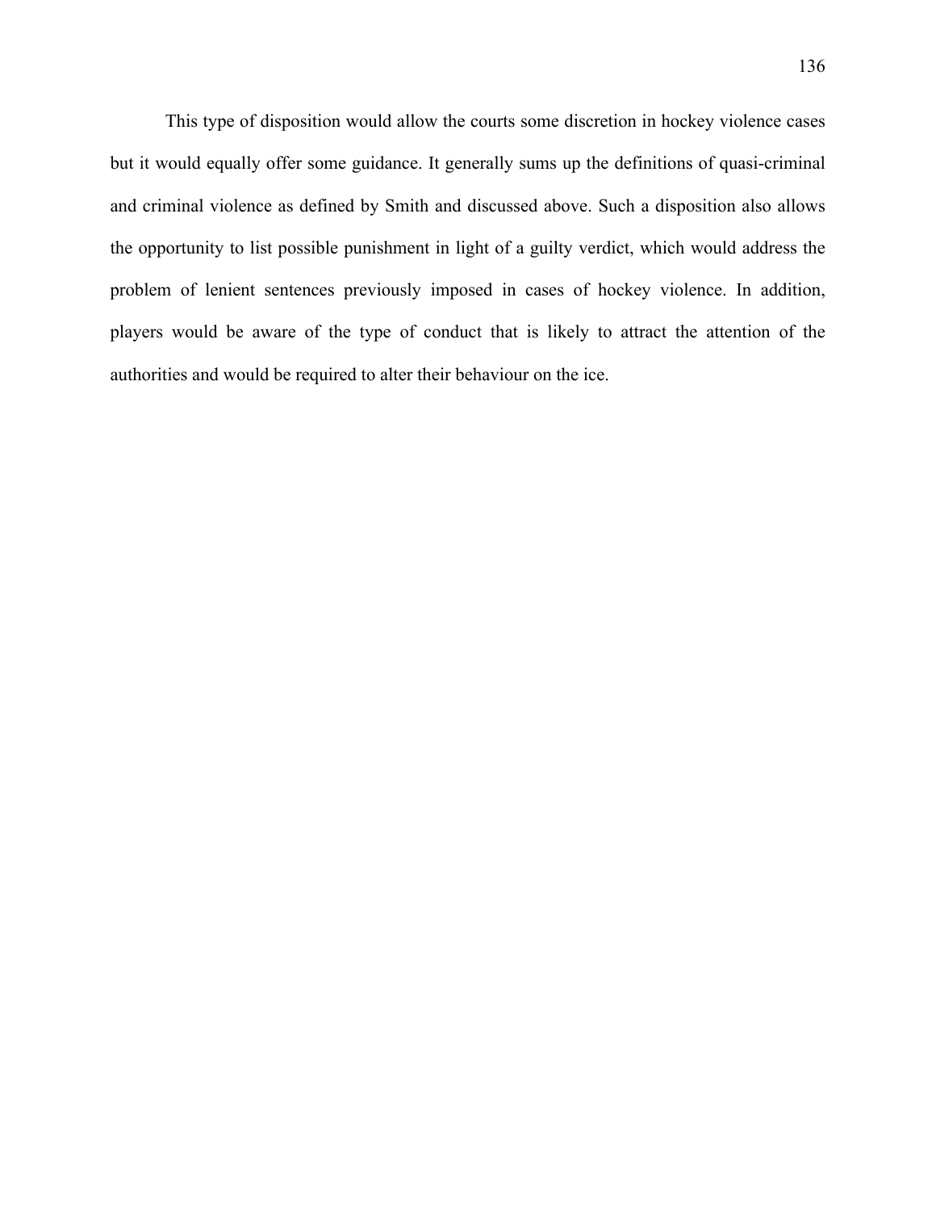This type of disposition would allow the courts some discretion in hockey violence cases but it would equally offer some guidance. It generally sums up the definitions of quasi-criminal and criminal violence as defined by Smith and discussed above. Such a disposition also allows the opportunity to list possible punishment in light of a guilty verdict, which would address the problem of lenient sentences previously imposed in cases of hockey violence. In addition, players would be aware of the type of conduct that is likely to attract the attention of the authorities and would be required to alter their behaviour on the ice.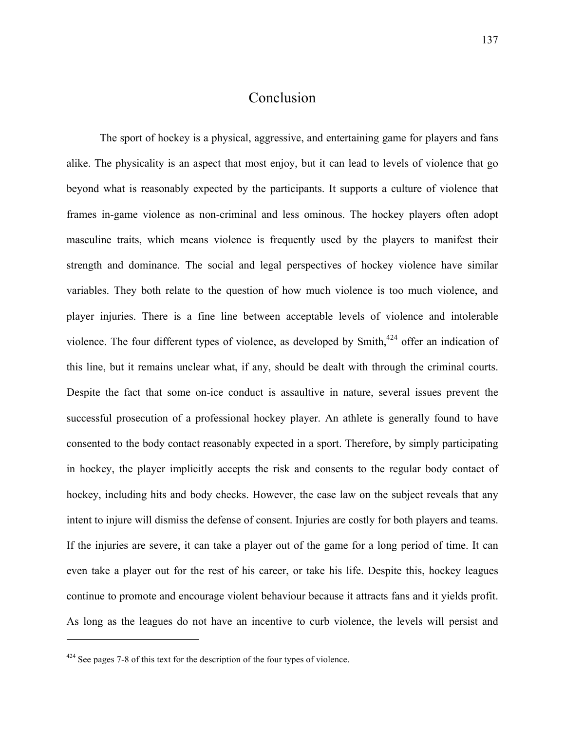# Conclusion

The sport of hockey is a physical, aggressive, and entertaining game for players and fans alike. The physicality is an aspect that most enjoy, but it can lead to levels of violence that go beyond what is reasonably expected by the participants. It supports a culture of violence that frames in-game violence as non-criminal and less ominous. The hockey players often adopt masculine traits, which means violence is frequently used by the players to manifest their strength and dominance. The social and legal perspectives of hockey violence have similar variables. They both relate to the question of how much violence is too much violence, and player injuries. There is a fine line between acceptable levels of violence and intolerable violence. The four different types of violence, as developed by Smith,[424] offer an indication of this line, but it remains unclear what, if any, should be dealt with through the criminal courts. Despite the fact that some on-ice conduct is assaultive in nature, several issues prevent the successful prosecution of a professional hockey player. An athlete is generally found to have consented to the body contact reasonably expected in a sport. Therefore, by simply participating in hockey, the player implicitly accepts the risk and consents to the regular body contact of hockey, including hits and body checks. However, the case law on the subject reveals that any intent to injure will dismiss the defense of consent. Injuries are costly for both players and teams. If the injuries are severe, it can take a player out of the game for a long period of time. It can even take a player out for the rest of his career, or take his life. Despite this, hockey leagues continue to promote and encourage violent behaviour because it attracts fans and it yields profit. As long as the leagues do not have an incentive to curb violence, the levels will persist and

---

[424] See pages 7-8 of this text for the description of the four types of violence.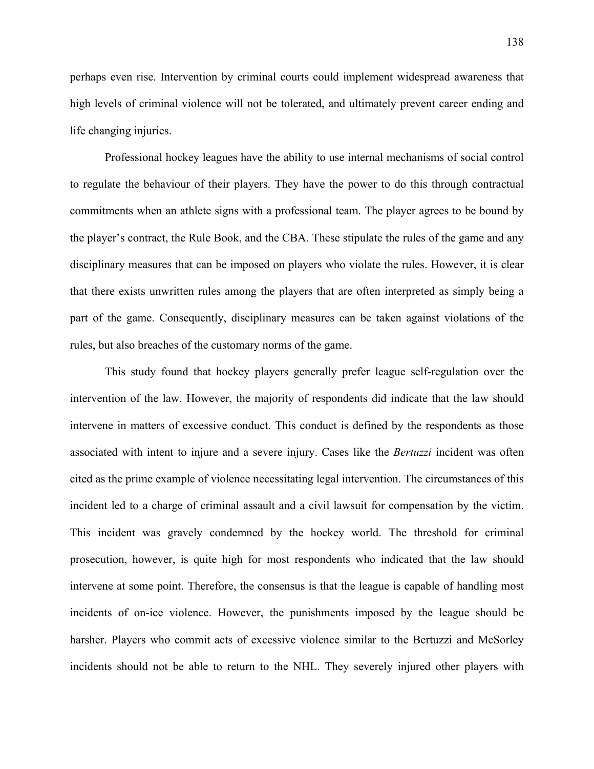perhaps even rise. Intervention by criminal courts could implement widespread awareness that high levels of criminal violence will not be tolerated, and ultimately prevent career ending and life changing injuries.

Professional hockey leagues have the ability to use internal mechanisms of social control to regulate the behaviour of their players. They have the power to do this through contractual commitments when an athlete signs with a professional team. The player agrees to be bound by the player's contract, the Rule Book, and the CBA. These stipulate the rules of the game and any disciplinary measures that can be imposed on players who violate the rules. However, it is clear that there exists unwritten rules among the players that are often interpreted as simply being a part of the game. Consequently, disciplinary measures can be taken against violations of the rules, but also breaches of the customary norms of the game.

This study found that hockey players generally prefer league self-regulation over the intervention of the law. However, the majority of respondents did indicate that the law should intervene in matters of excessive conduct. This conduct is defined by the respondents as those associated with intent to injure and a severe injury. Cases like the *Bertuzzi* incident was often cited as the prime example of violence necessitating legal intervention. The circumstances of this incident led to a charge of criminal assault and a civil lawsuit for compensation by the victim. This incident was gravely condemned by the hockey world. The threshold for criminal prosecution, however, is quite high for most respondents who indicated that the law should intervene at some point. Therefore, the consensus is that the league is capable of handling most incidents of on-ice violence. However, the punishments imposed by the league should be harsher. Players who commit acts of excessive violence similar to the Bertuzzi and McSorley incidents should not be able to return to the NHL. They severely injured other players with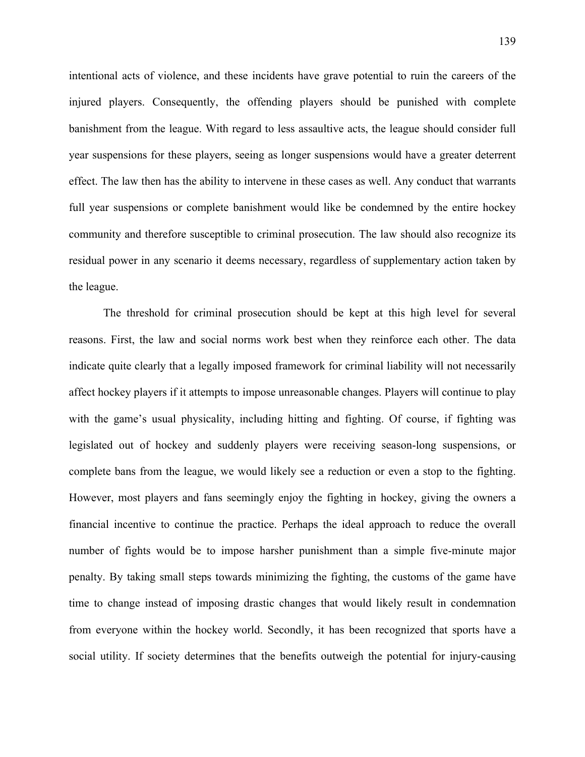intentional acts of violence, and these incidents have grave potential to ruin the careers of the injured players. Consequently, the offending players should be punished with complete banishment from the league. With regard to less assaultive acts, the league should consider full year suspensions for these players, seeing as longer suspensions would have a greater deterrent effect. The law then has the ability to intervene in these cases as well. Any conduct that warrants full year suspensions or complete banishment would like be condemned by the entire hockey community and therefore susceptible to criminal prosecution. The law should also recognize its residual power in any scenario it deems necessary, regardless of supplementary action taken by the league.

The threshold for criminal prosecution should be kept at this high level for several reasons. First, the law and social norms work best when they reinforce each other. The data indicate quite clearly that a legally imposed framework for criminal liability will not necessarily affect hockey players if it attempts to impose unreasonable changes. Players will continue to play with the game's usual physicality, including hitting and fighting. Of course, if fighting was legislated out of hockey and suddenly players were receiving season-long suspensions, or complete bans from the league, we would likely see a reduction or even a stop to the fighting. However, most players and fans seemingly enjoy the fighting in hockey, giving the owners a financial incentive to continue the practice. Perhaps the ideal approach to reduce the overall number of fights would be to impose harsher punishment than a simple five-minute major penalty. By taking small steps towards minimizing the fighting, the customs of the game have time to change instead of imposing drastic changes that would likely result in condemnation from everyone within the hockey world. Secondly, it has been recognized that sports have a social utility. If society determines that the benefits outweigh the potential for injury-causing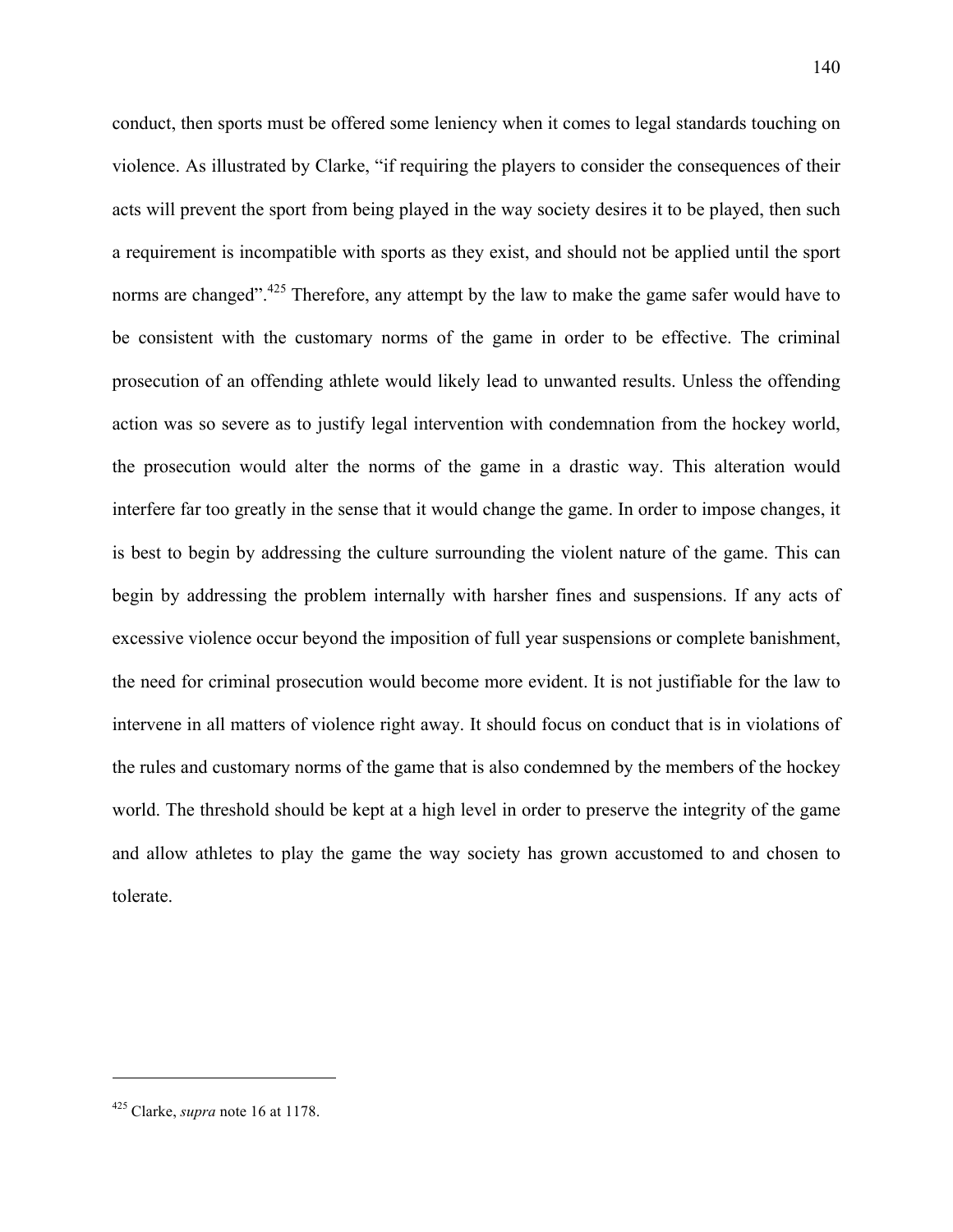conduct, then sports must be offered some leniency when it comes to legal standards touching on violence. As illustrated by Clarke, “if requiring the players to consider the consequences of their acts will prevent the sport from being played in the way society desires it to be played, then such a requirement is incompatible with sports as they exist, and should not be applied until the sport norms are changed”.[425] Therefore, any attempt by the law to make the game safer would have to be consistent with the customary norms of the game in order to be effective. The criminal prosecution of an offending athlete would likely lead to unwanted results. Unless the offending action was so severe as to justify legal intervention with condemnation from the hockey world, the prosecution would alter the norms of the game in a drastic way. This alteration would interfere far too greatly in the sense that it would change the game. In order to impose changes, it is best to begin by addressing the culture surrounding the violent nature of the game. This can begin by addressing the problem internally with harsher fines and suspensions. If any acts of excessive violence occur beyond the imposition of full year suspensions or complete banishment, the need for criminal prosecution would become more evident. It is not justifiable for the law to intervene in all matters of violence right away. It should focus on conduct that is in violations of the rules and customary norms of the game that is also condemned by the members of the hockey world. The threshold should be kept at a high level in order to preserve the integrity of the game and allow athletes to play the game the way society has grown accustomed to and chosen to tolerate.

---

[425] Clarke, *supra* note 16 at 1178.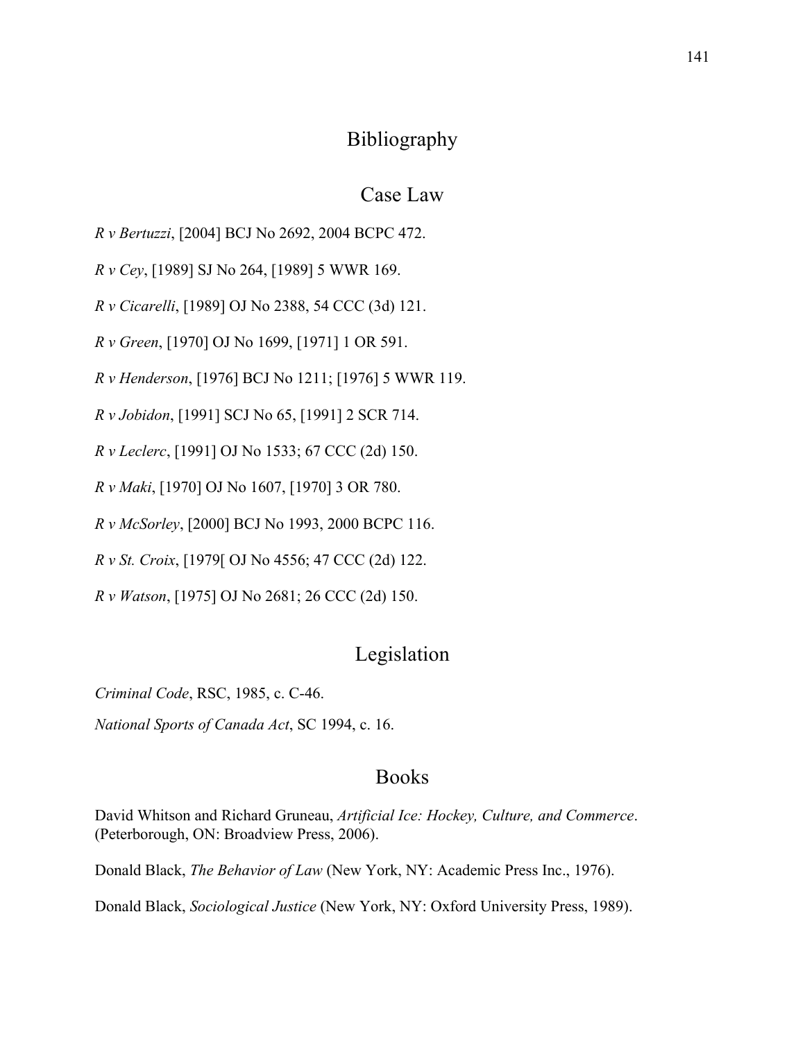# Bibliography

## Case Law

*R v Bertuzzi*, [2004] BCJ No 2692, 2004 BCPC 472.

*R v Cey*, [1989] SJ No 264, [1989] 5 WWR 169.

*R v Cicarelli*, [1989] OJ No 2388, 54 CCC (3d) 121.

*R v Green*, [1970] OJ No 1699, [1971] 1 OR 591.

*R v Henderson*, [1976] BCJ No 1211; [1976] 5 WWR 119.

*R v Jobidon*, [1991] SCJ No 65, [1991] 2 SCR 714.

*R v Leclerc*, [1991] OJ No 1533; 67 CCC (2d) 150.

*R v Maki*, [1970] OJ No 1607, [1970] 3 OR 780.

*R v McSorley*, [2000] BCJ No 1993, 2000 BCPC 116.

*R v St. Croix*, [1979[ OJ No 4556; 47 CCC (2d) 122.

*R v Watson*, [1975] OJ No 2681; 26 CCC (2d) 150.

## Legislation

*Criminal Code*, RSC, 1985, c. C-46.

*National Sports of Canada Act*, SC 1994, c. 16.

## Books

David Whitson and Richard Gruneau, *Artificial Ice: Hockey, Culture, and Commerce*. (Peterborough, ON: Broadview Press, 2006).

Donald Black, *The Behavior of Law* (New York, NY: Academic Press Inc., 1976).

Donald Black, *Sociological Justice* (New York, NY: Oxford University Press, 1989).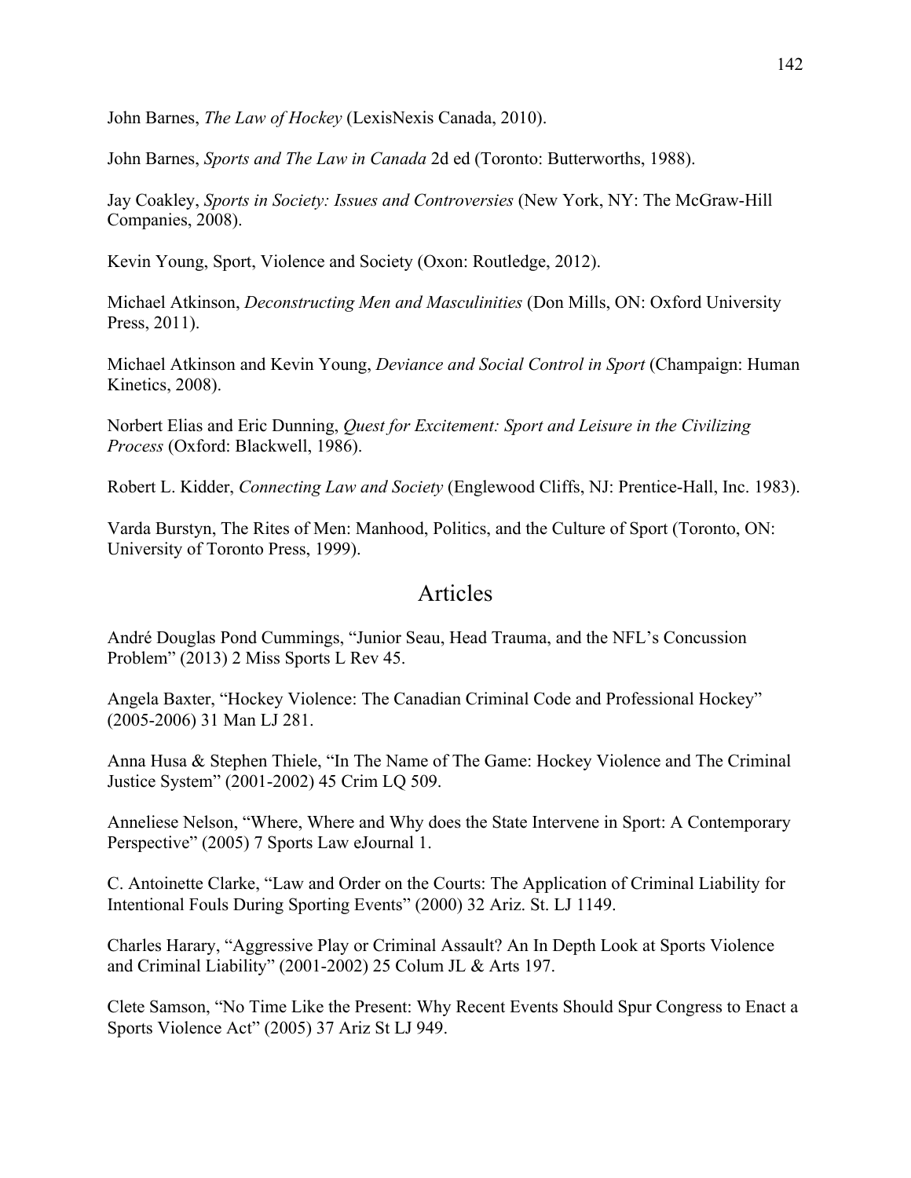John Barnes, *The Law of Hockey* (LexisNexis Canada, 2010).

John Barnes, *Sports and The Law in Canada* 2d ed (Toronto: Butterworths, 1988).

Jay Coakley, *Sports in Society: Issues and Controversies* (New York, NY: The McGraw-Hill Companies, 2008).

Kevin Young, Sport, Violence and Society (Oxon: Routledge, 2012).

Michael Atkinson, *Deconstructing Men and Masculinities* (Don Mills, ON: Oxford University Press, 2011).

Michael Atkinson and Kevin Young, *Deviance and Social Control in Sport* (Champaign: Human Kinetics, 2008).

Norbert Elias and Eric Dunning, *Quest for Excitement: Sport and Leisure in the Civilizing Process* (Oxford: Blackwell, 1986).

Robert L. Kidder, *Connecting Law and Society* (Englewood Cliffs, NJ: Prentice-Hall, Inc. 1983).

Varda Burstyn, The Rites of Men: Manhood, Politics, and the Culture of Sport (Toronto, ON: University of Toronto Press, 1999).

## Articles

André Douglas Pond Cummings, "Junior Seau, Head Trauma, and the NFL's Concussion Problem" (2013) 2 Miss Sports L Rev 45.

Angela Baxter, "Hockey Violence: The Canadian Criminal Code and Professional Hockey" (2005-2006) 31 Man LJ 281.

Anna Husa & Stephen Thiele, "In The Name of The Game: Hockey Violence and The Criminal Justice System" (2001-2002) 45 Crim LQ 509.

Anneliese Nelson, "Where, Where and Why does the State Intervene in Sport: A Contemporary Perspective" (2005) 7 Sports Law eJournal 1.

C. Antoinette Clarke, "Law and Order on the Courts: The Application of Criminal Liability for Intentional Fouls During Sporting Events" (2000) 32 Ariz. St. LJ 1149.

Charles Harary, "Aggressive Play or Criminal Assault? An In Depth Look at Sports Violence and Criminal Liability" (2001-2002) 25 Colum JL & Arts 197.

Clete Samson, "No Time Like the Present: Why Recent Events Should Spur Congress to Enact a Sports Violence Act" (2005) 37 Ariz St LJ 949.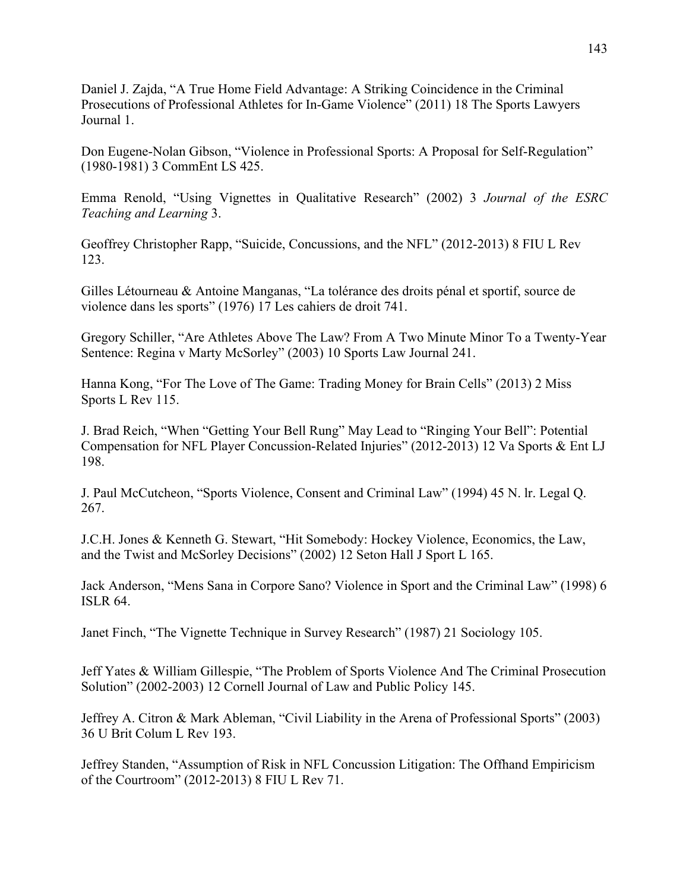Daniel J. Zajda, “A True Home Field Advantage: A Striking Coincidence in the Criminal Prosecutions of Professional Athletes for In-Game Violence” (2011) 18 The Sports Lawyers Journal 1.

Don Eugene-Nolan Gibson, “Violence in Professional Sports: A Proposal for Self-Regulation” (1980-1981) 3 CommEnt LS 425.

Emma Renold, “Using Vignettes in Qualitative Research” (2002) 3 *Journal of the ESRC Teaching and Learning* 3.

Geoffrey Christopher Rapp, “Suicide, Concussions, and the NFL” (2012-2013) 8 FIU L Rev 123.

Gilles Létourneau & Antoine Manganas, “La tolérance des droits pénal et sportif, source de violence dans les sports” (1976) 17 Les cahiers de droit 741.

Gregory Schiller, “Are Athletes Above The Law? From A Two Minute Minor To a Twenty-Year Sentence: Regina v Marty McSorley” (2003) 10 Sports Law Journal 241.

Hanna Kong, “For The Love of The Game: Trading Money for Brain Cells” (2013) 2 Miss Sports L Rev 115.

J. Brad Reich, “When “Getting Your Bell Rung” May Lead to “Ringing Your Bell”: Potential Compensation for NFL Player Concussion-Related Injuries” (2012-2013) 12 Va Sports & Ent LJ 198.

J. Paul McCutcheon, “Sports Violence, Consent and Criminal Law” (1994) 45 N. lr. Legal Q. 267.

J.C.H. Jones & Kenneth G. Stewart, “Hit Somebody: Hockey Violence, Economics, the Law, and the Twist and McSorley Decisions” (2002) 12 Seton Hall J Sport L 165.

Jack Anderson, “Mens Sana in Corpore Sano? Violence in Sport and the Criminal Law” (1998) 6 ISLR 64.

Janet Finch, “The Vignette Technique in Survey Research” (1987) 21 Sociology 105.

Jeff Yates & William Gillespie, “The Problem of Sports Violence And The Criminal Prosecution Solution” (2002-2003) 12 Cornell Journal of Law and Public Policy 145.

Jeffrey A. Citron & Mark Ableman, “Civil Liability in the Arena of Professional Sports” (2003) 36 U Brit Colum L Rev 193.

Jeffrey Standen, “Assumption of Risk in NFL Concussion Litigation: The Offhand Empiricism of the Courtroom” (2012-2013) 8 FIU L Rev 71.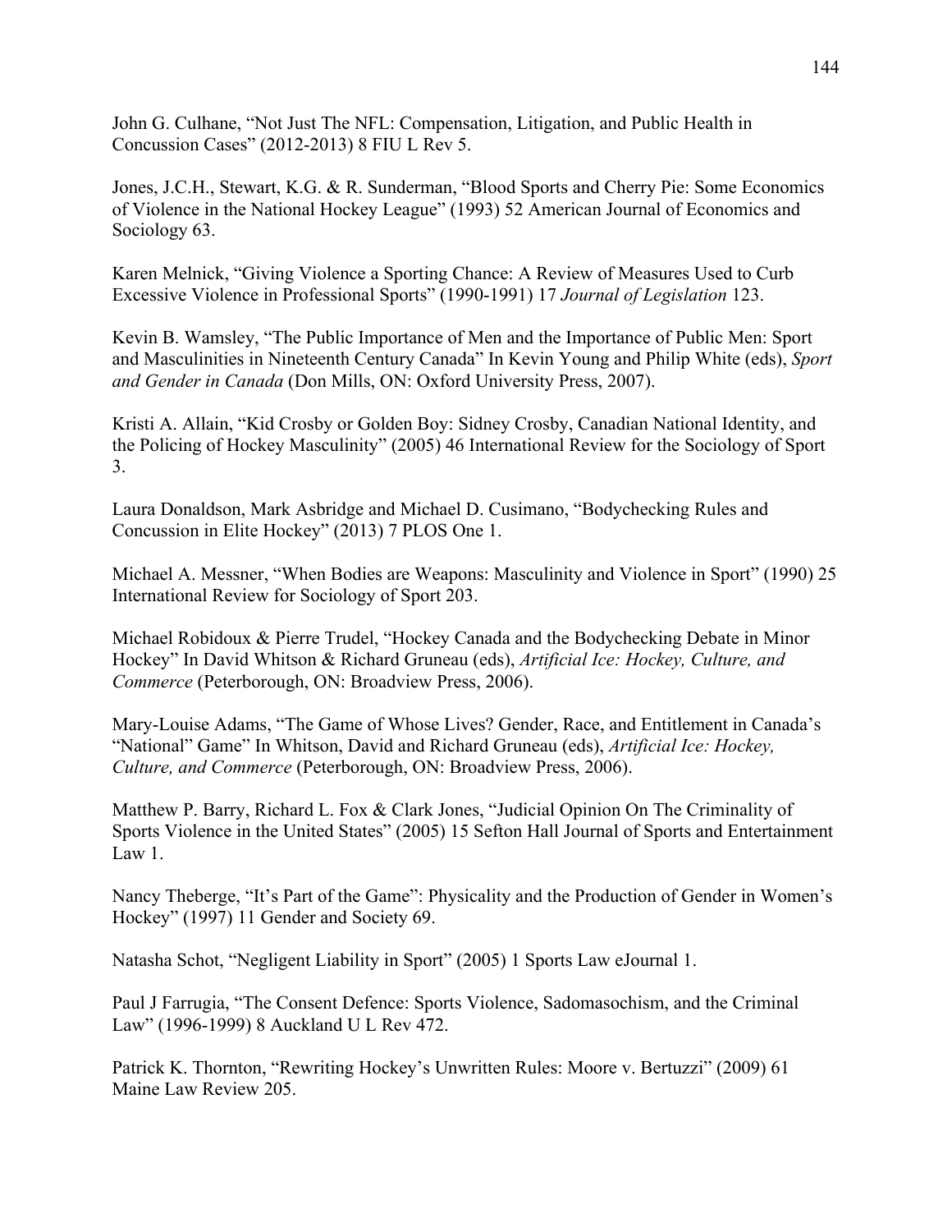John G. Culhane, "Not Just The NFL: Compensation, Litigation, and Public Health in Concussion Cases" (2012-2013) 8 FIU L Rev 5.

Jones, J.C.H., Stewart, K.G. & R. Sunderman, "Blood Sports and Cherry Pie: Some Economics of Violence in the National Hockey League" (1993) 52 American Journal of Economics and Sociology 63.

Karen Melnick, "Giving Violence a Sporting Chance: A Review of Measures Used to Curb Excessive Violence in Professional Sports" (1990-1991) 17 *Journal of Legislation* 123.

Kevin B. Wamsley, "The Public Importance of Men and the Importance of Public Men: Sport and Masculinities in Nineteenth Century Canada" In Kevin Young and Philip White (eds), *Sport and Gender in Canada* (Don Mills, ON: Oxford University Press, 2007).

Kristi A. Allain, "Kid Crosby or Golden Boy: Sidney Crosby, Canadian National Identity, and the Policing of Hockey Masculinity" (2005) 46 International Review for the Sociology of Sport 3.

Laura Donaldson, Mark Asbridge and Michael D. Cusimano, "Bodychecking Rules and Concussion in Elite Hockey" (2013) 7 PLOS One 1.

Michael A. Messner, "When Bodies are Weapons: Masculinity and Violence in Sport" (1990) 25 International Review for Sociology of Sport 203.

Michael Robidoux & Pierre Trudel, "Hockey Canada and the Bodychecking Debate in Minor Hockey" In David Whitson & Richard Gruneau (eds), *Artificial Ice: Hockey, Culture, and Commerce* (Peterborough, ON: Broadview Press, 2006).

Mary-Louise Adams, "The Game of Whose Lives? Gender, Race, and Entitlement in Canada's "National" Game" In Whitson, David and Richard Gruneau (eds), *Artificial Ice: Hockey, Culture, and Commerce* (Peterborough, ON: Broadview Press, 2006).

Matthew P. Barry, Richard L. Fox & Clark Jones, "Judicial Opinion On The Criminality of Sports Violence in the United States" (2005) 15 Sefton Hall Journal of Sports and Entertainment Law 1.

Nancy Theberge, "It's Part of the Game": Physicality and the Production of Gender in Women's Hockey" (1997) 11 Gender and Society 69.

Natasha Schot, "Negligent Liability in Sport" (2005) 1 Sports Law eJournal 1.

Paul J Farrugia, "The Consent Defence: Sports Violence, Sadomasochism, and the Criminal Law" (1996-1999) 8 Auckland U L Rev 472.

Patrick K. Thornton, "Rewriting Hockey's Unwritten Rules: Moore v. Bertuzzi" (2009) 61 Maine Law Review 205.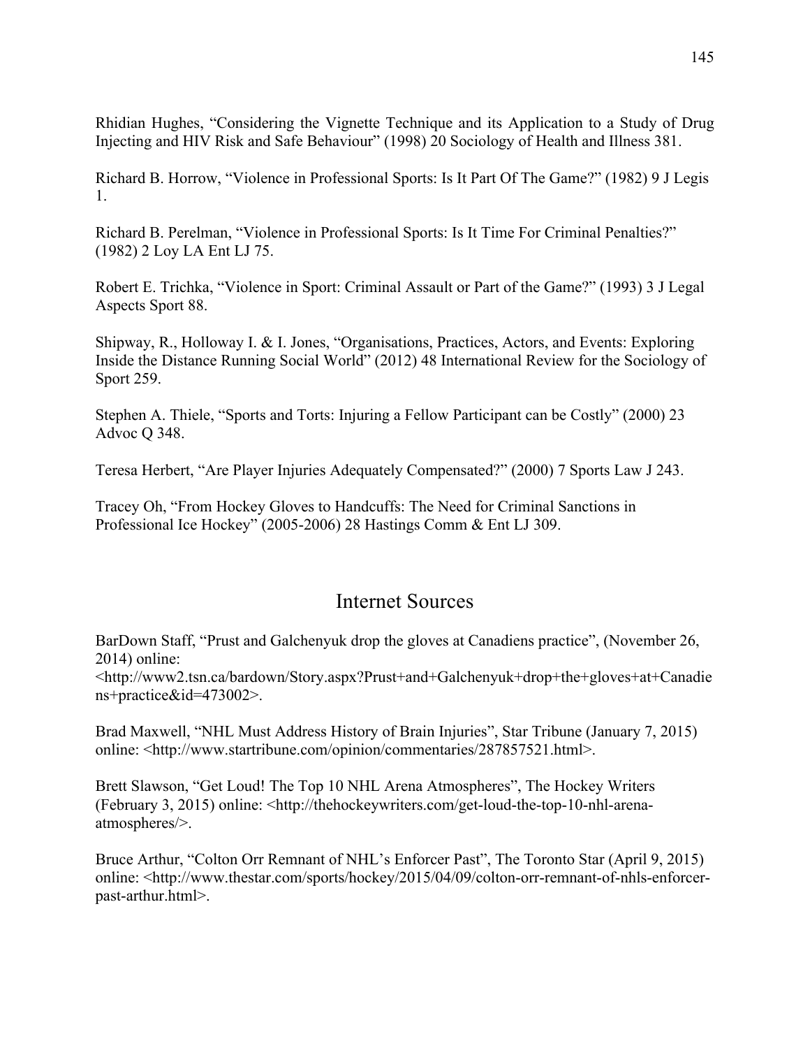Rhidian Hughes, “Considering the Vignette Technique and its Application to a Study of Drug Injecting and HIV Risk and Safe Behaviour” (1998) 20 Sociology of Health and Illness 381.

Richard B. Horrow, “Violence in Professional Sports: Is It Part Of The Game?” (1982) 9 J Legis 1.

Richard B. Perelman, “Violence in Professional Sports: Is It Time For Criminal Penalties?” (1982) 2 Loy LA Ent LJ 75.

Robert E. Trichka, “Violence in Sport: Criminal Assault or Part of the Game?” (1993) 3 J Legal Aspects Sport 88.

Shipway, R., Holloway I. & I. Jones, “Organisations, Practices, Actors, and Events: Exploring Inside the Distance Running Social World” (2012) 48 International Review for the Sociology of Sport 259.

Stephen A. Thiele, “Sports and Torts: Injuring a Fellow Participant can be Costly” (2000) 23 Advoc Q 348.

Teresa Herbert, “Are Player Injuries Adequately Compensated?” (2000) 7 Sports Law J 243.

Tracey Oh, “From Hockey Gloves to Handcuffs: The Need for Criminal Sanctions in Professional Ice Hockey” (2005-2006) 28 Hastings Comm & Ent LJ 309.

## Internet Sources

BarDown Staff, “Prust and Galchenyuk drop the gloves at Canadiens practice”, (November 26, 2014) online: <http://www2.tsn.ca/bardown/Story.aspx?Prust+and+Galchenyuk+drop+the+gloves+at+Canadiens+practice&id=473002>.

Brad Maxwell, “NHL Must Address History of Brain Injuries”, Star Tribune (January 7, 2015) online: <http://www.startribune.com/opinion/commentaries/287857521.html>.

Brett Slawson, “Get Loud! The Top 10 NHL Arena Atmospheres”, The Hockey Writers (February 3, 2015) online: <http://thehockeywriters.com/get-loud-the-top-10-nhl-arena-atmospheres/>.

Bruce Arthur, “Colton Orr Remnant of NHL’s Enforcer Past”, The Toronto Star (April 9, 2015) online: <http://www.thestar.com/sports/hockey/2015/04/09/colton-orr-remnant-of-nhls-enforcer-past-arthur.html>.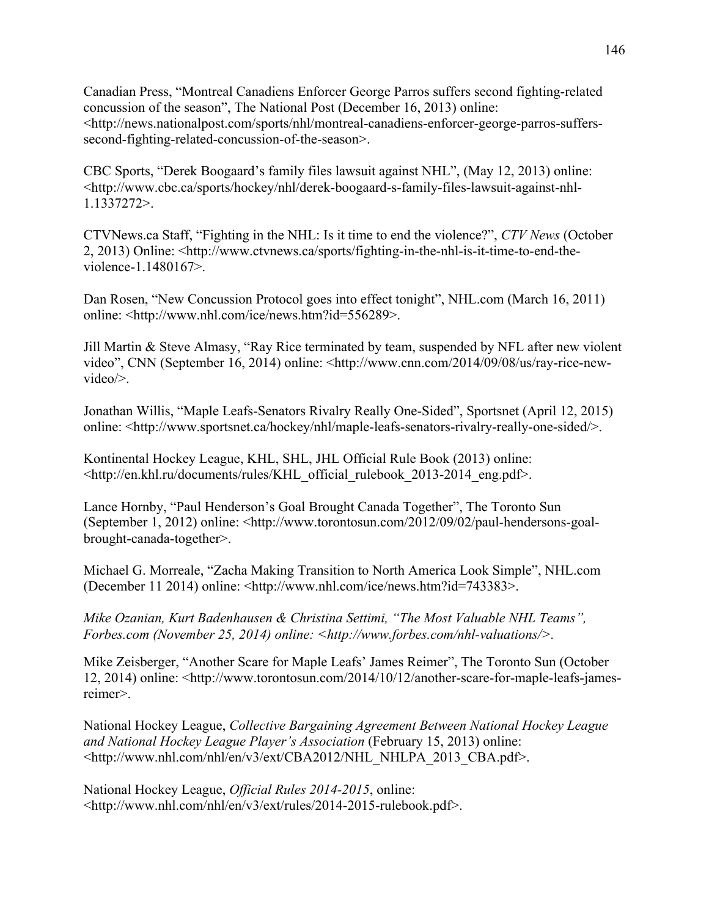Canadian Press, "Montreal Canadiens Enforcer George Parros suffers second fighting-related concussion of the season", The National Post (December 16, 2013) online: <http://news.nationalpost.com/sports/nhl/montreal-canadiens-enforcer-george-parros-suffers-second-fighting-related-concussion-of-the-season>.

CBC Sports, "Derek Boogaard's family files lawsuit against NHL", (May 12, 2013) online: <http://www.cbc.ca/sports/hockey/nhl/derek-boogaard-s-family-files-lawsuit-against-nhl-1.1337272>.

CTVNews.ca Staff, "Fighting in the NHL: Is it time to end the violence?", *CTV News* (October 2, 2013) Online: <http://www.ctvnews.ca/sports/fighting-in-the-nhl-is-it-time-to-end-the-violence-1.1480167>.

Dan Rosen, "New Concussion Protocol goes into effect tonight", NHL.com (March 16, 2011) online: <http://www.nhl.com/ice/news.htm?id=556289>.

Jill Martin & Steve Almasy, "Ray Rice terminated by team, suspended by NFL after new violent video", CNN (September 16, 2014) online: <http://www.cnn.com/2014/09/08/us/ray-rice-new-video/>.

Jonathan Willis, "Maple Leafs-Senators Rivalry Really One-Sided", Sportsnet (April 12, 2015) online: <http://www.sportsnet.ca/hockey/nhl/maple-leafs-senators-rivalry-really-one-sided/>.

Kontinental Hockey League, KHL, SHL, JHL Official Rule Book (2013) online: <http://en.khl.ru/documents/rules/KHL_official_rulebook_2013-2014_eng.pdf>.

Lance Hornby, "Paul Henderson's Goal Brought Canada Together", The Toronto Sun (September 1, 2012) online: <http://www.torontosun.com/2012/09/02/paul-hendersons-goal-brought-canada-together>.

Michael G. Morreale, "Zacha Making Transition to North America Look Simple", NHL.com (December 11 2014) online: <http://www.nhl.com/ice/news.htm?id=743383>.

*Mike Ozanian, Kurt Badenhausen & Christina Settimi, "The Most Valuable NHL Teams", Forbes.com (November 25, 2014) online: <http://www.forbes.com/nhl-valuations/>.*

Mike Zeisberger, "Another Scare for Maple Leafs' James Reimer", The Toronto Sun (October 12, 2014) online: <http://www.torontosun.com/2014/10/12/another-scare-for-maple-leafs-james-reimer>.

National Hockey League, *Collective Bargaining Agreement Between National Hockey League and National Hockey League Player's Association* (February 15, 2013) online: <http://www.nhl.com/nhl/en/v3/ext/CBA2012/NHL_NHLPA_2013_CBA.pdf>.

National Hockey League, *Official Rules 2014-2015*, online: <http://www.nhl.com/nhl/en/v3/ext/rules/2014-2015-rulebook.pdf>.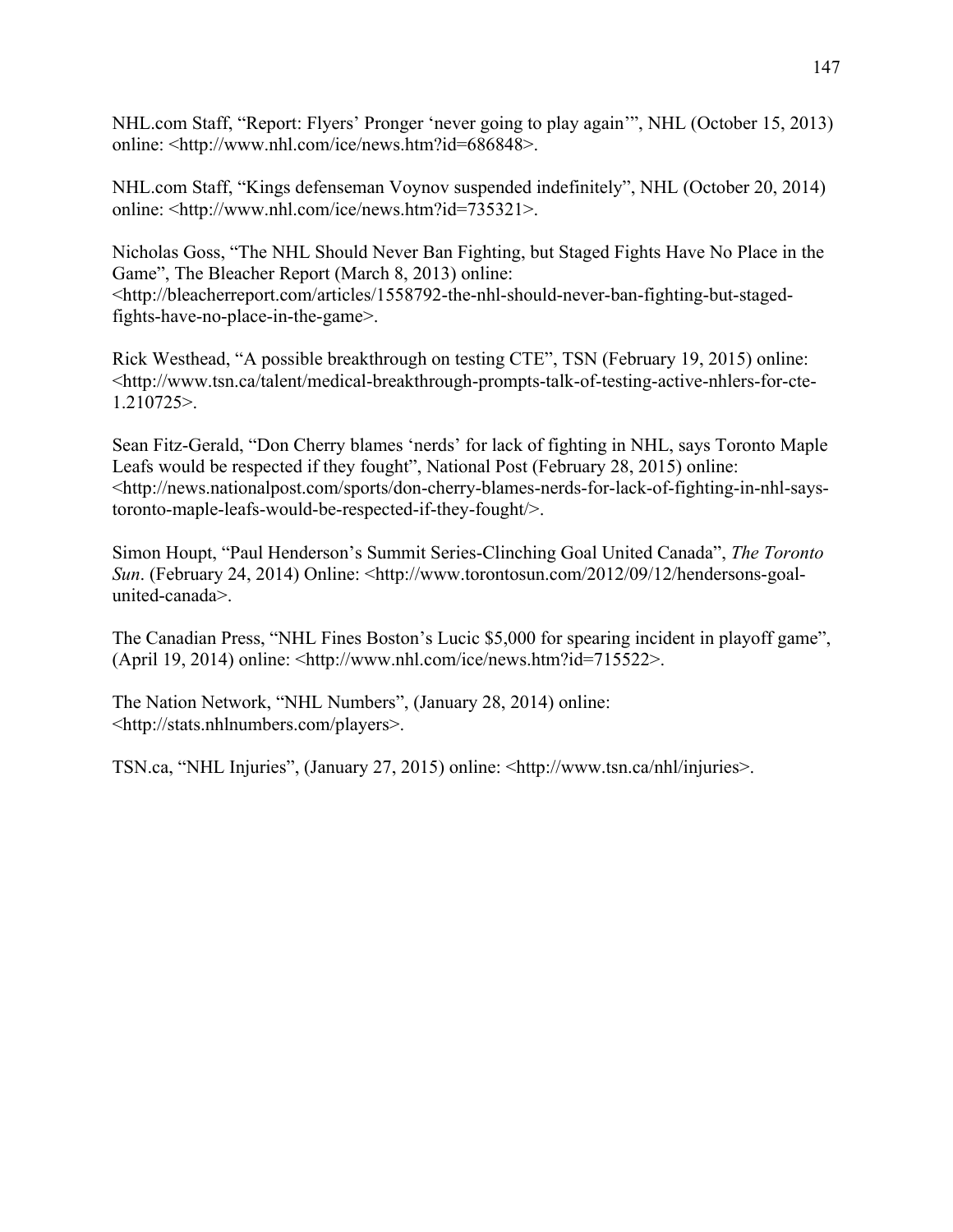NHL.com Staff, "Report: Flyers' Pronger 'never going to play again'", NHL (October 15, 2013) online: <http://www.nhl.com/ice/news.htm?id=686848>.

NHL.com Staff, "Kings defenseman Voynov suspended indefinitely", NHL (October 20, 2014) online: <http://www.nhl.com/ice/news.htm?id=735321>.

Nicholas Goss, "The NHL Should Never Ban Fighting, but Staged Fights Have No Place in the Game", The Bleacher Report (March 8, 2013) online: <http://bleacherreport.com/articles/1558792-the-nhl-should-never-ban-fighting-but-staged-fights-have-no-place-in-the-game>.

Rick Westhead, "A possible breakthrough on testing CTE", TSN (February 19, 2015) online: <http://www.tsn.ca/talent/medical-breakthrough-prompts-talk-of-testing-active-nhlers-for-cte-1.210725>.

Sean Fitz-Gerald, "Don Cherry blames 'nerds' for lack of fighting in NHL, says Toronto Maple Leafs would be respected if they fought", National Post (February 28, 2015) online: <http://news.nationalpost.com/sports/don-cherry-blames-nerds-for-lack-of-fighting-in-nhl-says-toronto-maple-leafs-would-be-respected-if-they-fought/>.

Simon Houpt, "Paul Henderson's Summit Series-Clinching Goal United Canada", *The Toronto Sun*. (February 24, 2014) Online: <http://www.torontosun.com/2012/09/12/hendersons-goal-united-canada>.

The Canadian Press, "NHL Fines Boston's Lucic $5,000 for spearing incident in playoff game", (April 19, 2014) online: <http://www.nhl.com/ice/news.htm?id=715522>.

The Nation Network, "NHL Numbers", (January 28, 2014) online: <http://stats.nhlnumbers.com/players>.

TSN.ca, "NHL Injuries", (January 27, 2015) online: <http://www.tsn.ca/nhl/injuries>.